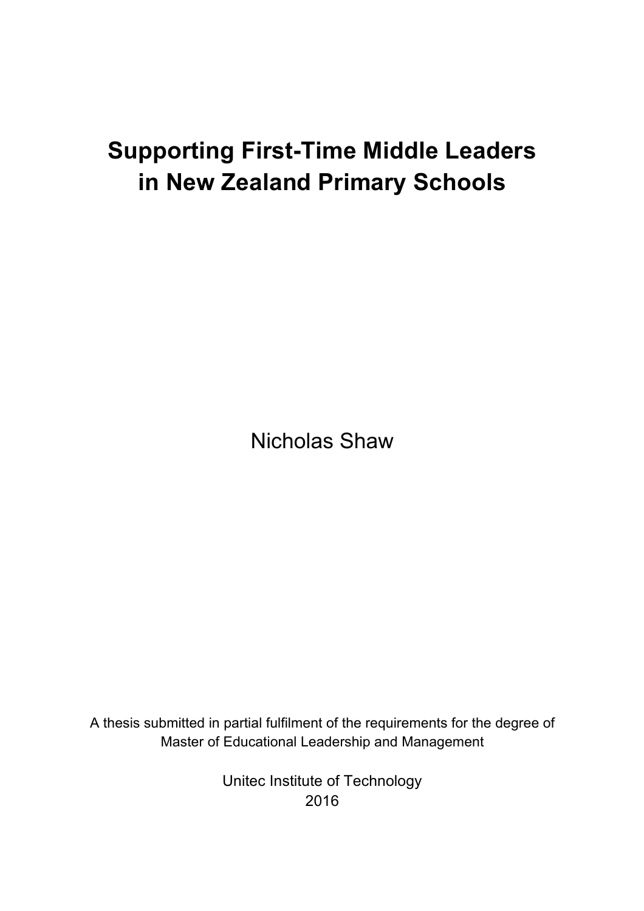# Supporting First-Time Middle Leaders in New Zealand Primary Schools

Nicholas Shaw

A thesis submitted in partial fulfilment of the requirements for the degree of Master of Educational Leadership and Management

Unitec Institute of Technology
2016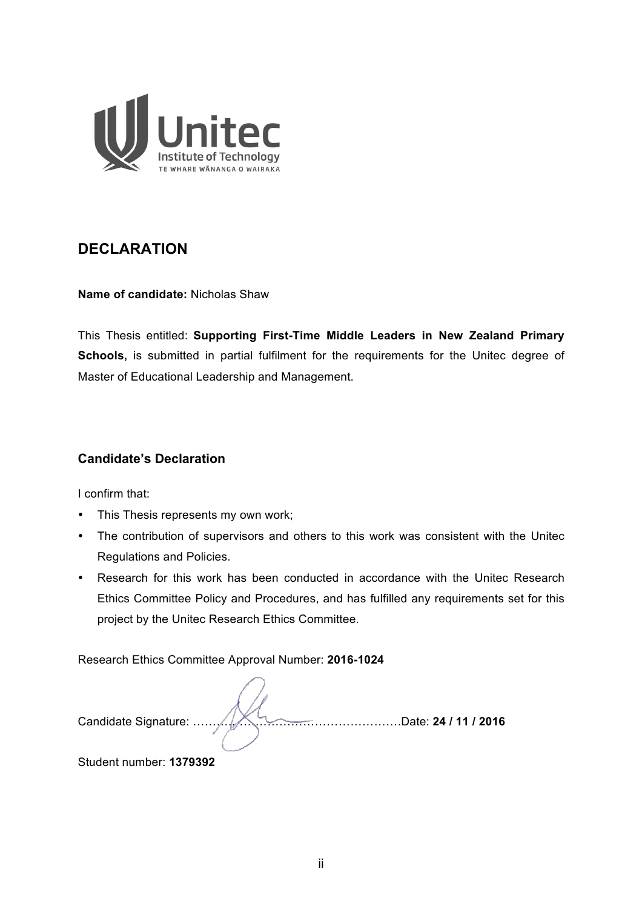# DECLARATION

**Name of candidate:** Nicholas Shaw

This Thesis entitled: **Supporting First-Time Middle Leaders in New Zealand Primary Schools,** is submitted in partial fulfilment for the requirements for the Unitec degree of Master of Educational Leadership and Management.

## Candidate's Declaration

I confirm that:

- This Thesis represents my own work;
- The contribution of supervisors and others to this work was consistent with the Unitec Regulations and Policies.
- Research for this work has been conducted in accordance with the Unitec Research Ethics Committee Policy and Procedures, and has fulfilled any requirements set for this project by the Unitec Research Ethics Committee.

Research Ethics Committee Approval Number: **2016-1024**

Candidate Signature: ……………………………………………Date: **24 / 11 / 2016**

Student number: **1379392**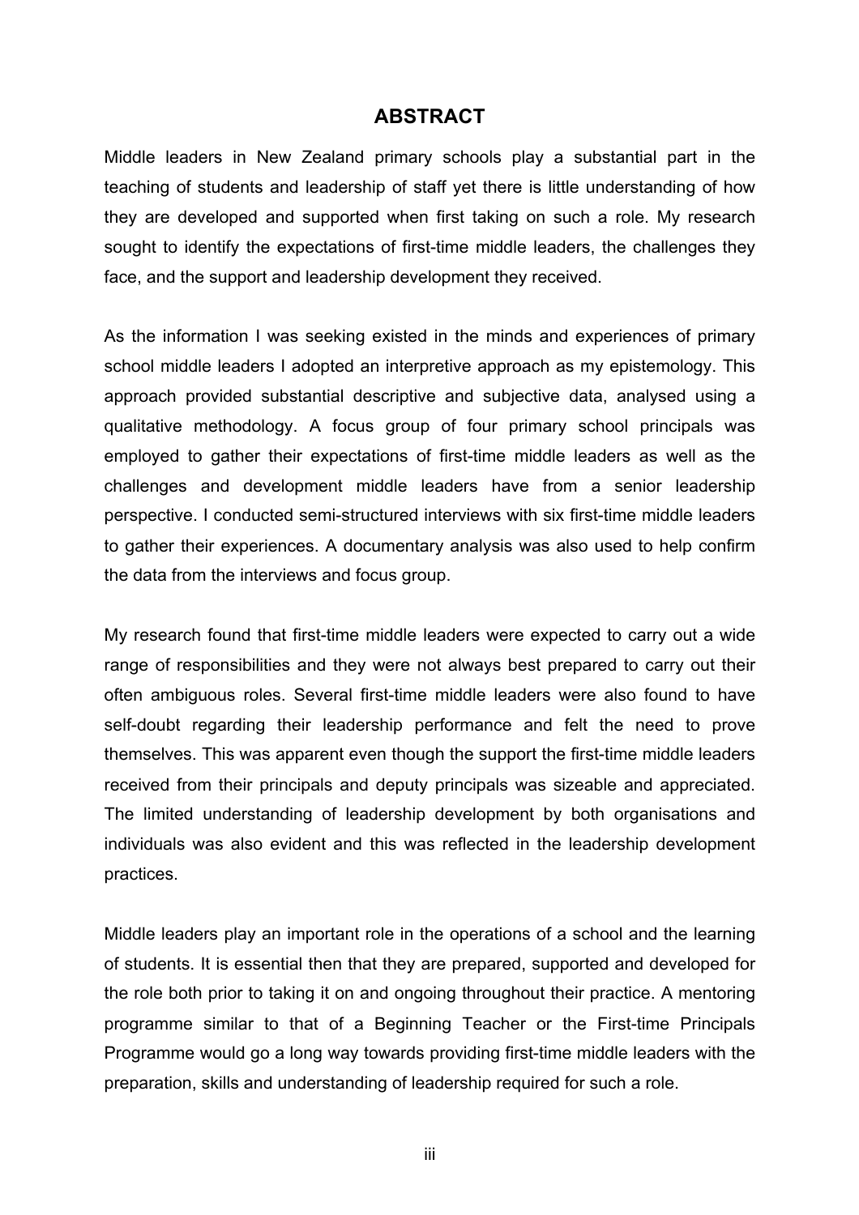# ABSTRACT

Middle leaders in New Zealand primary schools play a substantial part in the teaching of students and leadership of staff yet there is little understanding of how they are developed and supported when first taking on such a role. My research sought to identify the expectations of first-time middle leaders, the challenges they face, and the support and leadership development they received.

As the information I was seeking existed in the minds and experiences of primary school middle leaders I adopted an interpretive approach as my epistemology. This approach provided substantial descriptive and subjective data, analysed using a qualitative methodology. A focus group of four primary school principals was employed to gather their expectations of first-time middle leaders as well as the challenges and development middle leaders have from a senior leadership perspective. I conducted semi-structured interviews with six first-time middle leaders to gather their experiences. A documentary analysis was also used to help confirm the data from the interviews and focus group.

My research found that first-time middle leaders were expected to carry out a wide range of responsibilities and they were not always best prepared to carry out their often ambiguous roles. Several first-time middle leaders were also found to have self-doubt regarding their leadership performance and felt the need to prove themselves. This was apparent even though the support the first-time middle leaders received from their principals and deputy principals was sizeable and appreciated. The limited understanding of leadership development by both organisations and individuals was also evident and this was reflected in the leadership development practices.

Middle leaders play an important role in the operations of a school and the learning of students. It is essential then that they are prepared, supported and developed for the role both prior to taking it on and ongoing throughout their practice. A mentoring programme similar to that of a Beginning Teacher or the First-time Principals Programme would go a long way towards providing first-time middle leaders with the preparation, skills and understanding of leadership required for such a role.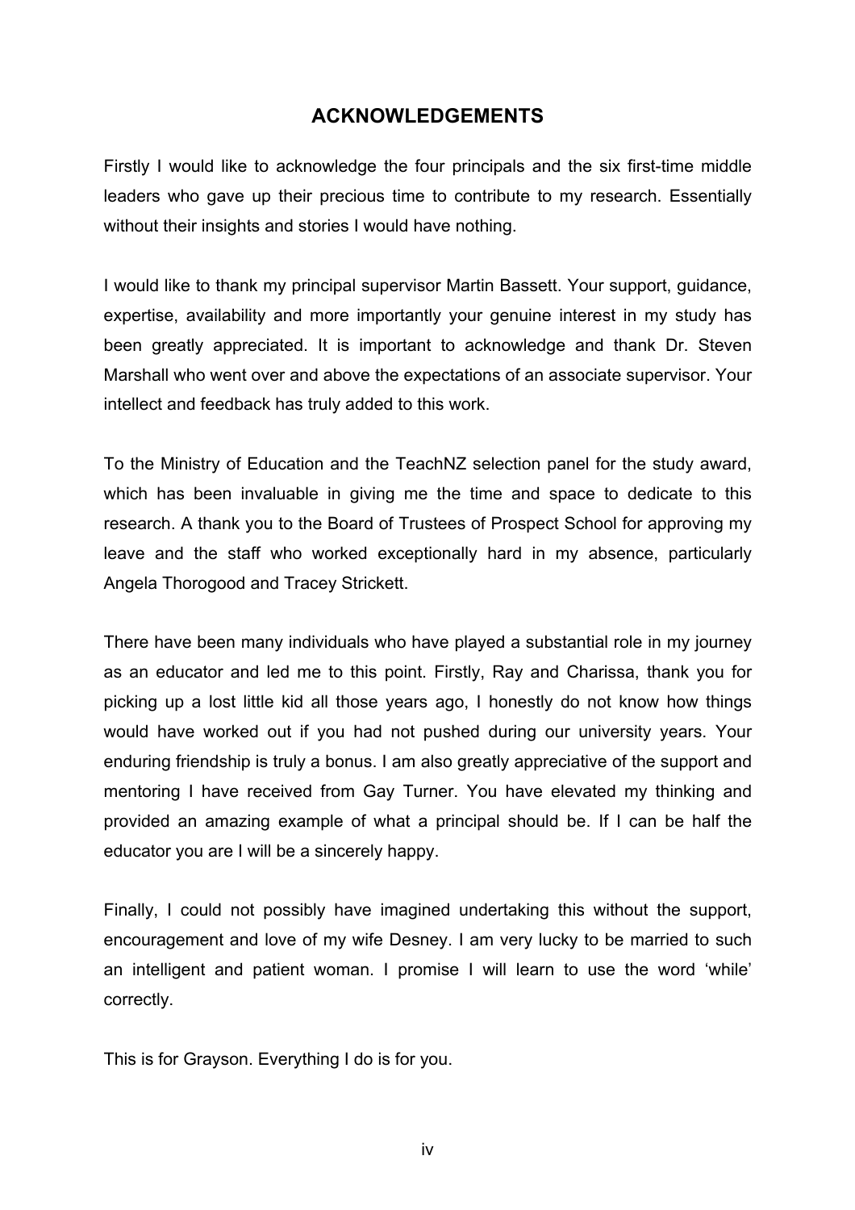# ACKNOWLEDGEMENTS

Firstly I would like to acknowledge the four principals and the six first-time middle leaders who gave up their precious time to contribute to my research. Essentially without their insights and stories I would have nothing.

I would like to thank my principal supervisor Martin Bassett. Your support, guidance, expertise, availability and more importantly your genuine interest in my study has been greatly appreciated. It is important to acknowledge and thank Dr. Steven Marshall who went over and above the expectations of an associate supervisor. Your intellect and feedback has truly added to this work.

To the Ministry of Education and the TeachNZ selection panel for the study award, which has been invaluable in giving me the time and space to dedicate to this research. A thank you to the Board of Trustees of Prospect School for approving my leave and the staff who worked exceptionally hard in my absence, particularly Angela Thorogood and Tracey Strickett.

There have been many individuals who have played a substantial role in my journey as an educator and led me to this point. Firstly, Ray and Charissa, thank you for picking up a lost little kid all those years ago, I honestly do not know how things would have worked out if you had not pushed during our university years. Your enduring friendship is truly a bonus. I am also greatly appreciative of the support and mentoring I have received from Gay Turner. You have elevated my thinking and provided an amazing example of what a principal should be. If I can be half the educator you are I will be a sincerely happy.

Finally, I could not possibly have imagined undertaking this without the support, encouragement and love of my wife Desney. I am very lucky to be married to such an intelligent and patient woman. I promise I will learn to use the word 'while' correctly.

This is for Grayson. Everything I do is for you.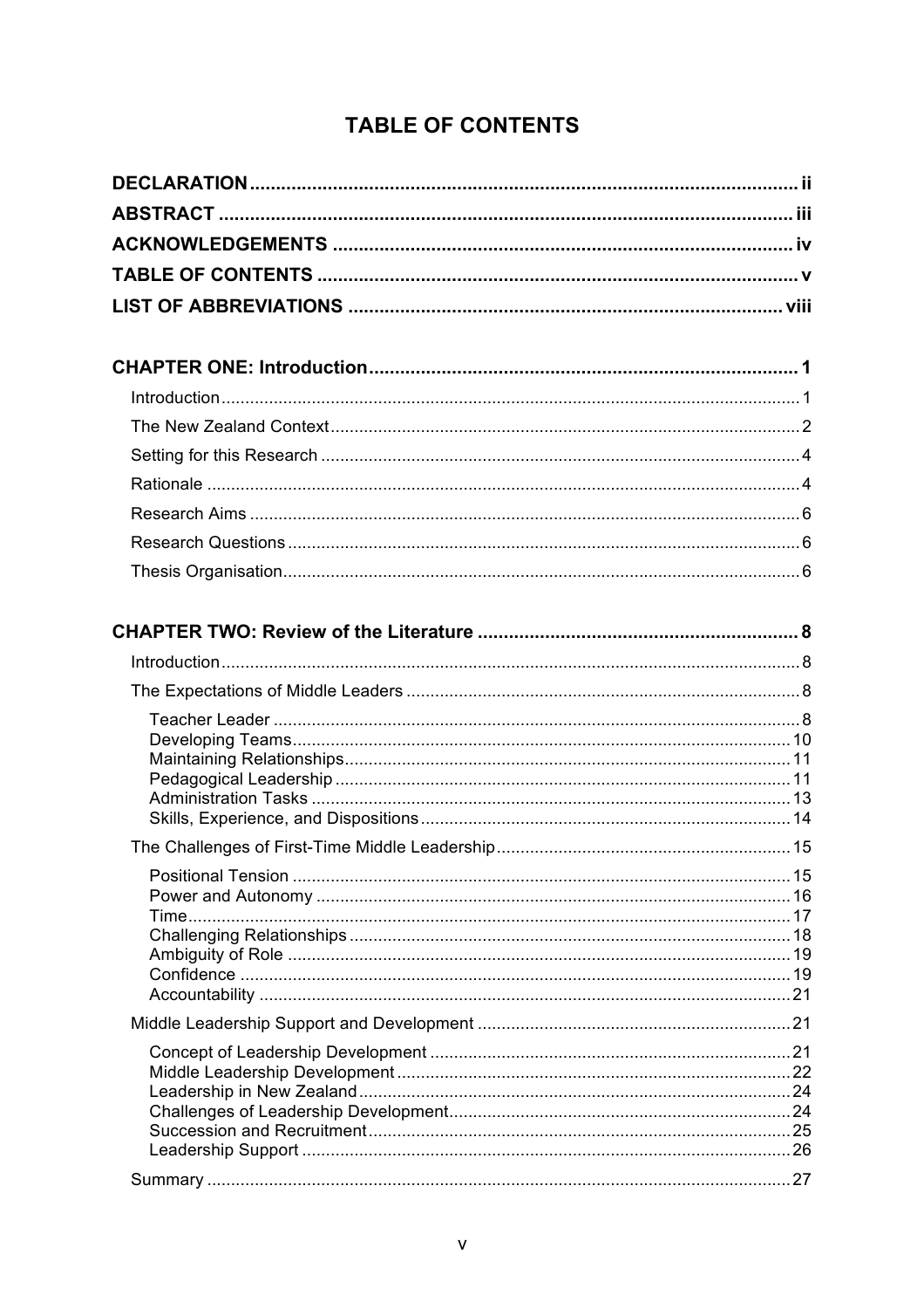# TABLE OF CONTENTS

**DECLARATION** .......... ii

**ABSTRACT** .......... iii

**ACKNOWLEDGEMENTS** .......... iv

**TABLE OF CONTENTS** .......... v

**LIST OF ABBREVIATIONS** .......... viii

**CHAPTER ONE: Introduction** .......... 1

- Introduction .......... 1
- The New Zealand Context .......... 2
- Setting for this Research .......... 4
- Rationale .......... 4
- Research Aims .......... 6
- Research Questions .......... 6
- Thesis Organisation .......... 6

**CHAPTER TWO: Review of the Literature** .......... 8

- Introduction .......... 8
- The Expectations of Middle Leaders .......... 8
  - Teacher Leader .......... 8
  - Developing Teams .......... 10
  - Maintaining Relationships .......... 11
  - Pedagogical Leadership .......... 11
  - Administration Tasks .......... 13
  - Skills, Experience, and Dispositions .......... 14
- The Challenges of First-Time Middle Leadership .......... 15
  - Positional Tension .......... 15
  - Power and Autonomy .......... 16
  - Time .......... 17
  - Challenging Relationships .......... 18
  - Ambiguity of Role .......... 19
  - Confidence .......... 19
  - Accountability .......... 21
- Middle Leadership Support and Development .......... 21
  - Concept of Leadership Development .......... 21
  - Middle Leadership Development .......... 22
  - Leadership in New Zealand .......... 24
  - Challenges of Leadership Development .......... 24
  - Succession and Recruitment .......... 25
  - Leadership Support .......... 26
- Summary .......... 27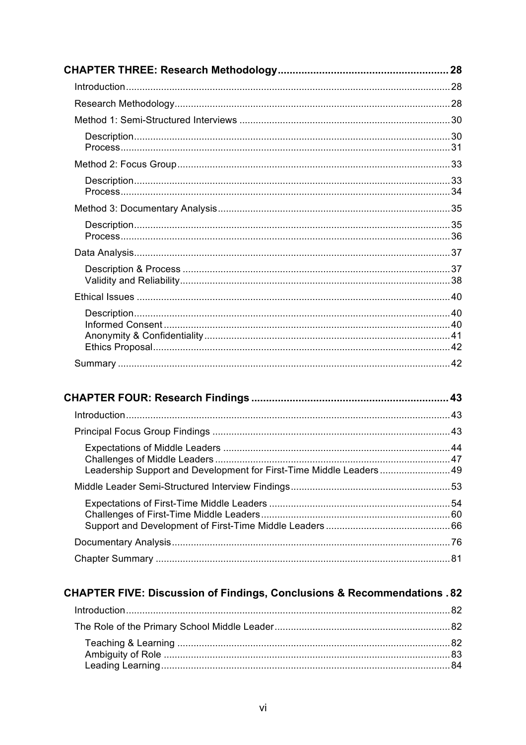**CHAPTER THREE: Research Methodology** .......... 28

- Introduction .......... 28
- Research Methodology .......... 28
- Method 1: Semi-Structured Interviews .......... 30
  - Description .......... 30
  - Process .......... 31
- Method 2: Focus Group .......... 33
  - Description .......... 33
  - Process .......... 34
- Method 3: Documentary Analysis .......... 35
  - Description .......... 35
  - Process .......... 36
- Data Analysis .......... 37
  - Description & Process .......... 37
  - Validity and Reliability .......... 38
- Ethical Issues .......... 40
  - Description .......... 40
  - Informed Consent .......... 40
  - Anonymity & Confidentiality .......... 41
  - Ethics Proposal .......... 42
- Summary .......... 42

**CHAPTER FOUR: Research Findings** .......... 43

- Introduction .......... 43
- Principal Focus Group Findings .......... 43
  - Expectations of Middle Leaders .......... 44
  - Challenges of Middle Leaders .......... 47
  - Leadership Support and Development for First-Time Middle Leaders .......... 49
- Middle Leader Semi-Structured Interview Findings .......... 53
  - Expectations of First-Time Middle Leaders .......... 54
  - Challenges of First-Time Middle Leaders .......... 60
  - Support and Development of First-Time Middle Leaders .......... 66
- Documentary Analysis .......... 76
- Chapter Summary .......... 81

**CHAPTER FIVE: Discussion of Findings, Conclusions & Recommendations** .......... 82

- Introduction .......... 82
- The Role of the Primary School Middle Leader .......... 82
  - Teaching & Learning .......... 82
  - Ambiguity of Role .......... 83
  - Leading Learning .......... 84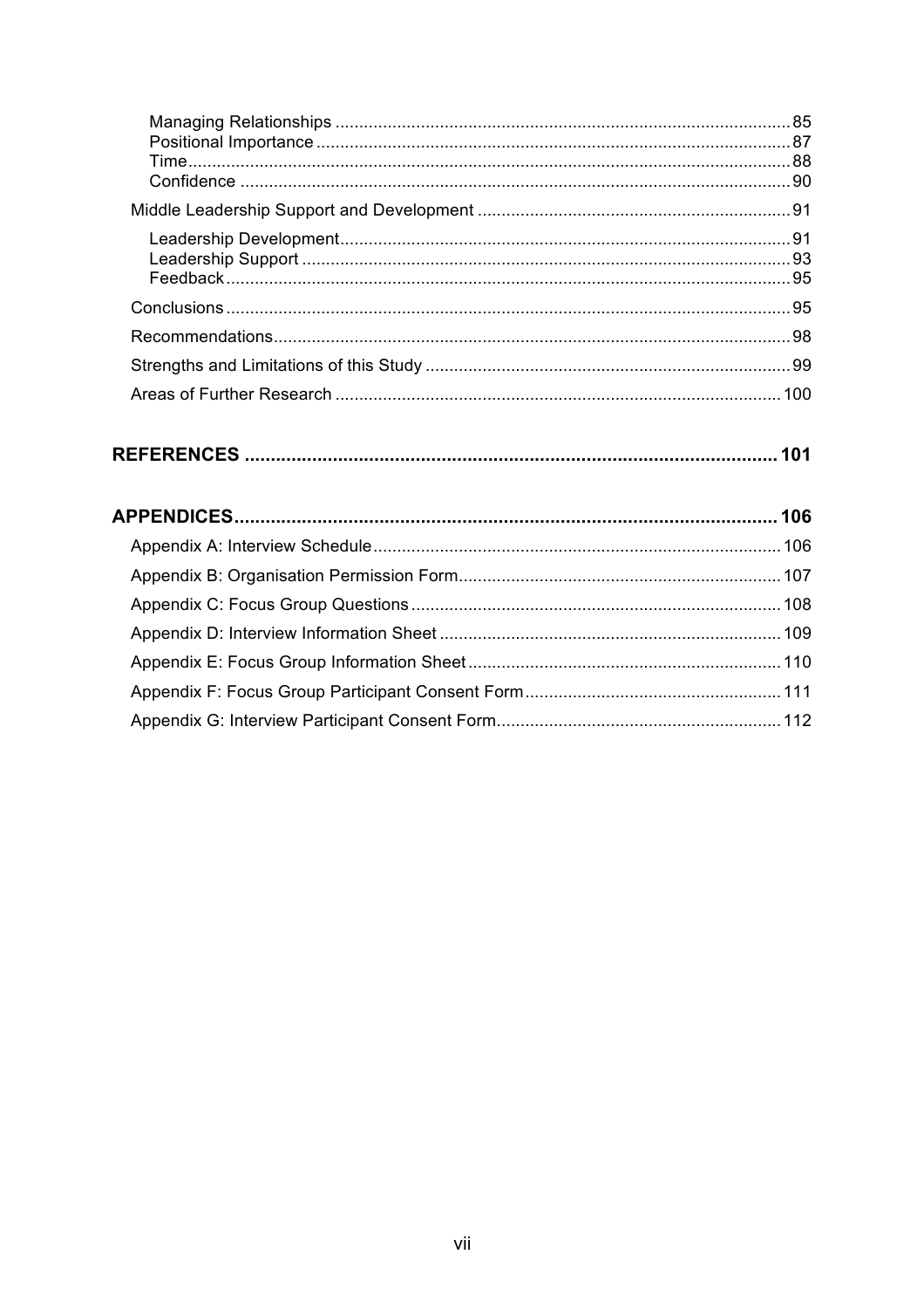- Managing Relationships ... 85
- Positional Importance ... 87
- Time ... 88
- Confidence ... 90

Middle Leadership Support and Development ... 91

- Leadership Development ... 91
- Leadership Support ... 93
- Feedback ... 95

Conclusions ... 95

Recommendations ... 98

Strengths and Limitations of this Study ... 99

Areas of Further Research ... 100

**REFERENCES ... 101**

**APPENDICES ... 106**

Appendix A: Interview Schedule ... 106

Appendix B: Organisation Permission Form ... 107

Appendix C: Focus Group Questions ... 108

Appendix D: Interview Information Sheet ... 109

Appendix E: Focus Group Information Sheet ... 110

Appendix F: Focus Group Participant Consent Form ... 111

Appendix G: Interview Participant Consent Form ... 112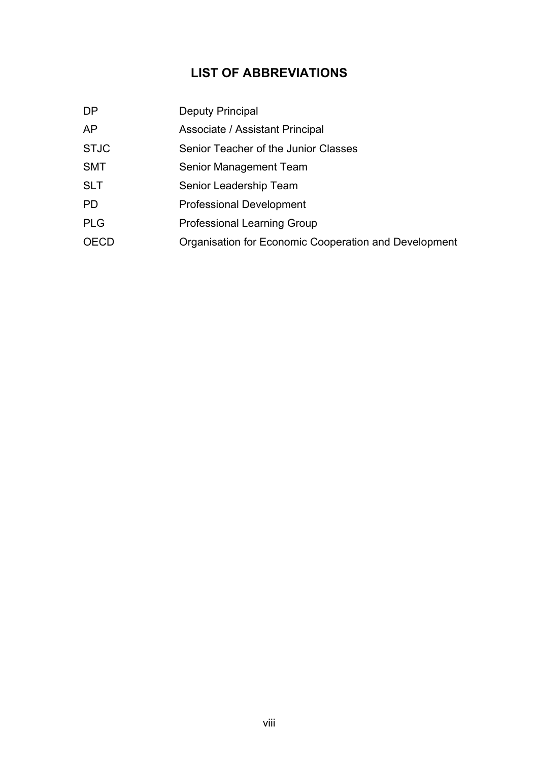# LIST OF ABBREVIATIONS

| | |
|---|---|
| DP | Deputy Principal |
| AP | Associate / Assistant Principal |
| STJC | Senior Teacher of the Junior Classes |
| SMT | Senior Management Team |
| SLT | Senior Leadership Team |
| PD | Professional Development |
| PLG | Professional Learning Group |
| OECD | Organisation for Economic Cooperation and Development |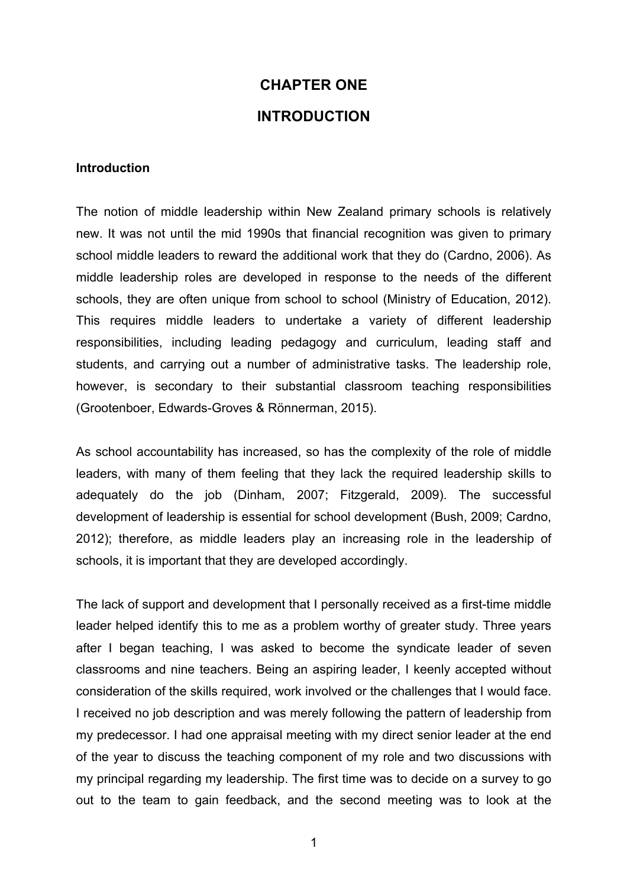# CHAPTER ONE

# INTRODUCTION

### Introduction

The notion of middle leadership within New Zealand primary schools is relatively new. It was not until the mid 1990s that financial recognition was given to primary school middle leaders to reward the additional work that they do (Cardno, 2006). As middle leadership roles are developed in response to the needs of the different schools, they are often unique from school to school (Ministry of Education, 2012). This requires middle leaders to undertake a variety of different leadership responsibilities, including leading pedagogy and curriculum, leading staff and students, and carrying out a number of administrative tasks. The leadership role, however, is secondary to their substantial classroom teaching responsibilities (Grootenboer, Edwards-Groves & Rönnerman, 2015).

As school accountability has increased, so has the complexity of the role of middle leaders, with many of them feeling that they lack the required leadership skills to adequately do the job (Dinham, 2007; Fitzgerald, 2009). The successful development of leadership is essential for school development (Bush, 2009; Cardno, 2012); therefore, as middle leaders play an increasing role in the leadership of schools, it is important that they are developed accordingly.

The lack of support and development that I personally received as a first-time middle leader helped identify this to me as a problem worthy of greater study. Three years after I began teaching, I was asked to become the syndicate leader of seven classrooms and nine teachers. Being an aspiring leader, I keenly accepted without consideration of the skills required, work involved or the challenges that I would face. I received no job description and was merely following the pattern of leadership from my predecessor. I had one appraisal meeting with my direct senior leader at the end of the year to discuss the teaching component of my role and two discussions with my principal regarding my leadership. The first time was to decide on a survey to go out to the team to gain feedback, and the second meeting was to look at the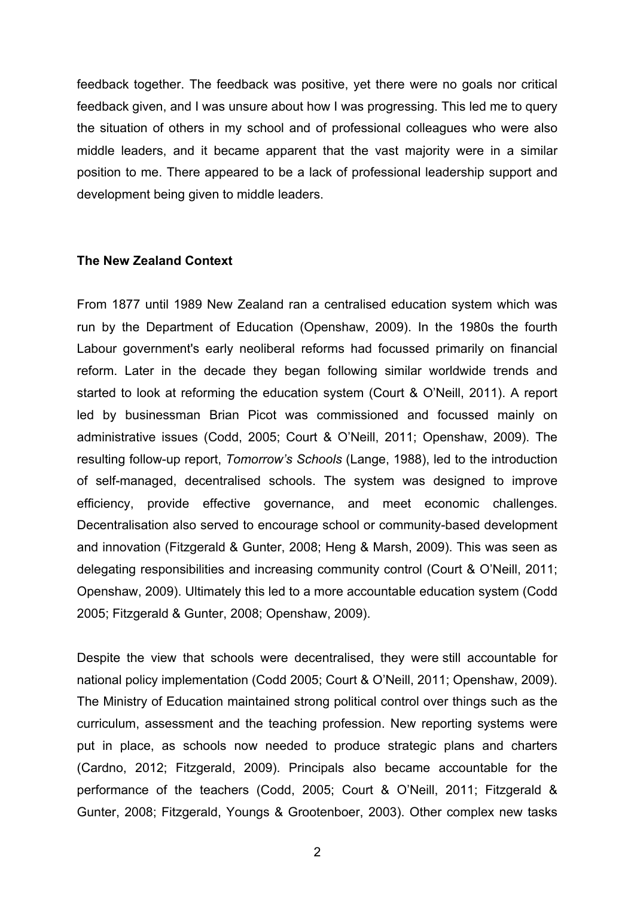feedback together. The feedback was positive, yet there were no goals nor critical feedback given, and I was unsure about how I was progressing. This led me to query the situation of others in my school and of professional colleagues who were also middle leaders, and it became apparent that the vast majority were in a similar position to me. There appeared to be a lack of professional leadership support and development being given to middle leaders.

## The New Zealand Context

From 1877 until 1989 New Zealand ran a centralised education system which was run by the Department of Education (Openshaw, 2009). In the 1980s the fourth Labour government's early neoliberal reforms had focussed primarily on financial reform. Later in the decade they began following similar worldwide trends and started to look at reforming the education system (Court & O'Neill, 2011). A report led by businessman Brian Picot was commissioned and focussed mainly on administrative issues (Codd, 2005; Court & O'Neill, 2011; Openshaw, 2009). The resulting follow-up report, *Tomorrow's Schools* (Lange, 1988), led to the introduction of self-managed, decentralised schools. The system was designed to improve efficiency, provide effective governance, and meet economic challenges. Decentralisation also served to encourage school or community-based development and innovation (Fitzgerald & Gunter, 2008; Heng & Marsh, 2009). This was seen as delegating responsibilities and increasing community control (Court & O'Neill, 2011; Openshaw, 2009). Ultimately this led to a more accountable education system (Codd 2005; Fitzgerald & Gunter, 2008; Openshaw, 2009).

Despite the view that schools were decentralised, they were still accountable for national policy implementation (Codd 2005; Court & O'Neill, 2011; Openshaw, 2009). The Ministry of Education maintained strong political control over things such as the curriculum, assessment and the teaching profession. New reporting systems were put in place, as schools now needed to produce strategic plans and charters (Cardno, 2012; Fitzgerald, 2009). Principals also became accountable for the performance of the teachers (Codd, 2005; Court & O'Neill, 2011; Fitzgerald & Gunter, 2008; Fitzgerald, Youngs & Grootenboer, 2003). Other complex new tasks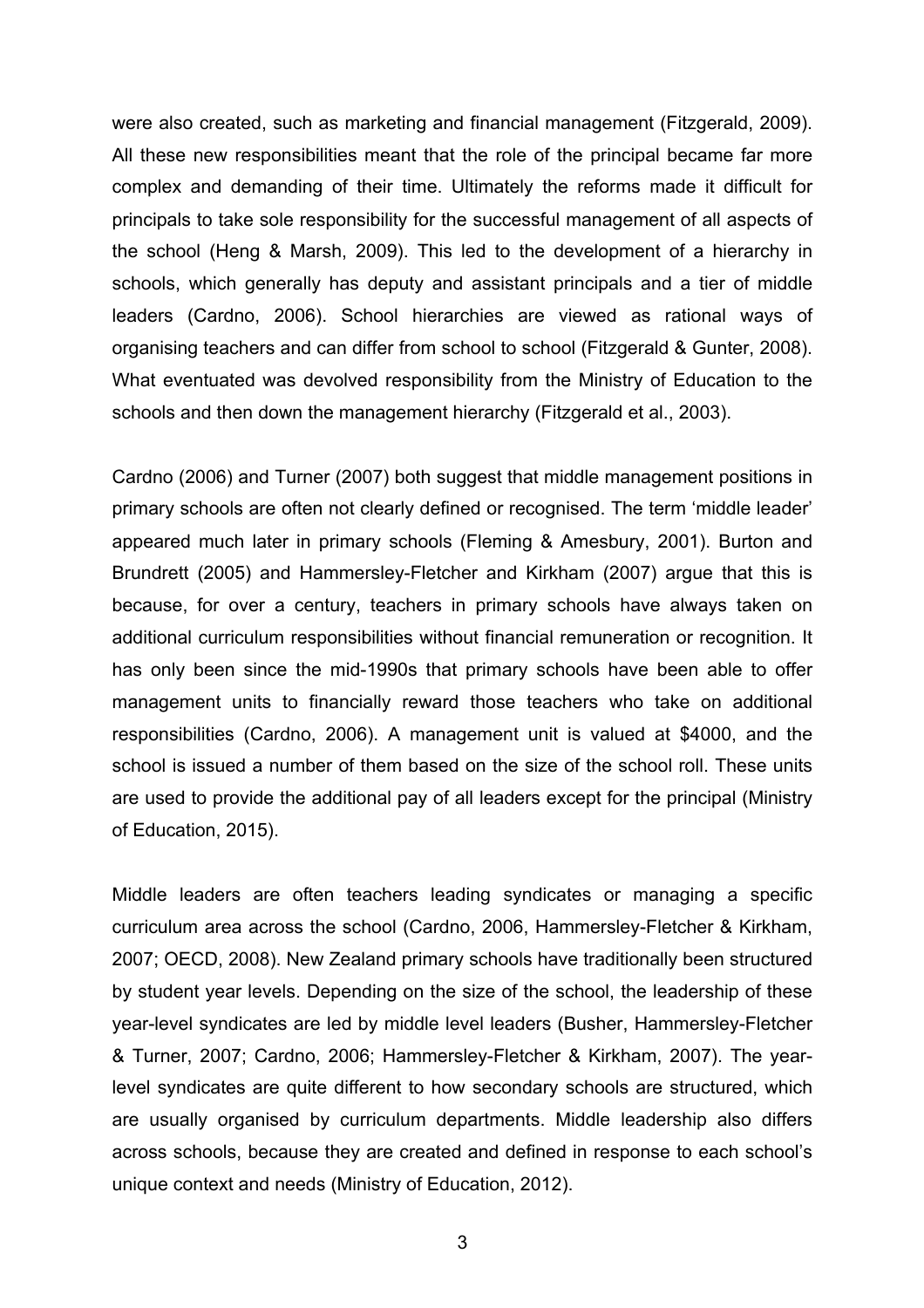were also created, such as marketing and financial management (Fitzgerald, 2009). All these new responsibilities meant that the role of the principal became far more complex and demanding of their time. Ultimately the reforms made it difficult for principals to take sole responsibility for the successful management of all aspects of the school (Heng & Marsh, 2009). This led to the development of a hierarchy in schools, which generally has deputy and assistant principals and a tier of middle leaders (Cardno, 2006). School hierarchies are viewed as rational ways of organising teachers and can differ from school to school (Fitzgerald & Gunter, 2008). What eventuated was devolved responsibility from the Ministry of Education to the schools and then down the management hierarchy (Fitzgerald et al., 2003).

Cardno (2006) and Turner (2007) both suggest that middle management positions in primary schools are often not clearly defined or recognised. The term 'middle leader' appeared much later in primary schools (Fleming & Amesbury, 2001). Burton and Brundrett (2005) and Hammersley-Fletcher and Kirkham (2007) argue that this is because, for over a century, teachers in primary schools have always taken on additional curriculum responsibilities without financial remuneration or recognition. It has only been since the mid-1990s that primary schools have been able to offer management units to financially reward those teachers who take on additional responsibilities (Cardno, 2006). A management unit is valued at $4000, and the school is issued a number of them based on the size of the school roll. These units are used to provide the additional pay of all leaders except for the principal (Ministry of Education, 2015).

Middle leaders are often teachers leading syndicates or managing a specific curriculum area across the school (Cardno, 2006, Hammersley-Fletcher & Kirkham, 2007; OECD, 2008). New Zealand primary schools have traditionally been structured by student year levels. Depending on the size of the school, the leadership of these year-level syndicates are led by middle level leaders (Busher, Hammersley-Fletcher & Turner, 2007; Cardno, 2006; Hammersley-Fletcher & Kirkham, 2007). The year-level syndicates are quite different to how secondary schools are structured, which are usually organised by curriculum departments. Middle leadership also differs across schools, because they are created and defined in response to each school's unique context and needs (Ministry of Education, 2012).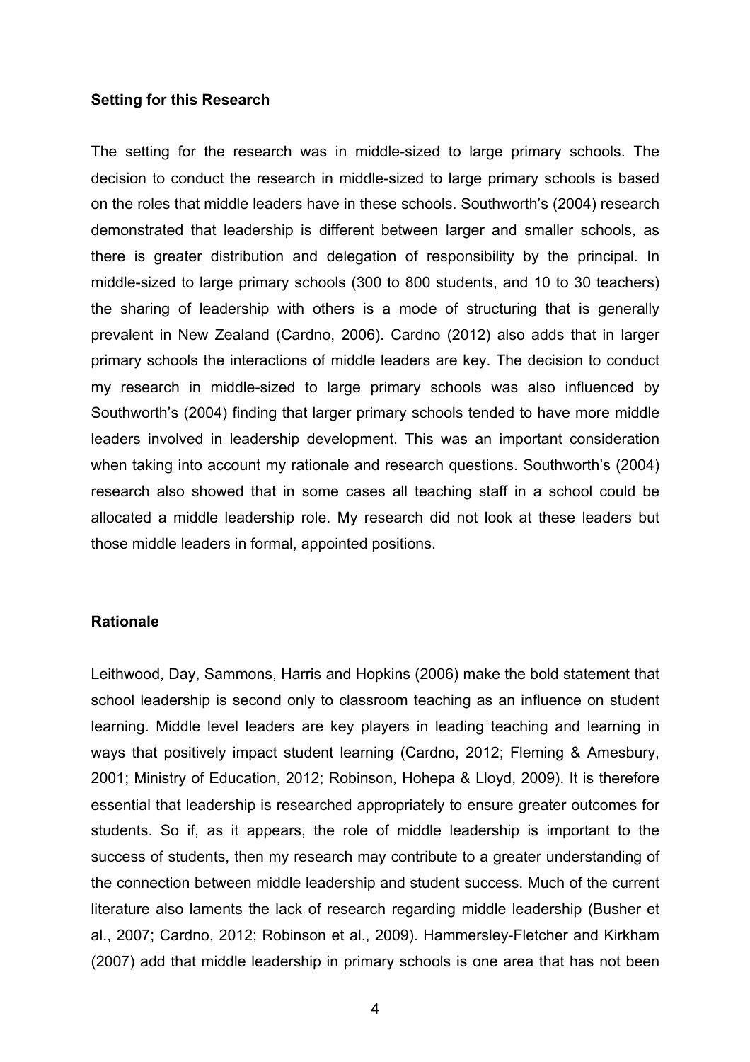**Setting for this Research**

The setting for the research was in middle-sized to large primary schools. The decision to conduct the research in middle-sized to large primary schools is based on the roles that middle leaders have in these schools. Southworth's (2004) research demonstrated that leadership is different between larger and smaller schools, as there is greater distribution and delegation of responsibility by the principal. In middle-sized to large primary schools (300 to 800 students, and 10 to 30 teachers) the sharing of leadership with others is a mode of structuring that is generally prevalent in New Zealand (Cardno, 2006). Cardno (2012) also adds that in larger primary schools the interactions of middle leaders are key. The decision to conduct my research in middle-sized to large primary schools was also influenced by Southworth's (2004) finding that larger primary schools tended to have more middle leaders involved in leadership development. This was an important consideration when taking into account my rationale and research questions. Southworth's (2004) research also showed that in some cases all teaching staff in a school could be allocated a middle leadership role. My research did not look at these leaders but those middle leaders in formal, appointed positions.

**Rationale**

Leithwood, Day, Sammons, Harris and Hopkins (2006) make the bold statement that school leadership is second only to classroom teaching as an influence on student learning. Middle level leaders are key players in leading teaching and learning in ways that positively impact student learning (Cardno, 2012; Fleming & Amesbury, 2001; Ministry of Education, 2012; Robinson, Hohepa & Lloyd, 2009). It is therefore essential that leadership is researched appropriately to ensure greater outcomes for students. So if, as it appears, the role of middle leadership is important to the success of students, then my research may contribute to a greater understanding of the connection between middle leadership and student success. Much of the current literature also laments the lack of research regarding middle leadership (Busher et al., 2007; Cardno, 2012; Robinson et al., 2009). Hammersley-Fletcher and Kirkham (2007) add that middle leadership in primary schools is one area that has not been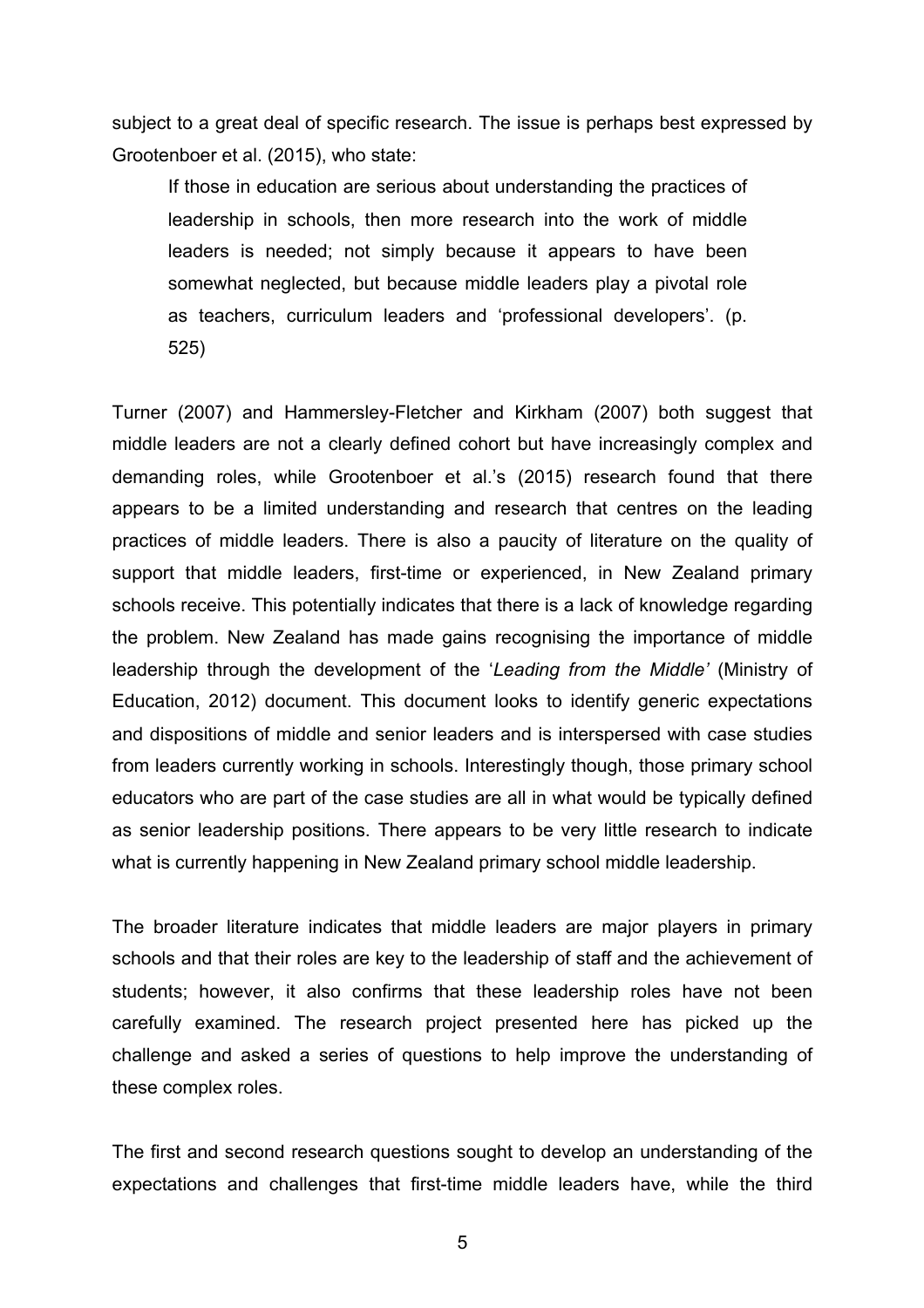subject to a great deal of specific research. The issue is perhaps best expressed by Grootenboer et al. (2015), who state:

> If those in education are serious about understanding the practices of leadership in schools, then more research into the work of middle leaders is needed; not simply because it appears to have been somewhat neglected, but because middle leaders play a pivotal role as teachers, curriculum leaders and 'professional developers'. (p. 525)

Turner (2007) and Hammersley-Fletcher and Kirkham (2007) both suggest that middle leaders are not a clearly defined cohort but have increasingly complex and demanding roles, while Grootenboer et al.'s (2015) research found that there appears to be a limited understanding and research that centres on the leading practices of middle leaders. There is also a paucity of literature on the quality of support that middle leaders, first-time or experienced, in New Zealand primary schools receive. This potentially indicates that there is a lack of knowledge regarding the problem. New Zealand has made gains recognising the importance of middle leadership through the development of the '*Leading from the Middle'* (Ministry of Education, 2012) document. This document looks to identify generic expectations and dispositions of middle and senior leaders and is interspersed with case studies from leaders currently working in schools. Interestingly though, those primary school educators who are part of the case studies are all in what would be typically defined as senior leadership positions. There appears to be very little research to indicate what is currently happening in New Zealand primary school middle leadership.

The broader literature indicates that middle leaders are major players in primary schools and that their roles are key to the leadership of staff and the achievement of students; however, it also confirms that these leadership roles have not been carefully examined. The research project presented here has picked up the challenge and asked a series of questions to help improve the understanding of these complex roles.

The first and second research questions sought to develop an understanding of the expectations and challenges that first-time middle leaders have, while the third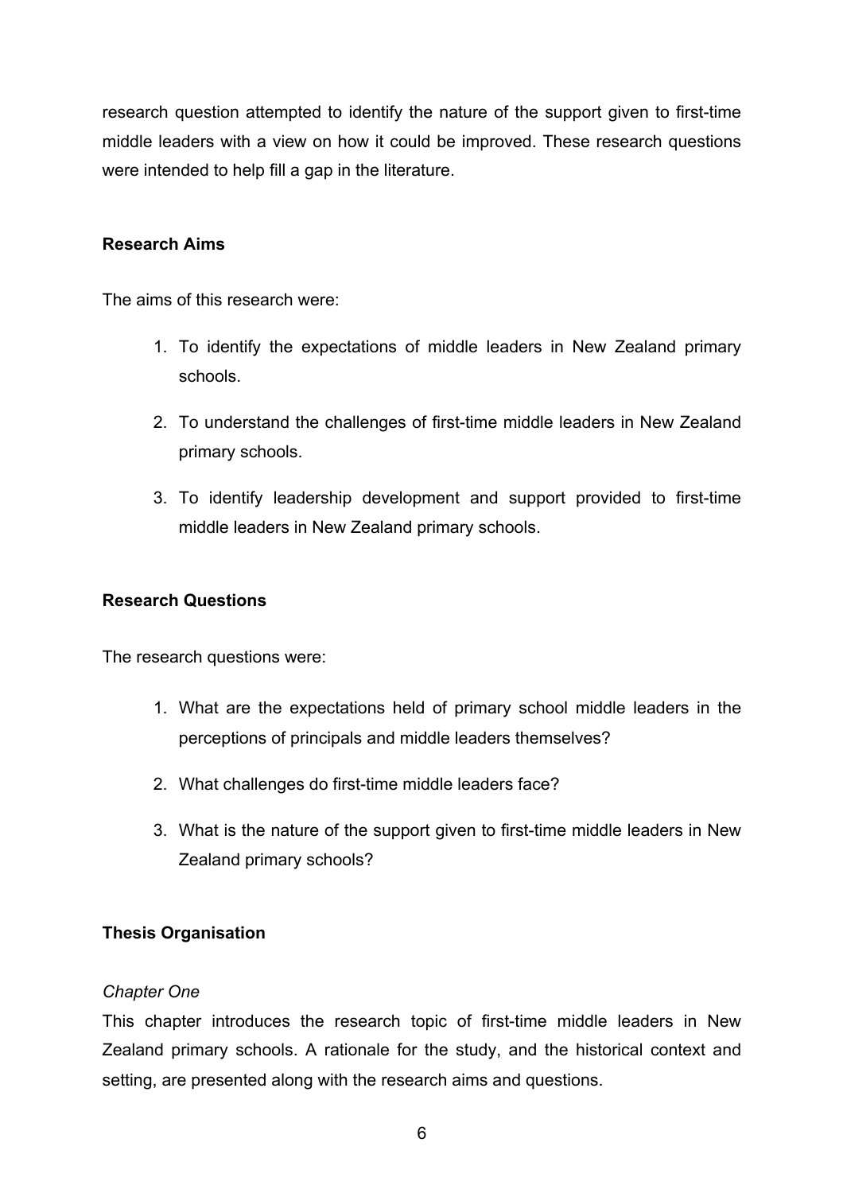research question attempted to identify the nature of the support given to first-time middle leaders with a view on how it could be improved. These research questions were intended to help fill a gap in the literature.

## Research Aims

The aims of this research were:

1. To identify the expectations of middle leaders in New Zealand primary schools.
2. To understand the challenges of first-time middle leaders in New Zealand primary schools.
3. To identify leadership development and support provided to first-time middle leaders in New Zealand primary schools.

## Research Questions

The research questions were:

1. What are the expectations held of primary school middle leaders in the perceptions of principals and middle leaders themselves?
2. What challenges do first-time middle leaders face?
3. What is the nature of the support given to first-time middle leaders in New Zealand primary schools?

## Thesis Organisation

### *Chapter One*

This chapter introduces the research topic of first-time middle leaders in New Zealand primary schools. A rationale for the study, and the historical context and setting, are presented along with the research aims and questions.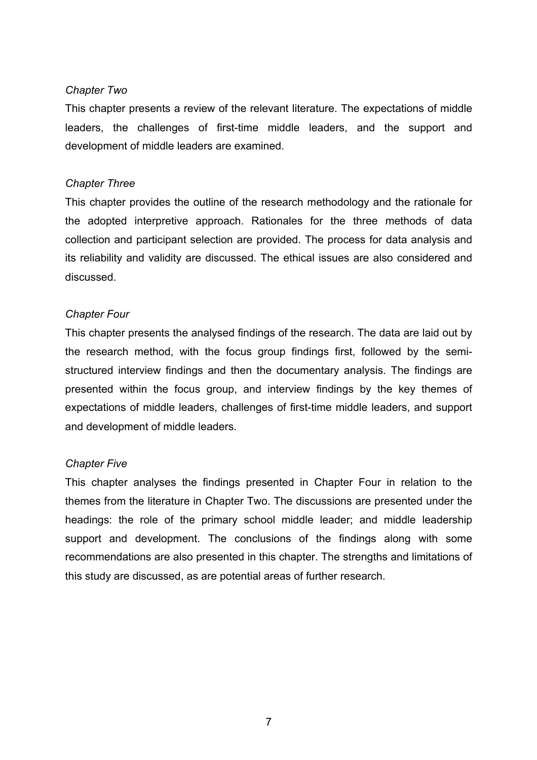*Chapter Two*

This chapter presents a review of the relevant literature. The expectations of middle leaders, the challenges of first-time middle leaders, and the support and development of middle leaders are examined.

*Chapter Three*

This chapter provides the outline of the research methodology and the rationale for the adopted interpretive approach. Rationales for the three methods of data collection and participant selection are provided. The process for data analysis and its reliability and validity are discussed. The ethical issues are also considered and discussed.

*Chapter Four*

This chapter presents the analysed findings of the research. The data are laid out by the research method, with the focus group findings first, followed by the semi-structured interview findings and then the documentary analysis. The findings are presented within the focus group, and interview findings by the key themes of expectations of middle leaders, challenges of first-time middle leaders, and support and development of middle leaders.

*Chapter Five*

This chapter analyses the findings presented in Chapter Four in relation to the themes from the literature in Chapter Two. The discussions are presented under the headings: the role of the primary school middle leader; and middle leadership support and development. The conclusions of the findings along with some recommendations are also presented in this chapter. The strengths and limitations of this study are discussed, as are potential areas of further research.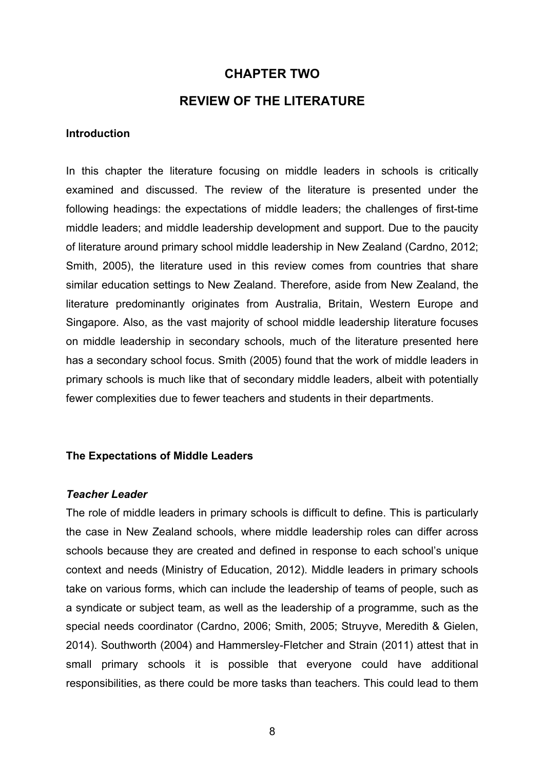# CHAPTER TWO

# REVIEW OF THE LITERATURE

## Introduction

In this chapter the literature focusing on middle leaders in schools is critically examined and discussed. The review of the literature is presented under the following headings: the expectations of middle leaders; the challenges of first-time middle leaders; and middle leadership development and support. Due to the paucity of literature around primary school middle leadership in New Zealand (Cardno, 2012; Smith, 2005), the literature used in this review comes from countries that share similar education settings to New Zealand. Therefore, aside from New Zealand, the literature predominantly originates from Australia, Britain, Western Europe and Singapore. Also, as the vast majority of school middle leadership literature focuses on middle leadership in secondary schools, much of the literature presented here has a secondary school focus. Smith (2005) found that the work of middle leaders in primary schools is much like that of secondary middle leaders, albeit with potentially fewer complexities due to fewer teachers and students in their departments.

## The Expectations of Middle Leaders

### *Teacher Leader*

The role of middle leaders in primary schools is difficult to define. This is particularly the case in New Zealand schools, where middle leadership roles can differ across schools because they are created and defined in response to each school's unique context and needs (Ministry of Education, 2012). Middle leaders in primary schools take on various forms, which can include the leadership of teams of people, such as a syndicate or subject team, as well as the leadership of a programme, such as the special needs coordinator (Cardno, 2006; Smith, 2005; Struyve, Meredith & Gielen, 2014). Southworth (2004) and Hammersley-Fletcher and Strain (2011) attest that in small primary schools it is possible that everyone could have additional responsibilities, as there could be more tasks than teachers. This could lead to them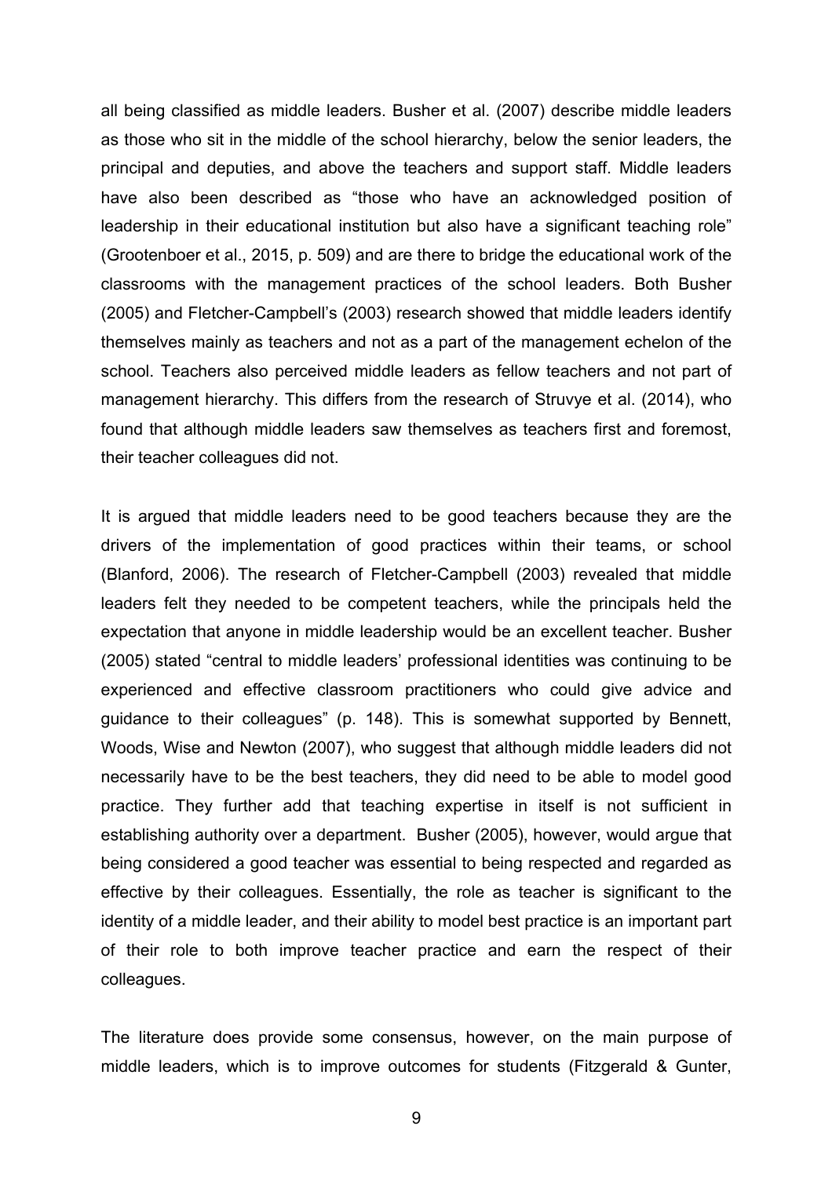all being classified as middle leaders. Busher et al. (2007) describe middle leaders as those who sit in the middle of the school hierarchy, below the senior leaders, the principal and deputies, and above the teachers and support staff. Middle leaders have also been described as "those who have an acknowledged position of leadership in their educational institution but also have a significant teaching role" (Grootenboer et al., 2015, p. 509) and are there to bridge the educational work of the classrooms with the management practices of the school leaders. Both Busher (2005) and Fletcher-Campbell's (2003) research showed that middle leaders identify themselves mainly as teachers and not as a part of the management echelon of the school. Teachers also perceived middle leaders as fellow teachers and not part of management hierarchy. This differs from the research of Struvye et al. (2014), who found that although middle leaders saw themselves as teachers first and foremost, their teacher colleagues did not.

It is argued that middle leaders need to be good teachers because they are the drivers of the implementation of good practices within their teams, or school (Blanford, 2006). The research of Fletcher-Campbell (2003) revealed that middle leaders felt they needed to be competent teachers, while the principals held the expectation that anyone in middle leadership would be an excellent teacher. Busher (2005) stated "central to middle leaders' professional identities was continuing to be experienced and effective classroom practitioners who could give advice and guidance to their colleagues" (p. 148). This is somewhat supported by Bennett, Woods, Wise and Newton (2007), who suggest that although middle leaders did not necessarily have to be the best teachers, they did need to be able to model good practice. They further add that teaching expertise in itself is not sufficient in establishing authority over a department. Busher (2005), however, would argue that being considered a good teacher was essential to being respected and regarded as effective by their colleagues. Essentially, the role as teacher is significant to the identity of a middle leader, and their ability to model best practice is an important part of their role to both improve teacher practice and earn the respect of their colleagues.

The literature does provide some consensus, however, on the main purpose of middle leaders, which is to improve outcomes for students (Fitzgerald & Gunter,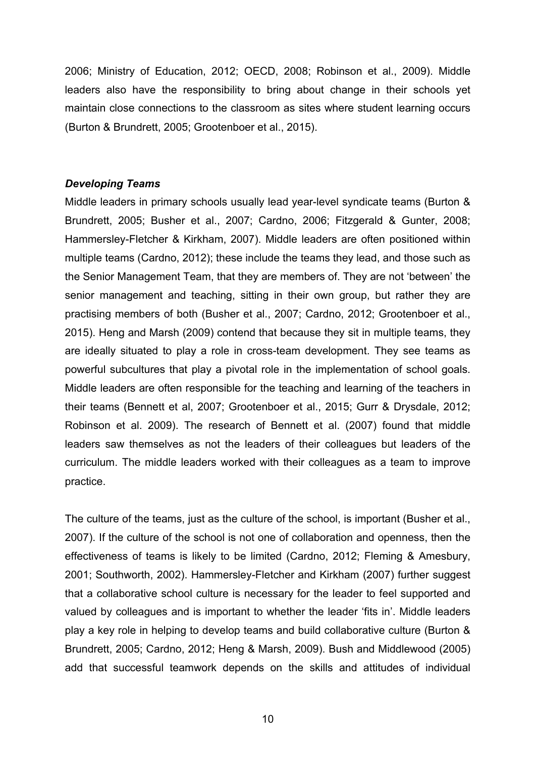2006; Ministry of Education, 2012; OECD, 2008; Robinson et al., 2009). Middle leaders also have the responsibility to bring about change in their schools yet maintain close connections to the classroom as sites where student learning occurs (Burton & Brundrett, 2005; Grootenboer et al., 2015).

### *Developing Teams*

Middle leaders in primary schools usually lead year-level syndicate teams (Burton & Brundrett, 2005; Busher et al., 2007; Cardno, 2006; Fitzgerald & Gunter, 2008; Hammersley-Fletcher & Kirkham, 2007). Middle leaders are often positioned within multiple teams (Cardno, 2012); these include the teams they lead, and those such as the Senior Management Team, that they are members of. They are not 'between' the senior management and teaching, sitting in their own group, but rather they are practising members of both (Busher et al., 2007; Cardno, 2012; Grootenboer et al., 2015). Heng and Marsh (2009) contend that because they sit in multiple teams, they are ideally situated to play a role in cross-team development. They see teams as powerful subcultures that play a pivotal role in the implementation of school goals. Middle leaders are often responsible for the teaching and learning of the teachers in their teams (Bennett et al, 2007; Grootenboer et al., 2015; Gurr & Drysdale, 2012; Robinson et al. 2009). The research of Bennett et al. (2007) found that middle leaders saw themselves as not the leaders of their colleagues but leaders of the curriculum. The middle leaders worked with their colleagues as a team to improve practice.

The culture of the teams, just as the culture of the school, is important (Busher et al., 2007). If the culture of the school is not one of collaboration and openness, then the effectiveness of teams is likely to be limited (Cardno, 2012; Fleming & Amesbury, 2001; Southworth, 2002). Hammersley-Fletcher and Kirkham (2007) further suggest that a collaborative school culture is necessary for the leader to feel supported and valued by colleagues and is important to whether the leader 'fits in'. Middle leaders play a key role in helping to develop teams and build collaborative culture (Burton & Brundrett, 2005; Cardno, 2012; Heng & Marsh, 2009). Bush and Middlewood (2005) add that successful teamwork depends on the skills and attitudes of individual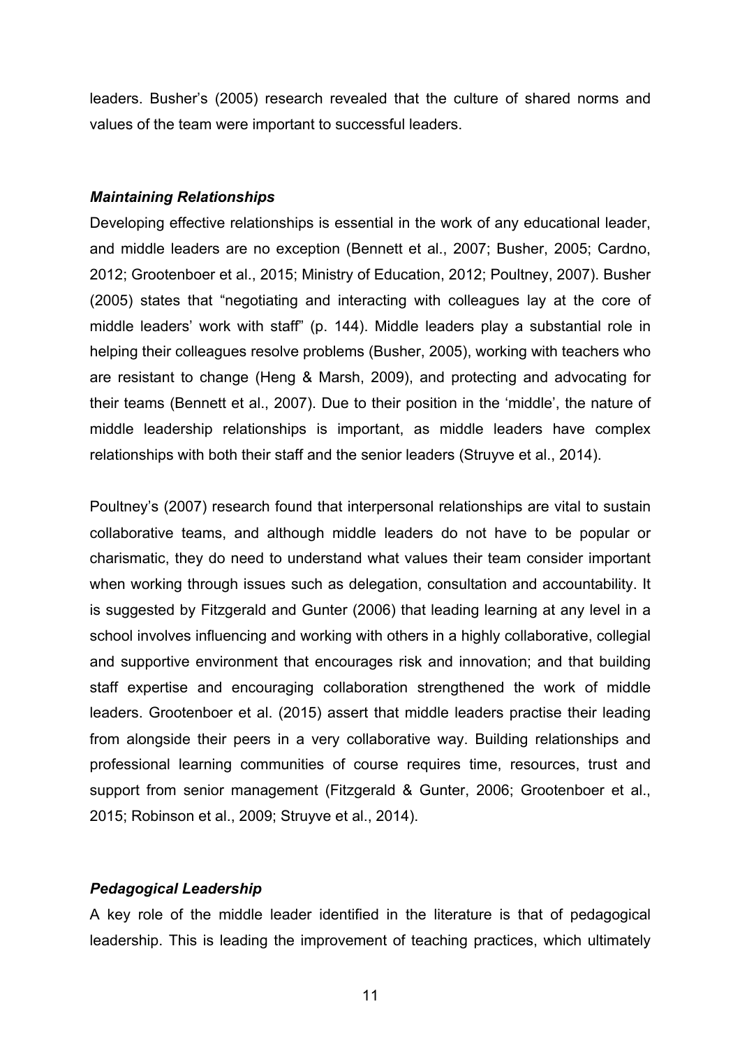leaders. Busher's (2005) research revealed that the culture of shared norms and values of the team were important to successful leaders.

### *Maintaining Relationships*

Developing effective relationships is essential in the work of any educational leader, and middle leaders are no exception (Bennett et al., 2007; Busher, 2005; Cardno, 2012; Grootenboer et al., 2015; Ministry of Education, 2012; Poultney, 2007). Busher (2005) states that "negotiating and interacting with colleagues lay at the core of middle leaders' work with staff" (p. 144). Middle leaders play a substantial role in helping their colleagues resolve problems (Busher, 2005), working with teachers who are resistant to change (Heng & Marsh, 2009), and protecting and advocating for their teams (Bennett et al., 2007). Due to their position in the 'middle', the nature of middle leadership relationships is important, as middle leaders have complex relationships with both their staff and the senior leaders (Struyve et al., 2014).

Poultney's (2007) research found that interpersonal relationships are vital to sustain collaborative teams, and although middle leaders do not have to be popular or charismatic, they do need to understand what values their team consider important when working through issues such as delegation, consultation and accountability. It is suggested by Fitzgerald and Gunter (2006) that leading learning at any level in a school involves influencing and working with others in a highly collaborative, collegial and supportive environment that encourages risk and innovation; and that building staff expertise and encouraging collaboration strengthened the work of middle leaders. Grootenboer et al. (2015) assert that middle leaders practise their leading from alongside their peers in a very collaborative way. Building relationships and professional learning communities of course requires time, resources, trust and support from senior management (Fitzgerald & Gunter, 2006; Grootenboer et al., 2015; Robinson et al., 2009; Struyve et al., 2014).

### *Pedagogical Leadership*

A key role of the middle leader identified in the literature is that of pedagogical leadership. This is leading the improvement of teaching practices, which ultimately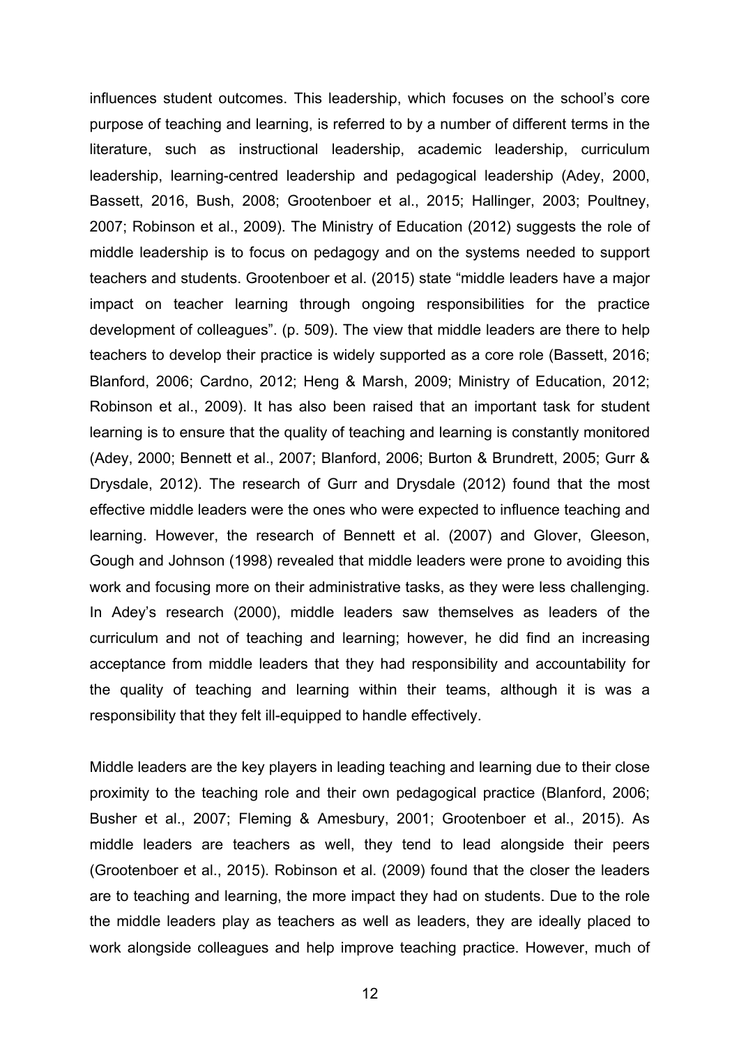influences student outcomes. This leadership, which focuses on the school's core purpose of teaching and learning, is referred to by a number of different terms in the literature, such as instructional leadership, academic leadership, curriculum leadership, learning-centred leadership and pedagogical leadership (Adey, 2000, Bassett, 2016, Bush, 2008; Grootenboer et al., 2015; Hallinger, 2003; Poultney, 2007; Robinson et al., 2009). The Ministry of Education (2012) suggests the role of middle leadership is to focus on pedagogy and on the systems needed to support teachers and students. Grootenboer et al. (2015) state "middle leaders have a major impact on teacher learning through ongoing responsibilities for the practice development of colleagues". (p. 509). The view that middle leaders are there to help teachers to develop their practice is widely supported as a core role (Bassett, 2016; Blanford, 2006; Cardno, 2012; Heng & Marsh, 2009; Ministry of Education, 2012; Robinson et al., 2009). It has also been raised that an important task for student learning is to ensure that the quality of teaching and learning is constantly monitored (Adey, 2000; Bennett et al., 2007; Blanford, 2006; Burton & Brundrett, 2005; Gurr & Drysdale, 2012). The research of Gurr and Drysdale (2012) found that the most effective middle leaders were the ones who were expected to influence teaching and learning. However, the research of Bennett et al. (2007) and Glover, Gleeson, Gough and Johnson (1998) revealed that middle leaders were prone to avoiding this work and focusing more on their administrative tasks, as they were less challenging. In Adey's research (2000), middle leaders saw themselves as leaders of the curriculum and not of teaching and learning; however, he did find an increasing acceptance from middle leaders that they had responsibility and accountability for the quality of teaching and learning within their teams, although it is was a responsibility that they felt ill-equipped to handle effectively.

Middle leaders are the key players in leading teaching and learning due to their close proximity to the teaching role and their own pedagogical practice (Blanford, 2006; Busher et al., 2007; Fleming & Amesbury, 2001; Grootenboer et al., 2015). As middle leaders are teachers as well, they tend to lead alongside their peers (Grootenboer et al., 2015). Robinson et al. (2009) found that the closer the leaders are to teaching and learning, the more impact they had on students. Due to the role the middle leaders play as teachers as well as leaders, they are ideally placed to work alongside colleagues and help improve teaching practice. However, much of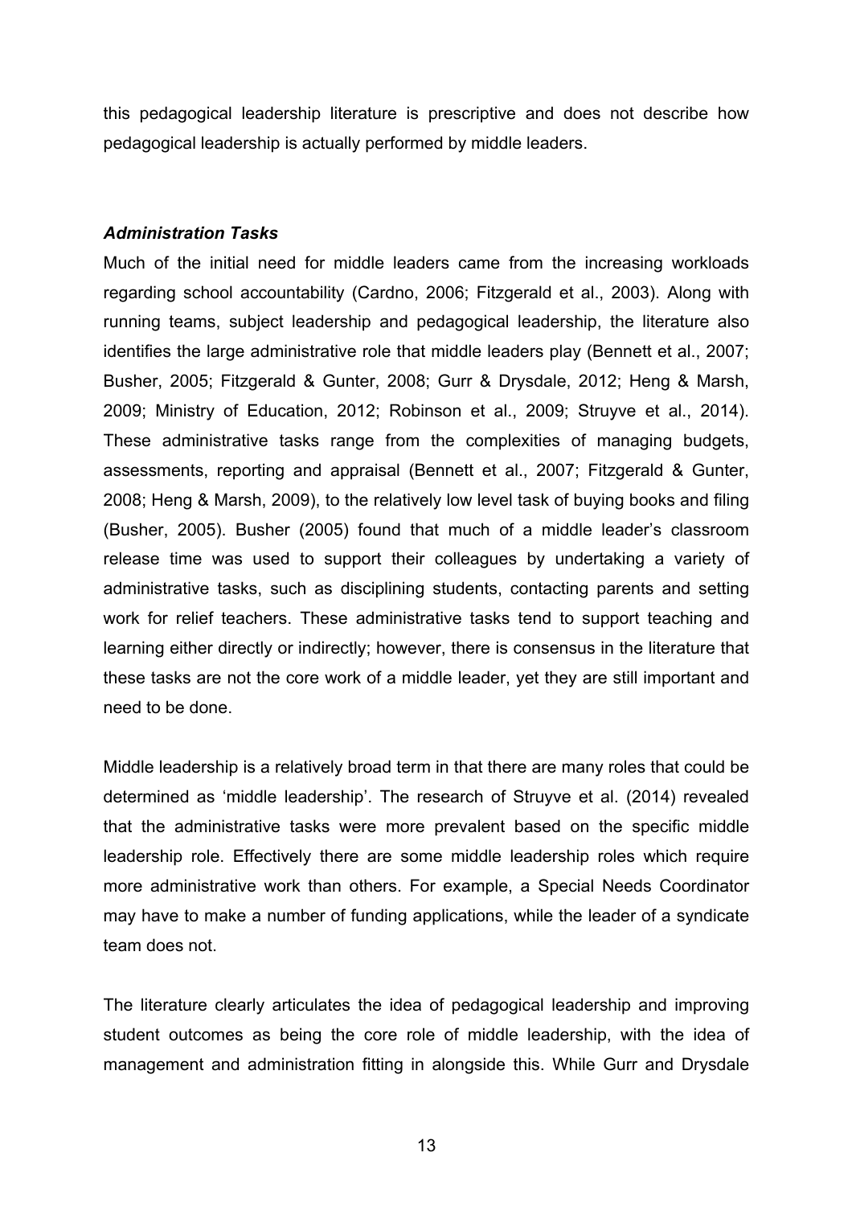this pedagogical leadership literature is prescriptive and does not describe how pedagogical leadership is actually performed by middle leaders.

### ***Administration Tasks***

Much of the initial need for middle leaders came from the increasing workloads regarding school accountability (Cardno, 2006; Fitzgerald et al., 2003). Along with running teams, subject leadership and pedagogical leadership, the literature also identifies the large administrative role that middle leaders play (Bennett et al., 2007; Busher, 2005; Fitzgerald & Gunter, 2008; Gurr & Drysdale, 2012; Heng & Marsh, 2009; Ministry of Education, 2012; Robinson et al., 2009; Struyve et al., 2014). These administrative tasks range from the complexities of managing budgets, assessments, reporting and appraisal (Bennett et al., 2007; Fitzgerald & Gunter, 2008; Heng & Marsh, 2009), to the relatively low level task of buying books and filing (Busher, 2005). Busher (2005) found that much of a middle leader's classroom release time was used to support their colleagues by undertaking a variety of administrative tasks, such as disciplining students, contacting parents and setting work for relief teachers. These administrative tasks tend to support teaching and learning either directly or indirectly; however, there is consensus in the literature that these tasks are not the core work of a middle leader, yet they are still important and need to be done.

Middle leadership is a relatively broad term in that there are many roles that could be determined as 'middle leadership'. The research of Struyve et al. (2014) revealed that the administrative tasks were more prevalent based on the specific middle leadership role. Effectively there are some middle leadership roles which require more administrative work than others. For example, a Special Needs Coordinator may have to make a number of funding applications, while the leader of a syndicate team does not.

The literature clearly articulates the idea of pedagogical leadership and improving student outcomes as being the core role of middle leadership, with the idea of management and administration fitting in alongside this. While Gurr and Drysdale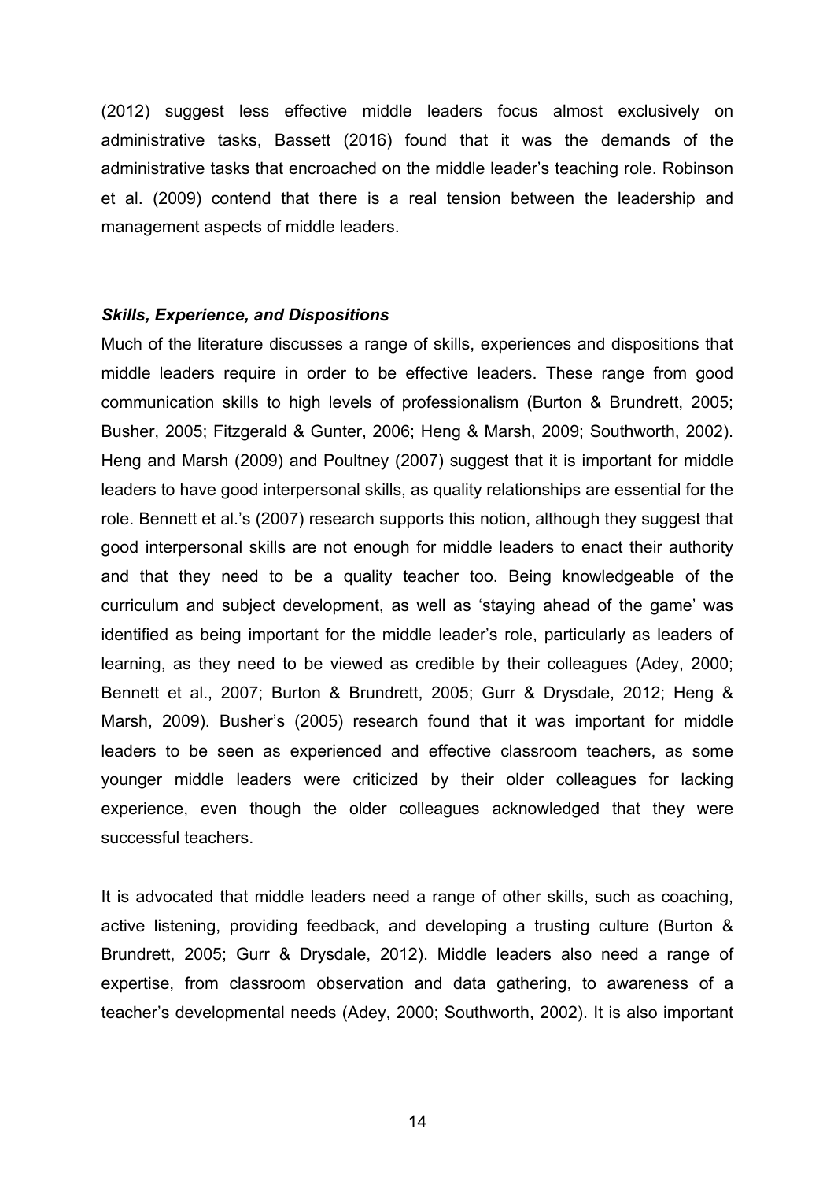(2012) suggest less effective middle leaders focus almost exclusively on administrative tasks, Bassett (2016) found that it was the demands of the administrative tasks that encroached on the middle leader's teaching role. Robinson et al. (2009) contend that there is a real tension between the leadership and management aspects of middle leaders.

### ***Skills, Experience, and Dispositions***

Much of the literature discusses a range of skills, experiences and dispositions that middle leaders require in order to be effective leaders. These range from good communication skills to high levels of professionalism (Burton & Brundrett, 2005; Busher, 2005; Fitzgerald & Gunter, 2006; Heng & Marsh, 2009; Southworth, 2002). Heng and Marsh (2009) and Poultney (2007) suggest that it is important for middle leaders to have good interpersonal skills, as quality relationships are essential for the role. Bennett et al.'s (2007) research supports this notion, although they suggest that good interpersonal skills are not enough for middle leaders to enact their authority and that they need to be a quality teacher too. Being knowledgeable of the curriculum and subject development, as well as 'staying ahead of the game' was identified as being important for the middle leader's role, particularly as leaders of learning, as they need to be viewed as credible by their colleagues (Adey, 2000; Bennett et al., 2007; Burton & Brundrett, 2005; Gurr & Drysdale, 2012; Heng & Marsh, 2009). Busher's (2005) research found that it was important for middle leaders to be seen as experienced and effective classroom teachers, as some younger middle leaders were criticized by their older colleagues for lacking experience, even though the older colleagues acknowledged that they were successful teachers.

It is advocated that middle leaders need a range of other skills, such as coaching, active listening, providing feedback, and developing a trusting culture (Burton & Brundrett, 2005; Gurr & Drysdale, 2012). Middle leaders also need a range of expertise, from classroom observation and data gathering, to awareness of a teacher's developmental needs (Adey, 2000; Southworth, 2002). It is also important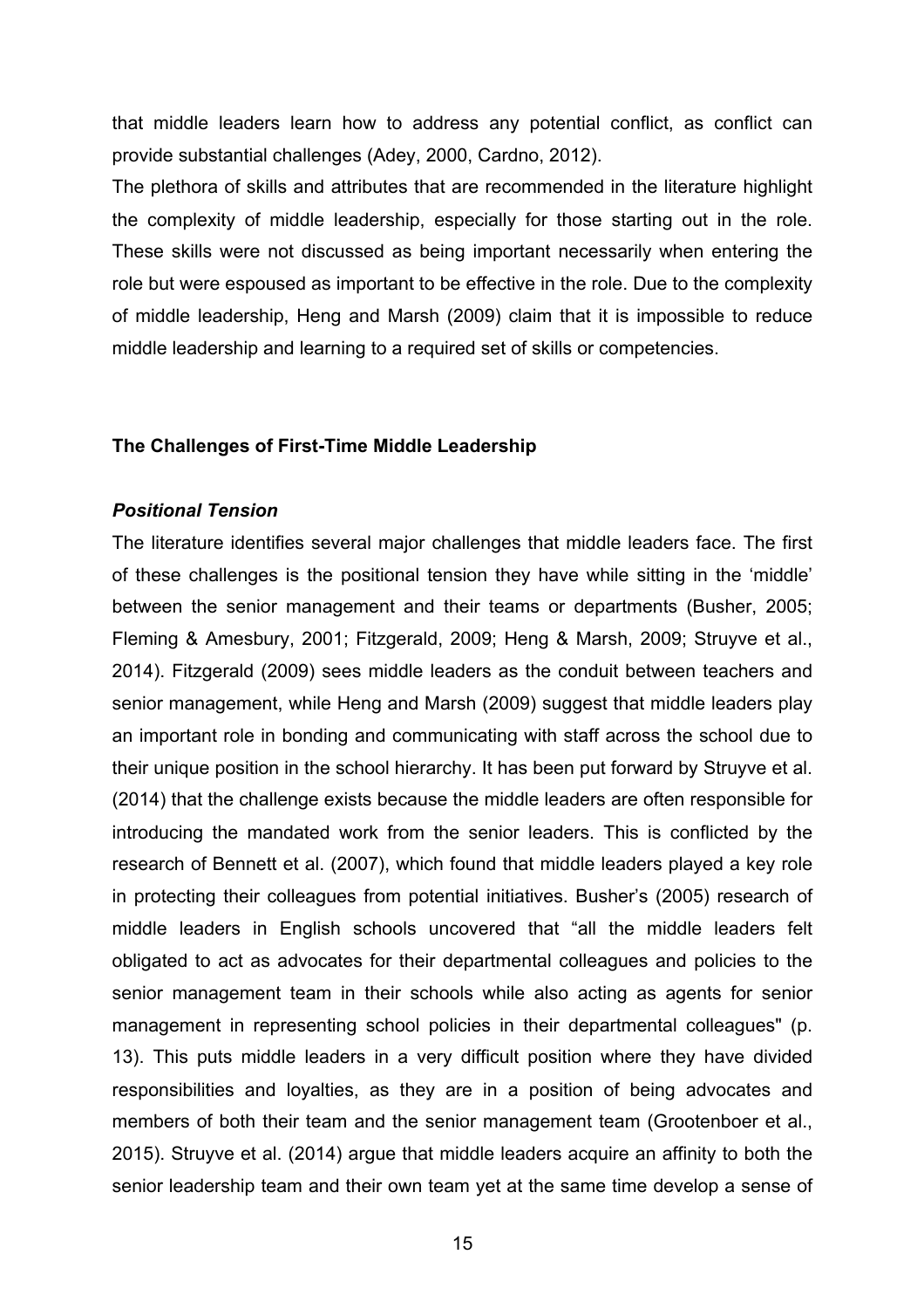that middle leaders learn how to address any potential conflict, as conflict can provide substantial challenges (Adey, 2000, Cardno, 2012).

The plethora of skills and attributes that are recommended in the literature highlight the complexity of middle leadership, especially for those starting out in the role. These skills were not discussed as being important necessarily when entering the role but were espoused as important to be effective in the role. Due to the complexity of middle leadership, Heng and Marsh (2009) claim that it is impossible to reduce middle leadership and learning to a required set of skills or competencies.

## The Challenges of First-Time Middle Leadership

### *Positional Tension*

The literature identifies several major challenges that middle leaders face. The first of these challenges is the positional tension they have while sitting in the 'middle' between the senior management and their teams or departments (Busher, 2005; Fleming & Amesbury, 2001; Fitzgerald, 2009; Heng & Marsh, 2009; Struyve et al., 2014). Fitzgerald (2009) sees middle leaders as the conduit between teachers and senior management, while Heng and Marsh (2009) suggest that middle leaders play an important role in bonding and communicating with staff across the school due to their unique position in the school hierarchy. It has been put forward by Struyve et al. (2014) that the challenge exists because the middle leaders are often responsible for introducing the mandated work from the senior leaders. This is conflicted by the research of Bennett et al. (2007), which found that middle leaders played a key role in protecting their colleagues from potential initiatives. Busher's (2005) research of middle leaders in English schools uncovered that "all the middle leaders felt obligated to act as advocates for their departmental colleagues and policies to the senior management team in their schools while also acting as agents for senior management in representing school policies in their departmental colleagues" (p. 13). This puts middle leaders in a very difficult position where they have divided responsibilities and loyalties, as they are in a position of being advocates and members of both their team and the senior management team (Grootenboer et al., 2015). Struyve et al. (2014) argue that middle leaders acquire an affinity to both the senior leadership team and their own team yet at the same time develop a sense of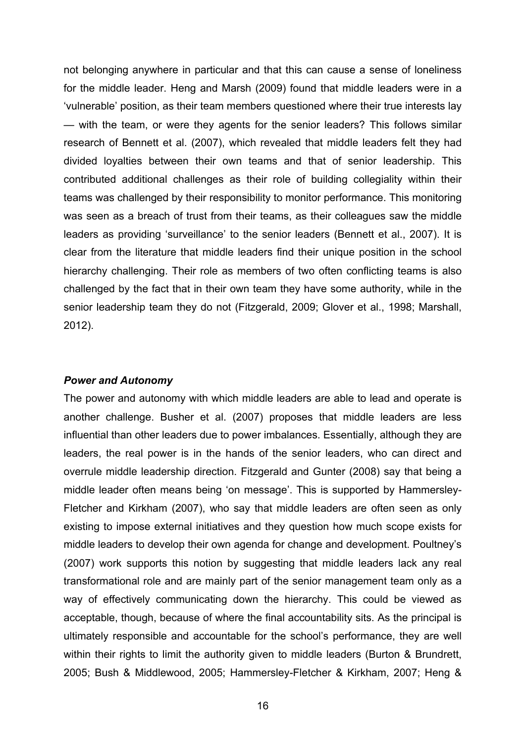not belonging anywhere in particular and that this can cause a sense of loneliness for the middle leader. Heng and Marsh (2009) found that middle leaders were in a 'vulnerable' position, as their team members questioned where their true interests lay — with the team, or were they agents for the senior leaders? This follows similar research of Bennett et al. (2007), which revealed that middle leaders felt they had divided loyalties between their own teams and that of senior leadership. This contributed additional challenges as their role of building collegiality within their teams was challenged by their responsibility to monitor performance. This monitoring was seen as a breach of trust from their teams, as their colleagues saw the middle leaders as providing 'surveillance' to the senior leaders (Bennett et al., 2007). It is clear from the literature that middle leaders find their unique position in the school hierarchy challenging. Their role as members of two often conflicting teams is also challenged by the fact that in their own team they have some authority, while in the senior leadership team they do not (Fitzgerald, 2009; Glover et al., 1998; Marshall, 2012).

### ***Power and Autonomy***

The power and autonomy with which middle leaders are able to lead and operate is another challenge. Busher et al. (2007) proposes that middle leaders are less influential than other leaders due to power imbalances. Essentially, although they are leaders, the real power is in the hands of the senior leaders, who can direct and overrule middle leadership direction. Fitzgerald and Gunter (2008) say that being a middle leader often means being 'on message'. This is supported by Hammersley-Fletcher and Kirkham (2007), who say that middle leaders are often seen as only existing to impose external initiatives and they question how much scope exists for middle leaders to develop their own agenda for change and development. Poultney's (2007) work supports this notion by suggesting that middle leaders lack any real transformational role and are mainly part of the senior management team only as a way of effectively communicating down the hierarchy. This could be viewed as acceptable, though, because of where the final accountability sits. As the principal is ultimately responsible and accountable for the school's performance, they are well within their rights to limit the authority given to middle leaders (Burton & Brundrett, 2005; Bush & Middlewood, 2005; Hammersley-Fletcher & Kirkham, 2007; Heng &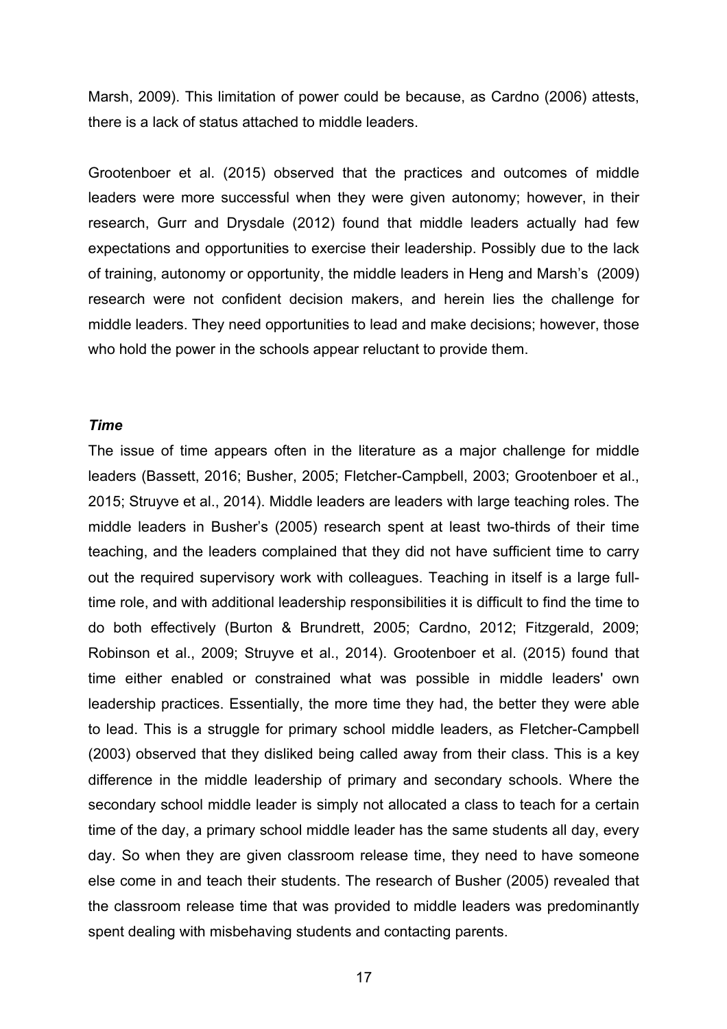Marsh, 2009). This limitation of power could be because, as Cardno (2006) attests, there is a lack of status attached to middle leaders.

Grootenboer et al. (2015) observed that the practices and outcomes of middle leaders were more successful when they were given autonomy; however, in their research, Gurr and Drysdale (2012) found that middle leaders actually had few expectations and opportunities to exercise their leadership. Possibly due to the lack of training, autonomy or opportunity, the middle leaders in Heng and Marsh's (2009) research were not confident decision makers, and herein lies the challenge for middle leaders. They need opportunities to lead and make decisions; however, those who hold the power in the schools appear reluctant to provide them.

***Time***

The issue of time appears often in the literature as a major challenge for middle leaders (Bassett, 2016; Busher, 2005; Fletcher-Campbell, 2003; Grootenboer et al., 2015; Struyve et al., 2014). Middle leaders are leaders with large teaching roles. The middle leaders in Busher's (2005) research spent at least two-thirds of their time teaching, and the leaders complained that they did not have sufficient time to carry out the required supervisory work with colleagues. Teaching in itself is a large full-time role, and with additional leadership responsibilities it is difficult to find the time to do both effectively (Burton & Brundrett, 2005; Cardno, 2012; Fitzgerald, 2009; Robinson et al., 2009; Struyve et al., 2014). Grootenboer et al. (2015) found that time either enabled or constrained what was possible in middle leaders' own leadership practices. Essentially, the more time they had, the better they were able to lead. This is a struggle for primary school middle leaders, as Fletcher-Campbell (2003) observed that they disliked being called away from their class. This is a key difference in the middle leadership of primary and secondary schools. Where the secondary school middle leader is simply not allocated a class to teach for a certain time of the day, a primary school middle leader has the same students all day, every day. So when they are given classroom release time, they need to have someone else come in and teach their students. The research of Busher (2005) revealed that the classroom release time that was provided to middle leaders was predominantly spent dealing with misbehaving students and contacting parents.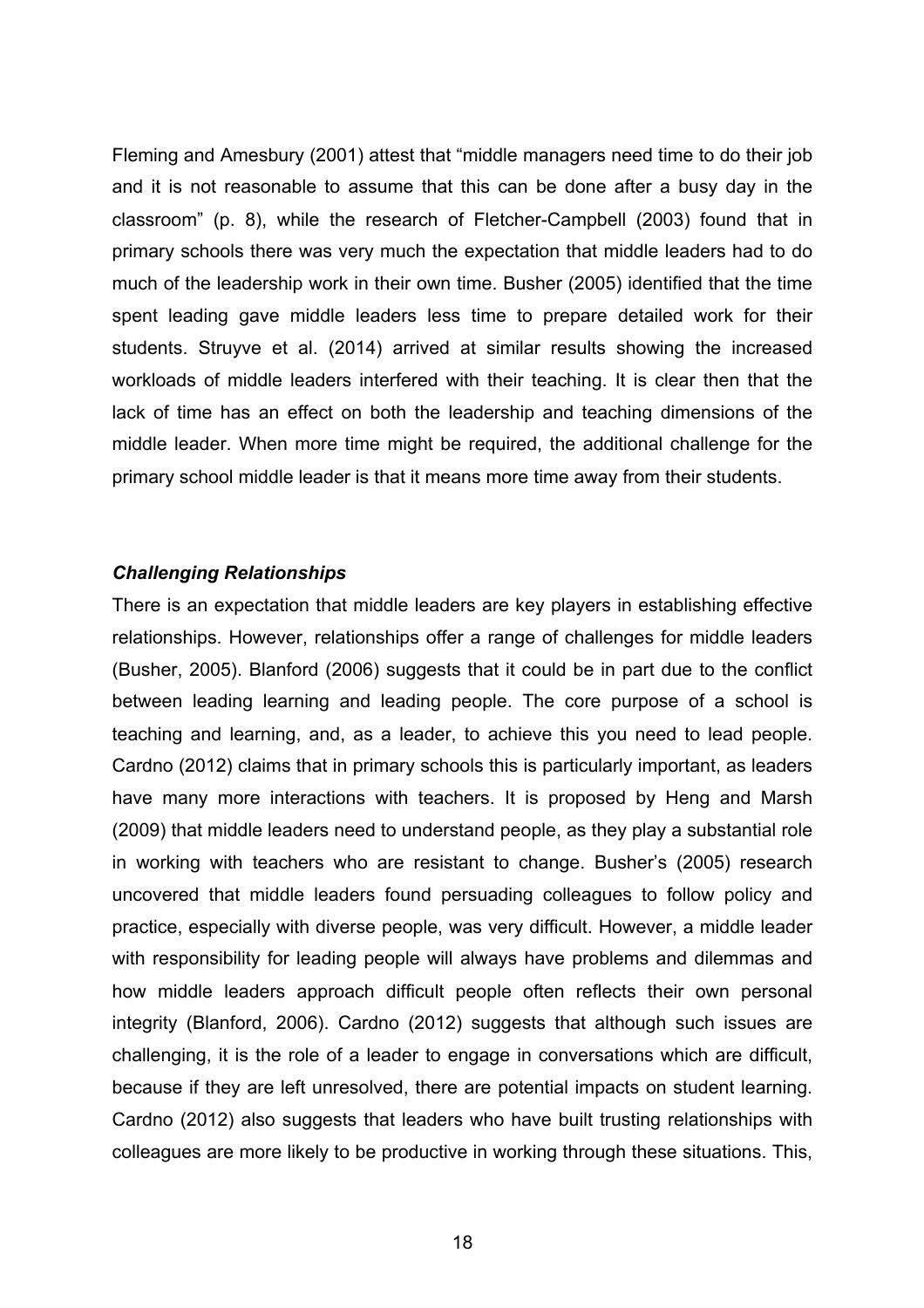Fleming and Amesbury (2001) attest that "middle managers need time to do their job and it is not reasonable to assume that this can be done after a busy day in the classroom" (p. 8), while the research of Fletcher-Campbell (2003) found that in primary schools there was very much the expectation that middle leaders had to do much of the leadership work in their own time. Busher (2005) identified that the time spent leading gave middle leaders less time to prepare detailed work for their students. Struyve et al. (2014) arrived at similar results showing the increased workloads of middle leaders interfered with their teaching. It is clear then that the lack of time has an effect on both the leadership and teaching dimensions of the middle leader. When more time might be required, the additional challenge for the primary school middle leader is that it means more time away from their students.

### *Challenging Relationships*

There is an expectation that middle leaders are key players in establishing effective relationships. However, relationships offer a range of challenges for middle leaders (Busher, 2005). Blanford (2006) suggests that it could be in part due to the conflict between leading learning and leading people. The core purpose of a school is teaching and learning, and, as a leader, to achieve this you need to lead people. Cardno (2012) claims that in primary schools this is particularly important, as leaders have many more interactions with teachers. It is proposed by Heng and Marsh (2009) that middle leaders need to understand people, as they play a substantial role in working with teachers who are resistant to change. Busher's (2005) research uncovered that middle leaders found persuading colleagues to follow policy and practice, especially with diverse people, was very difficult. However, a middle leader with responsibility for leading people will always have problems and dilemmas and how middle leaders approach difficult people often reflects their own personal integrity (Blanford, 2006). Cardno (2012) suggests that although such issues are challenging, it is the role of a leader to engage in conversations which are difficult, because if they are left unresolved, there are potential impacts on student learning. Cardno (2012) also suggests that leaders who have built trusting relationships with colleagues are more likely to be productive in working through these situations. This,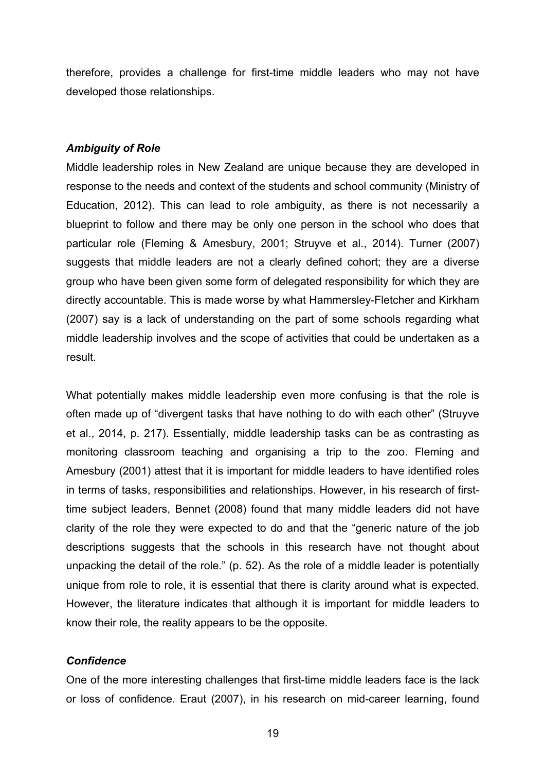therefore, provides a challenge for first-time middle leaders who may not have developed those relationships.

### *Ambiguity of Role*

Middle leadership roles in New Zealand are unique because they are developed in response to the needs and context of the students and school community (Ministry of Education, 2012). This can lead to role ambiguity, as there is not necessarily a blueprint to follow and there may be only one person in the school who does that particular role (Fleming & Amesbury, 2001; Struyve et al., 2014). Turner (2007) suggests that middle leaders are not a clearly defined cohort; they are a diverse group who have been given some form of delegated responsibility for which they are directly accountable. This is made worse by what Hammersley-Fletcher and Kirkham (2007) say is a lack of understanding on the part of some schools regarding what middle leadership involves and the scope of activities that could be undertaken as a result.

What potentially makes middle leadership even more confusing is that the role is often made up of "divergent tasks that have nothing to do with each other" (Struyve et al., 2014, p. 217). Essentially, middle leadership tasks can be as contrasting as monitoring classroom teaching and organising a trip to the zoo. Fleming and Amesbury (2001) attest that it is important for middle leaders to have identified roles in terms of tasks, responsibilities and relationships. However, in his research of first-time subject leaders, Bennet (2008) found that many middle leaders did not have clarity of the role they were expected to do and that the "generic nature of the job descriptions suggests that the schools in this research have not thought about unpacking the detail of the role." (p. 52). As the role of a middle leader is potentially unique from role to role, it is essential that there is clarity around what is expected. However, the literature indicates that although it is important for middle leaders to know their role, the reality appears to be the opposite.

### *Confidence*

One of the more interesting challenges that first-time middle leaders face is the lack or loss of confidence. Eraut (2007), in his research on mid-career learning, found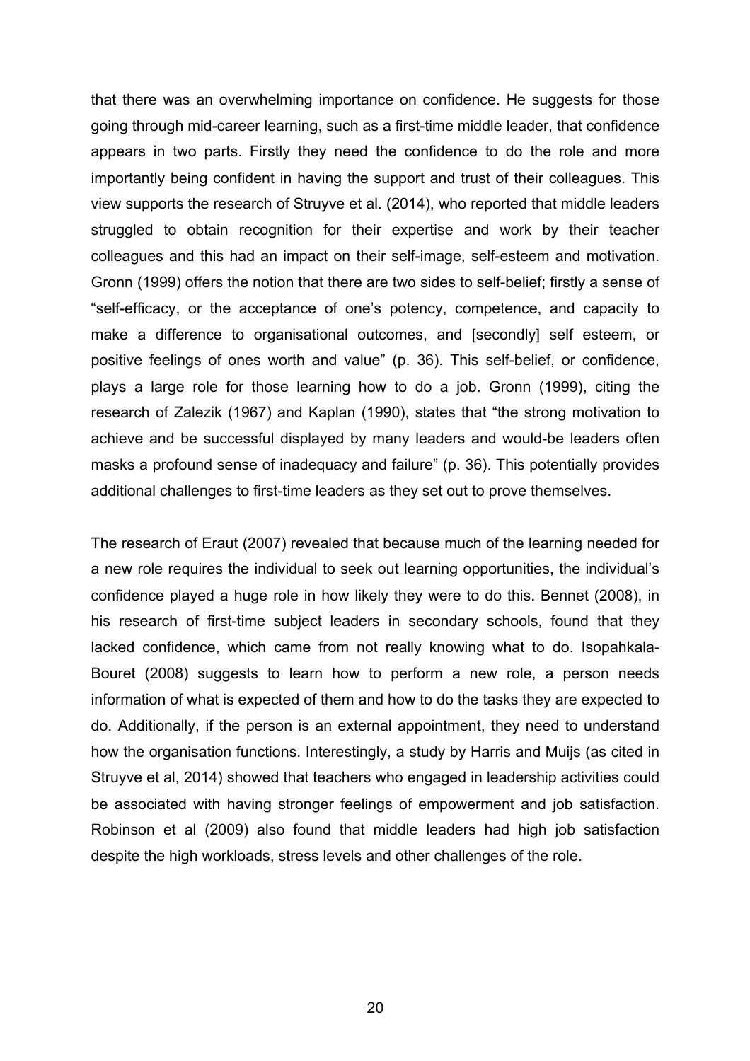that there was an overwhelming importance on confidence. He suggests for those going through mid-career learning, such as a first-time middle leader, that confidence appears in two parts. Firstly they need the confidence to do the role and more importantly being confident in having the support and trust of their colleagues. This view supports the research of Struyve et al. (2014), who reported that middle leaders struggled to obtain recognition for their expertise and work by their teacher colleagues and this had an impact on their self-image, self-esteem and motivation. Gronn (1999) offers the notion that there are two sides to self-belief; firstly a sense of "self-efficacy, or the acceptance of one's potency, competence, and capacity to make a difference to organisational outcomes, and [secondly] self esteem, or positive feelings of ones worth and value" (p. 36). This self-belief, or confidence, plays a large role for those learning how to do a job. Gronn (1999), citing the research of Zalezik (1967) and Kaplan (1990), states that "the strong motivation to achieve and be successful displayed by many leaders and would-be leaders often masks a profound sense of inadequacy and failure" (p. 36). This potentially provides additional challenges to first-time leaders as they set out to prove themselves.

The research of Eraut (2007) revealed that because much of the learning needed for a new role requires the individual to seek out learning opportunities, the individual's confidence played a huge role in how likely they were to do this. Bennet (2008), in his research of first-time subject leaders in secondary schools, found that they lacked confidence, which came from not really knowing what to do. Isopahkala-Bouret (2008) suggests to learn how to perform a new role, a person needs information of what is expected of them and how to do the tasks they are expected to do. Additionally, if the person is an external appointment, they need to understand how the organisation functions. Interestingly, a study by Harris and Muijs (as cited in Struyve et al, 2014) showed that teachers who engaged in leadership activities could be associated with having stronger feelings of empowerment and job satisfaction. Robinson et al (2009) also found that middle leaders had high job satisfaction despite the high workloads, stress levels and other challenges of the role.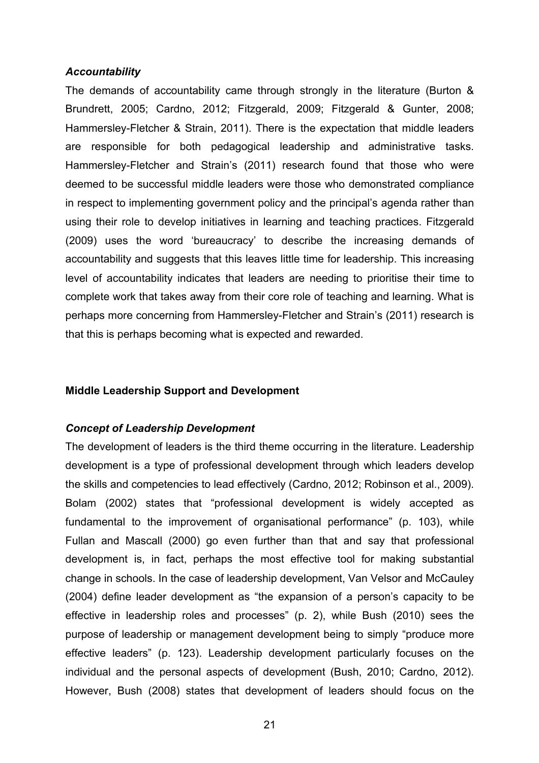### *Accountability*

The demands of accountability came through strongly in the literature (Burton & Brundrett, 2005; Cardno, 2012; Fitzgerald, 2009; Fitzgerald & Gunter, 2008; Hammersley-Fletcher & Strain, 2011). There is the expectation that middle leaders are responsible for both pedagogical leadership and administrative tasks. Hammersley-Fletcher and Strain's (2011) research found that those who were deemed to be successful middle leaders were those who demonstrated compliance in respect to implementing government policy and the principal's agenda rather than using their role to develop initiatives in learning and teaching practices. Fitzgerald (2009) uses the word 'bureaucracy' to describe the increasing demands of accountability and suggests that this leaves little time for leadership. This increasing level of accountability indicates that leaders are needing to prioritise their time to complete work that takes away from their core role of teaching and learning. What is perhaps more concerning from Hammersley-Fletcher and Strain's (2011) research is that this is perhaps becoming what is expected and rewarded.

## **Middle Leadership Support and Development**

### *Concept of Leadership Development*

The development of leaders is the third theme occurring in the literature. Leadership development is a type of professional development through which leaders develop the skills and competencies to lead effectively (Cardno, 2012; Robinson et al., 2009). Bolam (2002) states that "professional development is widely accepted as fundamental to the improvement of organisational performance" (p. 103), while Fullan and Mascall (2000) go even further than that and say that professional development is, in fact, perhaps the most effective tool for making substantial change in schools. In the case of leadership development, Van Velsor and McCauley (2004) define leader development as "the expansion of a person's capacity to be effective in leadership roles and processes" (p. 2), while Bush (2010) sees the purpose of leadership or management development being to simply "produce more effective leaders" (p. 123). Leadership development particularly focuses on the individual and the personal aspects of development (Bush, 2010; Cardno, 2012). However, Bush (2008) states that development of leaders should focus on the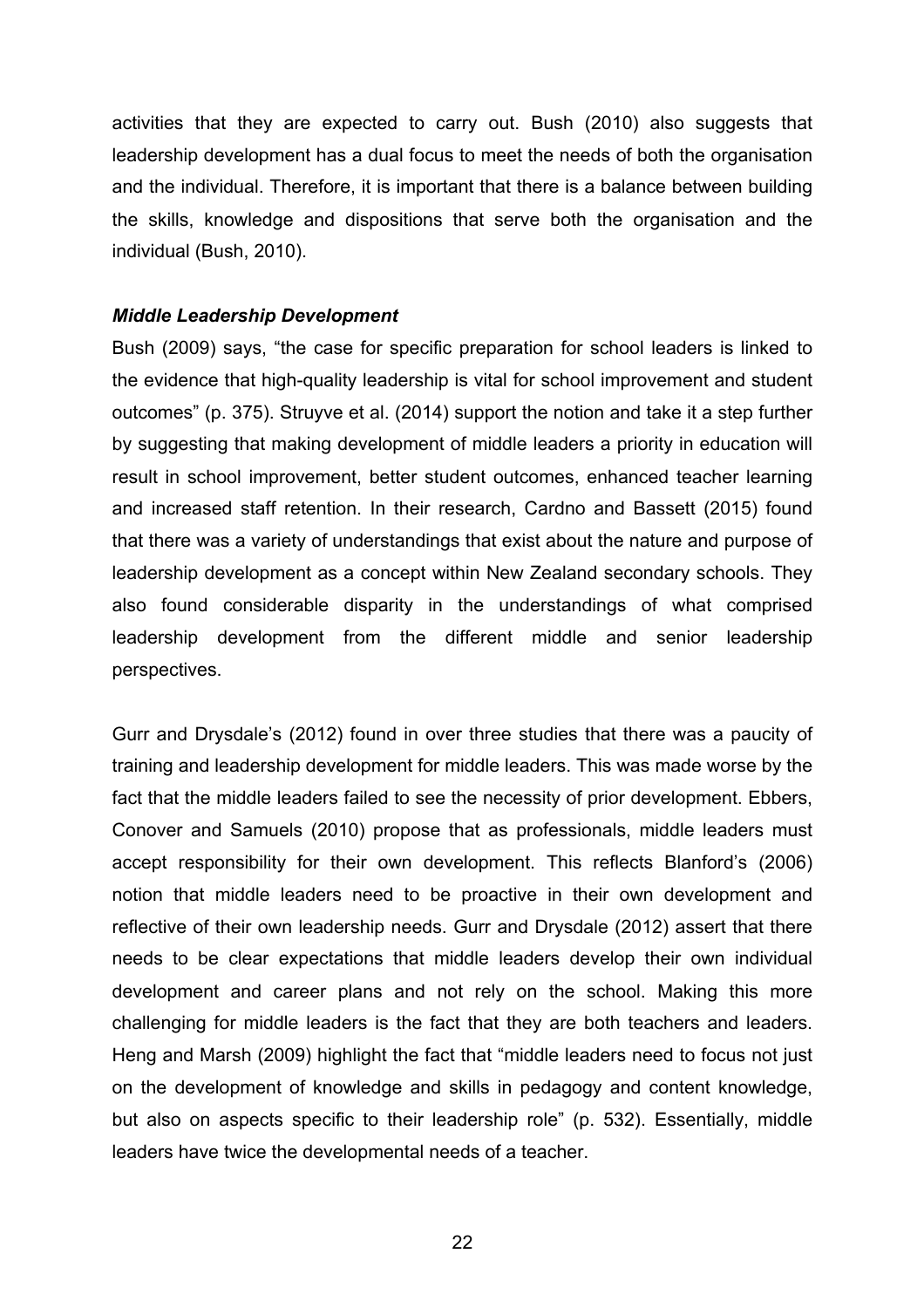activities that they are expected to carry out. Bush (2010) also suggests that leadership development has a dual focus to meet the needs of both the organisation and the individual. Therefore, it is important that there is a balance between building the skills, knowledge and dispositions that serve both the organisation and the individual (Bush, 2010).

### *Middle Leadership Development*

Bush (2009) says, "the case for specific preparation for school leaders is linked to the evidence that high-quality leadership is vital for school improvement and student outcomes" (p. 375). Struyve et al. (2014) support the notion and take it a step further by suggesting that making development of middle leaders a priority in education will result in school improvement, better student outcomes, enhanced teacher learning and increased staff retention. In their research, Cardno and Bassett (2015) found that there was a variety of understandings that exist about the nature and purpose of leadership development as a concept within New Zealand secondary schools. They also found considerable disparity in the understandings of what comprised leadership development from the different middle and senior leadership perspectives.

Gurr and Drysdale's (2012) found in over three studies that there was a paucity of training and leadership development for middle leaders. This was made worse by the fact that the middle leaders failed to see the necessity of prior development. Ebbers, Conover and Samuels (2010) propose that as professionals, middle leaders must accept responsibility for their own development. This reflects Blanford's (2006) notion that middle leaders need to be proactive in their own development and reflective of their own leadership needs. Gurr and Drysdale (2012) assert that there needs to be clear expectations that middle leaders develop their own individual development and career plans and not rely on the school. Making this more challenging for middle leaders is the fact that they are both teachers and leaders. Heng and Marsh (2009) highlight the fact that "middle leaders need to focus not just on the development of knowledge and skills in pedagogy and content knowledge, but also on aspects specific to their leadership role" (p. 532). Essentially, middle leaders have twice the developmental needs of a teacher.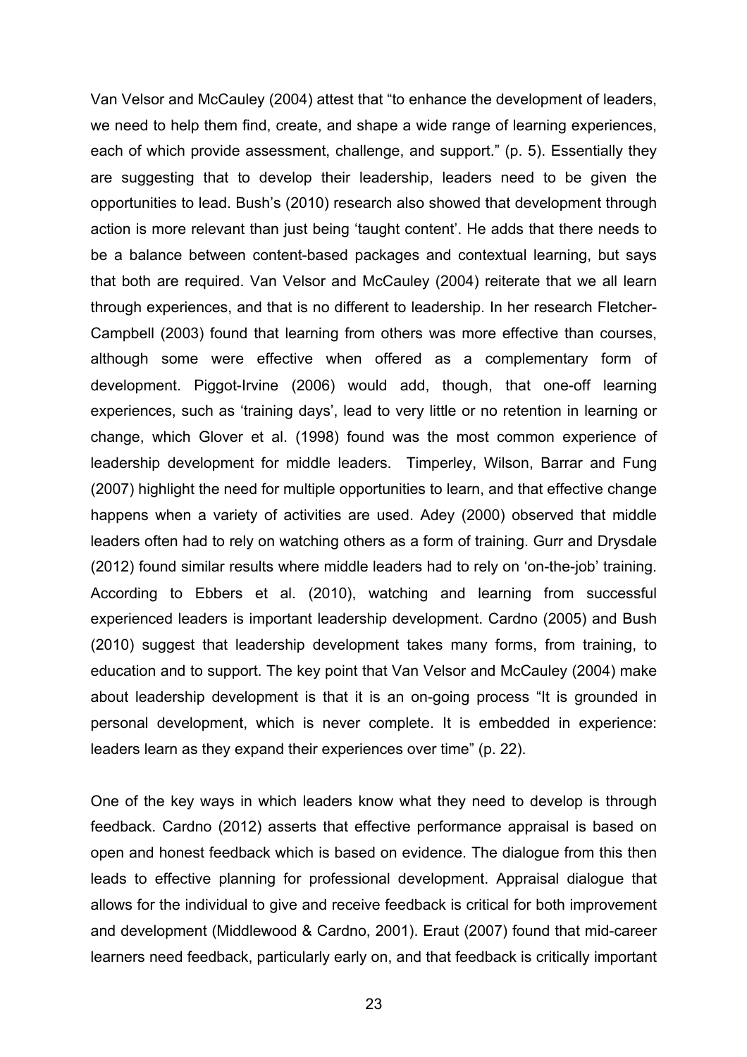Van Velsor and McCauley (2004) attest that “to enhance the development of leaders, we need to help them find, create, and shape a wide range of learning experiences, each of which provide assessment, challenge, and support.” (p. 5). Essentially they are suggesting that to develop their leadership, leaders need to be given the opportunities to lead. Bush’s (2010) research also showed that development through action is more relevant than just being ‘taught content’. He adds that there needs to be a balance between content-based packages and contextual learning, but says that both are required. Van Velsor and McCauley (2004) reiterate that we all learn through experiences, and that is no different to leadership. In her research Fletcher-Campbell (2003) found that learning from others was more effective than courses, although some were effective when offered as a complementary form of development. Piggot-Irvine (2006) would add, though, that one-off learning experiences, such as ‘training days’, lead to very little or no retention in learning or change, which Glover et al. (1998) found was the most common experience of leadership development for middle leaders. Timperley, Wilson, Barrar and Fung (2007) highlight the need for multiple opportunities to learn, and that effective change happens when a variety of activities are used. Adey (2000) observed that middle leaders often had to rely on watching others as a form of training. Gurr and Drysdale (2012) found similar results where middle leaders had to rely on ‘on-the-job’ training. According to Ebbers et al. (2010), watching and learning from successful experienced leaders is important leadership development. Cardno (2005) and Bush (2010) suggest that leadership development takes many forms, from training, to education and to support. The key point that Van Velsor and McCauley (2004) make about leadership development is that it is an on-going process “It is grounded in personal development, which is never complete. It is embedded in experience: leaders learn as they expand their experiences over time” (p. 22).

One of the key ways in which leaders know what they need to develop is through feedback. Cardno (2012) asserts that effective performance appraisal is based on open and honest feedback which is based on evidence. The dialogue from this then leads to effective planning for professional development. Appraisal dialogue that allows for the individual to give and receive feedback is critical for both improvement and development (Middlewood & Cardno, 2001). Eraut (2007) found that mid-career learners need feedback, particularly early on, and that feedback is critically important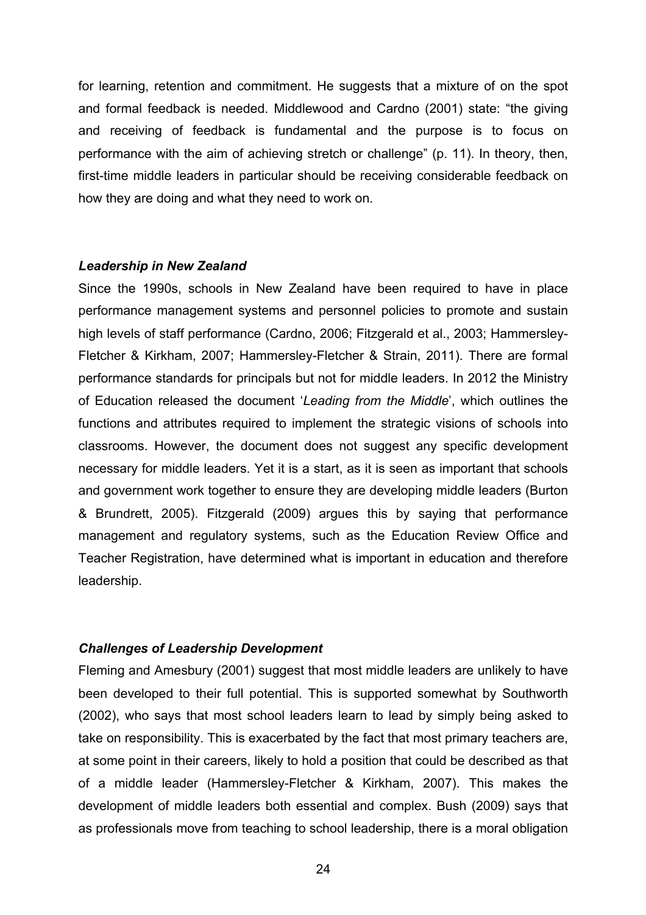for learning, retention and commitment. He suggests that a mixture of on the spot and formal feedback is needed. Middlewood and Cardno (2001) state: "the giving and receiving of feedback is fundamental and the purpose is to focus on performance with the aim of achieving stretch or challenge" (p. 11). In theory, then, first-time middle leaders in particular should be receiving considerable feedback on how they are doing and what they need to work on.

### *Leadership in New Zealand*

Since the 1990s, schools in New Zealand have been required to have in place performance management systems and personnel policies to promote and sustain high levels of staff performance (Cardno, 2006; Fitzgerald et al., 2003; Hammersley-Fletcher & Kirkham, 2007; Hammersley-Fletcher & Strain, 2011). There are formal performance standards for principals but not for middle leaders. In 2012 the Ministry of Education released the document '*Leading from the Middle*', which outlines the functions and attributes required to implement the strategic visions of schools into classrooms. However, the document does not suggest any specific development necessary for middle leaders. Yet it is a start, as it is seen as important that schools and government work together to ensure they are developing middle leaders (Burton & Brundrett, 2005). Fitzgerald (2009) argues this by saying that performance management and regulatory systems, such as the Education Review Office and Teacher Registration, have determined what is important in education and therefore leadership.

### *Challenges of Leadership Development*

Fleming and Amesbury (2001) suggest that most middle leaders are unlikely to have been developed to their full potential. This is supported somewhat by Southworth (2002), who says that most school leaders learn to lead by simply being asked to take on responsibility. This is exacerbated by the fact that most primary teachers are, at some point in their careers, likely to hold a position that could be described as that of a middle leader (Hammersley-Fletcher & Kirkham, 2007). This makes the development of middle leaders both essential and complex. Bush (2009) says that as professionals move from teaching to school leadership, there is a moral obligation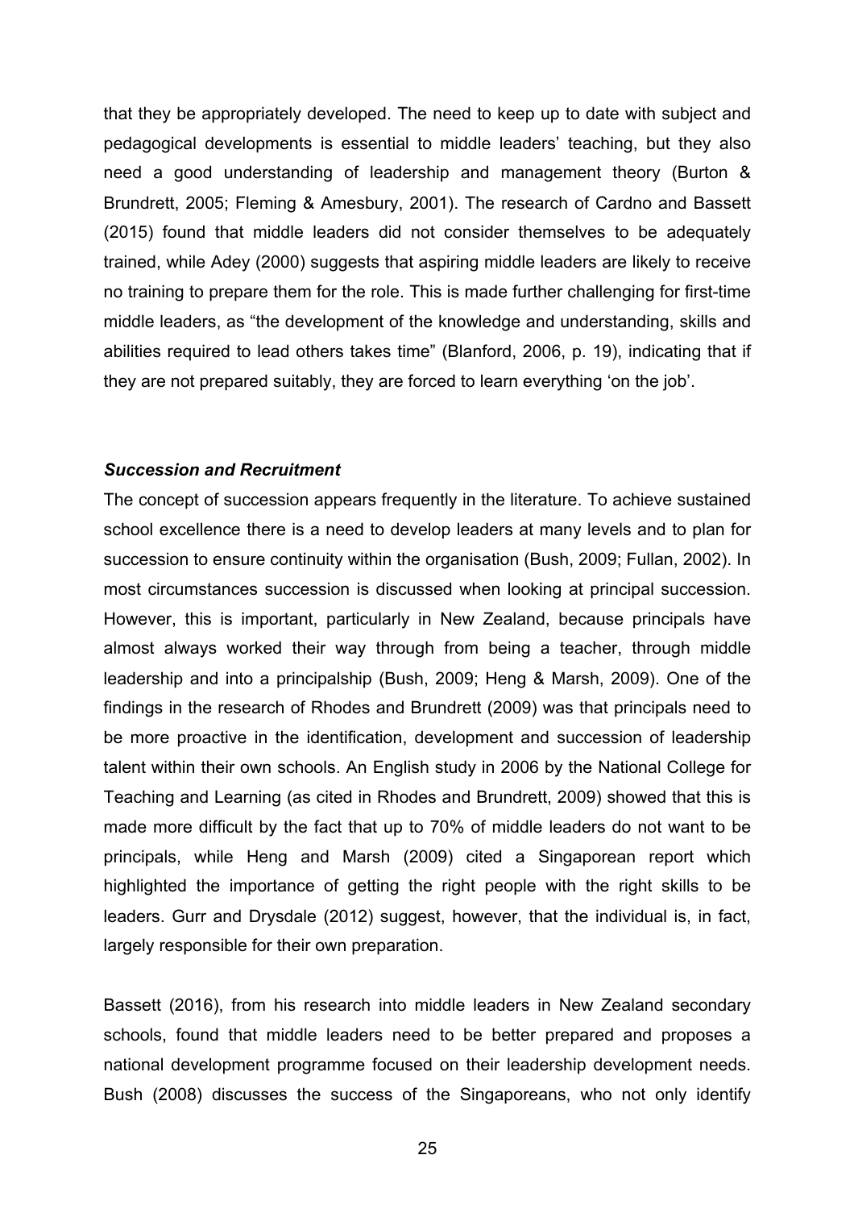that they be appropriately developed. The need to keep up to date with subject and pedagogical developments is essential to middle leaders' teaching, but they also need a good understanding of leadership and management theory (Burton & Brundrett, 2005; Fleming & Amesbury, 2001). The research of Cardno and Bassett (2015) found that middle leaders did not consider themselves to be adequately trained, while Adey (2000) suggests that aspiring middle leaders are likely to receive no training to prepare them for the role. This is made further challenging for first-time middle leaders, as "the development of the knowledge and understanding, skills and abilities required to lead others takes time" (Blanford, 2006, p. 19), indicating that if they are not prepared suitably, they are forced to learn everything 'on the job'.

### *Succession and Recruitment*

The concept of succession appears frequently in the literature. To achieve sustained school excellence there is a need to develop leaders at many levels and to plan for succession to ensure continuity within the organisation (Bush, 2009; Fullan, 2002). In most circumstances succession is discussed when looking at principal succession. However, this is important, particularly in New Zealand, because principals have almost always worked their way through from being a teacher, through middle leadership and into a principalship (Bush, 2009; Heng & Marsh, 2009). One of the findings in the research of Rhodes and Brundrett (2009) was that principals need to be more proactive in the identification, development and succession of leadership talent within their own schools. An English study in 2006 by the National College for Teaching and Learning (as cited in Rhodes and Brundrett, 2009) showed that this is made more difficult by the fact that up to 70% of middle leaders do not want to be principals, while Heng and Marsh (2009) cited a Singaporean report which highlighted the importance of getting the right people with the right skills to be leaders. Gurr and Drysdale (2012) suggest, however, that the individual is, in fact, largely responsible for their own preparation.

Bassett (2016), from his research into middle leaders in New Zealand secondary schools, found that middle leaders need to be better prepared and proposes a national development programme focused on their leadership development needs. Bush (2008) discusses the success of the Singaporeans, who not only identify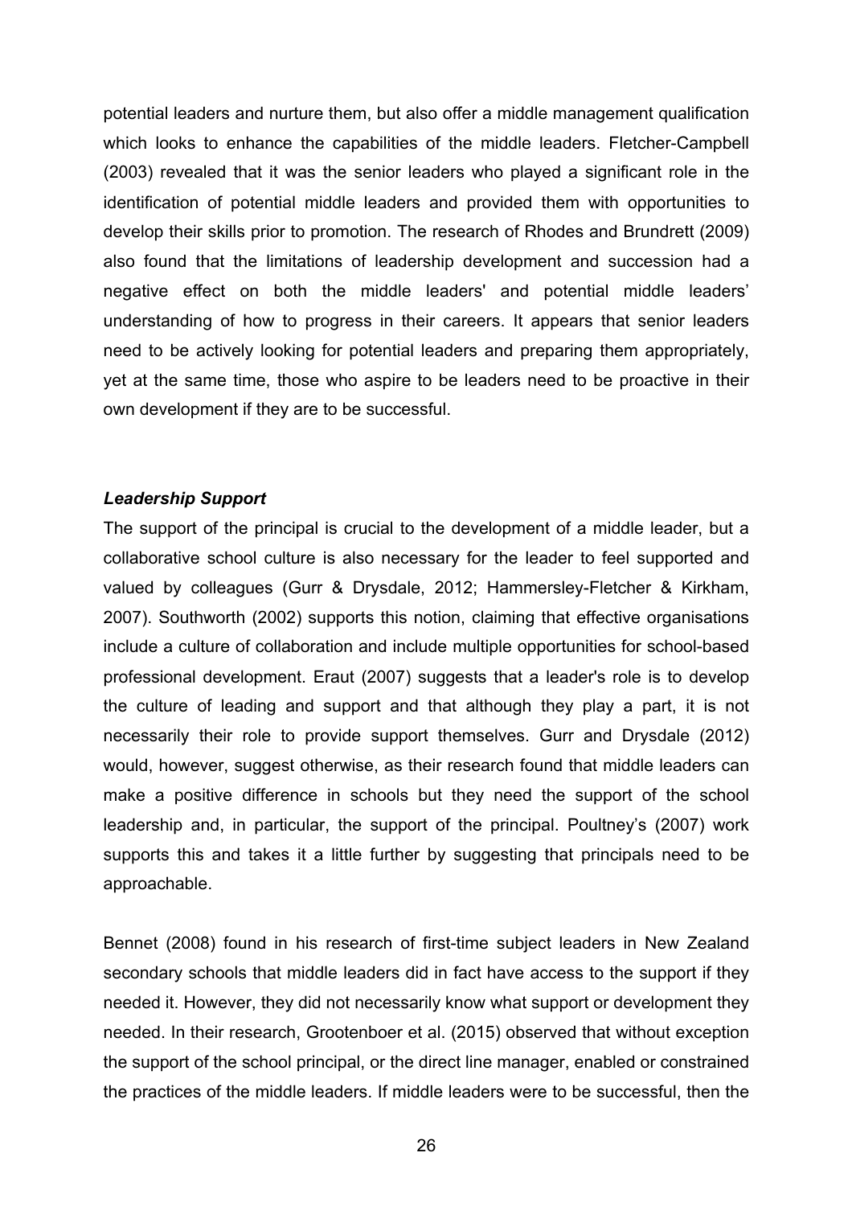potential leaders and nurture them, but also offer a middle management qualification which looks to enhance the capabilities of the middle leaders. Fletcher-Campbell (2003) revealed that it was the senior leaders who played a significant role in the identification of potential middle leaders and provided them with opportunities to develop their skills prior to promotion. The research of Rhodes and Brundrett (2009) also found that the limitations of leadership development and succession had a negative effect on both the middle leaders' and potential middle leaders' understanding of how to progress in their careers. It appears that senior leaders need to be actively looking for potential leaders and preparing them appropriately, yet at the same time, those who aspire to be leaders need to be proactive in their own development if they are to be successful.

***Leadership Support***

The support of the principal is crucial to the development of a middle leader, but a collaborative school culture is also necessary for the leader to feel supported and valued by colleagues (Gurr & Drysdale, 2012; Hammersley-Fletcher & Kirkham, 2007). Southworth (2002) supports this notion, claiming that effective organisations include a culture of collaboration and include multiple opportunities for school-based professional development. Eraut (2007) suggests that a leader's role is to develop the culture of leading and support and that although they play a part, it is not necessarily their role to provide support themselves. Gurr and Drysdale (2012) would, however, suggest otherwise, as their research found that middle leaders can make a positive difference in schools but they need the support of the school leadership and, in particular, the support of the principal. Poultney's (2007) work supports this and takes it a little further by suggesting that principals need to be approachable.

Bennet (2008) found in his research of first-time subject leaders in New Zealand secondary schools that middle leaders did in fact have access to the support if they needed it. However, they did not necessarily know what support or development they needed. In their research, Grootenboer et al. (2015) observed that without exception the support of the school principal, or the direct line manager, enabled or constrained the practices of the middle leaders. If middle leaders were to be successful, then the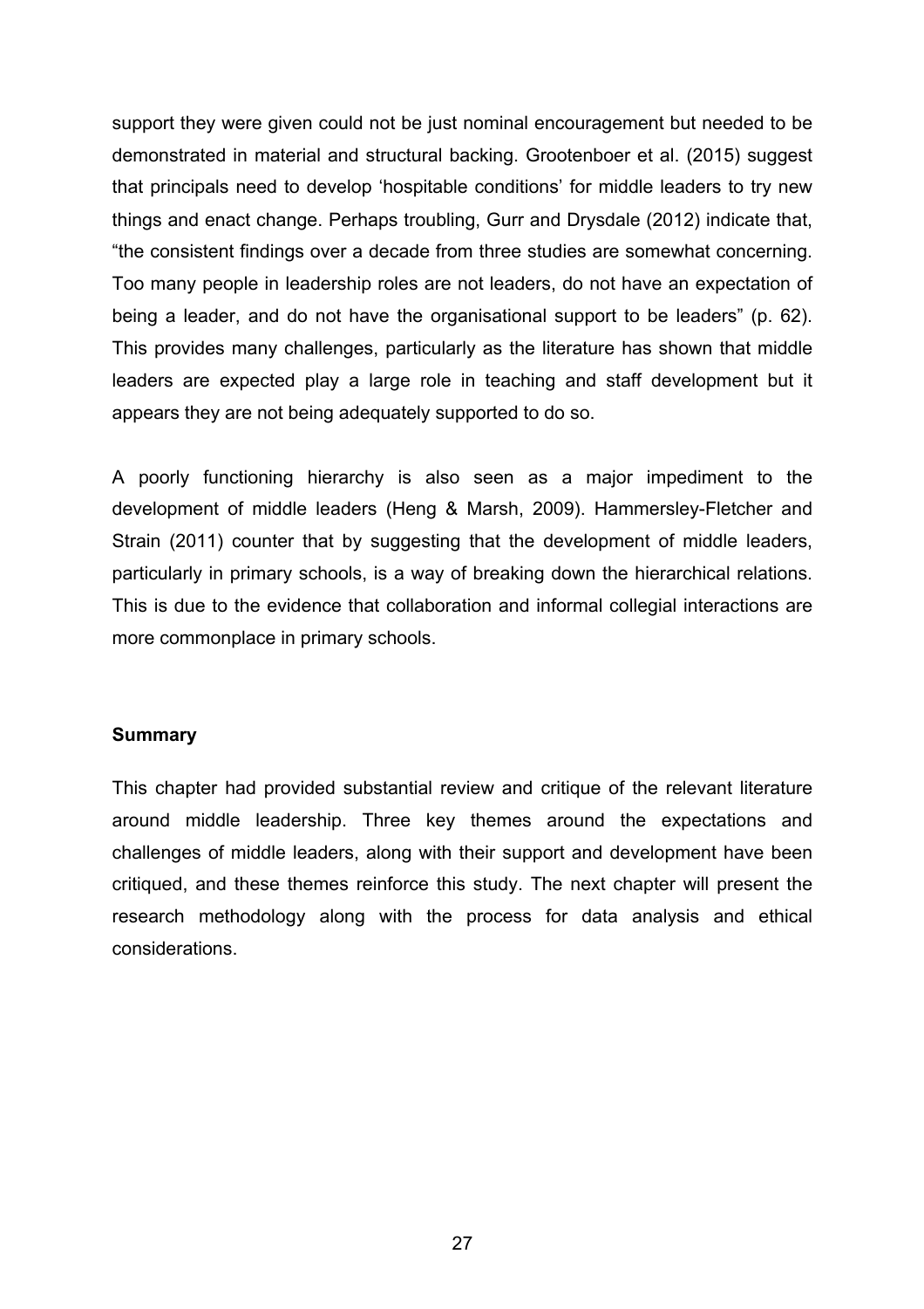support they were given could not be just nominal encouragement but needed to be demonstrated in material and structural backing. Grootenboer et al. (2015) suggest that principals need to develop ‘hospitable conditions’ for middle leaders to try new things and enact change. Perhaps troubling, Gurr and Drysdale (2012) indicate that, “the consistent findings over a decade from three studies are somewhat concerning. Too many people in leadership roles are not leaders, do not have an expectation of being a leader, and do not have the organisational support to be leaders” (p. 62). This provides many challenges, particularly as the literature has shown that middle leaders are expected play a large role in teaching and staff development but it appears they are not being adequately supported to do so.

A poorly functioning hierarchy is also seen as a major impediment to the development of middle leaders (Heng & Marsh, 2009). Hammersley-Fletcher and Strain (2011) counter that by suggesting that the development of middle leaders, particularly in primary schools, is a way of breaking down the hierarchical relations. This is due to the evidence that collaboration and informal collegial interactions are more commonplace in primary schools.

**Summary**

This chapter had provided substantial review and critique of the relevant literature around middle leadership. Three key themes around the expectations and challenges of middle leaders, along with their support and development have been critiqued, and these themes reinforce this study. The next chapter will present the research methodology along with the process for data analysis and ethical considerations.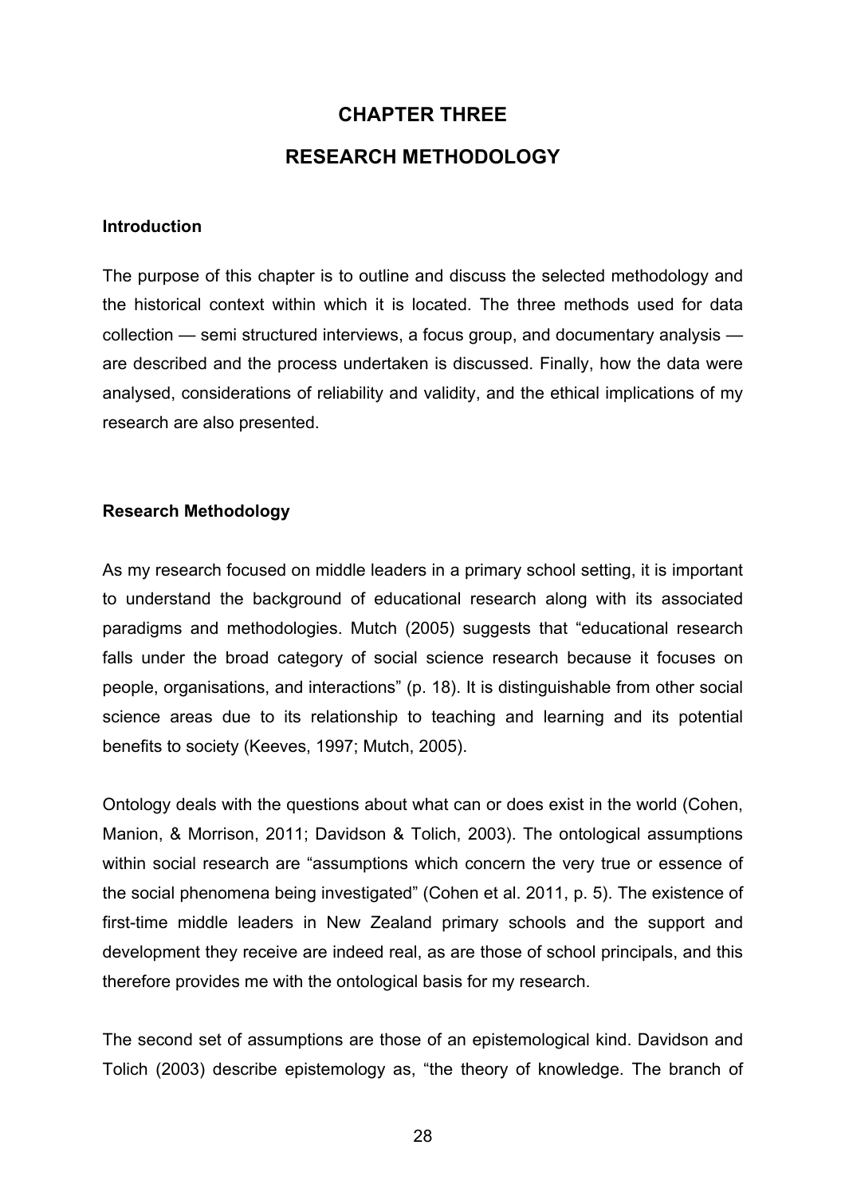# CHAPTER THREE

# RESEARCH METHODOLOGY

### Introduction

The purpose of this chapter is to outline and discuss the selected methodology and the historical context within which it is located. The three methods used for data collection — semi structured interviews, a focus group, and documentary analysis — are described and the process undertaken is discussed. Finally, how the data were analysed, considerations of reliability and validity, and the ethical implications of my research are also presented.

### Research Methodology

As my research focused on middle leaders in a primary school setting, it is important to understand the background of educational research along with its associated paradigms and methodologies. Mutch (2005) suggests that "educational research falls under the broad category of social science research because it focuses on people, organisations, and interactions" (p. 18). It is distinguishable from other social science areas due to its relationship to teaching and learning and its potential benefits to society (Keeves, 1997; Mutch, 2005).

Ontology deals with the questions about what can or does exist in the world (Cohen, Manion, & Morrison, 2011; Davidson & Tolich, 2003). The ontological assumptions within social research are "assumptions which concern the very true or essence of the social phenomena being investigated" (Cohen et al. 2011, p. 5). The existence of first-time middle leaders in New Zealand primary schools and the support and development they receive are indeed real, as are those of school principals, and this therefore provides me with the ontological basis for my research.

The second set of assumptions are those of an epistemological kind. Davidson and Tolich (2003) describe epistemology as, "the theory of knowledge. The branch of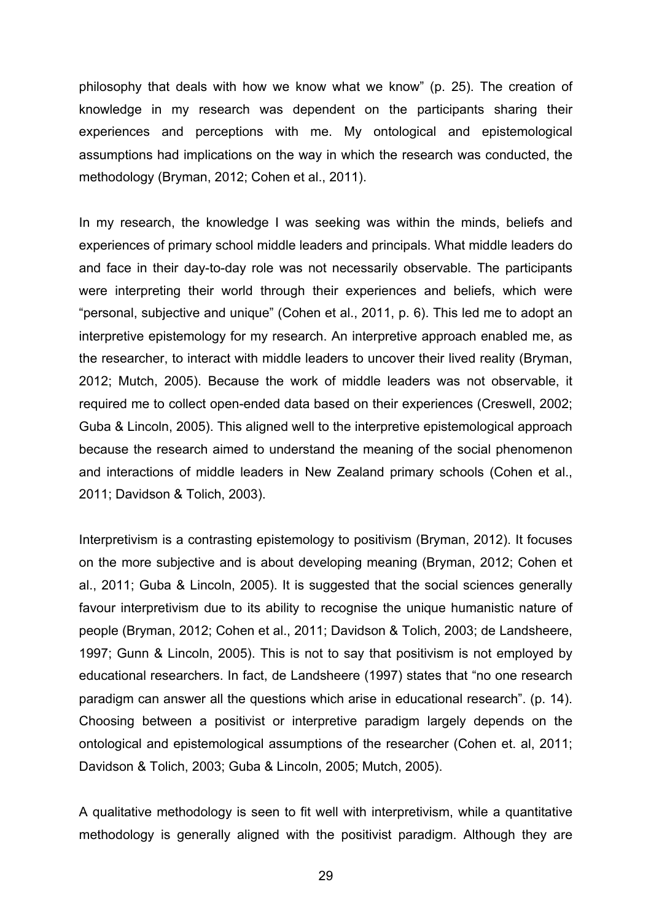philosophy that deals with how we know what we know" (p. 25). The creation of knowledge in my research was dependent on the participants sharing their experiences and perceptions with me. My ontological and epistemological assumptions had implications on the way in which the research was conducted, the methodology (Bryman, 2012; Cohen et al., 2011).

In my research, the knowledge I was seeking was within the minds, beliefs and experiences of primary school middle leaders and principals. What middle leaders do and face in their day-to-day role was not necessarily observable. The participants were interpreting their world through their experiences and beliefs, which were "personal, subjective and unique" (Cohen et al., 2011, p. 6). This led me to adopt an interpretive epistemology for my research. An interpretive approach enabled me, as the researcher, to interact with middle leaders to uncover their lived reality (Bryman, 2012; Mutch, 2005). Because the work of middle leaders was not observable, it required me to collect open-ended data based on their experiences (Creswell, 2002; Guba & Lincoln, 2005). This aligned well to the interpretive epistemological approach because the research aimed to understand the meaning of the social phenomenon and interactions of middle leaders in New Zealand primary schools (Cohen et al., 2011; Davidson & Tolich, 2003).

Interpretivism is a contrasting epistemology to positivism (Bryman, 2012). It focuses on the more subjective and is about developing meaning (Bryman, 2012; Cohen et al., 2011; Guba & Lincoln, 2005). It is suggested that the social sciences generally favour interpretivism due to its ability to recognise the unique humanistic nature of people (Bryman, 2012; Cohen et al., 2011; Davidson & Tolich, 2003; de Landsheere, 1997; Gunn & Lincoln, 2005). This is not to say that positivism is not employed by educational researchers. In fact, de Landsheere (1997) states that "no one research paradigm can answer all the questions which arise in educational research". (p. 14). Choosing between a positivist or interpretive paradigm largely depends on the ontological and epistemological assumptions of the researcher (Cohen et. al, 2011; Davidson & Tolich, 2003; Guba & Lincoln, 2005; Mutch, 2005).

A qualitative methodology is seen to fit well with interpretivism, while a quantitative methodology is generally aligned with the positivist paradigm. Although they are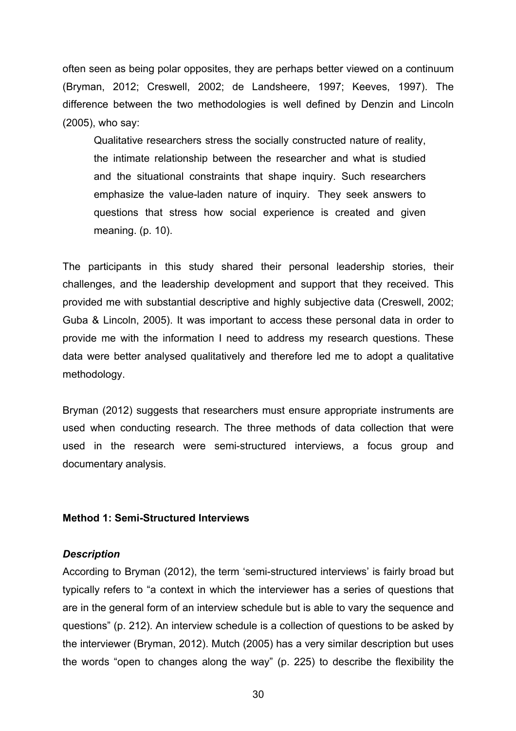often seen as being polar opposites, they are perhaps better viewed on a continuum (Bryman, 2012; Creswell, 2002; de Landsheere, 1997; Keeves, 1997). The difference between the two methodologies is well defined by Denzin and Lincoln (2005), who say:

> Qualitative researchers stress the socially constructed nature of reality, the intimate relationship between the researcher and what is studied and the situational constraints that shape inquiry. Such researchers emphasize the value-laden nature of inquiry. They seek answers to questions that stress how social experience is created and given meaning. (p. 10).

The participants in this study shared their personal leadership stories, their challenges, and the leadership development and support that they received. This provided me with substantial descriptive and highly subjective data (Creswell, 2002; Guba & Lincoln, 2005). It was important to access these personal data in order to provide me with the information I need to address my research questions. These data were better analysed qualitatively and therefore led me to adopt a qualitative methodology.

Bryman (2012) suggests that researchers must ensure appropriate instruments are used when conducting research. The three methods of data collection that were used in the research were semi-structured interviews, a focus group and documentary analysis.

**Method 1: Semi-Structured Interviews**

***Description***

According to Bryman (2012), the term 'semi-structured interviews' is fairly broad but typically refers to "a context in which the interviewer has a series of questions that are in the general form of an interview schedule but is able to vary the sequence and questions" (p. 212). An interview schedule is a collection of questions to be asked by the interviewer (Bryman, 2012). Mutch (2005) has a very similar description but uses the words "open to changes along the way" (p. 225) to describe the flexibility the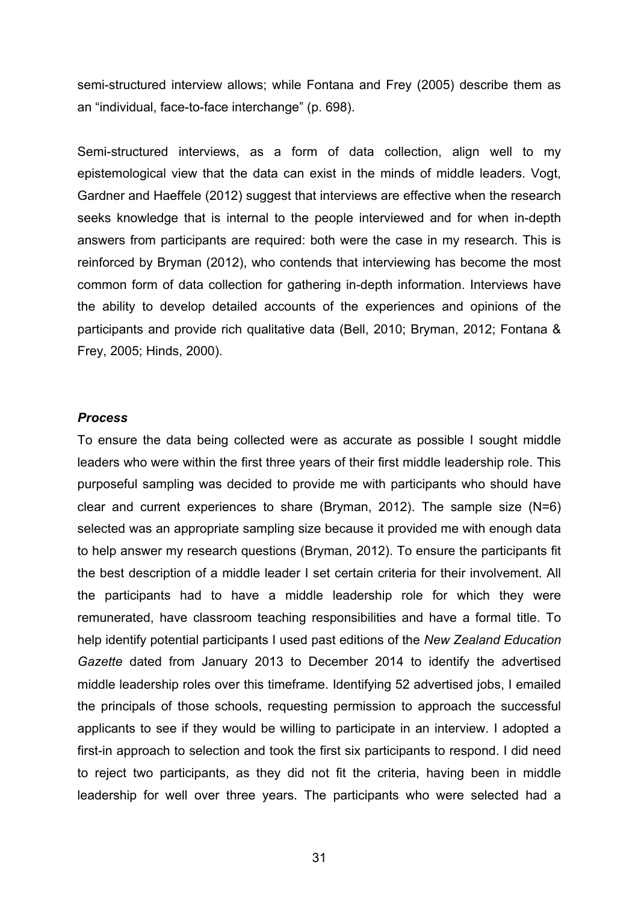semi-structured interview allows; while Fontana and Frey (2005) describe them as an "individual, face-to-face interchange" (p. 698).

Semi-structured interviews, as a form of data collection, align well to my epistemological view that the data can exist in the minds of middle leaders. Vogt, Gardner and Haeffele (2012) suggest that interviews are effective when the research seeks knowledge that is internal to the people interviewed and for when in-depth answers from participants are required: both were the case in my research. This is reinforced by Bryman (2012), who contends that interviewing has become the most common form of data collection for gathering in-depth information. Interviews have the ability to develop detailed accounts of the experiences and opinions of the participants and provide rich qualitative data (Bell, 2010; Bryman, 2012; Fontana & Frey, 2005; Hinds, 2000).

### *Process*

To ensure the data being collected were as accurate as possible I sought middle leaders who were within the first three years of their first middle leadership role. This purposeful sampling was decided to provide me with participants who should have clear and current experiences to share (Bryman, 2012). The sample size (N=6) selected was an appropriate sampling size because it provided me with enough data to help answer my research questions (Bryman, 2012). To ensure the participants fit the best description of a middle leader I set certain criteria for their involvement. All the participants had to have a middle leadership role for which they were remunerated, have classroom teaching responsibilities and have a formal title. To help identify potential participants I used past editions of the *New Zealand Education Gazette* dated from January 2013 to December 2014 to identify the advertised middle leadership roles over this timeframe. Identifying 52 advertised jobs, I emailed the principals of those schools, requesting permission to approach the successful applicants to see if they would be willing to participate in an interview. I adopted a first-in approach to selection and took the first six participants to respond. I did need to reject two participants, as they did not fit the criteria, having been in middle leadership for well over three years. The participants who were selected had a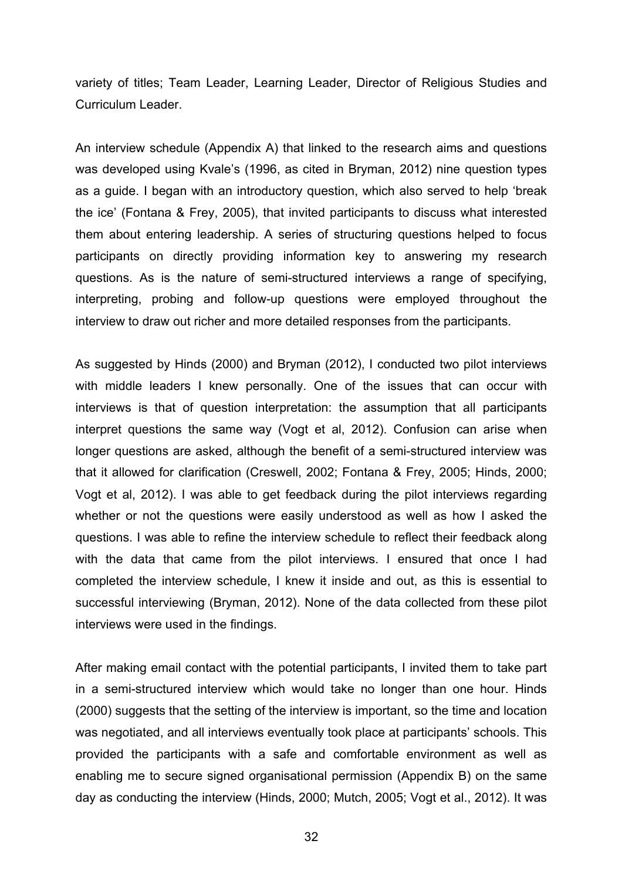variety of titles; Team Leader, Learning Leader, Director of Religious Studies and Curriculum Leader.

An interview schedule (Appendix A) that linked to the research aims and questions was developed using Kvale's (1996, as cited in Bryman, 2012) nine question types as a guide. I began with an introductory question, which also served to help 'break the ice' (Fontana & Frey, 2005), that invited participants to discuss what interested them about entering leadership. A series of structuring questions helped to focus participants on directly providing information key to answering my research questions. As is the nature of semi-structured interviews a range of specifying, interpreting, probing and follow-up questions were employed throughout the interview to draw out richer and more detailed responses from the participants.

As suggested by Hinds (2000) and Bryman (2012), I conducted two pilot interviews with middle leaders I knew personally. One of the issues that can occur with interviews is that of question interpretation: the assumption that all participants interpret questions the same way (Vogt et al, 2012). Confusion can arise when longer questions are asked, although the benefit of a semi-structured interview was that it allowed for clarification (Creswell, 2002; Fontana & Frey, 2005; Hinds, 2000; Vogt et al, 2012). I was able to get feedback during the pilot interviews regarding whether or not the questions were easily understood as well as how I asked the questions. I was able to refine the interview schedule to reflect their feedback along with the data that came from the pilot interviews. I ensured that once I had completed the interview schedule, I knew it inside and out, as this is essential to successful interviewing (Bryman, 2012). None of the data collected from these pilot interviews were used in the findings.

After making email contact with the potential participants, I invited them to take part in a semi-structured interview which would take no longer than one hour. Hinds (2000) suggests that the setting of the interview is important, so the time and location was negotiated, and all interviews eventually took place at participants' schools. This provided the participants with a safe and comfortable environment as well as enabling me to secure signed organisational permission (Appendix B) on the same day as conducting the interview (Hinds, 2000; Mutch, 2005; Vogt et al., 2012). It was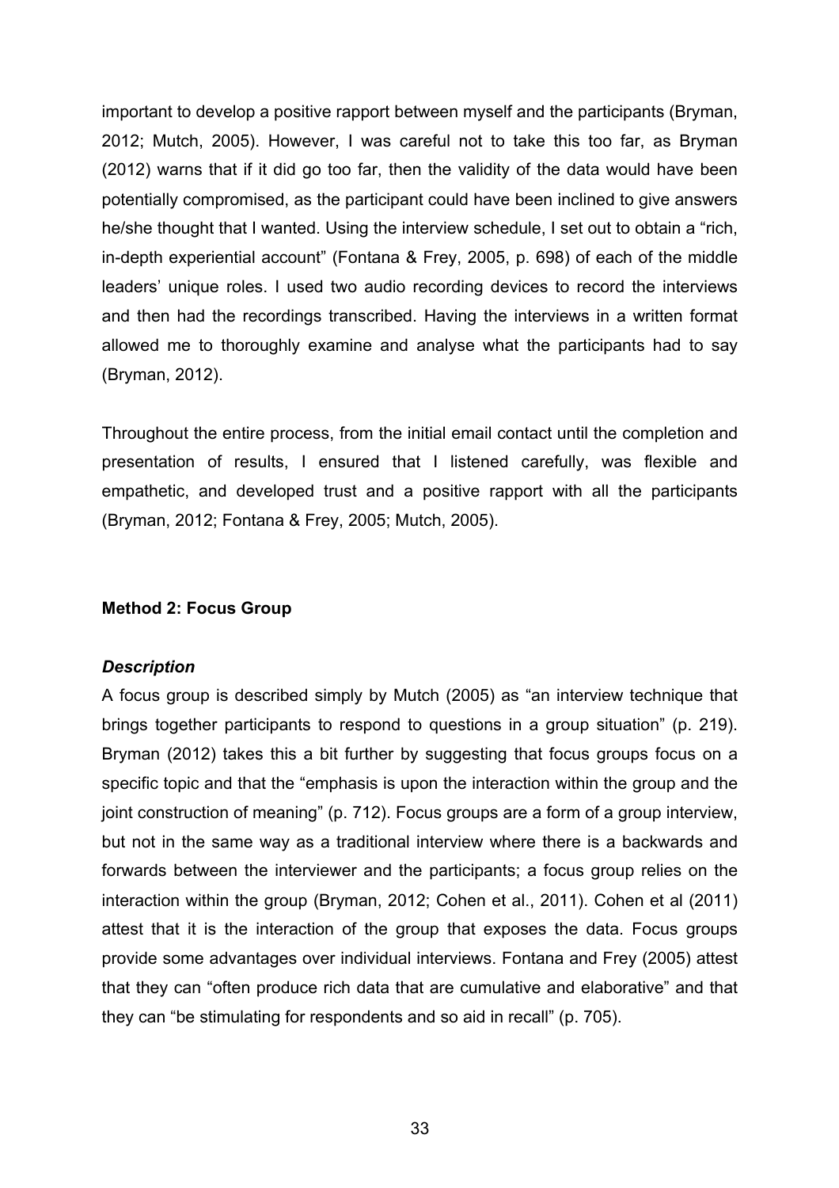important to develop a positive rapport between myself and the participants (Bryman, 2012; Mutch, 2005). However, I was careful not to take this too far, as Bryman (2012) warns that if it did go too far, then the validity of the data would have been potentially compromised, as the participant could have been inclined to give answers he/she thought that I wanted. Using the interview schedule, I set out to obtain a "rich, in-depth experiential account" (Fontana & Frey, 2005, p. 698) of each of the middle leaders' unique roles. I used two audio recording devices to record the interviews and then had the recordings transcribed. Having the interviews in a written format allowed me to thoroughly examine and analyse what the participants had to say (Bryman, 2012).

Throughout the entire process, from the initial email contact until the completion and presentation of results, I ensured that I listened carefully, was flexible and empathetic, and developed trust and a positive rapport with all the participants (Bryman, 2012; Fontana & Frey, 2005; Mutch, 2005).

**Method 2: Focus Group**

***Description***

A focus group is described simply by Mutch (2005) as "an interview technique that brings together participants to respond to questions in a group situation" (p. 219). Bryman (2012) takes this a bit further by suggesting that focus groups focus on a specific topic and that the "emphasis is upon the interaction within the group and the joint construction of meaning" (p. 712). Focus groups are a form of a group interview, but not in the same way as a traditional interview where there is a backwards and forwards between the interviewer and the participants; a focus group relies on the interaction within the group (Bryman, 2012; Cohen et al., 2011). Cohen et al (2011) attest that it is the interaction of the group that exposes the data. Focus groups provide some advantages over individual interviews. Fontana and Frey (2005) attest that they can "often produce rich data that are cumulative and elaborative" and that they can "be stimulating for respondents and so aid in recall" (p. 705).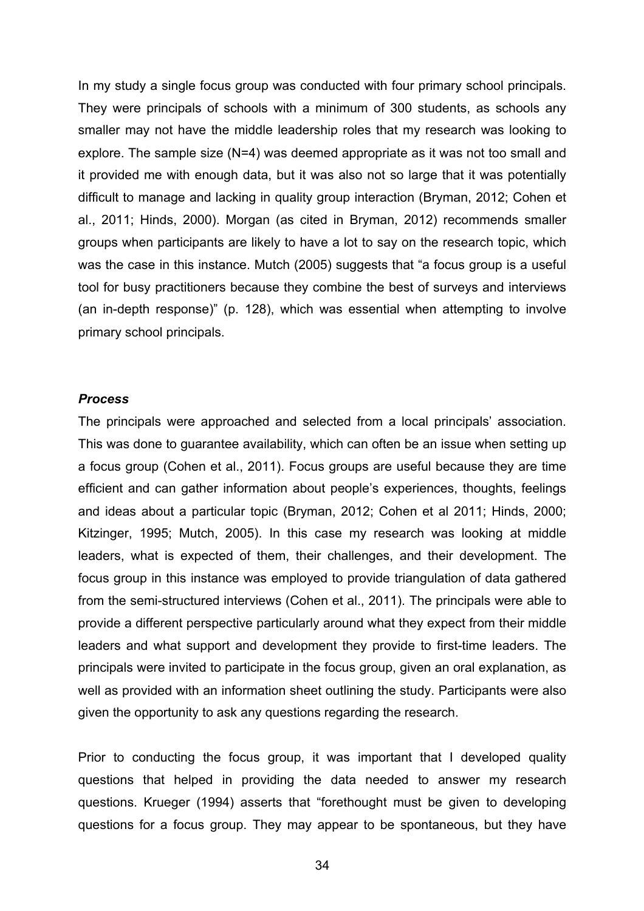In my study a single focus group was conducted with four primary school principals. They were principals of schools with a minimum of 300 students, as schools any smaller may not have the middle leadership roles that my research was looking to explore. The sample size (N=4) was deemed appropriate as it was not too small and it provided me with enough data, but it was also not so large that it was potentially difficult to manage and lacking in quality group interaction (Bryman, 2012; Cohen et al., 2011; Hinds, 2000). Morgan (as cited in Bryman, 2012) recommends smaller groups when participants are likely to have a lot to say on the research topic, which was the case in this instance. Mutch (2005) suggests that "a focus group is a useful tool for busy practitioners because they combine the best of surveys and interviews (an in-depth response)" (p. 128), which was essential when attempting to involve primary school principals.

### *Process*

The principals were approached and selected from a local principals' association. This was done to guarantee availability, which can often be an issue when setting up a focus group (Cohen et al., 2011). Focus groups are useful because they are time efficient and can gather information about people's experiences, thoughts, feelings and ideas about a particular topic (Bryman, 2012; Cohen et al 2011; Hinds, 2000; Kitzinger, 1995; Mutch, 2005). In this case my research was looking at middle leaders, what is expected of them, their challenges, and their development. The focus group in this instance was employed to provide triangulation of data gathered from the semi-structured interviews (Cohen et al., 2011). The principals were able to provide a different perspective particularly around what they expect from their middle leaders and what support and development they provide to first-time leaders. The principals were invited to participate in the focus group, given an oral explanation, as well as provided with an information sheet outlining the study. Participants were also given the opportunity to ask any questions regarding the research.

Prior to conducting the focus group, it was important that I developed quality questions that helped in providing the data needed to answer my research questions. Krueger (1994) asserts that "forethought must be given to developing questions for a focus group. They may appear to be spontaneous, but they have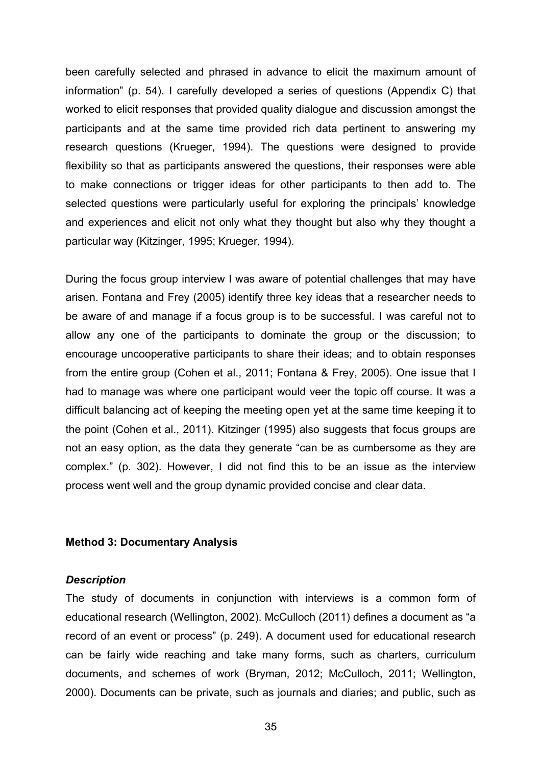been carefully selected and phrased in advance to elicit the maximum amount of information" (p. 54). I carefully developed a series of questions (Appendix C) that worked to elicit responses that provided quality dialogue and discussion amongst the participants and at the same time provided rich data pertinent to answering my research questions (Krueger, 1994). The questions were designed to provide flexibility so that as participants answered the questions, their responses were able to make connections or trigger ideas for other participants to then add to. The selected questions were particularly useful for exploring the principals' knowledge and experiences and elicit not only what they thought but also why they thought a particular way (Kitzinger, 1995; Krueger, 1994).

During the focus group interview I was aware of potential challenges that may have arisen. Fontana and Frey (2005) identify three key ideas that a researcher needs to be aware of and manage if a focus group is to be successful. I was careful not to allow any one of the participants to dominate the group or the discussion; to encourage uncooperative participants to share their ideas; and to obtain responses from the entire group (Cohen et al., 2011; Fontana & Frey, 2005). One issue that I had to manage was where one participant would veer the topic off course. It was a difficult balancing act of keeping the meeting open yet at the same time keeping it to the point (Cohen et al., 2011). Kitzinger (1995) also suggests that focus groups are not an easy option, as the data they generate "can be as cumbersome as they are complex." (p. 302). However, I did not find this to be an issue as the interview process went well and the group dynamic provided concise and clear data.

**Method 3: Documentary Analysis**

***Description***

The study of documents in conjunction with interviews is a common form of educational research (Wellington, 2002). McCulloch (2011) defines a document as "a record of an event or process" (p. 249). A document used for educational research can be fairly wide reaching and take many forms, such as charters, curriculum documents, and schemes of work (Bryman, 2012; McCulloch, 2011; Wellington, 2000). Documents can be private, such as journals and diaries; and public, such as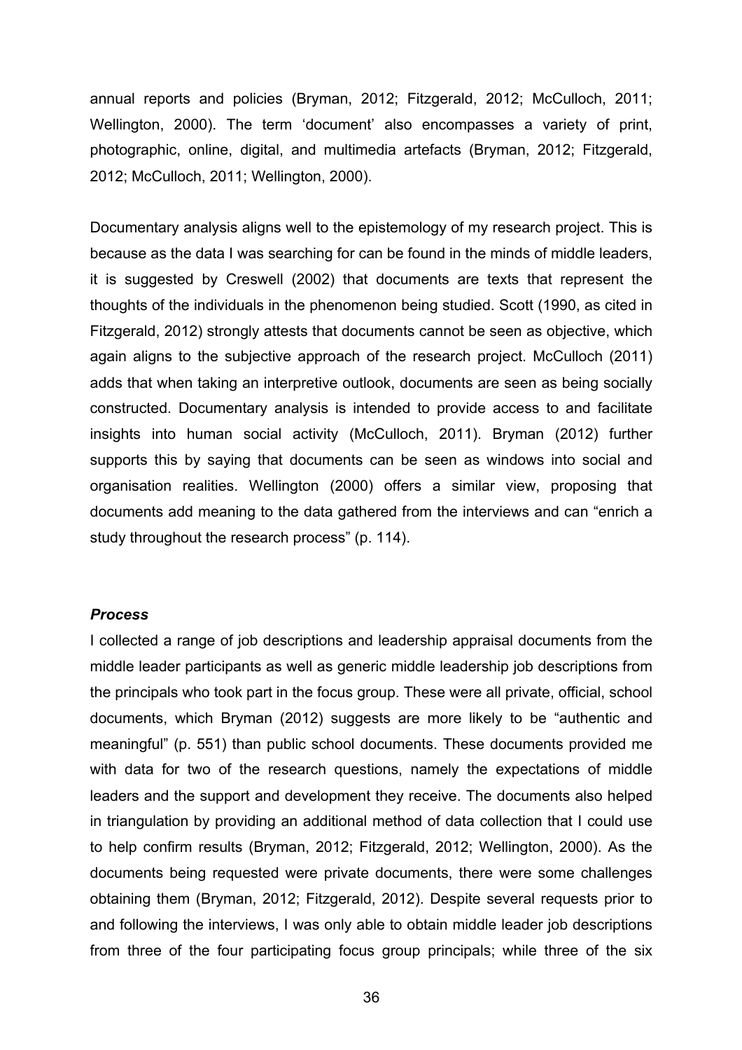annual reports and policies (Bryman, 2012; Fitzgerald, 2012; McCulloch, 2011; Wellington, 2000). The term 'document' also encompasses a variety of print, photographic, online, digital, and multimedia artefacts (Bryman, 2012; Fitzgerald, 2012; McCulloch, 2011; Wellington, 2000).

Documentary analysis aligns well to the epistemology of my research project. This is because as the data I was searching for can be found in the minds of middle leaders, it is suggested by Creswell (2002) that documents are texts that represent the thoughts of the individuals in the phenomenon being studied. Scott (1990, as cited in Fitzgerald, 2012) strongly attests that documents cannot be seen as objective, which again aligns to the subjective approach of the research project. McCulloch (2011) adds that when taking an interpretive outlook, documents are seen as being socially constructed. Documentary analysis is intended to provide access to and facilitate insights into human social activity (McCulloch, 2011). Bryman (2012) further supports this by saying that documents can be seen as windows into social and organisation realities. Wellington (2000) offers a similar view, proposing that documents add meaning to the data gathered from the interviews and can "enrich a study throughout the research process" (p. 114).

***Process***

I collected a range of job descriptions and leadership appraisal documents from the middle leader participants as well as generic middle leadership job descriptions from the principals who took part in the focus group. These were all private, official, school documents, which Bryman (2012) suggests are more likely to be "authentic and meaningful" (p. 551) than public school documents. These documents provided me with data for two of the research questions, namely the expectations of middle leaders and the support and development they receive. The documents also helped in triangulation by providing an additional method of data collection that I could use to help confirm results (Bryman, 2012; Fitzgerald, 2012; Wellington, 2000). As the documents being requested were private documents, there were some challenges obtaining them (Bryman, 2012; Fitzgerald, 2012). Despite several requests prior to and following the interviews, I was only able to obtain middle leader job descriptions from three of the four participating focus group principals; while three of the six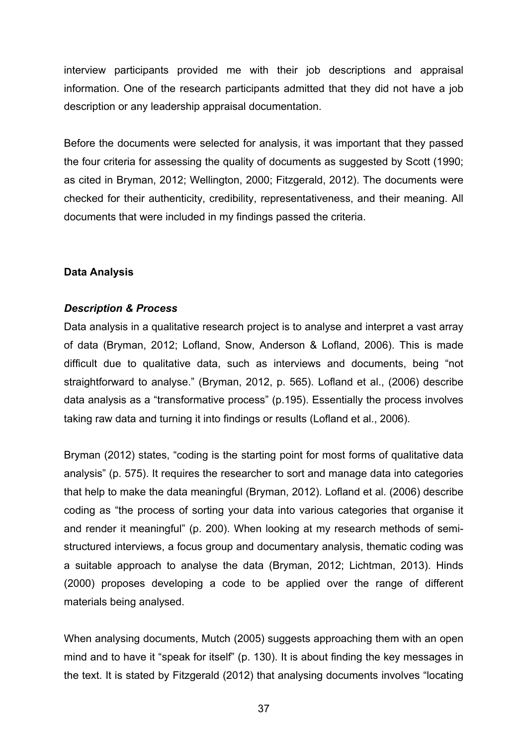interview participants provided me with their job descriptions and appraisal information. One of the research participants admitted that they did not have a job description or any leadership appraisal documentation.

Before the documents were selected for analysis, it was important that they passed the four criteria for assessing the quality of documents as suggested by Scott (1990; as cited in Bryman, 2012; Wellington, 2000; Fitzgerald, 2012). The documents were checked for their authenticity, credibility, representativeness, and their meaning. All documents that were included in my findings passed the criteria.

## Data Analysis

### *Description & Process*

Data analysis in a qualitative research project is to analyse and interpret a vast array of data (Bryman, 2012; Lofland, Snow, Anderson & Lofland, 2006). This is made difficult due to qualitative data, such as interviews and documents, being "not straightforward to analyse." (Bryman, 2012, p. 565). Lofland et al., (2006) describe data analysis as a "transformative process" (p.195). Essentially the process involves taking raw data and turning it into findings or results (Lofland et al., 2006).

Bryman (2012) states, "coding is the starting point for most forms of qualitative data analysis" (p. 575). It requires the researcher to sort and manage data into categories that help to make the data meaningful (Bryman, 2012). Lofland et al. (2006) describe coding as "the process of sorting your data into various categories that organise it and render it meaningful" (p. 200). When looking at my research methods of semi-structured interviews, a focus group and documentary analysis, thematic coding was a suitable approach to analyse the data (Bryman, 2012; Lichtman, 2013). Hinds (2000) proposes developing a code to be applied over the range of different materials being analysed.

When analysing documents, Mutch (2005) suggests approaching them with an open mind and to have it "speak for itself" (p. 130). It is about finding the key messages in the text. It is stated by Fitzgerald (2012) that analysing documents involves "locating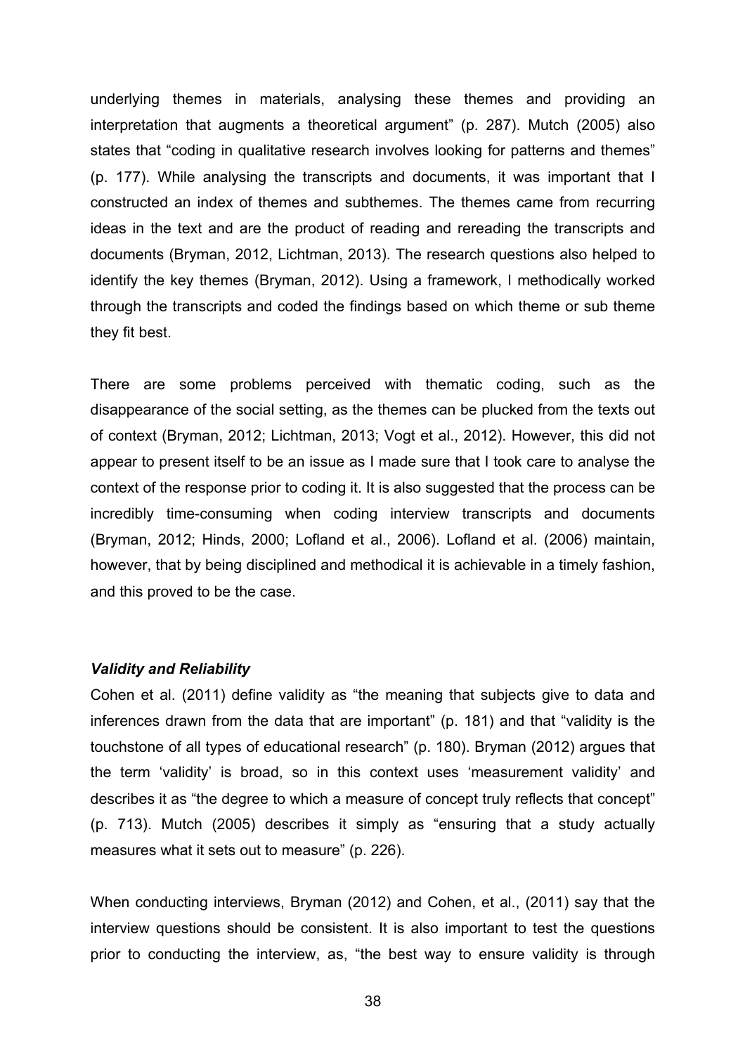underlying themes in materials, analysing these themes and providing an interpretation that augments a theoretical argument" (p. 287). Mutch (2005) also states that "coding in qualitative research involves looking for patterns and themes" (p. 177). While analysing the transcripts and documents, it was important that I constructed an index of themes and subthemes. The themes came from recurring ideas in the text and are the product of reading and rereading the transcripts and documents (Bryman, 2012, Lichtman, 2013). The research questions also helped to identify the key themes (Bryman, 2012). Using a framework, I methodically worked through the transcripts and coded the findings based on which theme or sub theme they fit best.

There are some problems perceived with thematic coding, such as the disappearance of the social setting, as the themes can be plucked from the texts out of context (Bryman, 2012; Lichtman, 2013; Vogt et al., 2012). However, this did not appear to present itself to be an issue as I made sure that I took care to analyse the context of the response prior to coding it. It is also suggested that the process can be incredibly time-consuming when coding interview transcripts and documents (Bryman, 2012; Hinds, 2000; Lofland et al., 2006). Lofland et al. (2006) maintain, however, that by being disciplined and methodical it is achievable in a timely fashion, and this proved to be the case.

### *Validity and Reliability*

Cohen et al. (2011) define validity as "the meaning that subjects give to data and inferences drawn from the data that are important" (p. 181) and that "validity is the touchstone of all types of educational research" (p. 180). Bryman (2012) argues that the term 'validity' is broad, so in this context uses 'measurement validity' and describes it as "the degree to which a measure of concept truly reflects that concept" (p. 713). Mutch (2005) describes it simply as "ensuring that a study actually measures what it sets out to measure" (p. 226).

When conducting interviews, Bryman (2012) and Cohen, et al., (2011) say that the interview questions should be consistent. It is also important to test the questions prior to conducting the interview, as, "the best way to ensure validity is through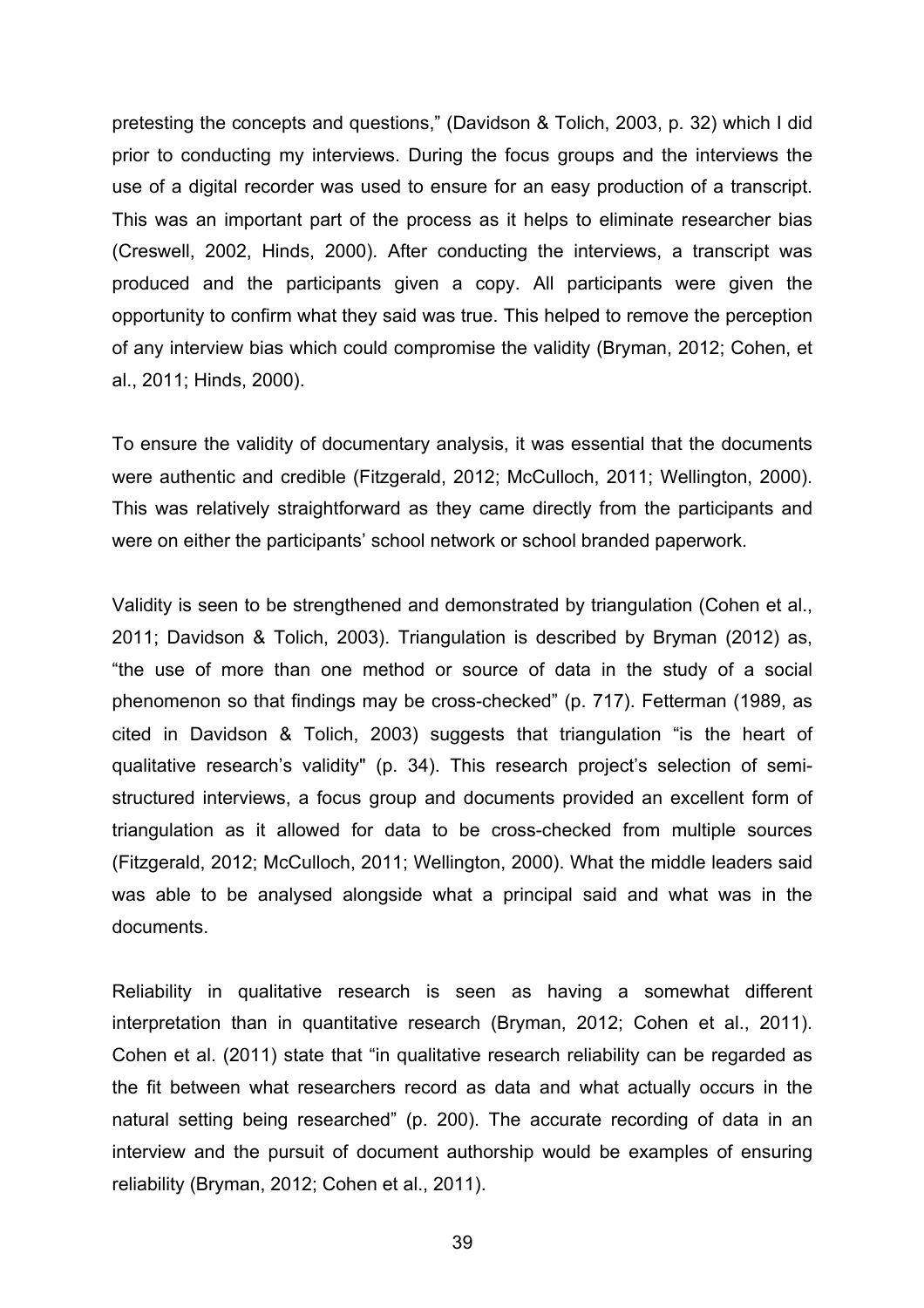pretesting the concepts and questions," (Davidson & Tolich, 2003, p. 32) which I did prior to conducting my interviews. During the focus groups and the interviews the use of a digital recorder was used to ensure for an easy production of a transcript. This was an important part of the process as it helps to eliminate researcher bias (Creswell, 2002, Hinds, 2000). After conducting the interviews, a transcript was produced and the participants given a copy. All participants were given the opportunity to confirm what they said was true. This helped to remove the perception of any interview bias which could compromise the validity (Bryman, 2012; Cohen, et al., 2011; Hinds, 2000).

To ensure the validity of documentary analysis, it was essential that the documents were authentic and credible (Fitzgerald, 2012; McCulloch, 2011; Wellington, 2000). This was relatively straightforward as they came directly from the participants and were on either the participants' school network or school branded paperwork.

Validity is seen to be strengthened and demonstrated by triangulation (Cohen et al., 2011; Davidson & Tolich, 2003). Triangulation is described by Bryman (2012) as, "the use of more than one method or source of data in the study of a social phenomenon so that findings may be cross-checked" (p. 717). Fetterman (1989, as cited in Davidson & Tolich, 2003) suggests that triangulation "is the heart of qualitative research's validity" (p. 34). This research project's selection of semi-structured interviews, a focus group and documents provided an excellent form of triangulation as it allowed for data to be cross-checked from multiple sources (Fitzgerald, 2012; McCulloch, 2011; Wellington, 2000). What the middle leaders said was able to be analysed alongside what a principal said and what was in the documents.

Reliability in qualitative research is seen as having a somewhat different interpretation than in quantitative research (Bryman, 2012; Cohen et al., 2011). Cohen et al. (2011) state that "in qualitative research reliability can be regarded as the fit between what researchers record as data and what actually occurs in the natural setting being researched" (p. 200). The accurate recording of data in an interview and the pursuit of document authorship would be examples of ensuring reliability (Bryman, 2012; Cohen et al., 2011).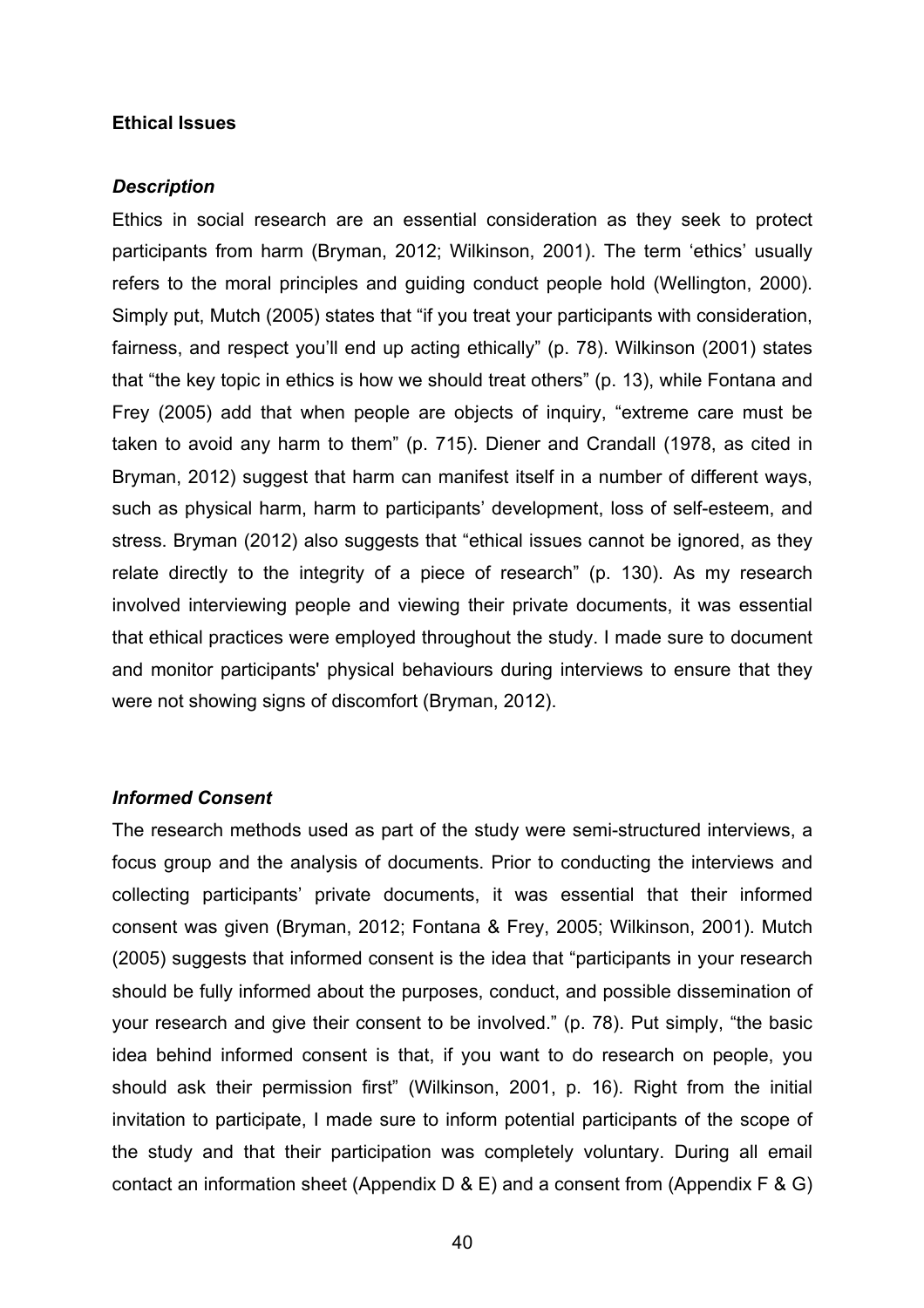**Ethical Issues**

***Description***

Ethics in social research are an essential consideration as they seek to protect participants from harm (Bryman, 2012; Wilkinson, 2001). The term 'ethics' usually refers to the moral principles and guiding conduct people hold (Wellington, 2000). Simply put, Mutch (2005) states that "if you treat your participants with consideration, fairness, and respect you'll end up acting ethically" (p. 78). Wilkinson (2001) states that "the key topic in ethics is how we should treat others" (p. 13), while Fontana and Frey (2005) add that when people are objects of inquiry, "extreme care must be taken to avoid any harm to them" (p. 715). Diener and Crandall (1978, as cited in Bryman, 2012) suggest that harm can manifest itself in a number of different ways, such as physical harm, harm to participants' development, loss of self-esteem, and stress. Bryman (2012) also suggests that "ethical issues cannot be ignored, as they relate directly to the integrity of a piece of research" (p. 130). As my research involved interviewing people and viewing their private documents, it was essential that ethical practices were employed throughout the study. I made sure to document and monitor participants' physical behaviours during interviews to ensure that they were not showing signs of discomfort (Bryman, 2012).

***Informed Consent***

The research methods used as part of the study were semi-structured interviews, a focus group and the analysis of documents. Prior to conducting the interviews and collecting participants' private documents, it was essential that their informed consent was given (Bryman, 2012; Fontana & Frey, 2005; Wilkinson, 2001). Mutch (2005) suggests that informed consent is the idea that "participants in your research should be fully informed about the purposes, conduct, and possible dissemination of your research and give their consent to be involved." (p. 78). Put simply, "the basic idea behind informed consent is that, if you want to do research on people, you should ask their permission first" (Wilkinson, 2001, p. 16). Right from the initial invitation to participate, I made sure to inform potential participants of the scope of the study and that their participation was completely voluntary. During all email contact an information sheet (Appendix D & E) and a consent from (Appendix F & G)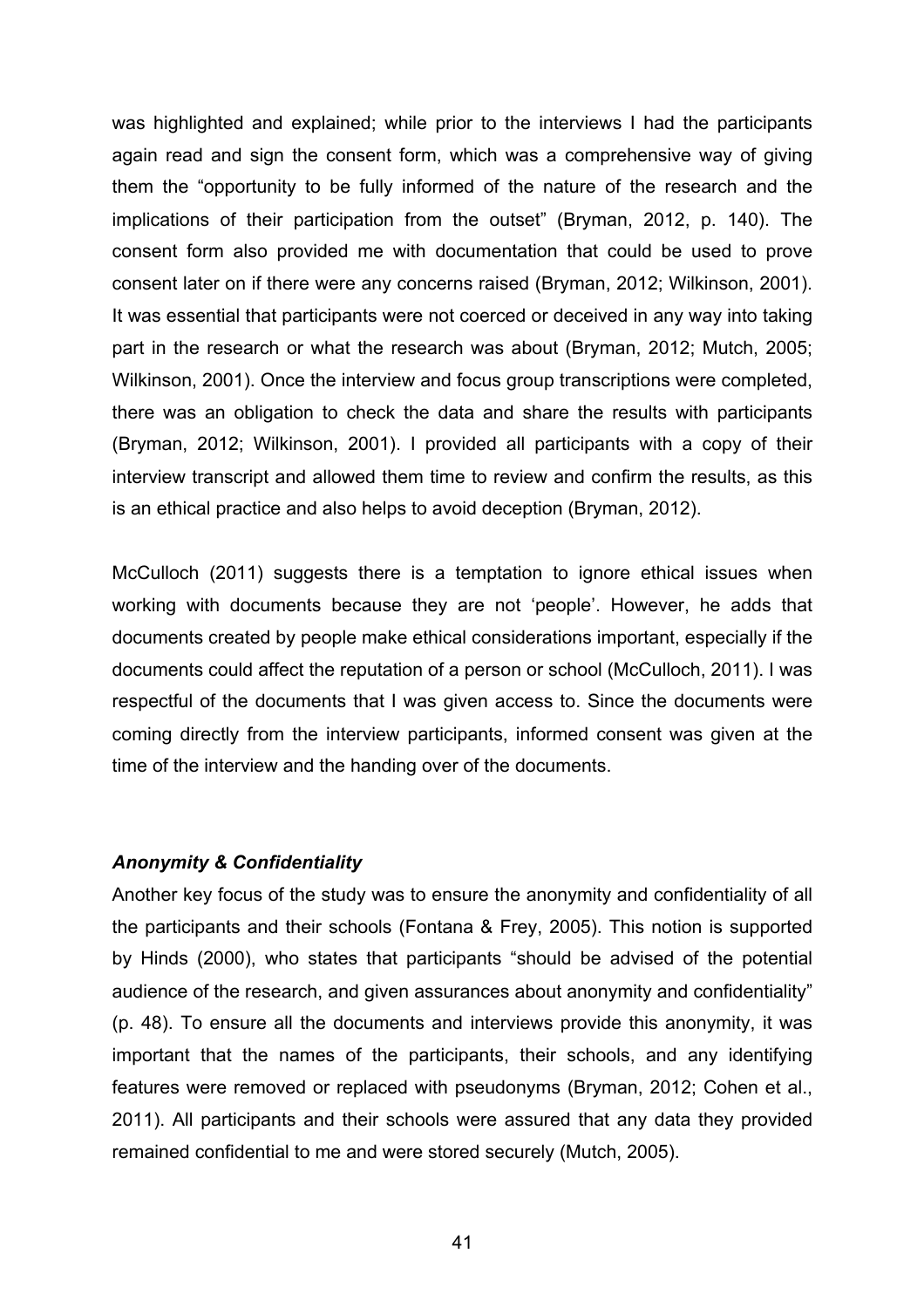was highlighted and explained; while prior to the interviews I had the participants again read and sign the consent form, which was a comprehensive way of giving them the "opportunity to be fully informed of the nature of the research and the implications of their participation from the outset" (Bryman, 2012, p. 140). The consent form also provided me with documentation that could be used to prove consent later on if there were any concerns raised (Bryman, 2012; Wilkinson, 2001). It was essential that participants were not coerced or deceived in any way into taking part in the research or what the research was about (Bryman, 2012; Mutch, 2005; Wilkinson, 2001). Once the interview and focus group transcriptions were completed, there was an obligation to check the data and share the results with participants (Bryman, 2012; Wilkinson, 2001). I provided all participants with a copy of their interview transcript and allowed them time to review and confirm the results, as this is an ethical practice and also helps to avoid deception (Bryman, 2012).

McCulloch (2011) suggests there is a temptation to ignore ethical issues when working with documents because they are not 'people'. However, he adds that documents created by people make ethical considerations important, especially if the documents could affect the reputation of a person or school (McCulloch, 2011). I was respectful of the documents that I was given access to. Since the documents were coming directly from the interview participants, informed consent was given at the time of the interview and the handing over of the documents.

### *Anonymity & Confidentiality*

Another key focus of the study was to ensure the anonymity and confidentiality of all the participants and their schools (Fontana & Frey, 2005). This notion is supported by Hinds (2000), who states that participants "should be advised of the potential audience of the research, and given assurances about anonymity and confidentiality" (p. 48). To ensure all the documents and interviews provide this anonymity, it was important that the names of the participants, their schools, and any identifying features were removed or replaced with pseudonyms (Bryman, 2012; Cohen et al., 2011). All participants and their schools were assured that any data they provided remained confidential to me and were stored securely (Mutch, 2005).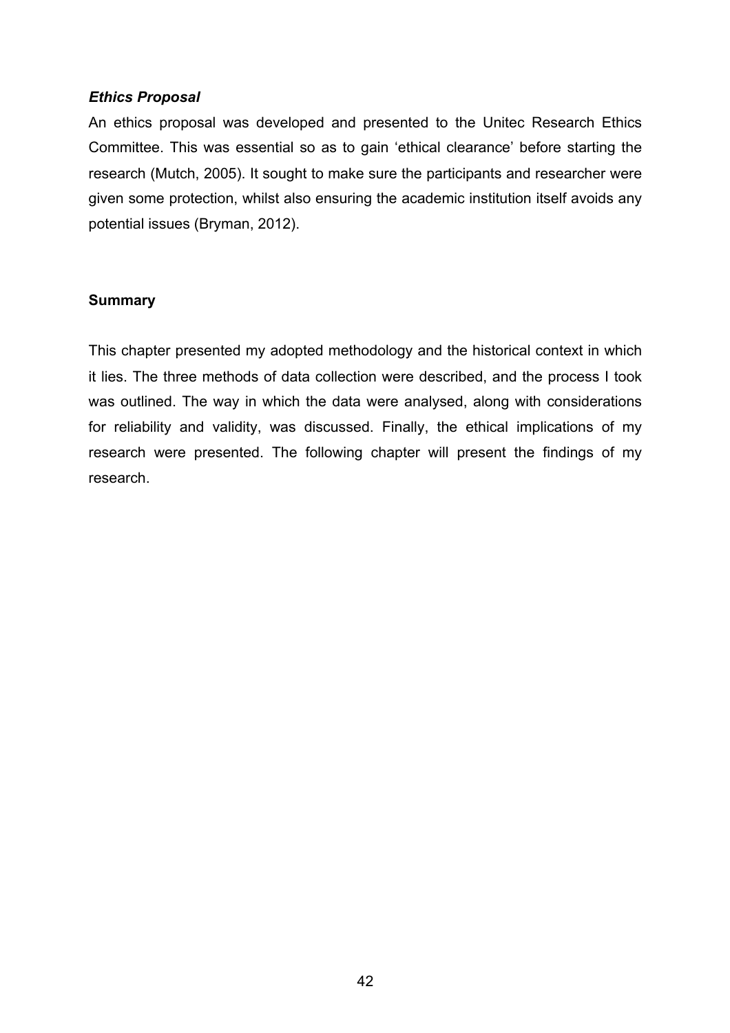### *Ethics Proposal*

An ethics proposal was developed and presented to the Unitec Research Ethics Committee. This was essential so as to gain 'ethical clearance' before starting the research (Mutch, 2005). It sought to make sure the participants and researcher were given some protection, whilst also ensuring the academic institution itself avoids any potential issues (Bryman, 2012).

## Summary

This chapter presented my adopted methodology and the historical context in which it lies. The three methods of data collection were described, and the process I took was outlined. The way in which the data were analysed, along with considerations for reliability and validity, was discussed. Finally, the ethical implications of my research were presented. The following chapter will present the findings of my research.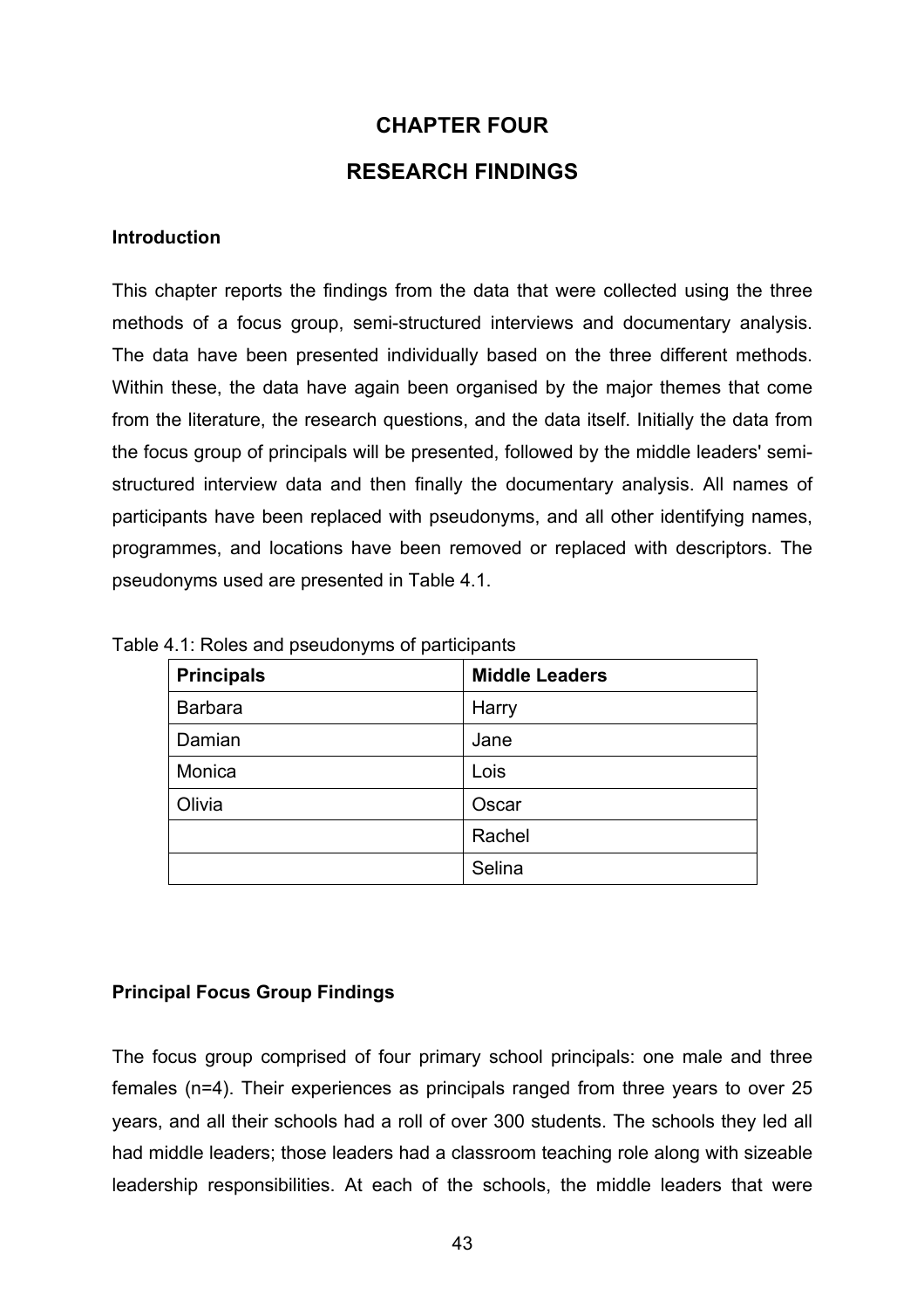# CHAPTER FOUR

# RESEARCH FINDINGS

## Introduction

This chapter reports the findings from the data that were collected using the three methods of a focus group, semi-structured interviews and documentary analysis. The data have been presented individually based on the three different methods. Within these, the data have again been organised by the major themes that come from the literature, the research questions, and the data itself. Initially the data from the focus group of principals will be presented, followed by the middle leaders' semi-structured interview data and then finally the documentary analysis. All names of participants have been replaced with pseudonyms, and all other identifying names, programmes, and locations have been removed or replaced with descriptors. The pseudonyms used are presented in Table 4.1.

Table 4.1: Roles and pseudonyms of participants

| Principals | Middle Leaders |
|---|---|
| Barbara | Harry |
| Damian | Jane |
| Monica | Lois |
| Olivia | Oscar |
| | Rachel |
| | Selina |

## Principal Focus Group Findings

The focus group comprised of four primary school principals: one male and three females (n=4). Their experiences as principals ranged from three years to over 25 years, and all their schools had a roll of over 300 students. The schools they led all had middle leaders; those leaders had a classroom teaching role along with sizeable leadership responsibilities. At each of the schools, the middle leaders that were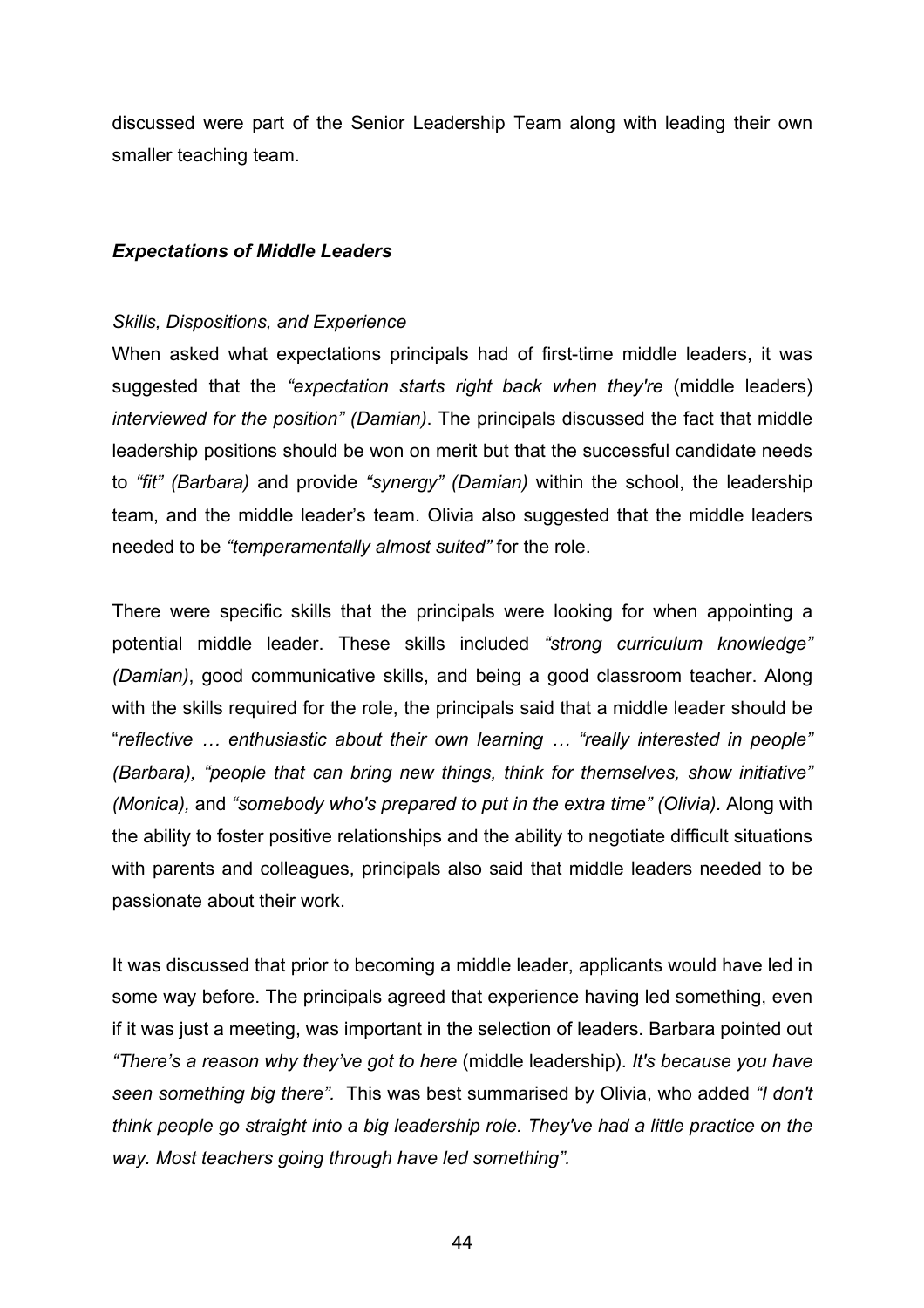discussed were part of the Senior Leadership Team along with leading their own smaller teaching team.

### ***Expectations of Middle Leaders***

#### *Skills, Dispositions, and Experience*

When asked what expectations principals had of first-time middle leaders, it was suggested that the *"expectation starts right back when they're* (middle leaders) *interviewed for the position" (Damian)*. The principals discussed the fact that middle leadership positions should be won on merit but that the successful candidate needs to *"fit" (Barbara)* and provide *"synergy" (Damian)* within the school, the leadership team, and the middle leader's team. Olivia also suggested that the middle leaders needed to be *"temperamentally almost suited"* for the role.

There were specific skills that the principals were looking for when appointing a potential middle leader. These skills included *"strong curriculum knowledge" (Damian)*, good communicative skills, and being a good classroom teacher. Along with the skills required for the role, the principals said that a middle leader should be "*reflective … enthusiastic about their own learning … "really interested in people" (Barbara), "people that can bring new things, think for themselves, show initiative" (Monica),* and *"somebody who's prepared to put in the extra time" (Olivia).* Along with the ability to foster positive relationships and the ability to negotiate difficult situations with parents and colleagues, principals also said that middle leaders needed to be passionate about their work.

It was discussed that prior to becoming a middle leader, applicants would have led in some way before. The principals agreed that experience having led something, even if it was just a meeting, was important in the selection of leaders. Barbara pointed out *"There's a reason why they've got to here* (middle leadership). *It's because you have seen something big there".* This was best summarised by Olivia, who added *"I don't think people go straight into a big leadership role. They've had a little practice on the way. Most teachers going through have led something".*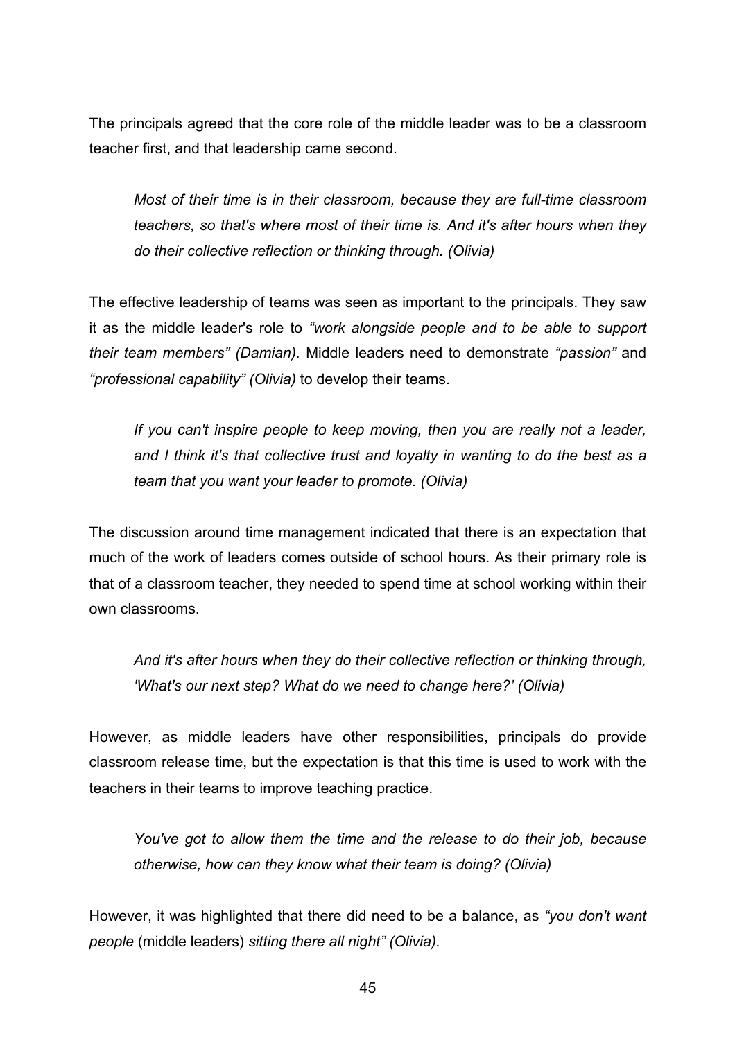The principals agreed that the core role of the middle leader was to be a classroom teacher first, and that leadership came second.

> *Most of their time is in their classroom, because they are full-time classroom teachers, so that's where most of their time is. And it's after hours when they do their collective reflection or thinking through. (Olivia)*

The effective leadership of teams was seen as important to the principals. They saw it as the middle leader's role to *"work alongside people and to be able to support their team members" (Damian).* Middle leaders need to demonstrate *"passion"* and *"professional capability" (Olivia)* to develop their teams.

> *If you can't inspire people to keep moving, then you are really not a leader, and I think it's that collective trust and loyalty in wanting to do the best as a team that you want your leader to promote. (Olivia)*

The discussion around time management indicated that there is an expectation that much of the work of leaders comes outside of school hours. As their primary role is that of a classroom teacher, they needed to spend time at school working within their own classrooms.

> *And it's after hours when they do their collective reflection or thinking through, 'What's our next step? What do we need to change here?' (Olivia)*

However, as middle leaders have other responsibilities, principals do provide classroom release time, but the expectation is that this time is used to work with the teachers in their teams to improve teaching practice.

> *You've got to allow them the time and the release to do their job, because otherwise, how can they know what their team is doing? (Olivia)*

However, it was highlighted that there did need to be a balance, as *"you don't want people* (middle leaders) *sitting there all night" (Olivia).*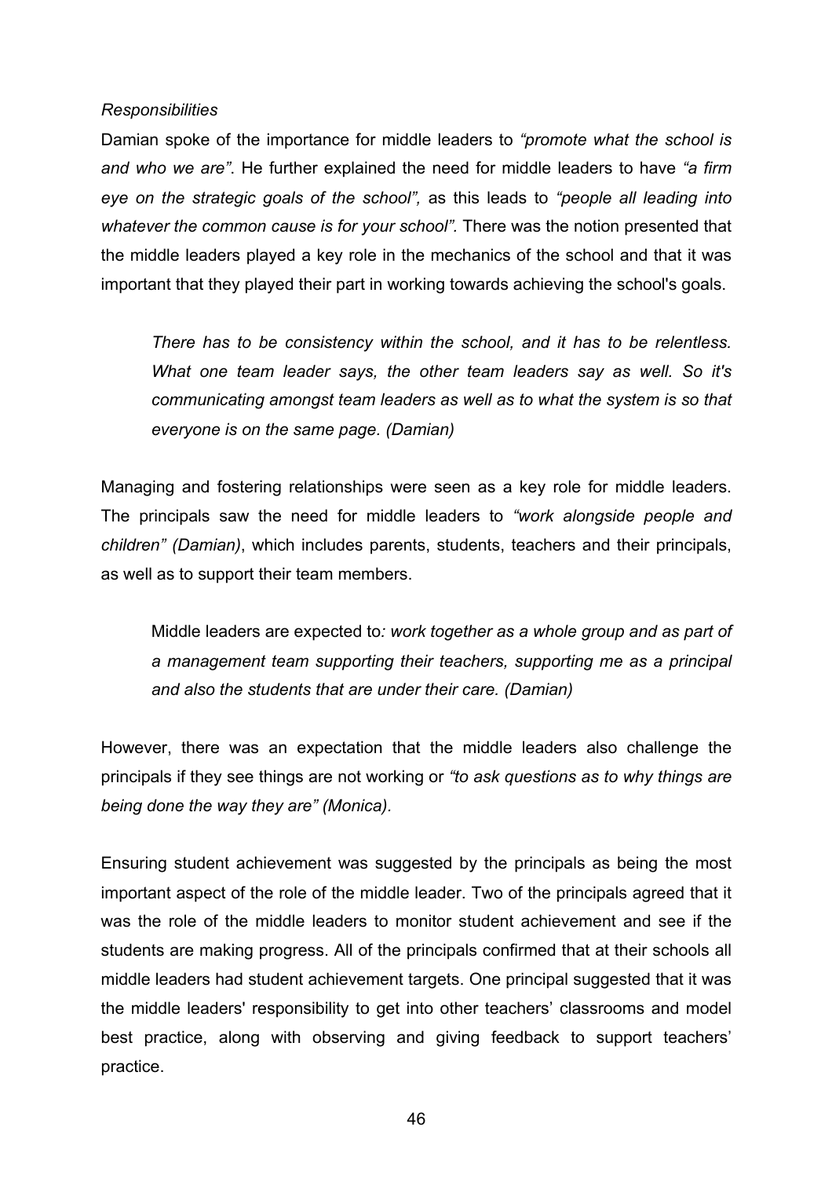*Responsibilities*

Damian spoke of the importance for middle leaders to *"promote what the school is and who we are"*. He further explained the need for middle leaders to have *"a firm eye on the strategic goals of the school",* as this leads to *"people all leading into whatever the common cause is for your school".* There was the notion presented that the middle leaders played a key role in the mechanics of the school and that it was important that they played their part in working towards achieving the school's goals.

> *There has to be consistency within the school, and it has to be relentless. What one team leader says, the other team leaders say as well. So it's communicating amongst team leaders as well as to what the system is so that everyone is on the same page. (Damian)*

Managing and fostering relationships were seen as a key role for middle leaders. The principals saw the need for middle leaders to *"work alongside people and children" (Damian)*, which includes parents, students, teachers and their principals, as well as to support their team members.

> Middle leaders are expected to*: work together as a whole group and as part of a management team supporting their teachers, supporting me as a principal and also the students that are under their care. (Damian)*

However, there was an expectation that the middle leaders also challenge the principals if they see things are not working or *"to ask questions as to why things are being done the way they are" (Monica).*

Ensuring student achievement was suggested by the principals as being the most important aspect of the role of the middle leader. Two of the principals agreed that it was the role of the middle leaders to monitor student achievement and see if the students are making progress. All of the principals confirmed that at their schools all middle leaders had student achievement targets. One principal suggested that it was the middle leaders' responsibility to get into other teachers' classrooms and model best practice, along with observing and giving feedback to support teachers' practice.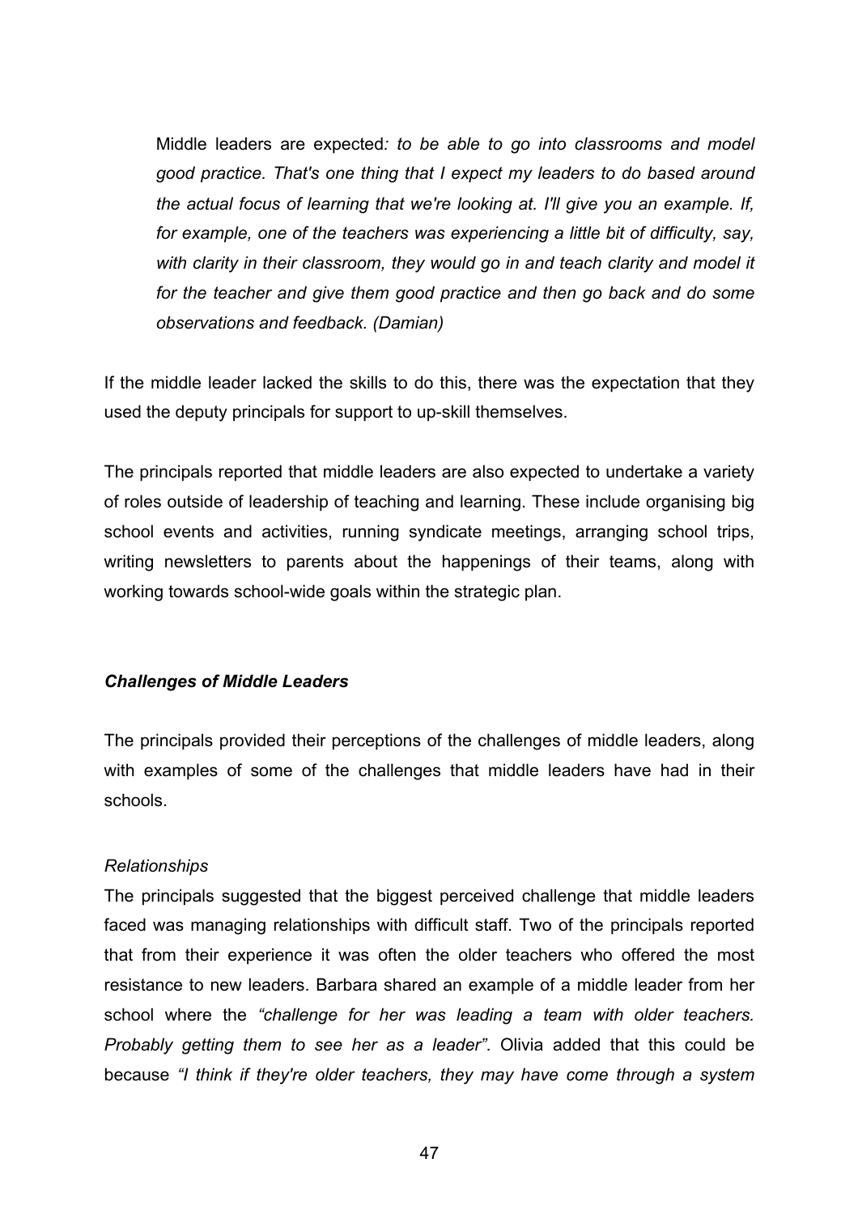> Middle leaders are expected*: to be able to go into classrooms and model good practice. That's one thing that I expect my leaders to do based around the actual focus of learning that we're looking at. I'll give you an example. If, for example, one of the teachers was experiencing a little bit of difficulty, say, with clarity in their classroom, they would go in and teach clarity and model it for the teacher and give them good practice and then go back and do some observations and feedback. (Damian)*

If the middle leader lacked the skills to do this, there was the expectation that they used the deputy principals for support to up-skill themselves.

The principals reported that middle leaders are also expected to undertake a variety of roles outside of leadership of teaching and learning. These include organising big school events and activities, running syndicate meetings, arranging school trips, writing newsletters to parents about the happenings of their teams, along with working towards school-wide goals within the strategic plan.

### *Challenges of Middle Leaders*

The principals provided their perceptions of the challenges of middle leaders, along with examples of some of the challenges that middle leaders have had in their schools.

#### *Relationships*

The principals suggested that the biggest perceived challenge that middle leaders faced was managing relationships with difficult staff. Two of the principals reported that from their experience it was often the older teachers who offered the most resistance to new leaders. Barbara shared an example of a middle leader from her school where the *"challenge for her was leading a team with older teachers. Probably getting them to see her as a leader"*. Olivia added that this could be because *"I think if they're older teachers, they may have come through a system*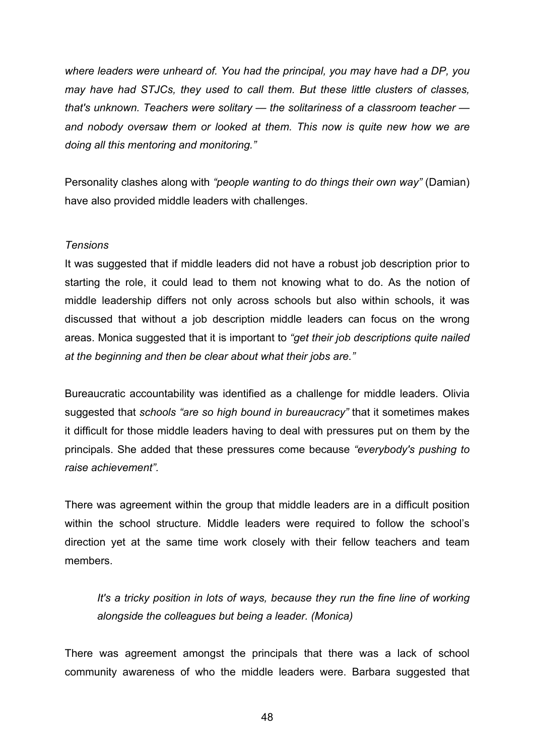*where leaders were unheard of. You had the principal, you may have had a DP, you may have had STJCs, they used to call them. But these little clusters of classes, that's unknown. Teachers were solitary — the solitariness of a classroom teacher — and nobody oversaw them or looked at them. This now is quite new how we are doing all this mentoring and monitoring."*

Personality clashes along with *"people wanting to do things their own way"* (Damian) have also provided middle leaders with challenges.

*Tensions*

It was suggested that if middle leaders did not have a robust job description prior to starting the role, it could lead to them not knowing what to do. As the notion of middle leadership differs not only across schools but also within schools, it was discussed that without a job description middle leaders can focus on the wrong areas. Monica suggested that it is important to *"get their job descriptions quite nailed at the beginning and then be clear about what their jobs are."*

Bureaucratic accountability was identified as a challenge for middle leaders. Olivia suggested that *schools "are so high bound in bureaucracy"* that it sometimes makes it difficult for those middle leaders having to deal with pressures put on them by the principals. She added that these pressures come because *"everybody's pushing to raise achievement".*

There was agreement within the group that middle leaders are in a difficult position within the school structure. Middle leaders were required to follow the school's direction yet at the same time work closely with their fellow teachers and team members.

> *It's a tricky position in lots of ways, because they run the fine line of working alongside the colleagues but being a leader. (Monica)*

There was agreement amongst the principals that there was a lack of school community awareness of who the middle leaders were. Barbara suggested that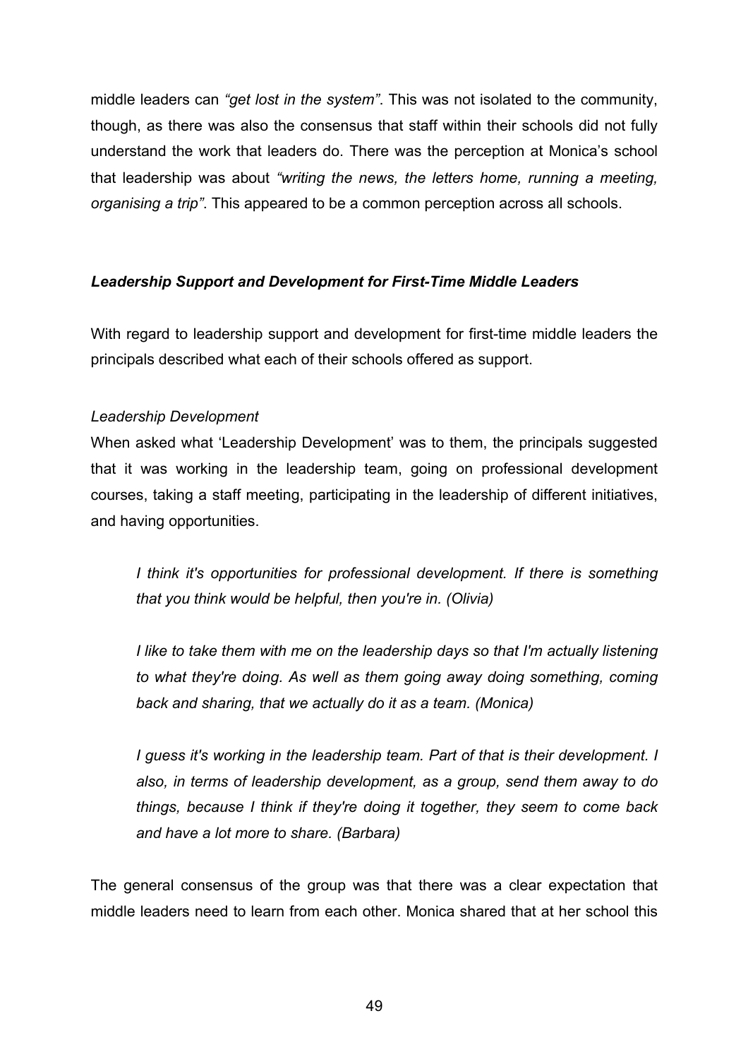middle leaders can *"get lost in the system"*. This was not isolated to the community, though, as there was also the consensus that staff within their schools did not fully understand the work that leaders do. There was the perception at Monica's school that leadership was about *"writing the news, the letters home, running a meeting, organising a trip"*. This appeared to be a common perception across all schools.

### *Leadership Support and Development for First-Time Middle Leaders*

With regard to leadership support and development for first-time middle leaders the principals described what each of their schools offered as support.

*Leadership Development*

When asked what 'Leadership Development' was to them, the principals suggested that it was working in the leadership team, going on professional development courses, taking a staff meeting, participating in the leadership of different initiatives, and having opportunities.

> *I think it's opportunities for professional development. If there is something that you think would be helpful, then you're in. (Olivia)*

> *I like to take them with me on the leadership days so that I'm actually listening to what they're doing. As well as them going away doing something, coming back and sharing, that we actually do it as a team. (Monica)*

> *I guess it's working in the leadership team. Part of that is their development. I also, in terms of leadership development, as a group, send them away to do things, because I think if they're doing it together, they seem to come back and have a lot more to share. (Barbara)*

The general consensus of the group was that there was a clear expectation that middle leaders need to learn from each other. Monica shared that at her school this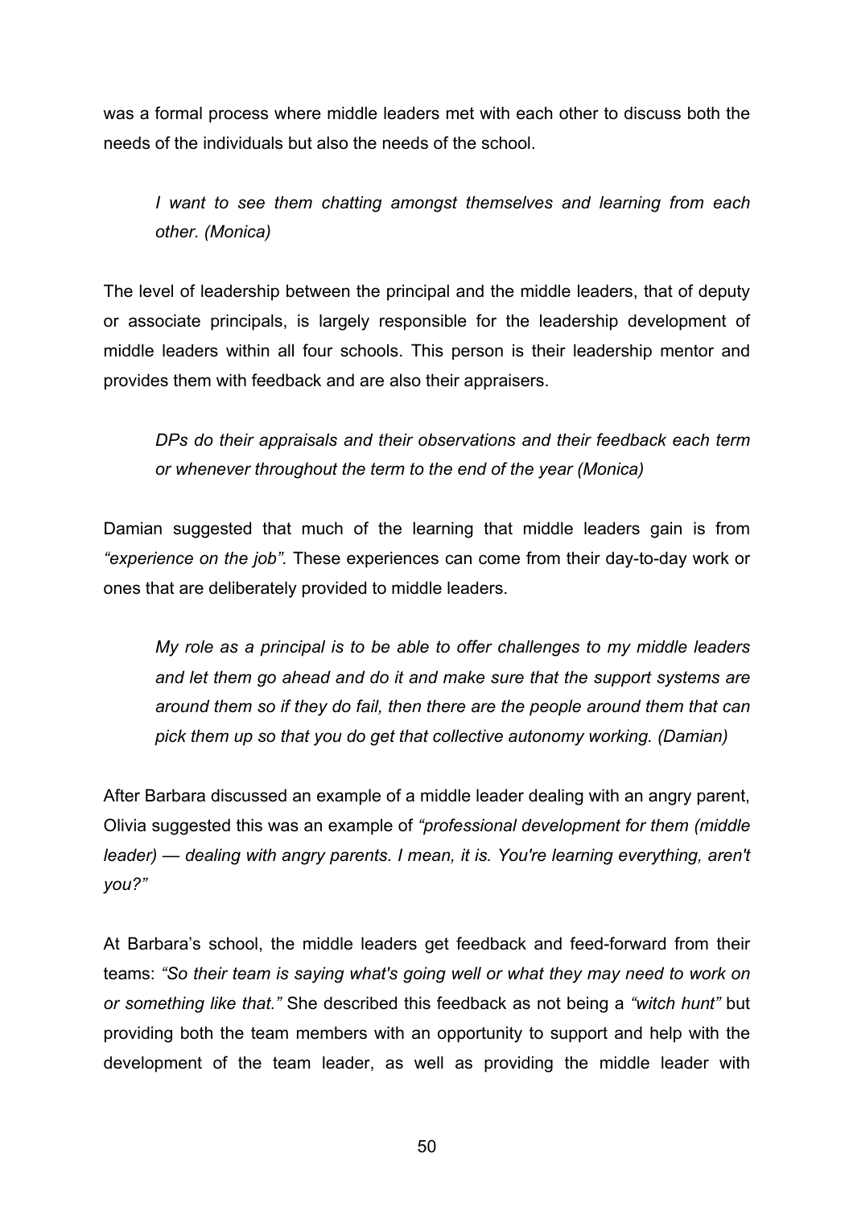was a formal process where middle leaders met with each other to discuss both the needs of the individuals but also the needs of the school.

> *I want to see them chatting amongst themselves and learning from each other. (Monica)*

The level of leadership between the principal and the middle leaders, that of deputy or associate principals, is largely responsible for the leadership development of middle leaders within all four schools. This person is their leadership mentor and provides them with feedback and are also their appraisers.

> *DPs do their appraisals and their observations and their feedback each term or whenever throughout the term to the end of the year (Monica)*

Damian suggested that much of the learning that middle leaders gain is from *"experience on the job".* These experiences can come from their day-to-day work or ones that are deliberately provided to middle leaders.

> *My role as a principal is to be able to offer challenges to my middle leaders and let them go ahead and do it and make sure that the support systems are around them so if they do fail, then there are the people around them that can pick them up so that you do get that collective autonomy working. (Damian)*

After Barbara discussed an example of a middle leader dealing with an angry parent, Olivia suggested this was an example of *"professional development for them (middle leader) — dealing with angry parents. I mean, it is. You're learning everything, aren't you?"*

At Barbara's school, the middle leaders get feedback and feed-forward from their teams: *"So their team is saying what's going well or what they may need to work on or something like that."* She described this feedback as not being a *"witch hunt"* but providing both the team members with an opportunity to support and help with the development of the team leader, as well as providing the middle leader with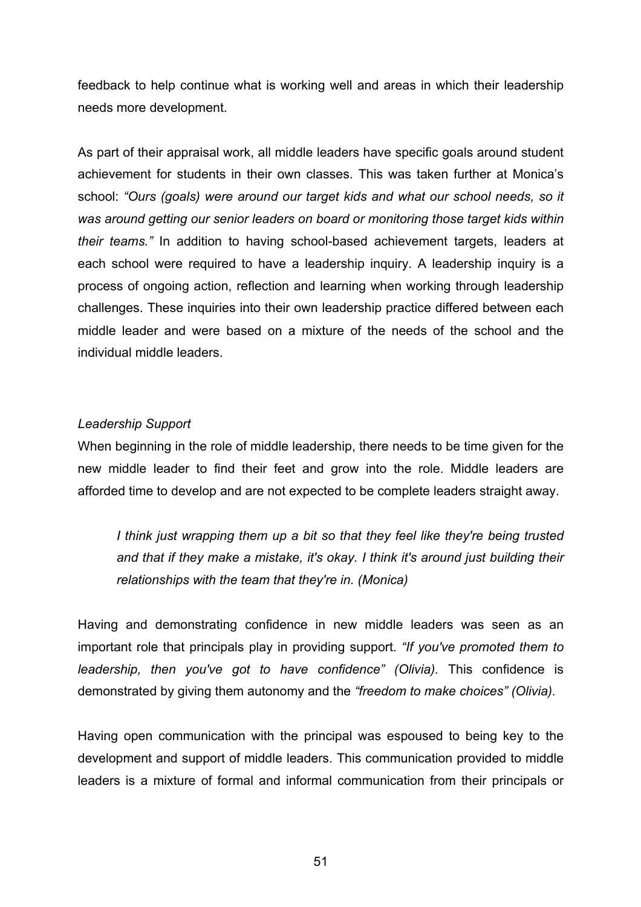feedback to help continue what is working well and areas in which their leadership needs more development.

As part of their appraisal work, all middle leaders have specific goals around student achievement for students in their own classes. This was taken further at Monica's school: *"Ours (goals) were around our target kids and what our school needs, so it was around getting our senior leaders on board or monitoring those target kids within their teams."* In addition to having school-based achievement targets, leaders at each school were required to have a leadership inquiry. A leadership inquiry is a process of ongoing action, reflection and learning when working through leadership challenges. These inquiries into their own leadership practice differed between each middle leader and were based on a mixture of the needs of the school and the individual middle leaders.

*Leadership Support*

When beginning in the role of middle leadership, there needs to be time given for the new middle leader to find their feet and grow into the role. Middle leaders are afforded time to develop and are not expected to be complete leaders straight away.

> *I think just wrapping them up a bit so that they feel like they're being trusted and that if they make a mistake, it's okay. I think it's around just building their relationships with the team that they're in. (Monica)*

Having and demonstrating confidence in new middle leaders was seen as an important role that principals play in providing support. *"If you've promoted them to leadership, then you've got to have confidence" (Olivia).* This confidence is demonstrated by giving them autonomy and the *"freedom to make choices" (Olivia).*

Having open communication with the principal was espoused to being key to the development and support of middle leaders. This communication provided to middle leaders is a mixture of formal and informal communication from their principals or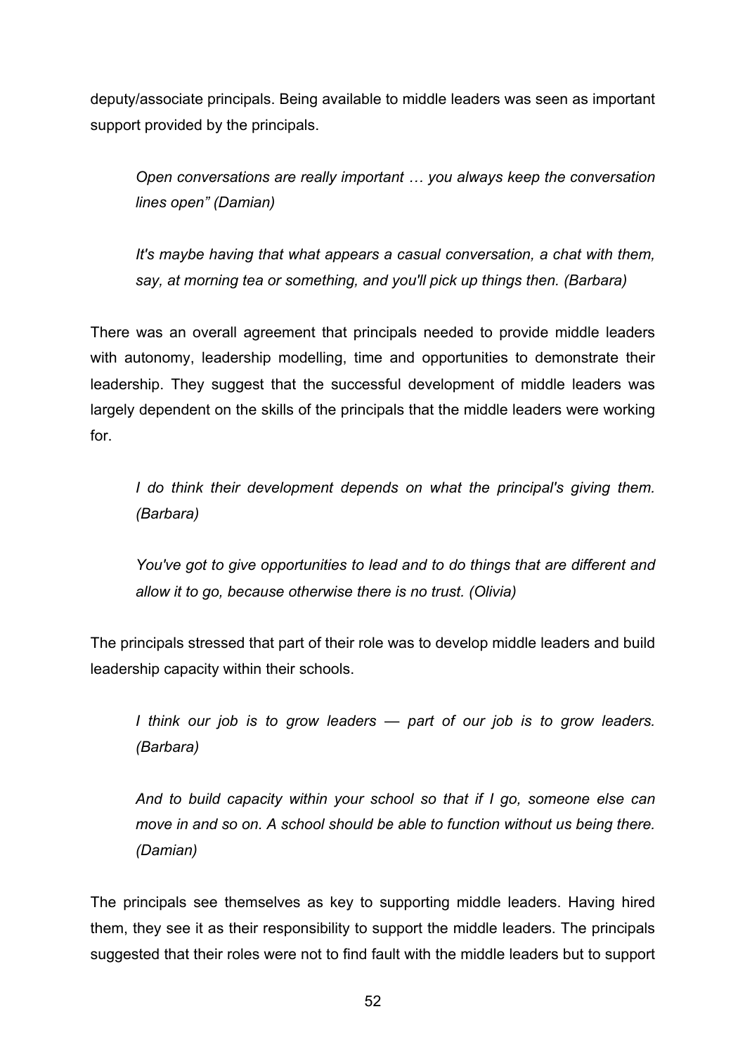deputy/associate principals. Being available to middle leaders was seen as important support provided by the principals.

> *Open conversations are really important … you always keep the conversation lines open" (Damian)*

> *It's maybe having that what appears a casual conversation, a chat with them, say, at morning tea or something, and you'll pick up things then. (Barbara)*

There was an overall agreement that principals needed to provide middle leaders with autonomy, leadership modelling, time and opportunities to demonstrate their leadership. They suggest that the successful development of middle leaders was largely dependent on the skills of the principals that the middle leaders were working for.

> *I do think their development depends on what the principal's giving them. (Barbara)*

> *You've got to give opportunities to lead and to do things that are different and allow it to go, because otherwise there is no trust. (Olivia)*

The principals stressed that part of their role was to develop middle leaders and build leadership capacity within their schools.

> *I think our job is to grow leaders — part of our job is to grow leaders. (Barbara)*

> *And to build capacity within your school so that if I go, someone else can move in and so on. A school should be able to function without us being there. (Damian)*

The principals see themselves as key to supporting middle leaders. Having hired them, they see it as their responsibility to support the middle leaders. The principals suggested that their roles were not to find fault with the middle leaders but to support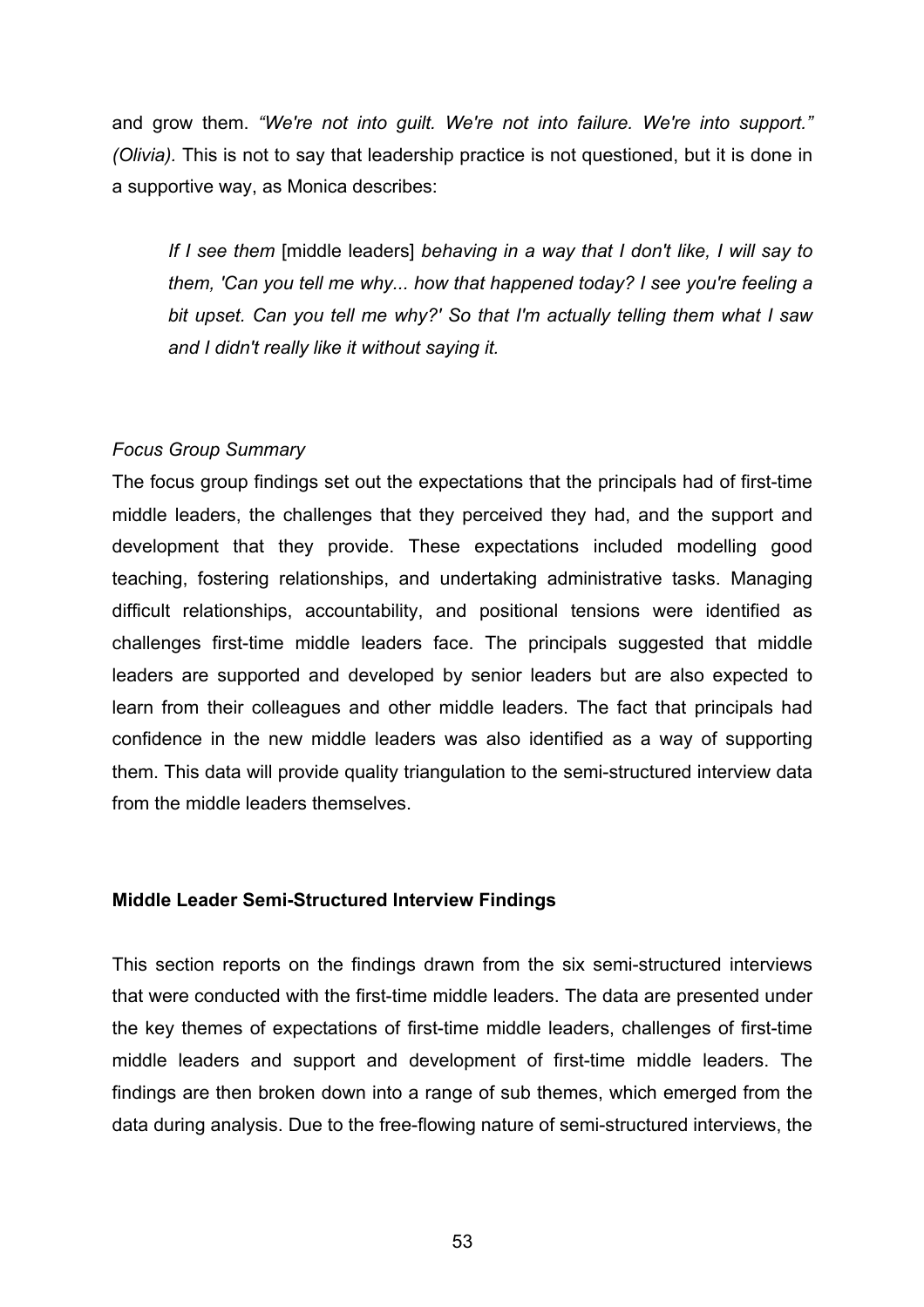and grow them. *"We're not into guilt. We're not into failure. We're into support." (Olivia).* This is not to say that leadership practice is not questioned, but it is done in a supportive way, as Monica describes:

> *If I see them* [middle leaders] *behaving in a way that I don't like, I will say to them, 'Can you tell me why... how that happened today? I see you're feeling a bit upset. Can you tell me why?' So that I'm actually telling them what I saw and I didn't really like it without saying it.*

*Focus Group Summary*

The focus group findings set out the expectations that the principals had of first-time middle leaders, the challenges that they perceived they had, and the support and development that they provide. These expectations included modelling good teaching, fostering relationships, and undertaking administrative tasks. Managing difficult relationships, accountability, and positional tensions were identified as challenges first-time middle leaders face. The principals suggested that middle leaders are supported and developed by senior leaders but are also expected to learn from their colleagues and other middle leaders. The fact that principals had confidence in the new middle leaders was also identified as a way of supporting them. This data will provide quality triangulation to the semi-structured interview data from the middle leaders themselves.

**Middle Leader Semi-Structured Interview Findings**

This section reports on the findings drawn from the six semi-structured interviews that were conducted with the first-time middle leaders. The data are presented under the key themes of expectations of first-time middle leaders, challenges of first-time middle leaders and support and development of first-time middle leaders. The findings are then broken down into a range of sub themes, which emerged from the data during analysis. Due to the free-flowing nature of semi-structured interviews, the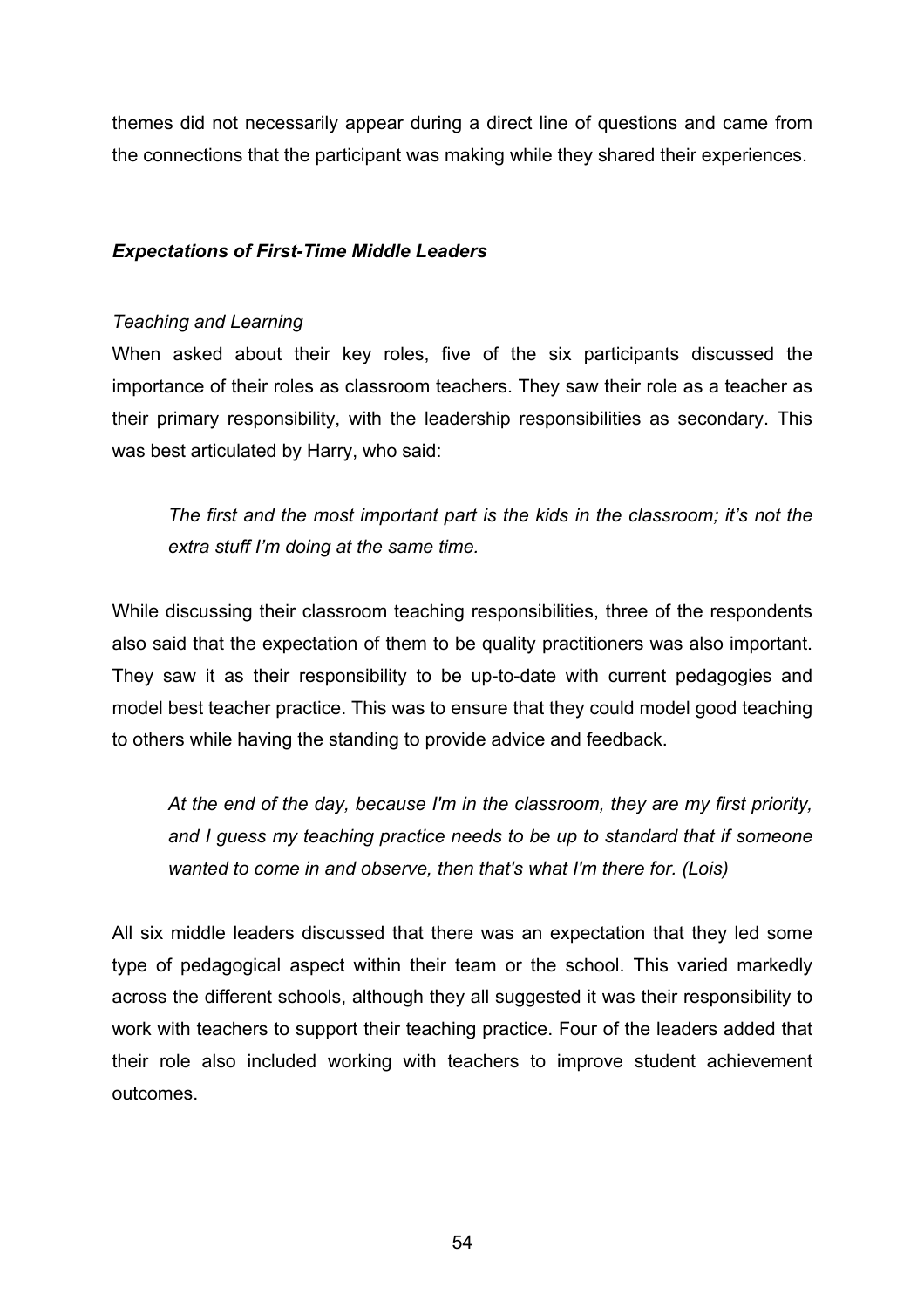themes did not necessarily appear during a direct line of questions and came from the connections that the participant was making while they shared their experiences.

### ***Expectations of First-Time Middle Leaders***

#### *Teaching and Learning*

When asked about their key roles, five of the six participants discussed the importance of their roles as classroom teachers. They saw their role as a teacher as their primary responsibility, with the leadership responsibilities as secondary. This was best articulated by Harry, who said:

> *The first and the most important part is the kids in the classroom; it's not the extra stuff I'm doing at the same time.*

While discussing their classroom teaching responsibilities, three of the respondents also said that the expectation of them to be quality practitioners was also important. They saw it as their responsibility to be up-to-date with current pedagogies and model best teacher practice. This was to ensure that they could model good teaching to others while having the standing to provide advice and feedback.

> *At the end of the day, because I'm in the classroom, they are my first priority, and I guess my teaching practice needs to be up to standard that if someone wanted to come in and observe, then that's what I'm there for. (Lois)*

All six middle leaders discussed that there was an expectation that they led some type of pedagogical aspect within their team or the school. This varied markedly across the different schools, although they all suggested it was their responsibility to work with teachers to support their teaching practice. Four of the leaders added that their role also included working with teachers to improve student achievement outcomes.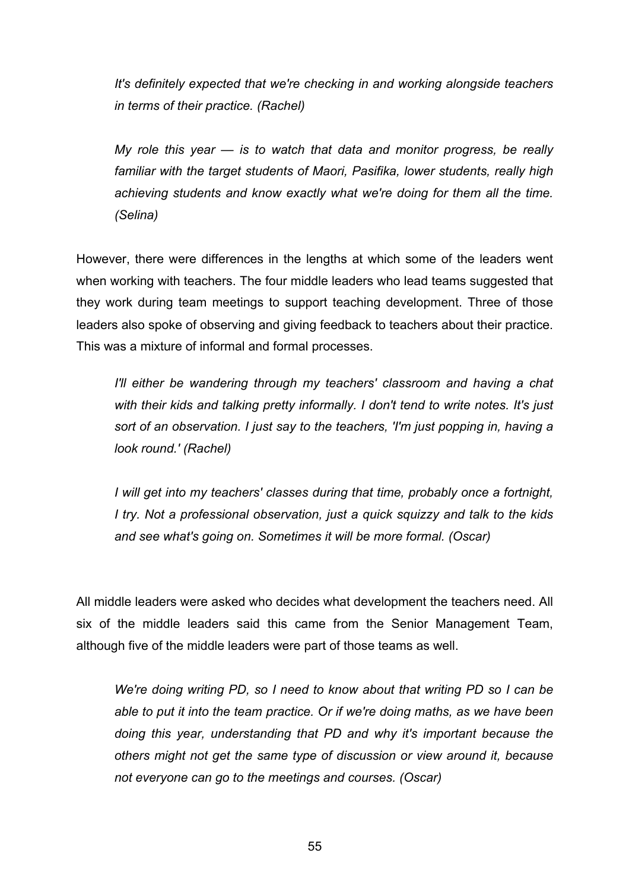*It's definitely expected that we're checking in and working alongside teachers in terms of their practice. (Rachel)*

*My role this year — is to watch that data and monitor progress, be really familiar with the target students of Maori, Pasifika, lower students, really high achieving students and know exactly what we're doing for them all the time. (Selina)*

However, there were differences in the lengths at which some of the leaders went when working with teachers. The four middle leaders who lead teams suggested that they work during team meetings to support teaching development. Three of those leaders also spoke of observing and giving feedback to teachers about their practice. This was a mixture of informal and formal processes.

*I'll either be wandering through my teachers' classroom and having a chat with their kids and talking pretty informally. I don't tend to write notes. It's just sort of an observation. I just say to the teachers, 'I'm just popping in, having a look round.' (Rachel)*

*I will get into my teachers' classes during that time, probably once a fortnight, I try. Not a professional observation, just a quick squizzy and talk to the kids and see what's going on. Sometimes it will be more formal. (Oscar)*

All middle leaders were asked who decides what development the teachers need. All six of the middle leaders said this came from the Senior Management Team, although five of the middle leaders were part of those teams as well.

*We're doing writing PD, so I need to know about that writing PD so I can be able to put it into the team practice. Or if we're doing maths, as we have been doing this year, understanding that PD and why it's important because the others might not get the same type of discussion or view around it, because not everyone can go to the meetings and courses. (Oscar)*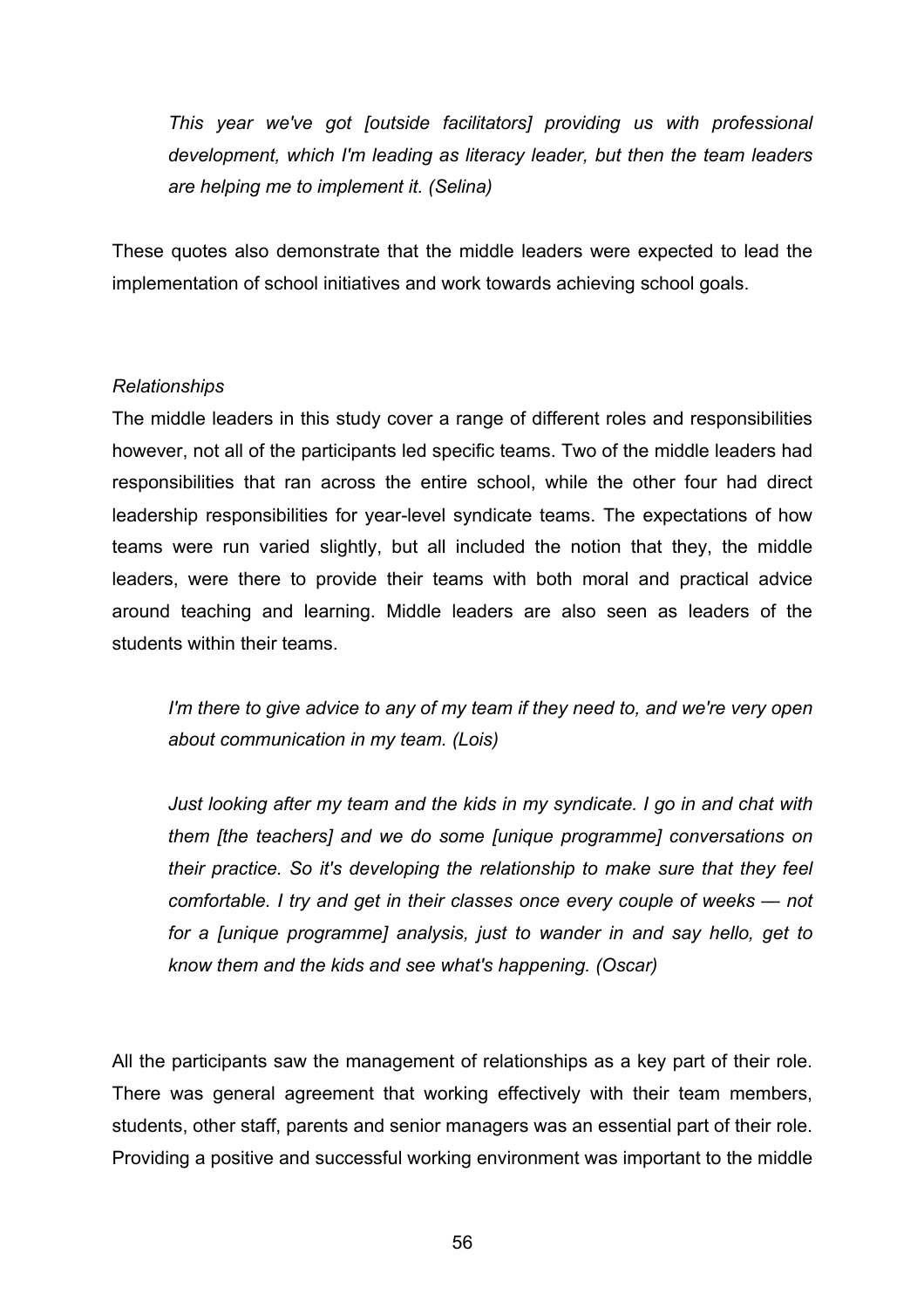*This year we've got [outside facilitators] providing us with professional development, which I'm leading as literacy leader, but then the team leaders are helping me to implement it. (Selina)*

These quotes also demonstrate that the middle leaders were expected to lead the implementation of school initiatives and work towards achieving school goals.

*Relationships*

The middle leaders in this study cover a range of different roles and responsibilities however, not all of the participants led specific teams. Two of the middle leaders had responsibilities that ran across the entire school, while the other four had direct leadership responsibilities for year-level syndicate teams. The expectations of how teams were run varied slightly, but all included the notion that they, the middle leaders, were there to provide their teams with both moral and practical advice around teaching and learning. Middle leaders are also seen as leaders of the students within their teams.

*I'm there to give advice to any of my team if they need to, and we're very open about communication in my team. (Lois)*

*Just looking after my team and the kids in my syndicate. I go in and chat with them [the teachers] and we do some [unique programme] conversations on their practice. So it's developing the relationship to make sure that they feel comfortable. I try and get in their classes once every couple of weeks — not for a [unique programme] analysis, just to wander in and say hello, get to know them and the kids and see what's happening. (Oscar)*

All the participants saw the management of relationships as a key part of their role. There was general agreement that working effectively with their team members, students, other staff, parents and senior managers was an essential part of their role. Providing a positive and successful working environment was important to the middle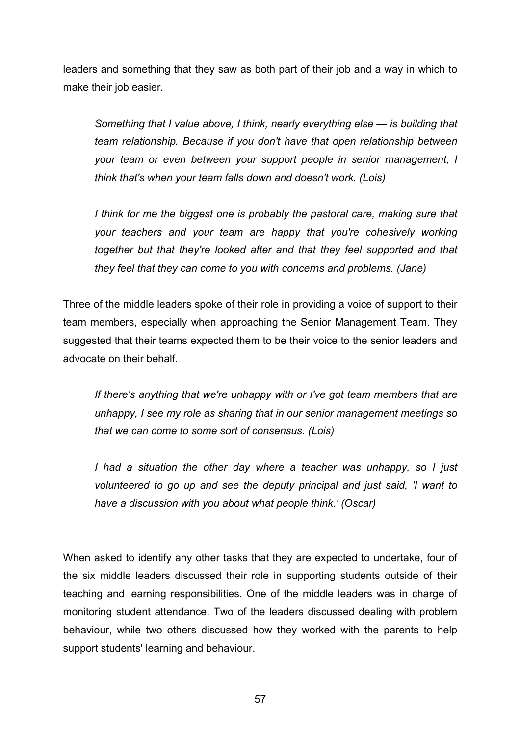leaders and something that they saw as both part of their job and a way in which to make their job easier.

> *Something that I value above, I think, nearly everything else — is building that team relationship. Because if you don't have that open relationship between your team or even between your support people in senior management, I think that's when your team falls down and doesn't work. (Lois)*

> *I think for me the biggest one is probably the pastoral care, making sure that your teachers and your team are happy that you're cohesively working together but that they're looked after and that they feel supported and that they feel that they can come to you with concerns and problems. (Jane)*

Three of the middle leaders spoke of their role in providing a voice of support to their team members, especially when approaching the Senior Management Team. They suggested that their teams expected them to be their voice to the senior leaders and advocate on their behalf.

> *If there's anything that we're unhappy with or I've got team members that are unhappy, I see my role as sharing that in our senior management meetings so that we can come to some sort of consensus. (Lois)*

> *I had a situation the other day where a teacher was unhappy, so I just volunteered to go up and see the deputy principal and just said, 'I want to have a discussion with you about what people think.' (Oscar)*

When asked to identify any other tasks that they are expected to undertake, four of the six middle leaders discussed their role in supporting students outside of their teaching and learning responsibilities. One of the middle leaders was in charge of monitoring student attendance. Two of the leaders discussed dealing with problem behaviour, while two others discussed how they worked with the parents to help support students' learning and behaviour.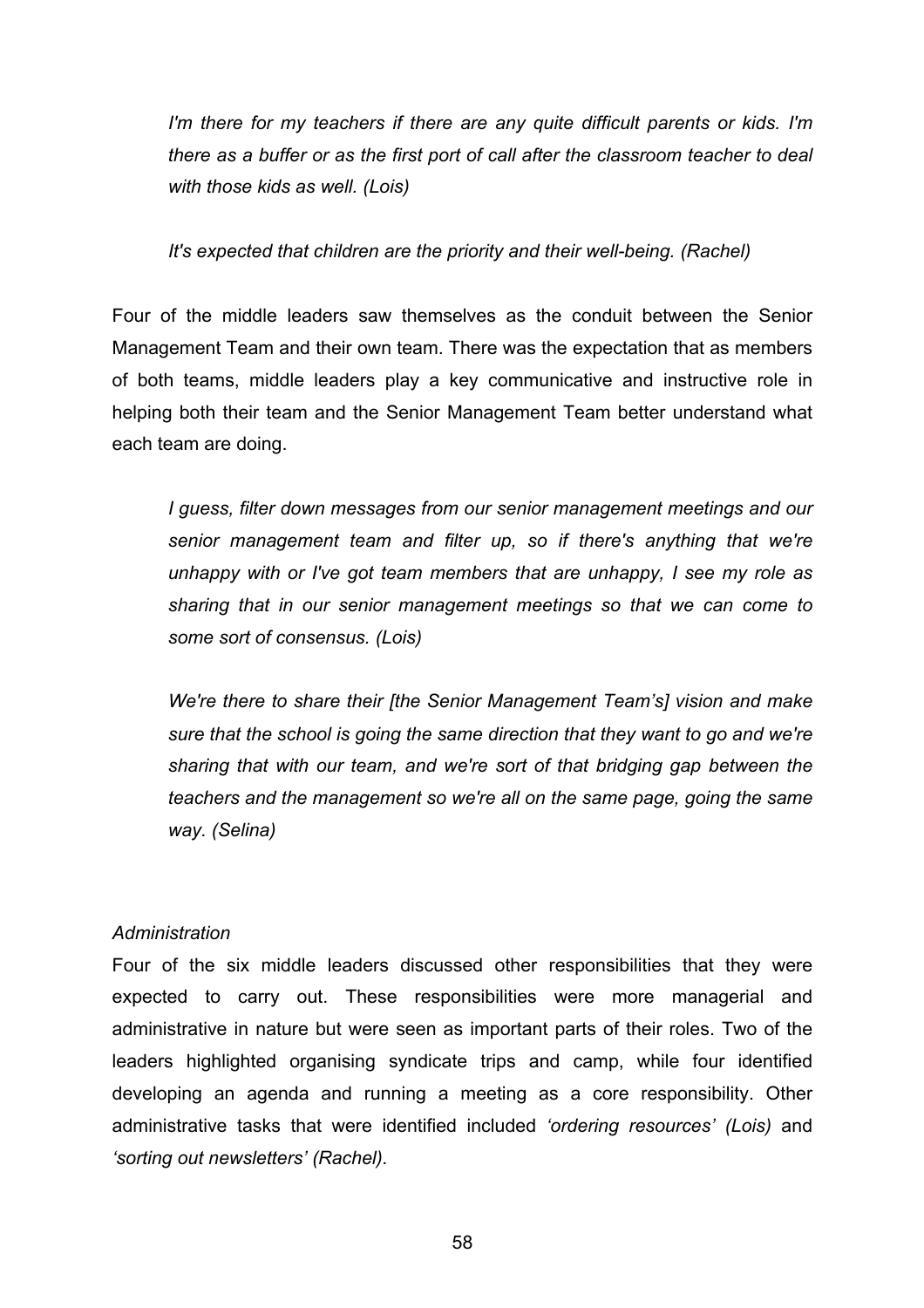*I'm there for my teachers if there are any quite difficult parents or kids. I'm there as a buffer or as the first port of call after the classroom teacher to deal with those kids as well. (Lois)*

*It's expected that children are the priority and their well-being. (Rachel)*

Four of the middle leaders saw themselves as the conduit between the Senior Management Team and their own team. There was the expectation that as members of both teams, middle leaders play a key communicative and instructive role in helping both their team and the Senior Management Team better understand what each team are doing.

*I guess, filter down messages from our senior management meetings and our senior management team and filter up, so if there's anything that we're unhappy with or I've got team members that are unhappy, I see my role as sharing that in our senior management meetings so that we can come to some sort of consensus. (Lois)*

*We're there to share their [the Senior Management Team's] vision and make sure that the school is going the same direction that they want to go and we're sharing that with our team, and we're sort of that bridging gap between the teachers and the management so we're all on the same page, going the same way. (Selina)*

*Administration*

Four of the six middle leaders discussed other responsibilities that they were expected to carry out. These responsibilities were more managerial and administrative in nature but were seen as important parts of their roles. Two of the leaders highlighted organising syndicate trips and camp, while four identified developing an agenda and running a meeting as a core responsibility. Other administrative tasks that were identified included *'ordering resources' (Lois)* and *'sorting out newsletters' (Rachel).*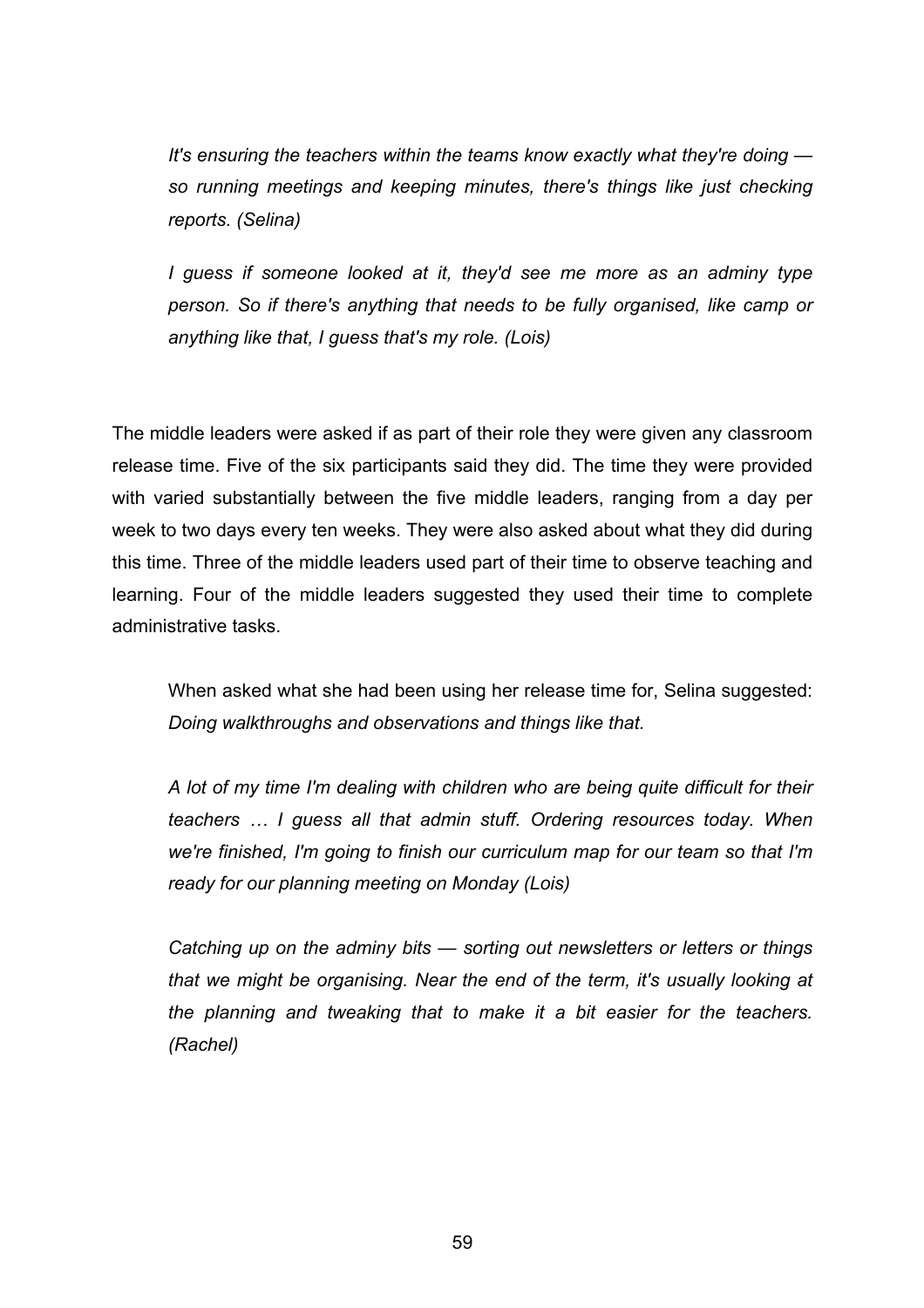> *It's ensuring the teachers within the teams know exactly what they're doing — so running meetings and keeping minutes, there's things like just checking reports. (Selina)*

> *I guess if someone looked at it, they'd see me more as an adminy type person. So if there's anything that needs to be fully organised, like camp or anything like that, I guess that's my role. (Lois)*

The middle leaders were asked if as part of their role they were given any classroom release time. Five of the six participants said they did. The time they were provided with varied substantially between the five middle leaders, ranging from a day per week to two days every ten weeks. They were also asked about what they did during this time. Three of the middle leaders used part of their time to observe teaching and learning. Four of the middle leaders suggested they used their time to complete administrative tasks.

> When asked what she had been using her release time for, Selina suggested: *Doing walkthroughs and observations and things like that.*

> *A lot of my time I'm dealing with children who are being quite difficult for their teachers … I guess all that admin stuff. Ordering resources today. When we're finished, I'm going to finish our curriculum map for our team so that I'm ready for our planning meeting on Monday (Lois)*

> *Catching up on the adminy bits — sorting out newsletters or letters or things that we might be organising. Near the end of the term, it's usually looking at the planning and tweaking that to make it a bit easier for the teachers. (Rachel)*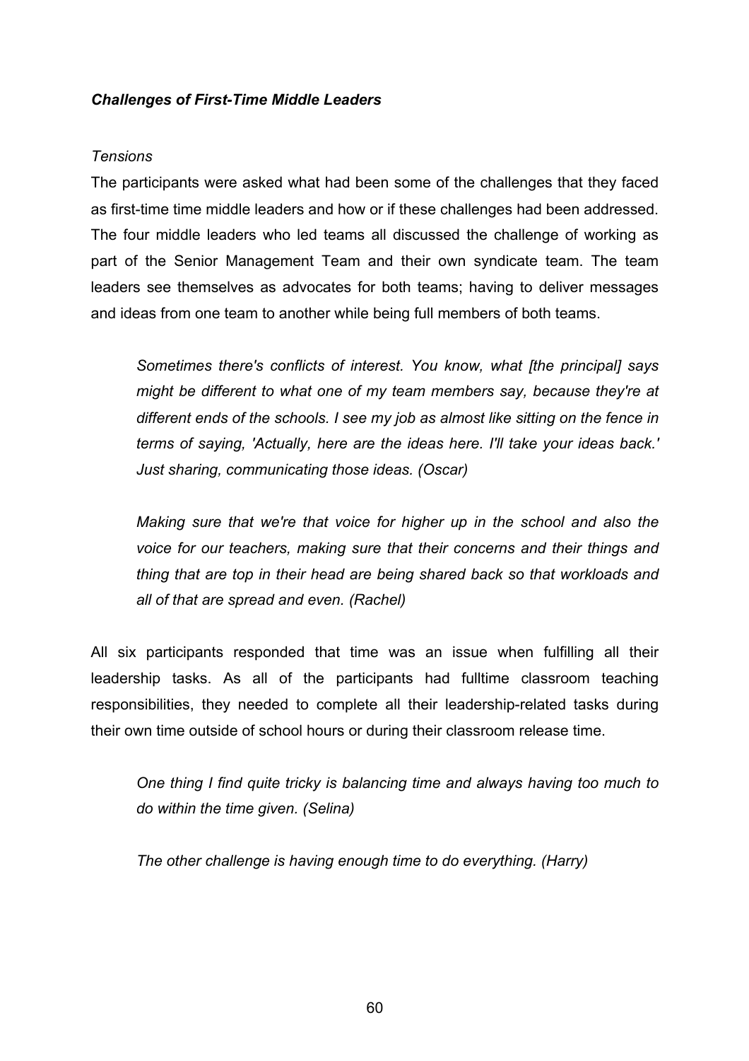***Challenges of First-Time Middle Leaders***

*Tensions*

The participants were asked what had been some of the challenges that they faced as first-time time middle leaders and how or if these challenges had been addressed. The four middle leaders who led teams all discussed the challenge of working as part of the Senior Management Team and their own syndicate team. The team leaders see themselves as advocates for both teams; having to deliver messages and ideas from one team to another while being full members of both teams.

> *Sometimes there's conflicts of interest. You know, what [the principal] says might be different to what one of my team members say, because they're at different ends of the schools. I see my job as almost like sitting on the fence in terms of saying, 'Actually, here are the ideas here. I'll take your ideas back.' Just sharing, communicating those ideas. (Oscar)*

> *Making sure that we're that voice for higher up in the school and also the voice for our teachers, making sure that their concerns and their things and thing that are top in their head are being shared back so that workloads and all of that are spread and even. (Rachel)*

All six participants responded that time was an issue when fulfilling all their leadership tasks. As all of the participants had fulltime classroom teaching responsibilities, they needed to complete all their leadership-related tasks during their own time outside of school hours or during their classroom release time.

> *One thing I find quite tricky is balancing time and always having too much to do within the time given. (Selina)*

> *The other challenge is having enough time to do everything. (Harry)*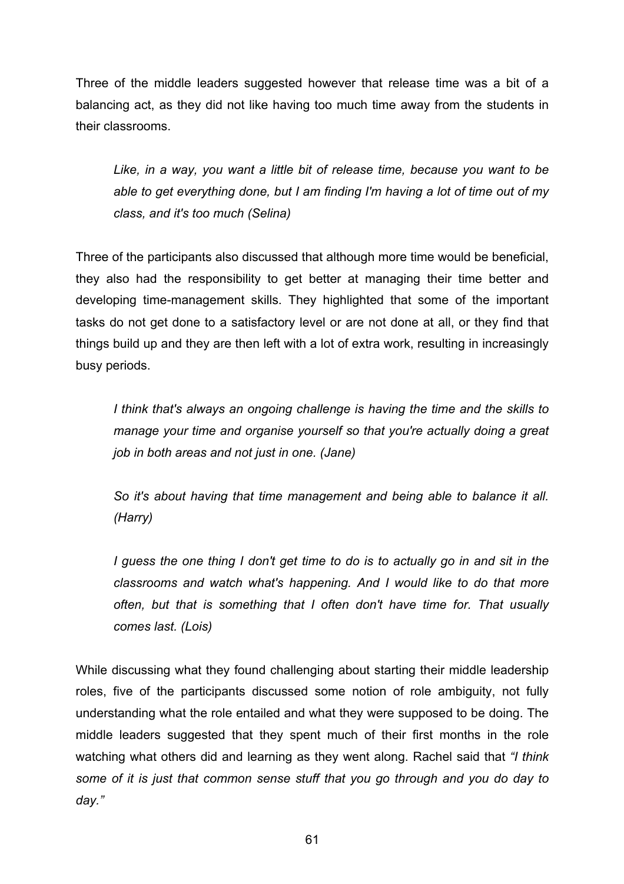Three of the middle leaders suggested however that release time was a bit of a balancing act, as they did not like having too much time away from the students in their classrooms.

> *Like, in a way, you want a little bit of release time, because you want to be able to get everything done, but I am finding I'm having a lot of time out of my class, and it's too much (Selina)*

Three of the participants also discussed that although more time would be beneficial, they also had the responsibility to get better at managing their time better and developing time-management skills. They highlighted that some of the important tasks do not get done to a satisfactory level or are not done at all, or they find that things build up and they are then left with a lot of extra work, resulting in increasingly busy periods.

> *I think that's always an ongoing challenge is having the time and the skills to manage your time and organise yourself so that you're actually doing a great job in both areas and not just in one. (Jane)*

> *So it's about having that time management and being able to balance it all. (Harry)*

> *I guess the one thing I don't get time to do is to actually go in and sit in the classrooms and watch what's happening. And I would like to do that more often, but that is something that I often don't have time for. That usually comes last. (Lois)*

While discussing what they found challenging about starting their middle leadership roles, five of the participants discussed some notion of role ambiguity, not fully understanding what the role entailed and what they were supposed to be doing. The middle leaders suggested that they spent much of their first months in the role watching what others did and learning as they went along. Rachel said that *"I think some of it is just that common sense stuff that you go through and you do day to day."*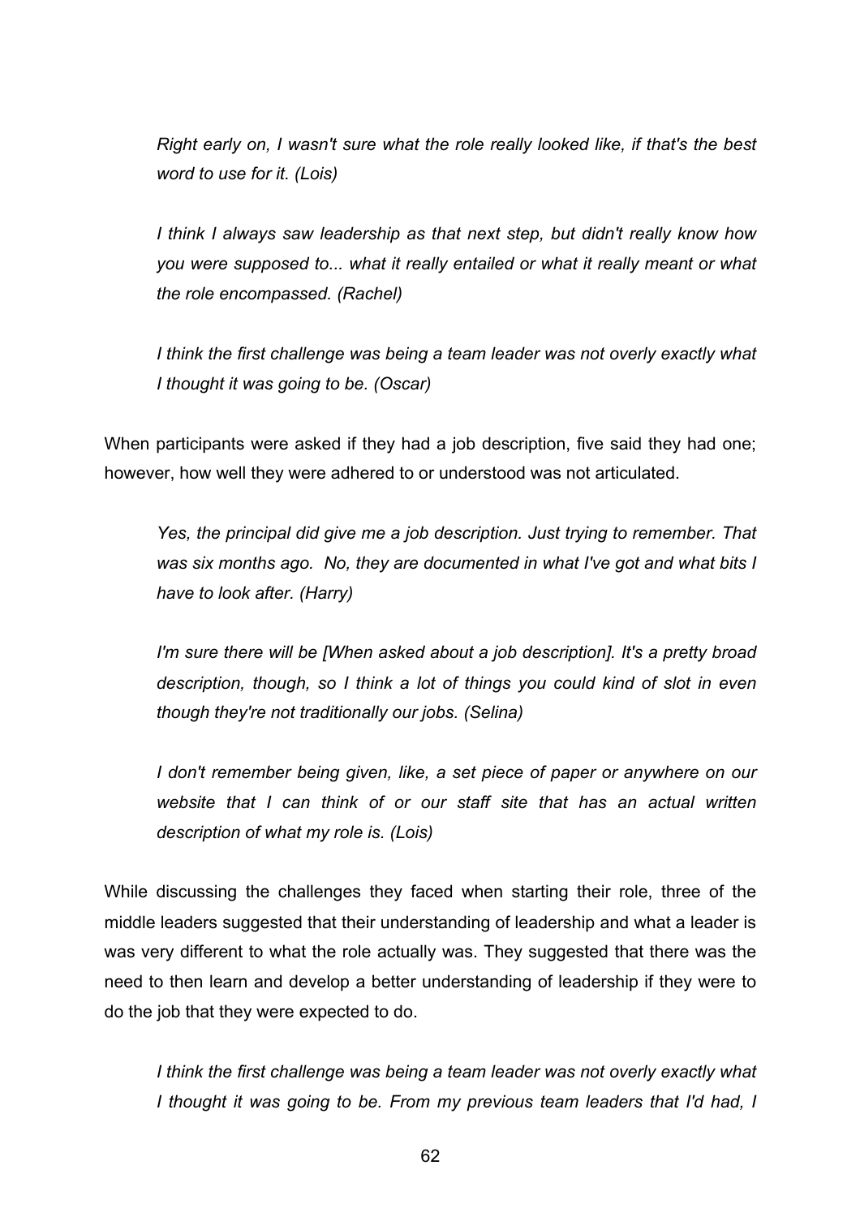*Right early on, I wasn't sure what the role really looked like, if that's the best word to use for it. (Lois)*

*I think I always saw leadership as that next step, but didn't really know how you were supposed to... what it really entailed or what it really meant or what the role encompassed. (Rachel)*

*I think the first challenge was being a team leader was not overly exactly what I thought it was going to be. (Oscar)*

When participants were asked if they had a job description, five said they had one; however, how well they were adhered to or understood was not articulated.

*Yes, the principal did give me a job description. Just trying to remember. That was six months ago. No, they are documented in what I've got and what bits I have to look after. (Harry)*

*I'm sure there will be [When asked about a job description]. It's a pretty broad description, though, so I think a lot of things you could kind of slot in even though they're not traditionally our jobs. (Selina)*

*I don't remember being given, like, a set piece of paper or anywhere on our website that I can think of or our staff site that has an actual written description of what my role is. (Lois)*

While discussing the challenges they faced when starting their role, three of the middle leaders suggested that their understanding of leadership and what a leader is was very different to what the role actually was. They suggested that there was the need to then learn and develop a better understanding of leadership if they were to do the job that they were expected to do.

*I think the first challenge was being a team leader was not overly exactly what I thought it was going to be. From my previous team leaders that I'd had, I*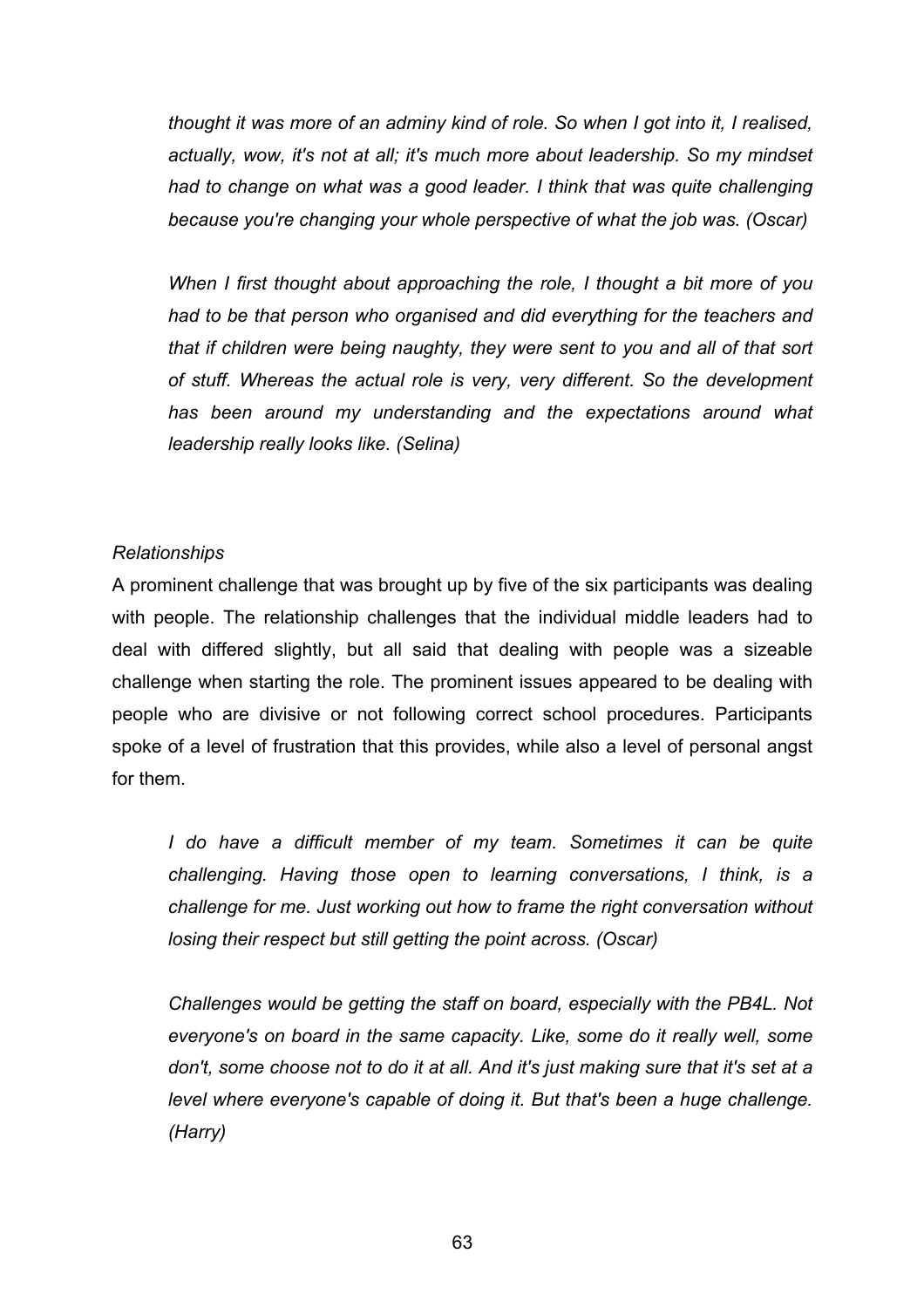> *thought it was more of an adminy kind of role. So when I got into it, I realised, actually, wow, it's not at all; it's much more about leadership. So my mindset had to change on what was a good leader. I think that was quite challenging because you're changing your whole perspective of what the job was. (Oscar)*

> *When I first thought about approaching the role, I thought a bit more of you had to be that person who organised and did everything for the teachers and that if children were being naughty, they were sent to you and all of that sort of stuff. Whereas the actual role is very, very different. So the development has been around my understanding and the expectations around what leadership really looks like. (Selina)*

*Relationships*

A prominent challenge that was brought up by five of the six participants was dealing with people. The relationship challenges that the individual middle leaders had to deal with differed slightly, but all said that dealing with people was a sizeable challenge when starting the role. The prominent issues appeared to be dealing with people who are divisive or not following correct school procedures. Participants spoke of a level of frustration that this provides, while also a level of personal angst for them.

> *I do have a difficult member of my team. Sometimes it can be quite challenging. Having those open to learning conversations, I think, is a challenge for me. Just working out how to frame the right conversation without losing their respect but still getting the point across. (Oscar)*

> *Challenges would be getting the staff on board, especially with the PB4L. Not everyone's on board in the same capacity. Like, some do it really well, some don't, some choose not to do it at all. And it's just making sure that it's set at a level where everyone's capable of doing it. But that's been a huge challenge. (Harry)*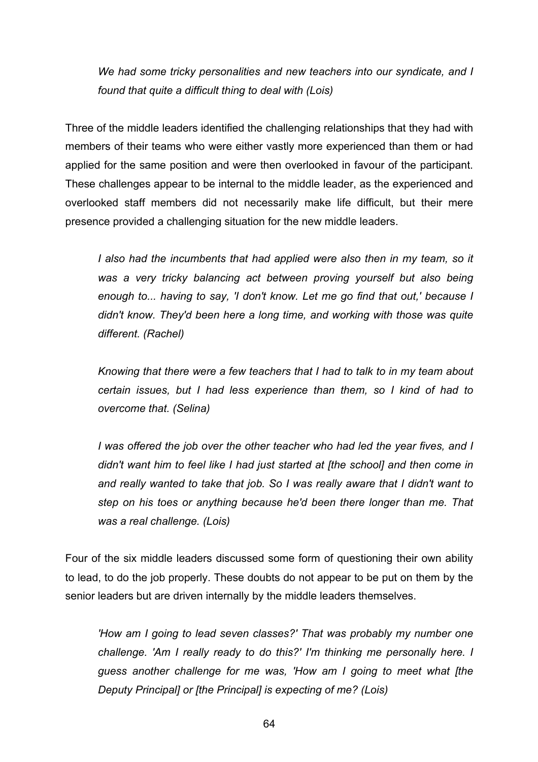*We had some tricky personalities and new teachers into our syndicate, and I found that quite a difficult thing to deal with (Lois)*

Three of the middle leaders identified the challenging relationships that they had with members of their teams who were either vastly more experienced than them or had applied for the same position and were then overlooked in favour of the participant. These challenges appear to be internal to the middle leader, as the experienced and overlooked staff members did not necessarily make life difficult, but their mere presence provided a challenging situation for the new middle leaders.

*I also had the incumbents that had applied were also then in my team, so it was a very tricky balancing act between proving yourself but also being enough to... having to say, 'I don't know. Let me go find that out,' because I didn't know. They'd been here a long time, and working with those was quite different. (Rachel)*

*Knowing that there were a few teachers that I had to talk to in my team about certain issues, but I had less experience than them, so I kind of had to overcome that. (Selina)*

*I was offered the job over the other teacher who had led the year fives, and I didn't want him to feel like I had just started at [the school] and then come in and really wanted to take that job. So I was really aware that I didn't want to step on his toes or anything because he'd been there longer than me. That was a real challenge. (Lois)*

Four of the six middle leaders discussed some form of questioning their own ability to lead, to do the job properly. These doubts do not appear to be put on them by the senior leaders but are driven internally by the middle leaders themselves.

*'How am I going to lead seven classes?' That was probably my number one challenge. 'Am I really ready to do this?' I'm thinking me personally here. I guess another challenge for me was, 'How am I going to meet what [the Deputy Principal] or [the Principal] is expecting of me? (Lois)*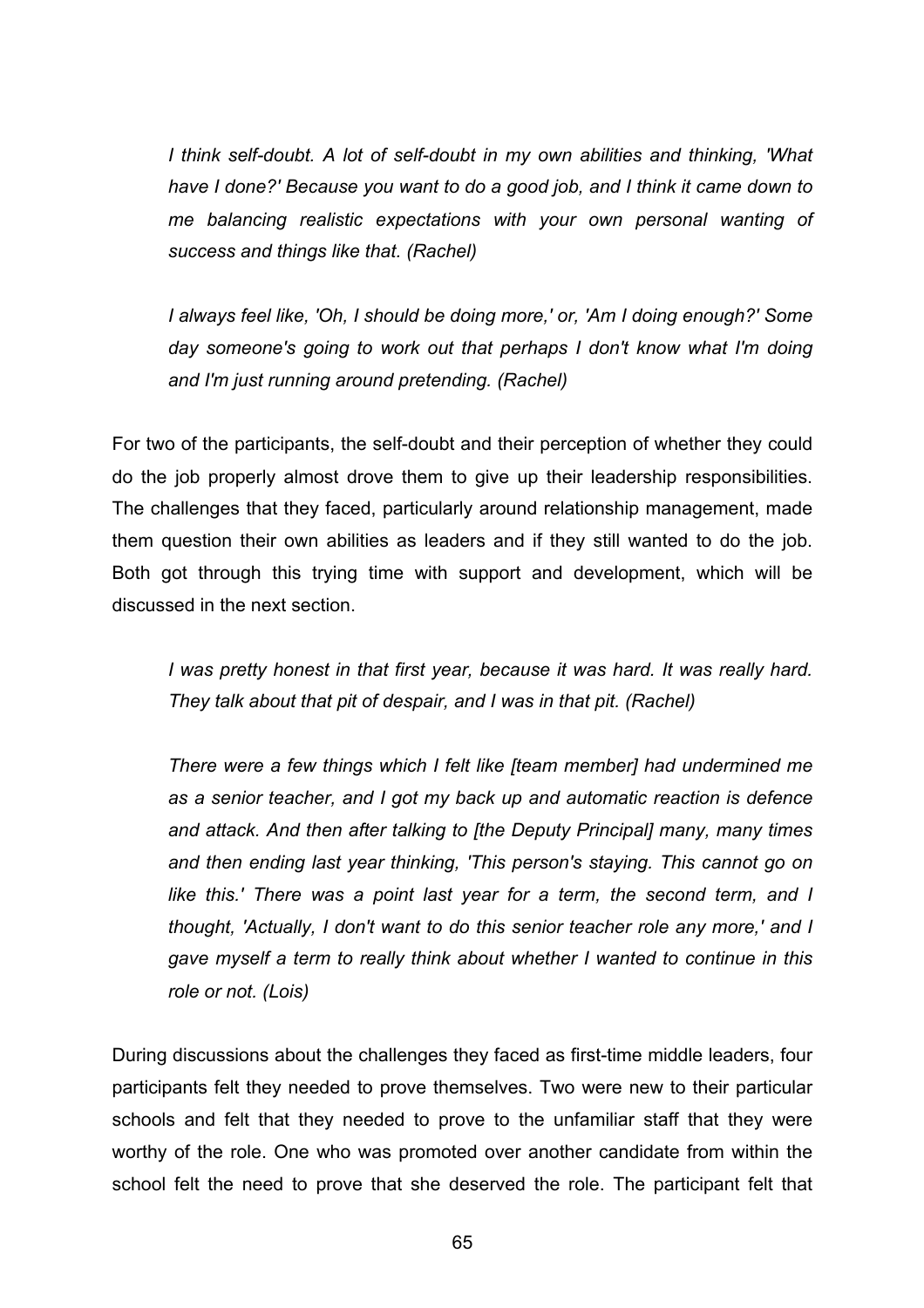*I think self-doubt. A lot of self-doubt in my own abilities and thinking, 'What have I done?' Because you want to do a good job, and I think it came down to me balancing realistic expectations with your own personal wanting of success and things like that. (Rachel)*

*I always feel like, 'Oh, I should be doing more,' or, 'Am I doing enough?' Some day someone's going to work out that perhaps I don't know what I'm doing and I'm just running around pretending. (Rachel)*

For two of the participants, the self-doubt and their perception of whether they could do the job properly almost drove them to give up their leadership responsibilities. The challenges that they faced, particularly around relationship management, made them question their own abilities as leaders and if they still wanted to do the job. Both got through this trying time with support and development, which will be discussed in the next section.

*I was pretty honest in that first year, because it was hard. It was really hard. They talk about that pit of despair, and I was in that pit. (Rachel)*

*There were a few things which I felt like [team member] had undermined me as a senior teacher, and I got my back up and automatic reaction is defence and attack. And then after talking to [the Deputy Principal] many, many times and then ending last year thinking, 'This person's staying. This cannot go on like this.' There was a point last year for a term, the second term, and I thought, 'Actually, I don't want to do this senior teacher role any more,' and I gave myself a term to really think about whether I wanted to continue in this role or not. (Lois)*

During discussions about the challenges they faced as first-time middle leaders, four participants felt they needed to prove themselves. Two were new to their particular schools and felt that they needed to prove to the unfamiliar staff that they were worthy of the role. One who was promoted over another candidate from within the school felt the need to prove that she deserved the role. The participant felt that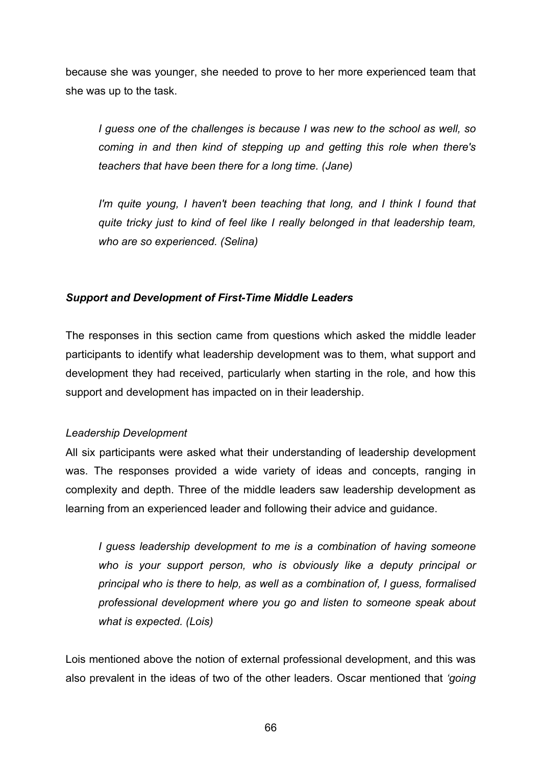because she was younger, she needed to prove to her more experienced team that she was up to the task.

> *I guess one of the challenges is because I was new to the school as well, so coming in and then kind of stepping up and getting this role when there's teachers that have been there for a long time. (Jane)*

> *I'm quite young, I haven't been teaching that long, and I think I found that quite tricky just to kind of feel like I really belonged in that leadership team, who are so experienced. (Selina)*

### ***Support and Development of First-Time Middle Leaders***

The responses in this section came from questions which asked the middle leader participants to identify what leadership development was to them, what support and development they had received, particularly when starting in the role, and how this support and development has impacted on in their leadership.

#### *Leadership Development*

All six participants were asked what their understanding of leadership development was. The responses provided a wide variety of ideas and concepts, ranging in complexity and depth. Three of the middle leaders saw leadership development as learning from an experienced leader and following their advice and guidance.

> *I guess leadership development to me is a combination of having someone who is your support person, who is obviously like a deputy principal or principal who is there to help, as well as a combination of, I guess, formalised professional development where you go and listen to someone speak about what is expected. (Lois)*

Lois mentioned above the notion of external professional development, and this was also prevalent in the ideas of two of the other leaders. Oscar mentioned that *'going*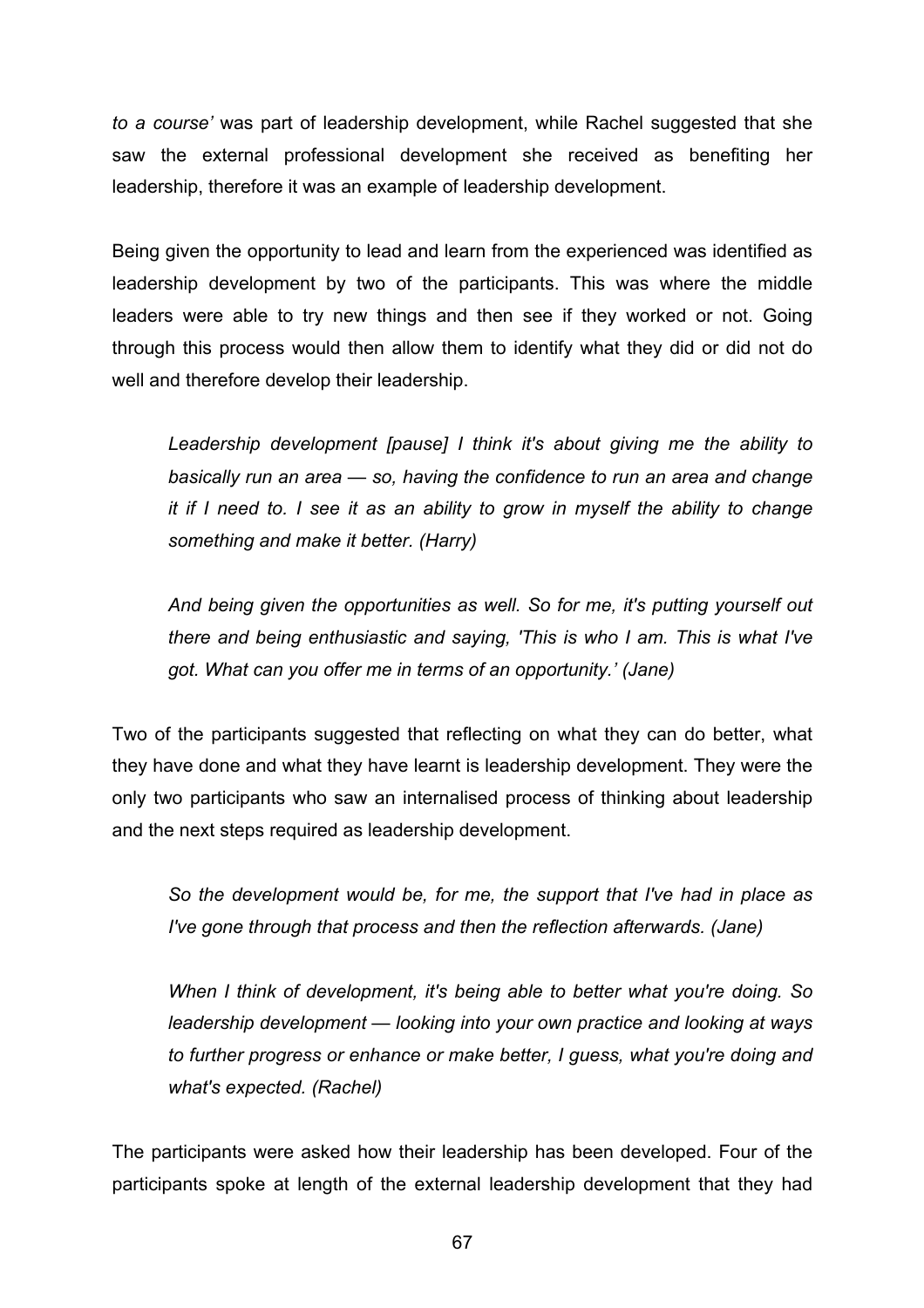*to a course'* was part of leadership development, while Rachel suggested that she saw the external professional development she received as benefiting her leadership, therefore it was an example of leadership development.

Being given the opportunity to lead and learn from the experienced was identified as leadership development by two of the participants. This was where the middle leaders were able to try new things and then see if they worked or not. Going through this process would then allow them to identify what they did or did not do well and therefore develop their leadership.

> *Leadership development [pause] I think it's about giving me the ability to basically run an area — so, having the confidence to run an area and change it if I need to. I see it as an ability to grow in myself the ability to change something and make it better. (Harry)*

> *And being given the opportunities as well. So for me, it's putting yourself out there and being enthusiastic and saying, 'This is who I am. This is what I've got. What can you offer me in terms of an opportunity.' (Jane)*

Two of the participants suggested that reflecting on what they can do better, what they have done and what they have learnt is leadership development. They were the only two participants who saw an internalised process of thinking about leadership and the next steps required as leadership development.

> *So the development would be, for me, the support that I've had in place as I've gone through that process and then the reflection afterwards. (Jane)*

> *When I think of development, it's being able to better what you're doing. So leadership development — looking into your own practice and looking at ways to further progress or enhance or make better, I guess, what you're doing and what's expected. (Rachel)*

The participants were asked how their leadership has been developed. Four of the participants spoke at length of the external leadership development that they had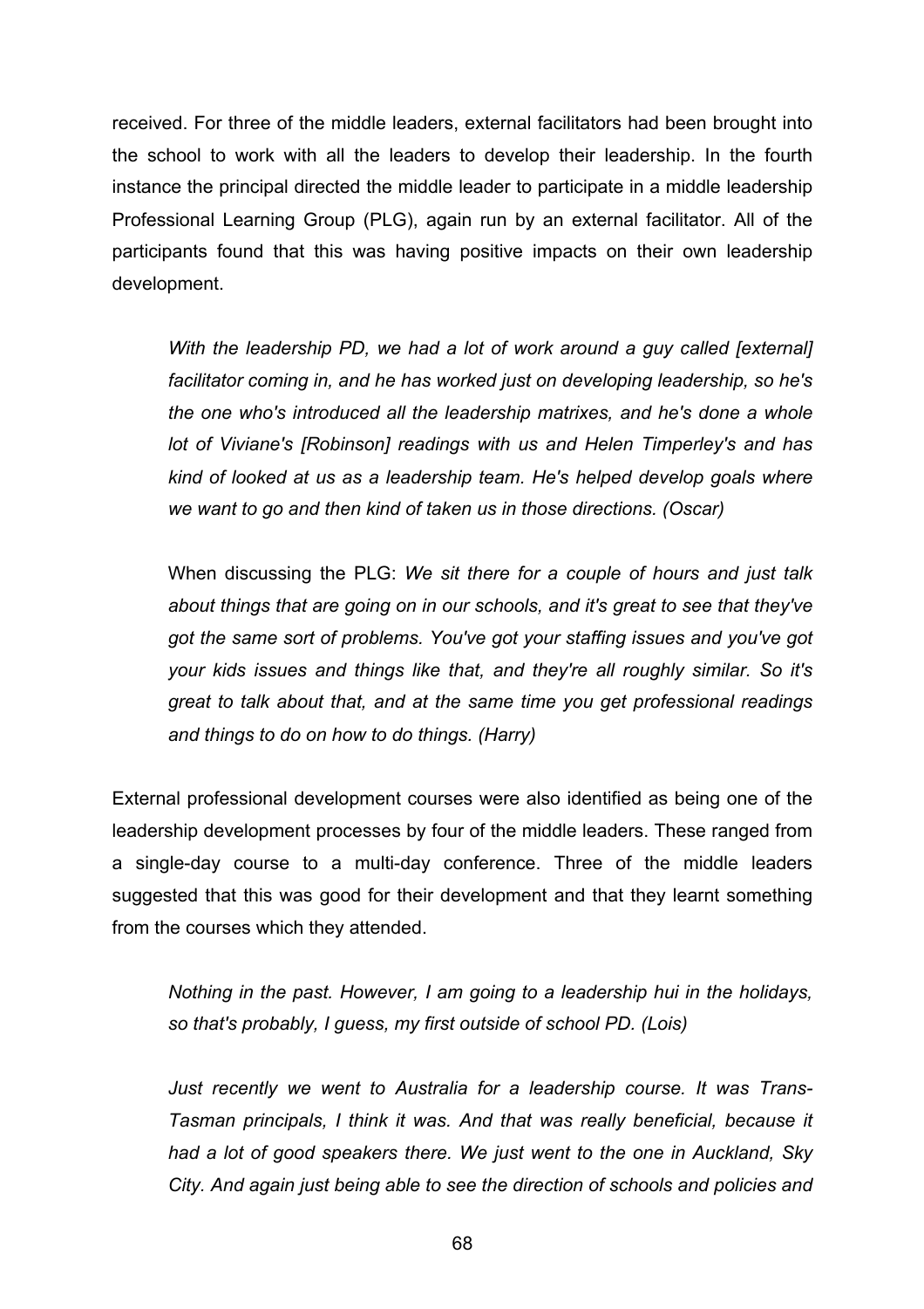received. For three of the middle leaders, external facilitators had been brought into the school to work with all the leaders to develop their leadership. In the fourth instance the principal directed the middle leader to participate in a middle leadership Professional Learning Group (PLG), again run by an external facilitator. All of the participants found that this was having positive impacts on their own leadership development.

> *With the leadership PD, we had a lot of work around a guy called [external] facilitator coming in, and he has worked just on developing leadership, so he's the one who's introduced all the leadership matrixes, and he's done a whole lot of Viviane's [Robinson] readings with us and Helen Timperley's and has kind of looked at us as a leadership team. He's helped develop goals where we want to go and then kind of taken us in those directions. (Oscar)*

> When discussing the PLG: *We sit there for a couple of hours and just talk about things that are going on in our schools, and it's great to see that they've got the same sort of problems. You've got your staffing issues and you've got your kids issues and things like that, and they're all roughly similar. So it's great to talk about that, and at the same time you get professional readings and things to do on how to do things. (Harry)*

External professional development courses were also identified as being one of the leadership development processes by four of the middle leaders. These ranged from a single-day course to a multi-day conference. Three of the middle leaders suggested that this was good for their development and that they learnt something from the courses which they attended.

> *Nothing in the past. However, I am going to a leadership hui in the holidays, so that's probably, I guess, my first outside of school PD. (Lois)*

> *Just recently we went to Australia for a leadership course. It was Trans-Tasman principals, I think it was. And that was really beneficial, because it had a lot of good speakers there. We just went to the one in Auckland, Sky City. And again just being able to see the direction of schools and policies and*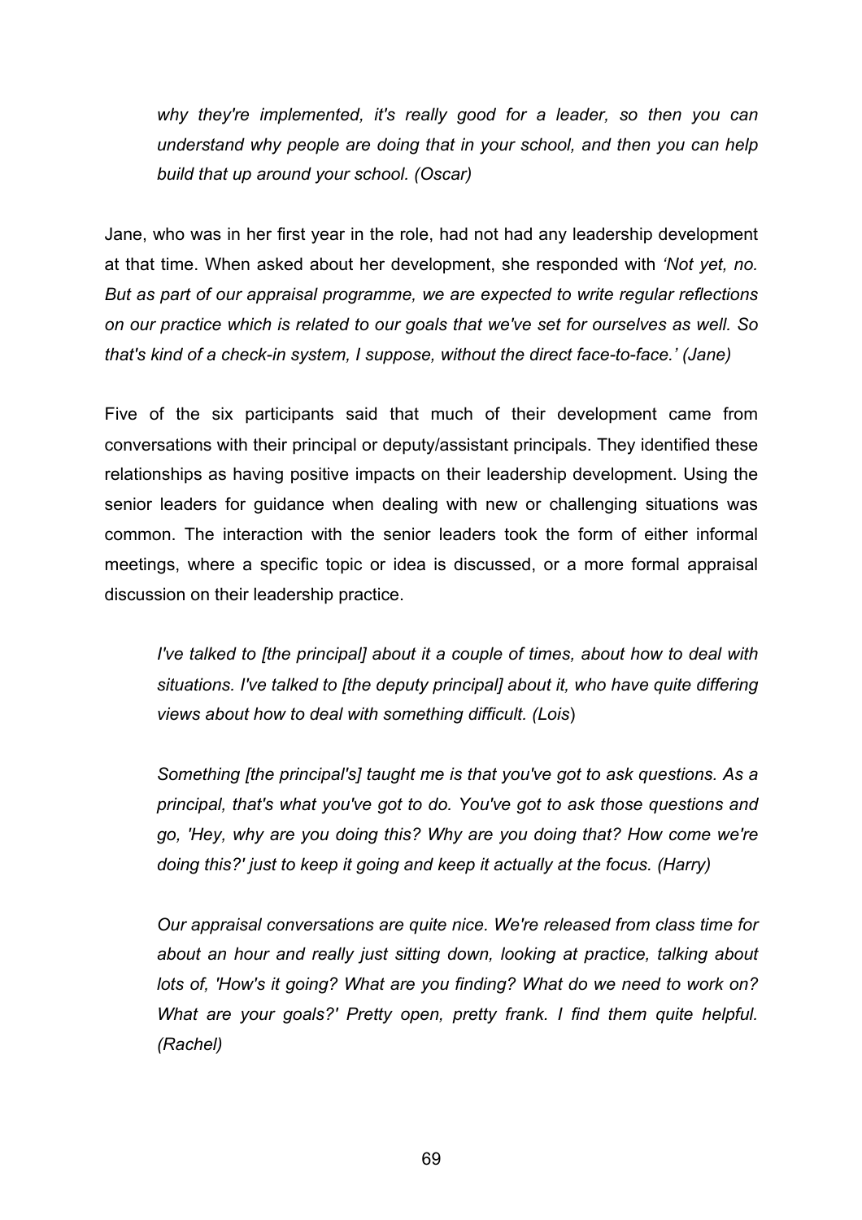> *why they're implemented, it's really good for a leader, so then you can understand why people are doing that in your school, and then you can help build that up around your school. (Oscar)*

Jane, who was in her first year in the role, had not had any leadership development at that time. When asked about her development, she responded with *'Not yet, no. But as part of our appraisal programme, we are expected to write regular reflections on our practice which is related to our goals that we've set for ourselves as well. So that's kind of a check-in system, I suppose, without the direct face-to-face.' (Jane)*

Five of the six participants said that much of their development came from conversations with their principal or deputy/assistant principals. They identified these relationships as having positive impacts on their leadership development. Using the senior leaders for guidance when dealing with new or challenging situations was common. The interaction with the senior leaders took the form of either informal meetings, where a specific topic or idea is discussed, or a more formal appraisal discussion on their leadership practice.

> *I've talked to [the principal] about it a couple of times, about how to deal with situations. I've talked to [the deputy principal] about it, who have quite differing views about how to deal with something difficult. (Lois)*

> *Something [the principal's] taught me is that you've got to ask questions. As a principal, that's what you've got to do. You've got to ask those questions and go, 'Hey, why are you doing this? Why are you doing that? How come we're doing this?' just to keep it going and keep it actually at the focus. (Harry)*

> *Our appraisal conversations are quite nice. We're released from class time for about an hour and really just sitting down, looking at practice, talking about lots of, 'How's it going? What are you finding? What do we need to work on? What are your goals?' Pretty open, pretty frank. I find them quite helpful. (Rachel)*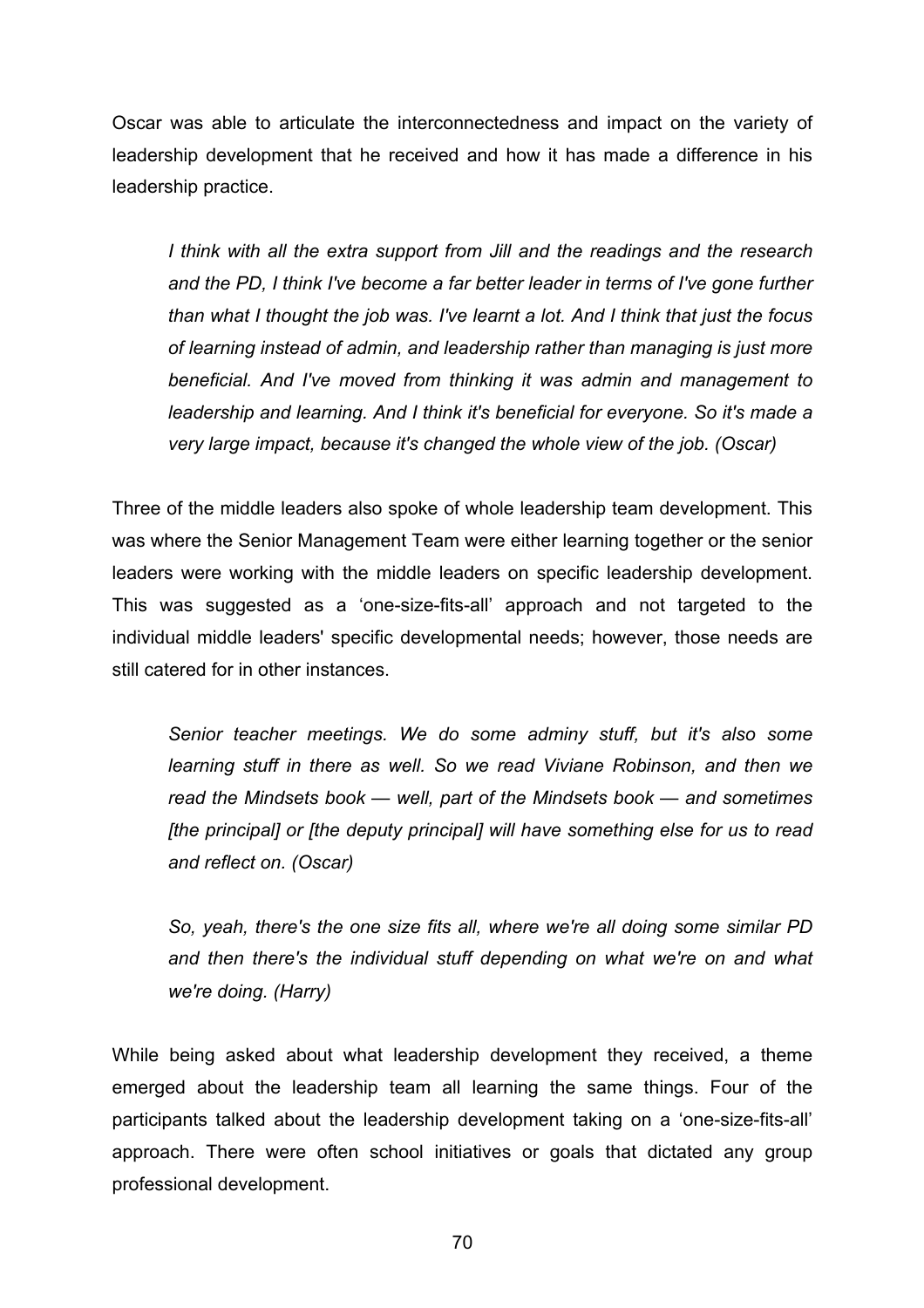Oscar was able to articulate the interconnectedness and impact on the variety of leadership development that he received and how it has made a difference in his leadership practice.

> *I think with all the extra support from Jill and the readings and the research and the PD, I think I've become a far better leader in terms of I've gone further than what I thought the job was. I've learnt a lot. And I think that just the focus of learning instead of admin, and leadership rather than managing is just more beneficial. And I've moved from thinking it was admin and management to leadership and learning. And I think it's beneficial for everyone. So it's made a very large impact, because it's changed the whole view of the job. (Oscar)*

Three of the middle leaders also spoke of whole leadership team development. This was where the Senior Management Team were either learning together or the senior leaders were working with the middle leaders on specific leadership development. This was suggested as a 'one-size-fits-all' approach and not targeted to the individual middle leaders' specific developmental needs; however, those needs are still catered for in other instances.

> *Senior teacher meetings. We do some adminy stuff, but it's also some learning stuff in there as well. So we read Viviane Robinson, and then we read the Mindsets book — well, part of the Mindsets book — and sometimes [the principal] or [the deputy principal] will have something else for us to read and reflect on. (Oscar)*

> *So, yeah, there's the one size fits all, where we're all doing some similar PD and then there's the individual stuff depending on what we're on and what we're doing. (Harry)*

While being asked about what leadership development they received, a theme emerged about the leadership team all learning the same things. Four of the participants talked about the leadership development taking on a 'one-size-fits-all' approach. There were often school initiatives or goals that dictated any group professional development.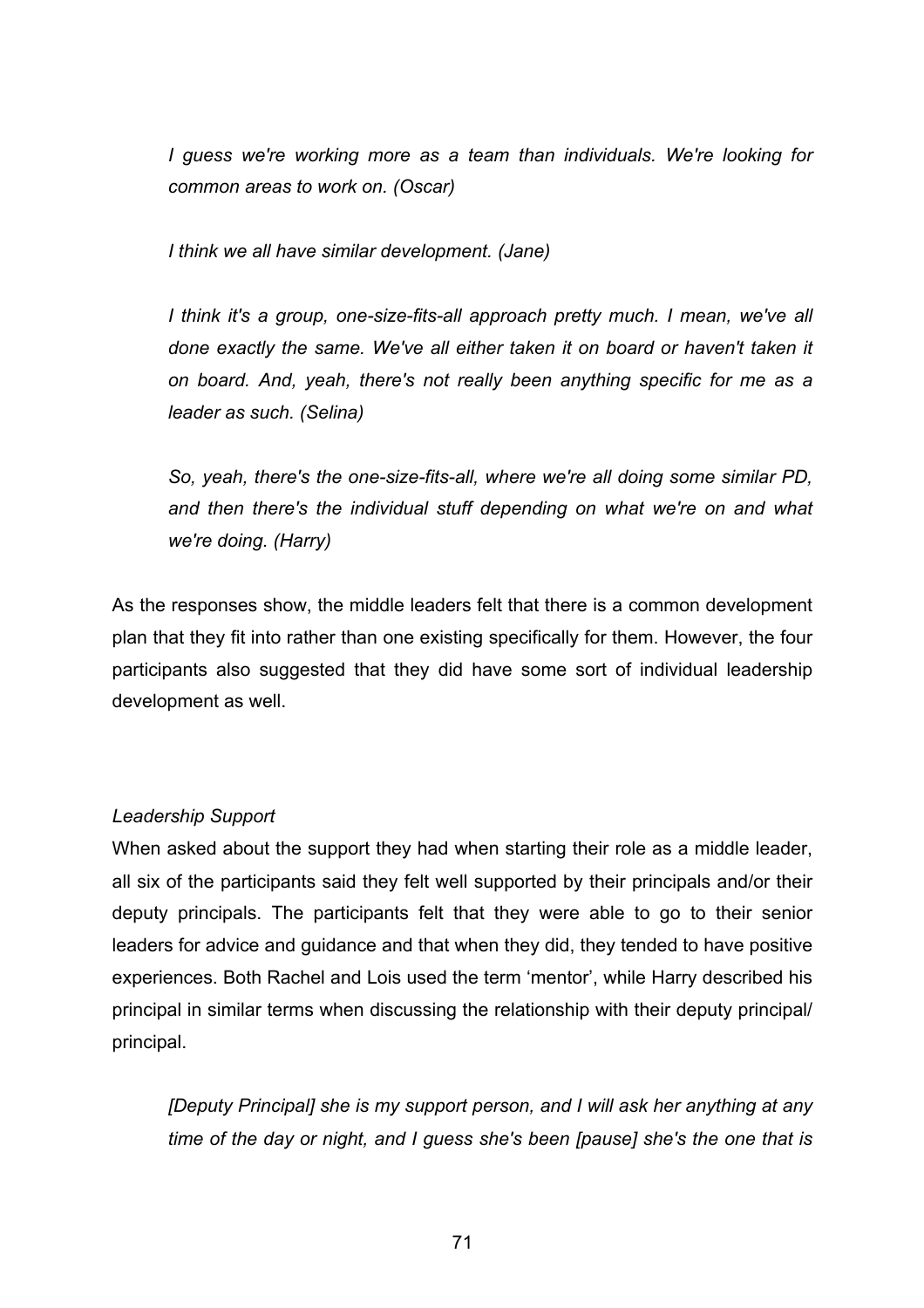*I guess we're working more as a team than individuals. We're looking for common areas to work on. (Oscar)*

*I think we all have similar development. (Jane)*

*I think it's a group, one-size-fits-all approach pretty much. I mean, we've all done exactly the same. We've all either taken it on board or haven't taken it on board. And, yeah, there's not really been anything specific for me as a leader as such. (Selina)*

*So, yeah, there's the one-size-fits-all, where we're all doing some similar PD, and then there's the individual stuff depending on what we're on and what we're doing. (Harry)*

As the responses show, the middle leaders felt that there is a common development plan that they fit into rather than one existing specifically for them. However, the four participants also suggested that they did have some sort of individual leadership development as well.

*Leadership Support*

When asked about the support they had when starting their role as a middle leader, all six of the participants said they felt well supported by their principals and/or their deputy principals. The participants felt that they were able to go to their senior leaders for advice and guidance and that when they did, they tended to have positive experiences. Both Rachel and Lois used the term 'mentor', while Harry described his principal in similar terms when discussing the relationship with their deputy principal/ principal.

*[Deputy Principal] she is my support person, and I will ask her anything at any time of the day or night, and I guess she's been [pause] she's the one that is*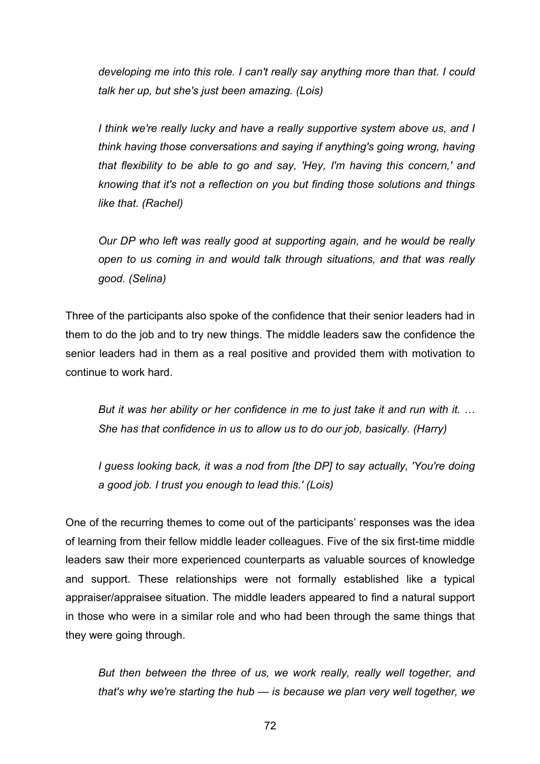*developing me into this role. I can't really say anything more than that. I could talk her up, but she's just been amazing. (Lois)*

*I think we're really lucky and have a really supportive system above us, and I think having those conversations and saying if anything's going wrong, having that flexibility to be able to go and say, 'Hey, I'm having this concern,' and knowing that it's not a reflection on you but finding those solutions and things like that. (Rachel)*

*Our DP who left was really good at supporting again, and he would be really open to us coming in and would talk through situations, and that was really good. (Selina)*

Three of the participants also spoke of the confidence that their senior leaders had in them to do the job and to try new things. The middle leaders saw the confidence the senior leaders had in them as a real positive and provided them with motivation to continue to work hard.

*But it was her ability or her confidence in me to just take it and run with it. … She has that confidence in us to allow us to do our job, basically. (Harry)*

*I guess looking back, it was a nod from [the DP] to say actually, 'You're doing a good job. I trust you enough to lead this.' (Lois)*

One of the recurring themes to come out of the participants' responses was the idea of learning from their fellow middle leader colleagues. Five of the six first-time middle leaders saw their more experienced counterparts as valuable sources of knowledge and support. These relationships were not formally established like a typical appraiser/appraisee situation. The middle leaders appeared to find a natural support in those who were in a similar role and who had been through the same things that they were going through.

*But then between the three of us, we work really, really well together, and that's why we're starting the hub — is because we plan very well together, we*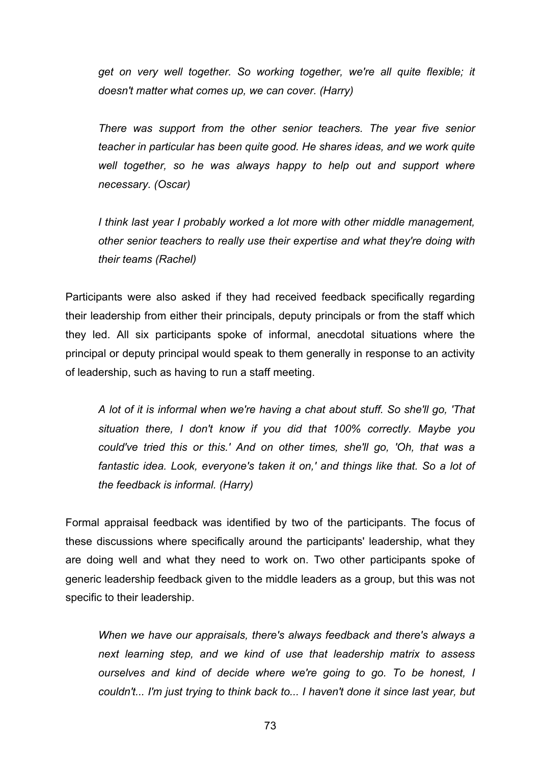*get on very well together. So working together, we're all quite flexible; it doesn't matter what comes up, we can cover. (Harry)*

*There was support from the other senior teachers. The year five senior teacher in particular has been quite good. He shares ideas, and we work quite well together, so he was always happy to help out and support where necessary. (Oscar)*

*I think last year I probably worked a lot more with other middle management, other senior teachers to really use their expertise and what they're doing with their teams (Rachel)*

Participants were also asked if they had received feedback specifically regarding their leadership from either their principals, deputy principals or from the staff which they led. All six participants spoke of informal, anecdotal situations where the principal or deputy principal would speak to them generally in response to an activity of leadership, such as having to run a staff meeting.

*A lot of it is informal when we're having a chat about stuff. So she'll go, 'That situation there, I don't know if you did that 100% correctly. Maybe you could've tried this or this.' And on other times, she'll go, 'Oh, that was a fantastic idea. Look, everyone's taken it on,' and things like that. So a lot of the feedback is informal. (Harry)*

Formal appraisal feedback was identified by two of the participants. The focus of these discussions where specifically around the participants' leadership, what they are doing well and what they need to work on. Two other participants spoke of generic leadership feedback given to the middle leaders as a group, but this was not specific to their leadership.

*When we have our appraisals, there's always feedback and there's always a next learning step, and we kind of use that leadership matrix to assess ourselves and kind of decide where we're going to go. To be honest, I couldn't... I'm just trying to think back to... I haven't done it since last year, but*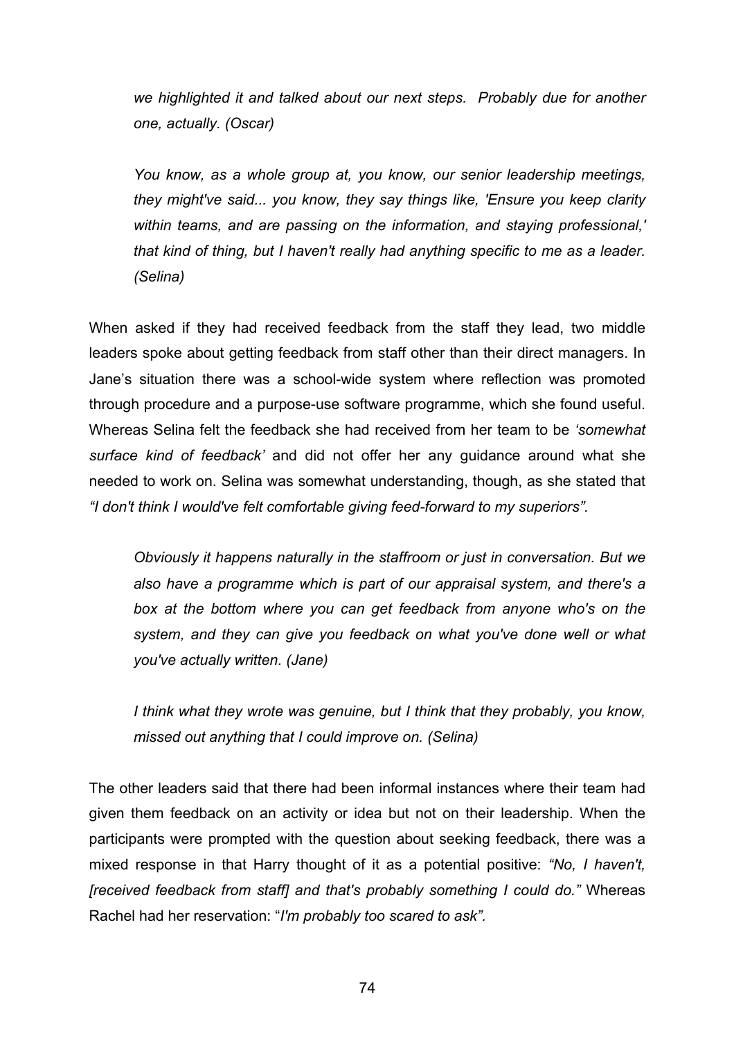*we highlighted it and talked about our next steps. Probably due for another one, actually. (Oscar)*

*You know, as a whole group at, you know, our senior leadership meetings, they might've said... you know, they say things like, 'Ensure you keep clarity within teams, and are passing on the information, and staying professional,' that kind of thing, but I haven't really had anything specific to me as a leader. (Selina)*

When asked if they had received feedback from the staff they lead, two middle leaders spoke about getting feedback from staff other than their direct managers. In Jane's situation there was a school-wide system where reflection was promoted through procedure and a purpose-use software programme, which she found useful. Whereas Selina felt the feedback she had received from her team to be *'somewhat surface kind of feedback'* and did not offer her any guidance around what she needed to work on. Selina was somewhat understanding, though, as she stated that *"I don't think I would've felt comfortable giving feed-forward to my superiors".*

*Obviously it happens naturally in the staffroom or just in conversation. But we also have a programme which is part of our appraisal system, and there's a box at the bottom where you can get feedback from anyone who's on the system, and they can give you feedback on what you've done well or what you've actually written. (Jane)*

*I think what they wrote was genuine, but I think that they probably, you know, missed out anything that I could improve on. (Selina)*

The other leaders said that there had been informal instances where their team had given them feedback on an activity or idea but not on their leadership. When the participants were prompted with the question about seeking feedback, there was a mixed response in that Harry thought of it as a potential positive: *"No, I haven't, [received feedback from staff] and that's probably something I could do."* Whereas Rachel had her reservation: "*I'm probably too scared to ask".*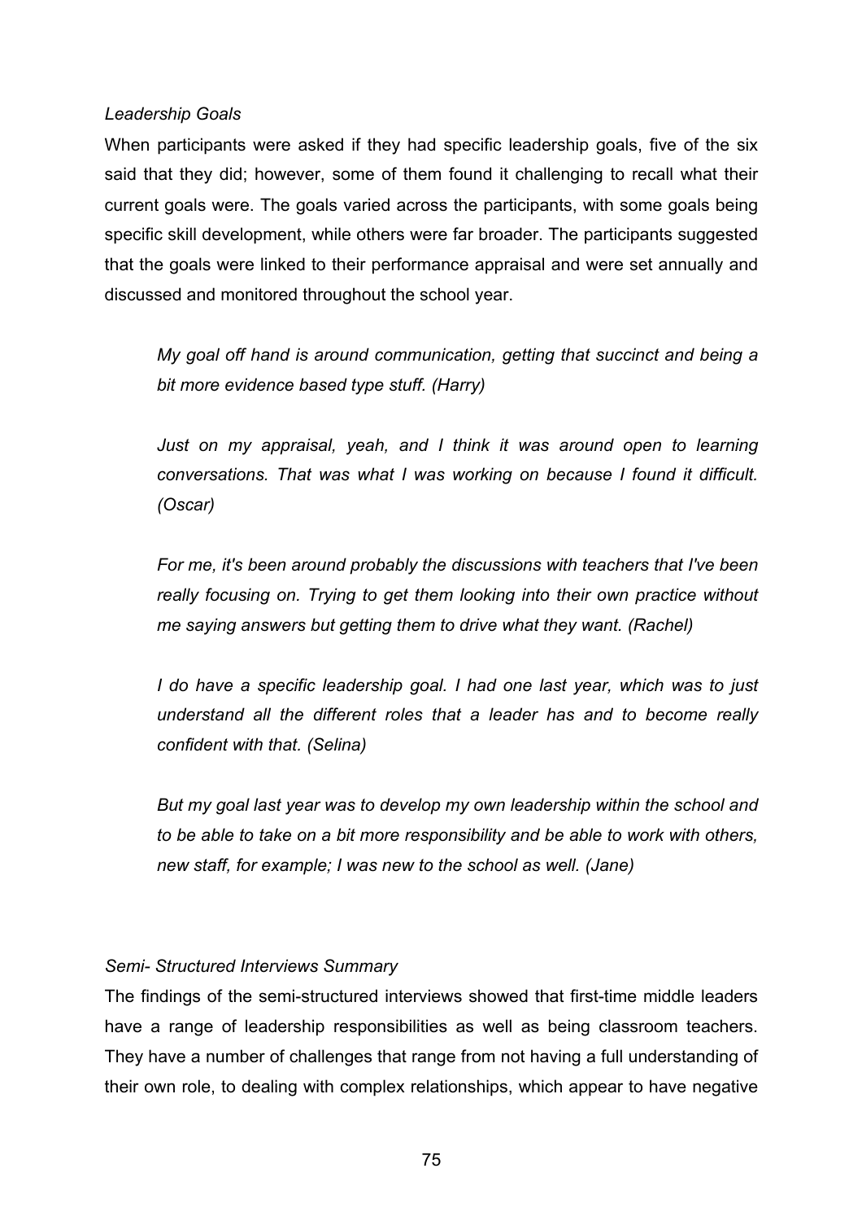*Leadership Goals*

When participants were asked if they had specific leadership goals, five of the six said that they did; however, some of them found it challenging to recall what their current goals were. The goals varied across the participants, with some goals being specific skill development, while others were far broader. The participants suggested that the goals were linked to their performance appraisal and were set annually and discussed and monitored throughout the school year.

> *My goal off hand is around communication, getting that succinct and being a bit more evidence based type stuff. (Harry)*

> *Just on my appraisal, yeah, and I think it was around open to learning conversations. That was what I was working on because I found it difficult. (Oscar)*

> *For me, it's been around probably the discussions with teachers that I've been really focusing on. Trying to get them looking into their own practice without me saying answers but getting them to drive what they want. (Rachel)*

> *I do have a specific leadership goal. I had one last year, which was to just understand all the different roles that a leader has and to become really confident with that. (Selina)*

> *But my goal last year was to develop my own leadership within the school and to be able to take on a bit more responsibility and be able to work with others, new staff, for example; I was new to the school as well. (Jane)*

*Semi- Structured Interviews Summary*

The findings of the semi-structured interviews showed that first-time middle leaders have a range of leadership responsibilities as well as being classroom teachers. They have a number of challenges that range from not having a full understanding of their own role, to dealing with complex relationships, which appear to have negative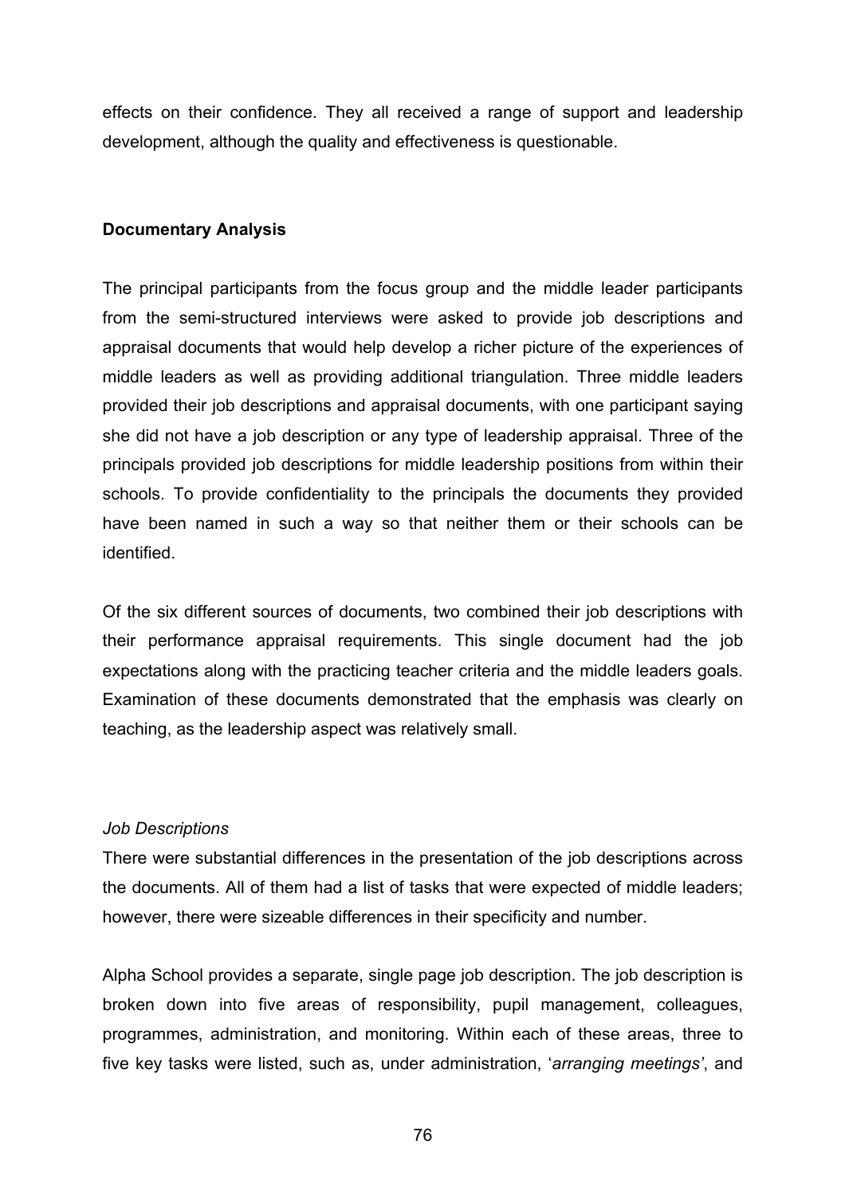effects on their confidence. They all received a range of support and leadership development, although the quality and effectiveness is questionable.

**Documentary Analysis**

The principal participants from the focus group and the middle leader participants from the semi-structured interviews were asked to provide job descriptions and appraisal documents that would help develop a richer picture of the experiences of middle leaders as well as providing additional triangulation. Three middle leaders provided their job descriptions and appraisal documents, with one participant saying she did not have a job description or any type of leadership appraisal. Three of the principals provided job descriptions for middle leadership positions from within their schools. To provide confidentiality to the principals the documents they provided have been named in such a way so that neither them or their schools can be identified.

Of the six different sources of documents, two combined their job descriptions with their performance appraisal requirements. This single document had the job expectations along with the practicing teacher criteria and the middle leaders goals. Examination of these documents demonstrated that the emphasis was clearly on teaching, as the leadership aspect was relatively small.

*Job Descriptions*

There were substantial differences in the presentation of the job descriptions across the documents. All of them had a list of tasks that were expected of middle leaders; however, there were sizeable differences in their specificity and number.

Alpha School provides a separate, single page job description. The job description is broken down into five areas of responsibility, pupil management, colleagues, programmes, administration, and monitoring. Within each of these areas, three to five key tasks were listed, such as, under administration, '*arranging meetings'*, and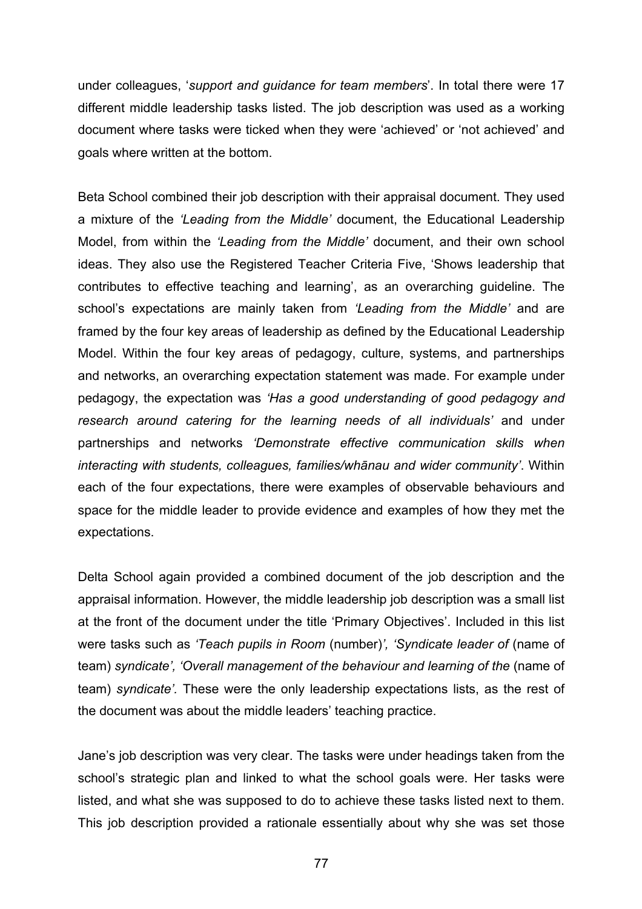under colleagues, '*support and guidance for team members*'. In total there were 17 different middle leadership tasks listed. The job description was used as a working document where tasks were ticked when they were 'achieved' or 'not achieved' and goals where written at the bottom.

Beta School combined their job description with their appraisal document. They used a mixture of the *'Leading from the Middle'* document, the Educational Leadership Model, from within the *'Leading from the Middle'* document, and their own school ideas. They also use the Registered Teacher Criteria Five, 'Shows leadership that contributes to effective teaching and learning', as an overarching guideline. The school's expectations are mainly taken from *'Leading from the Middle'* and are framed by the four key areas of leadership as defined by the Educational Leadership Model. Within the four key areas of pedagogy, culture, systems, and partnerships and networks, an overarching expectation statement was made. For example under pedagogy, the expectation was *'Has a good understanding of good pedagogy and research around catering for the learning needs of all individuals'* and under partnerships and networks *'Demonstrate effective communication skills when interacting with students, colleagues, families/whānau and wider community'*. Within each of the four expectations, there were examples of observable behaviours and space for the middle leader to provide evidence and examples of how they met the expectations.

Delta School again provided a combined document of the job description and the appraisal information. However, the middle leadership job description was a small list at the front of the document under the title 'Primary Objectives'. Included in this list were tasks such as *'Teach pupils in Room* (number)*', 'Syndicate leader of* (name of team) *syndicate', 'Overall management of the behaviour and learning of the* (name of team) *syndicate'.* These were the only leadership expectations lists, as the rest of the document was about the middle leaders' teaching practice.

Jane's job description was very clear. The tasks were under headings taken from the school's strategic plan and linked to what the school goals were. Her tasks were listed, and what she was supposed to do to achieve these tasks listed next to them. This job description provided a rationale essentially about why she was set those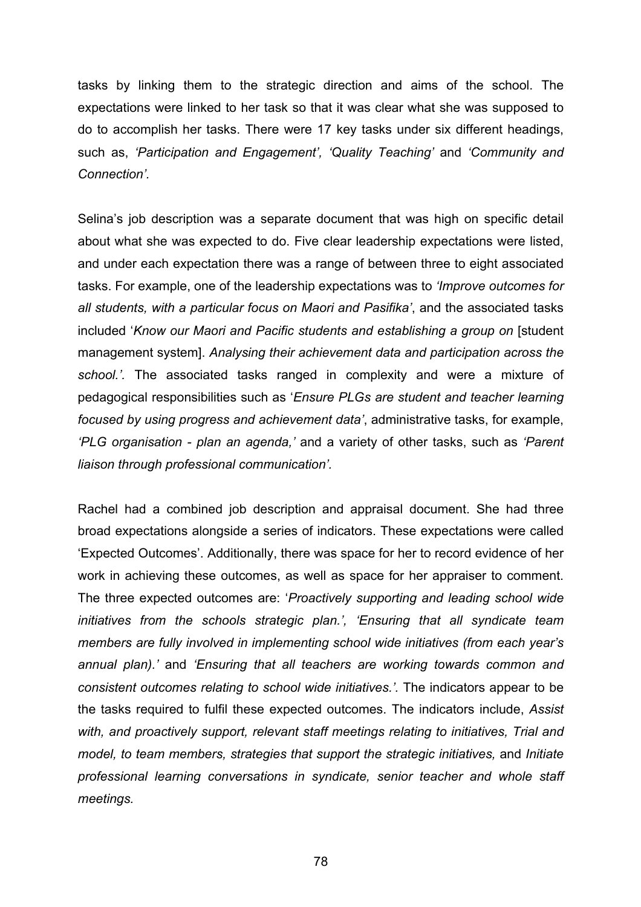tasks by linking them to the strategic direction and aims of the school. The expectations were linked to her task so that it was clear what she was supposed to do to accomplish her tasks. There were 17 key tasks under six different headings, such as, *'Participation and Engagement', 'Quality Teaching'* and *'Community and Connection'.*

Selina's job description was a separate document that was high on specific detail about what she was expected to do. Five clear leadership expectations were listed, and under each expectation there was a range of between three to eight associated tasks. For example, one of the leadership expectations was to *'Improve outcomes for all students, with a particular focus on Maori and Pasifika'*, and the associated tasks included '*Know our Maori and Pacific students and establishing a group on* [student management system]. *Analysing their achievement data and participation across the school.'.* The associated tasks ranged in complexity and were a mixture of pedagogical responsibilities such as '*Ensure PLGs are student and teacher learning focused by using progress and achievement data'*, administrative tasks, for example, *'PLG organisation - plan an agenda,'* and a variety of other tasks, such as *'Parent liaison through professional communication'.*

Rachel had a combined job description and appraisal document. She had three broad expectations alongside a series of indicators. These expectations were called 'Expected Outcomes'. Additionally, there was space for her to record evidence of her work in achieving these outcomes, as well as space for her appraiser to comment. The three expected outcomes are: '*Proactively supporting and leading school wide initiatives from the schools strategic plan.', 'Ensuring that all syndicate team members are fully involved in implementing school wide initiatives (from each year's annual plan).'* and *'Ensuring that all teachers are working towards common and consistent outcomes relating to school wide initiatives.'.* The indicators appear to be the tasks required to fulfil these expected outcomes. The indicators include, *Assist with, and proactively support, relevant staff meetings relating to initiatives, Trial and model, to team members, strategies that support the strategic initiatives,* and *Initiate professional learning conversations in syndicate, senior teacher and whole staff meetings.*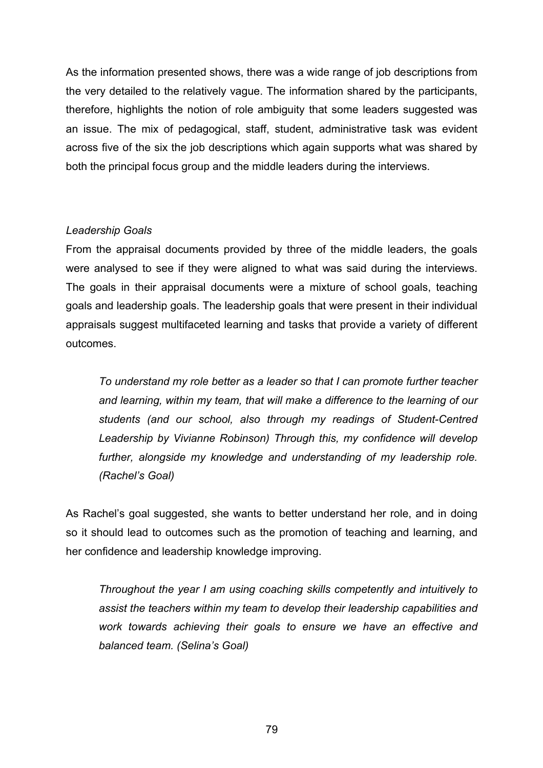As the information presented shows, there was a wide range of job descriptions from the very detailed to the relatively vague. The information shared by the participants, therefore, highlights the notion of role ambiguity that some leaders suggested was an issue. The mix of pedagogical, staff, student, administrative task was evident across five of the six the job descriptions which again supports what was shared by both the principal focus group and the middle leaders during the interviews.

*Leadership Goals*

From the appraisal documents provided by three of the middle leaders, the goals were analysed to see if they were aligned to what was said during the interviews. The goals in their appraisal documents were a mixture of school goals, teaching goals and leadership goals. The leadership goals that were present in their individual appraisals suggest multifaceted learning and tasks that provide a variety of different outcomes.

> *To understand my role better as a leader so that I can promote further teacher and learning, within my team, that will make a difference to the learning of our students (and our school, also through my readings of Student-Centred Leadership by Vivianne Robinson) Through this, my confidence will develop further, alongside my knowledge and understanding of my leadership role. (Rachel's Goal)*

As Rachel's goal suggested, she wants to better understand her role, and in doing so it should lead to outcomes such as the promotion of teaching and learning, and her confidence and leadership knowledge improving.

> *Throughout the year I am using coaching skills competently and intuitively to assist the teachers within my team to develop their leadership capabilities and work towards achieving their goals to ensure we have an effective and balanced team. (Selina's Goal)*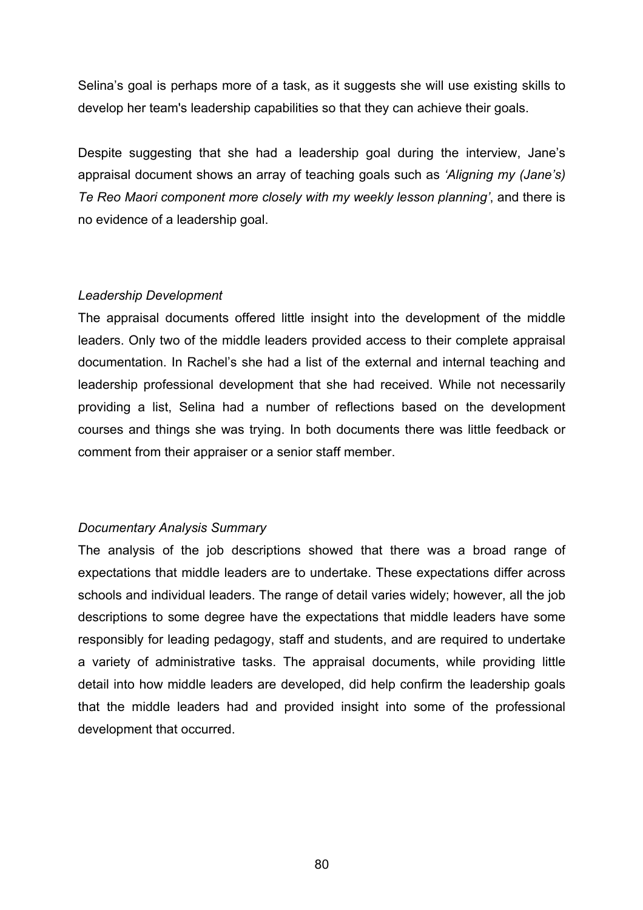Selina's goal is perhaps more of a task, as it suggests she will use existing skills to develop her team's leadership capabilities so that they can achieve their goals.

Despite suggesting that she had a leadership goal during the interview, Jane's appraisal document shows an array of teaching goals such as *'Aligning my (Jane's) Te Reo Maori component more closely with my weekly lesson planning'*, and there is no evidence of a leadership goal.

### *Leadership Development*

The appraisal documents offered little insight into the development of the middle leaders. Only two of the middle leaders provided access to their complete appraisal documentation. In Rachel's she had a list of the external and internal teaching and leadership professional development that she had received. While not necessarily providing a list, Selina had a number of reflections based on the development courses and things she was trying. In both documents there was little feedback or comment from their appraiser or a senior staff member.

### *Documentary Analysis Summary*

The analysis of the job descriptions showed that there was a broad range of expectations that middle leaders are to undertake. These expectations differ across schools and individual leaders. The range of detail varies widely; however, all the job descriptions to some degree have the expectations that middle leaders have some responsibly for leading pedagogy, staff and students, and are required to undertake a variety of administrative tasks. The appraisal documents, while providing little detail into how middle leaders are developed, did help confirm the leadership goals that the middle leaders had and provided insight into some of the professional development that occurred.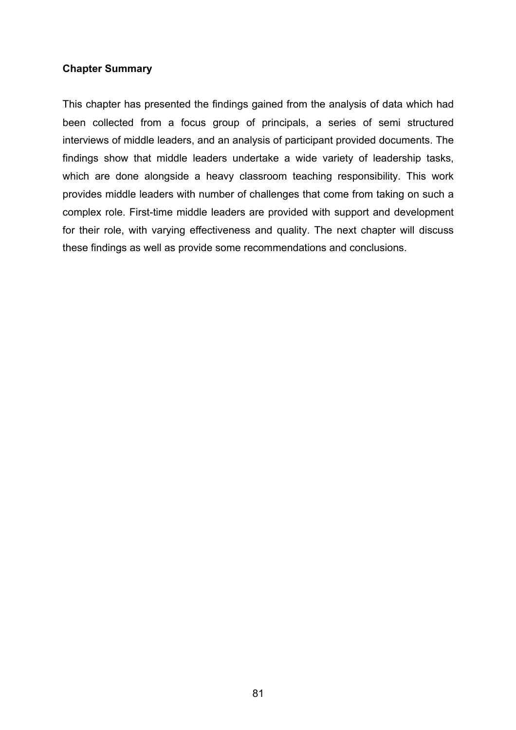**Chapter Summary**

This chapter has presented the findings gained from the analysis of data which had been collected from a focus group of principals, a series of semi structured interviews of middle leaders, and an analysis of participant provided documents. The findings show that middle leaders undertake a wide variety of leadership tasks, which are done alongside a heavy classroom teaching responsibility. This work provides middle leaders with number of challenges that come from taking on such a complex role. First-time middle leaders are provided with support and development for their role, with varying effectiveness and quality. The next chapter will discuss these findings as well as provide some recommendations and conclusions.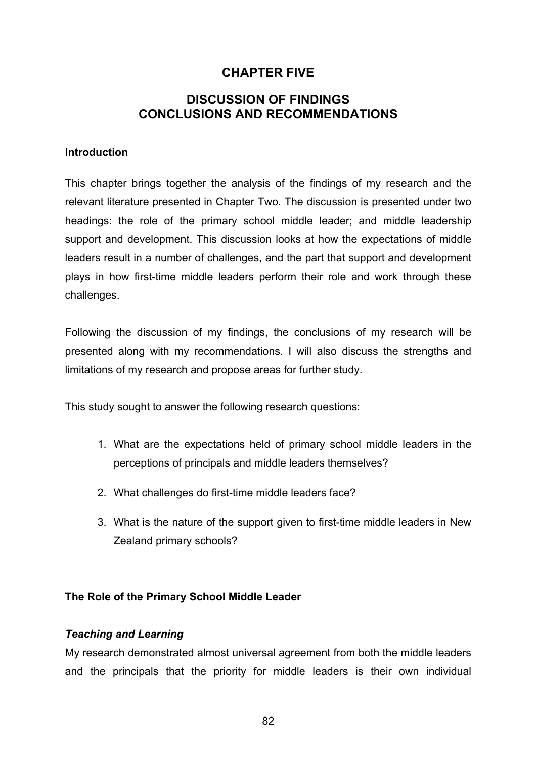# CHAPTER FIVE

## DISCUSSION OF FINDINGS
## CONCLUSIONS AND RECOMMENDATIONS

### Introduction

This chapter brings together the analysis of the findings of my research and the relevant literature presented in Chapter Two. The discussion is presented under two headings: the role of the primary school middle leader; and middle leadership support and development. This discussion looks at how the expectations of middle leaders result in a number of challenges, and the part that support and development plays in how first-time middle leaders perform their role and work through these challenges.

Following the discussion of my findings, the conclusions of my research will be presented along with my recommendations. I will also discuss the strengths and limitations of my research and propose areas for further study.

This study sought to answer the following research questions:

1. What are the expectations held of primary school middle leaders in the perceptions of principals and middle leaders themselves?
2. What challenges do first-time middle leaders face?
3. What is the nature of the support given to first-time middle leaders in New Zealand primary schools?

### The Role of the Primary School Middle Leader

#### *Teaching and Learning*

My research demonstrated almost universal agreement from both the middle leaders and the principals that the priority for middle leaders is their own individual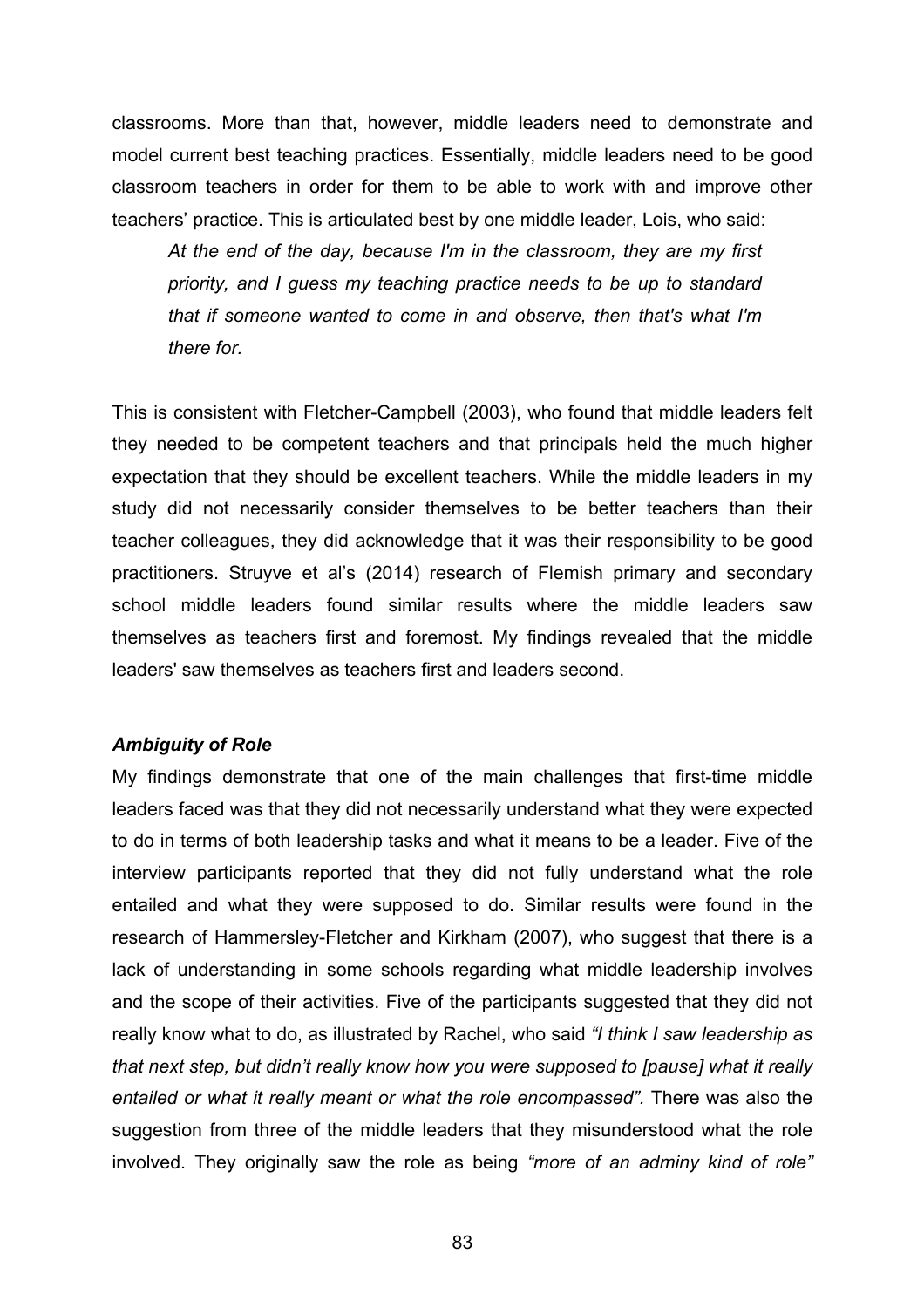classrooms. More than that, however, middle leaders need to demonstrate and model current best teaching practices. Essentially, middle leaders need to be good classroom teachers in order for them to be able to work with and improve other teachers' practice. This is articulated best by one middle leader, Lois, who said:

> *At the end of the day, because I'm in the classroom, they are my first priority, and I guess my teaching practice needs to be up to standard that if someone wanted to come in and observe, then that's what I'm there for.*

This is consistent with Fletcher-Campbell (2003), who found that middle leaders felt they needed to be competent teachers and that principals held the much higher expectation that they should be excellent teachers. While the middle leaders in my study did not necessarily consider themselves to be better teachers than their teacher colleagues, they did acknowledge that it was their responsibility to be good practitioners. Struyve et al's (2014) research of Flemish primary and secondary school middle leaders found similar results where the middle leaders saw themselves as teachers first and foremost. My findings revealed that the middle leaders' saw themselves as teachers first and leaders second.

***Ambiguity of Role***

My findings demonstrate that one of the main challenges that first-time middle leaders faced was that they did not necessarily understand what they were expected to do in terms of both leadership tasks and what it means to be a leader. Five of the interview participants reported that they did not fully understand what the role entailed and what they were supposed to do. Similar results were found in the research of Hammersley-Fletcher and Kirkham (2007), who suggest that there is a lack of understanding in some schools regarding what middle leadership involves and the scope of their activities. Five of the participants suggested that they did not really know what to do, as illustrated by Rachel, who said *"I think I saw leadership as that next step, but didn't really know how you were supposed to [pause] what it really entailed or what it really meant or what the role encompassed".* There was also the suggestion from three of the middle leaders that they misunderstood what the role involved. They originally saw the role as being *"more of an adminy kind of role"*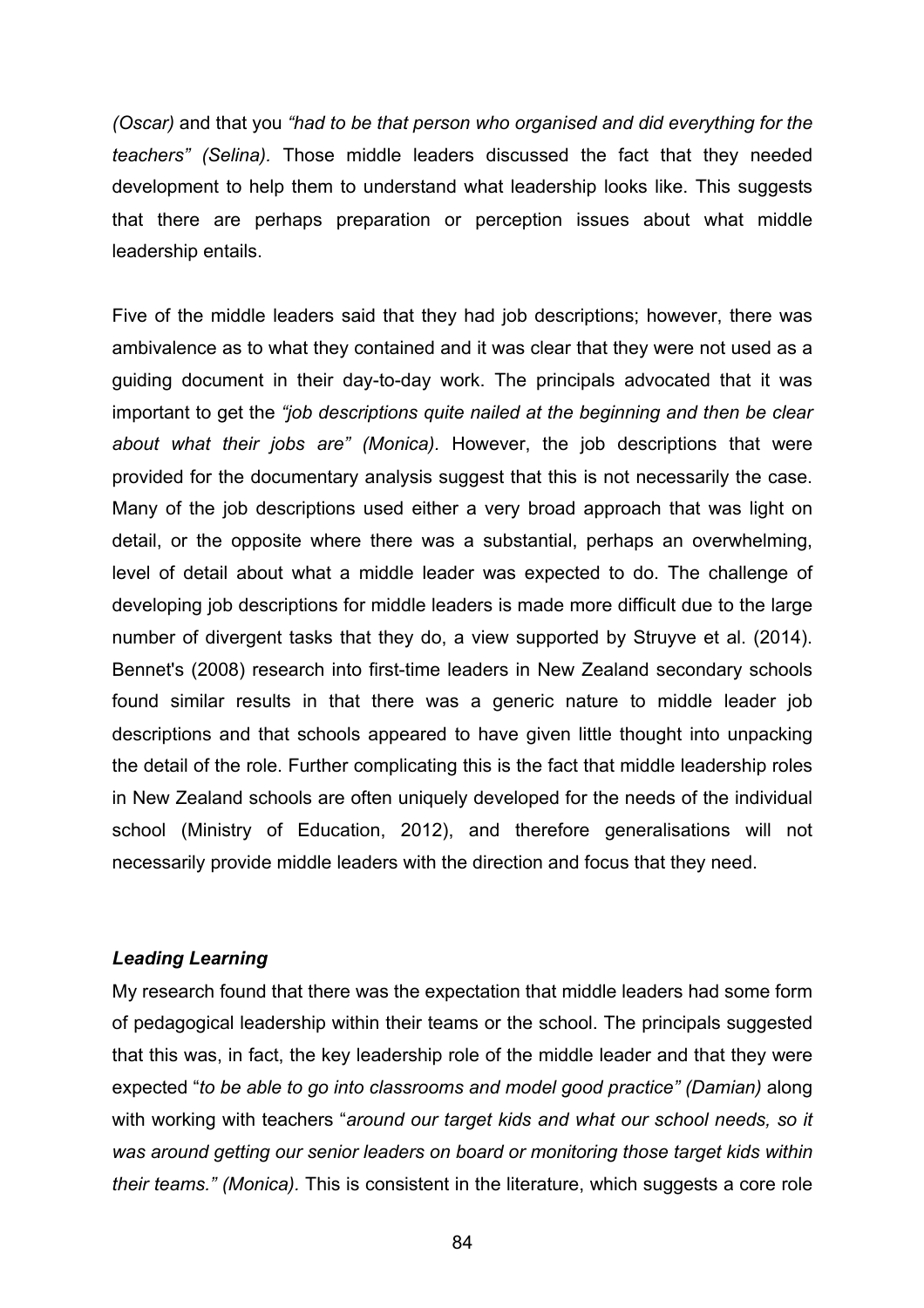*(Oscar)* and that you *"had to be that person who organised and did everything for the teachers" (Selina).* Those middle leaders discussed the fact that they needed development to help them to understand what leadership looks like. This suggests that there are perhaps preparation or perception issues about what middle leadership entails.

Five of the middle leaders said that they had job descriptions; however, there was ambivalence as to what they contained and it was clear that they were not used as a guiding document in their day-to-day work. The principals advocated that it was important to get the *"job descriptions quite nailed at the beginning and then be clear about what their jobs are" (Monica).* However, the job descriptions that were provided for the documentary analysis suggest that this is not necessarily the case. Many of the job descriptions used either a very broad approach that was light on detail, or the opposite where there was a substantial, perhaps an overwhelming, level of detail about what a middle leader was expected to do. The challenge of developing job descriptions for middle leaders is made more difficult due to the large number of divergent tasks that they do, a view supported by Struyve et al. (2014). Bennet's (2008) research into first-time leaders in New Zealand secondary schools found similar results in that there was a generic nature to middle leader job descriptions and that schools appeared to have given little thought into unpacking the detail of the role. Further complicating this is the fact that middle leadership roles in New Zealand schools are often uniquely developed for the needs of the individual school (Ministry of Education, 2012), and therefore generalisations will not necessarily provide middle leaders with the direction and focus that they need.

### *Leading Learning*

My research found that there was the expectation that middle leaders had some form of pedagogical leadership within their teams or the school. The principals suggested that this was, in fact, the key leadership role of the middle leader and that they were expected "*to be able to go into classrooms and model good practice" (Damian)* along with working with teachers "*around our target kids and what our school needs, so it was around getting our senior leaders on board or monitoring those target kids within their teams." (Monica).* This is consistent in the literature, which suggests a core role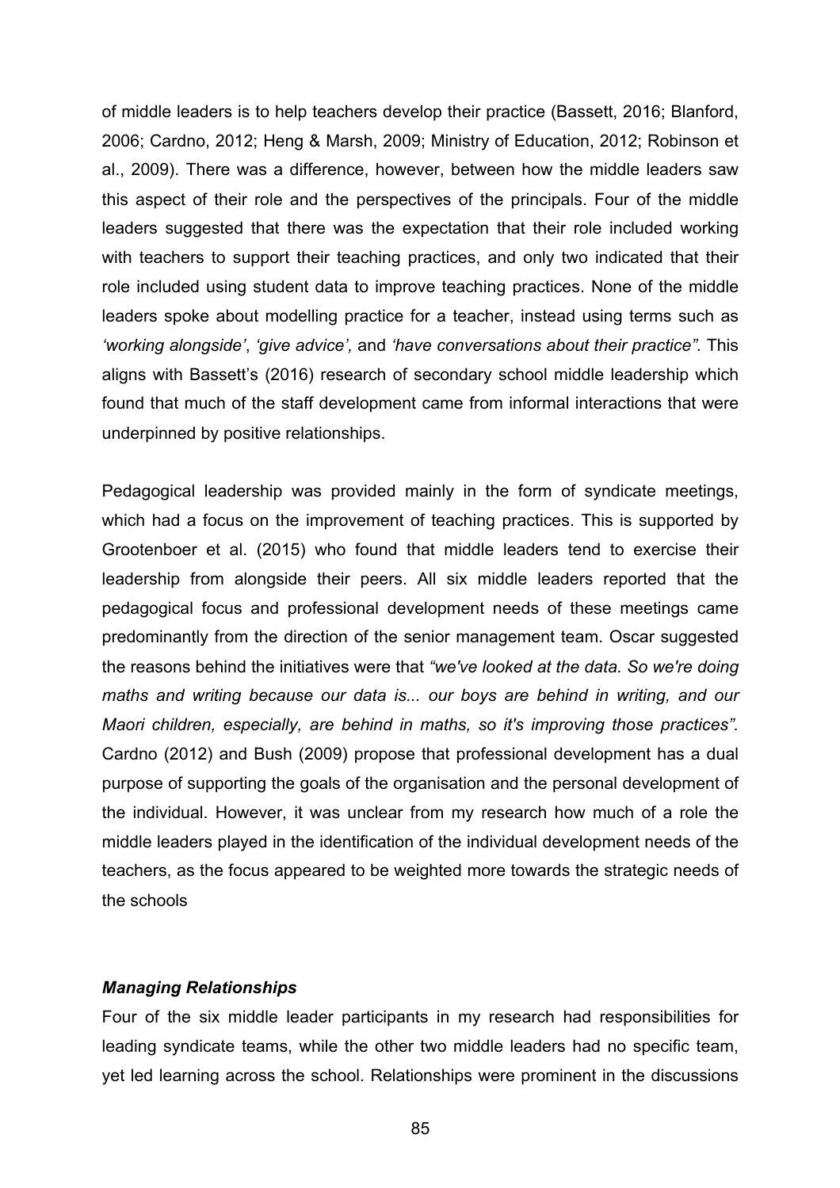of middle leaders is to help teachers develop their practice (Bassett, 2016; Blanford, 2006; Cardno, 2012; Heng & Marsh, 2009; Ministry of Education, 2012; Robinson et al., 2009). There was a difference, however, between how the middle leaders saw this aspect of their role and the perspectives of the principals. Four of the middle leaders suggested that there was the expectation that their role included working with teachers to support their teaching practices, and only two indicated that their role included using student data to improve teaching practices. None of the middle leaders spoke about modelling practice for a teacher, instead using terms such as *'working alongside'*, *'give advice',* and *'have conversations about their practice".* This aligns with Bassett's (2016) research of secondary school middle leadership which found that much of the staff development came from informal interactions that were underpinned by positive relationships.

Pedagogical leadership was provided mainly in the form of syndicate meetings, which had a focus on the improvement of teaching practices. This is supported by Grootenboer et al. (2015) who found that middle leaders tend to exercise their leadership from alongside their peers. All six middle leaders reported that the pedagogical focus and professional development needs of these meetings came predominantly from the direction of the senior management team. Oscar suggested the reasons behind the initiatives were that *"we've looked at the data. So we're doing maths and writing because our data is... our boys are behind in writing, and our Maori children, especially, are behind in maths, so it's improving those practices".* Cardno (2012) and Bush (2009) propose that professional development has a dual purpose of supporting the goals of the organisation and the personal development of the individual. However, it was unclear from my research how much of a role the middle leaders played in the identification of the individual development needs of the teachers, as the focus appeared to be weighted more towards the strategic needs of the schools

***Managing Relationships***

Four of the six middle leader participants in my research had responsibilities for leading syndicate teams, while the other two middle leaders had no specific team, yet led learning across the school. Relationships were prominent in the discussions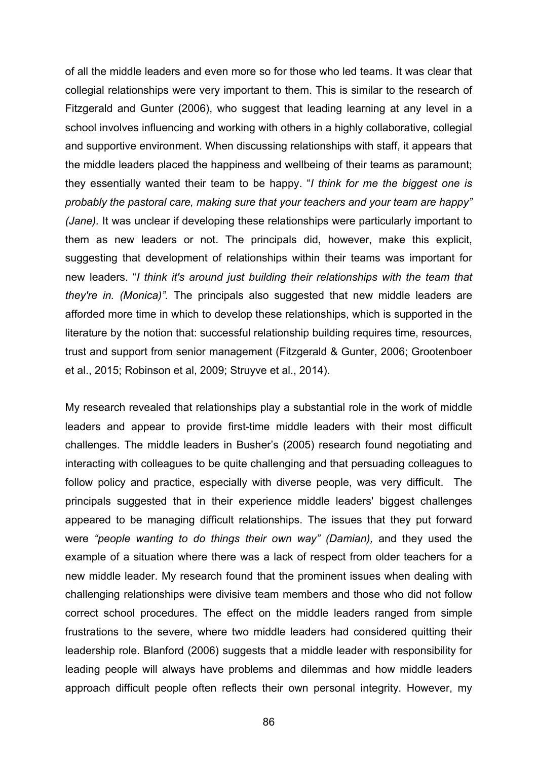of all the middle leaders and even more so for those who led teams. It was clear that collegial relationships were very important to them. This is similar to the research of Fitzgerald and Gunter (2006), who suggest that leading learning at any level in a school involves influencing and working with others in a highly collaborative, collegial and supportive environment. When discussing relationships with staff, it appears that the middle leaders placed the happiness and wellbeing of their teams as paramount; they essentially wanted their team to be happy. "*I think for me the biggest one is probably the pastoral care, making sure that your teachers and your team are happy" (Jane)*. It was unclear if developing these relationships were particularly important to them as new leaders or not. The principals did, however, make this explicit, suggesting that development of relationships within their teams was important for new leaders. "*I think it's around just building their relationships with the team that they're in. (Monica)".* The principals also suggested that new middle leaders are afforded more time in which to develop these relationships, which is supported in the literature by the notion that: successful relationship building requires time, resources, trust and support from senior management (Fitzgerald & Gunter, 2006; Grootenboer et al., 2015; Robinson et al, 2009; Struyve et al., 2014).

My research revealed that relationships play a substantial role in the work of middle leaders and appear to provide first-time middle leaders with their most difficult challenges. The middle leaders in Busher's (2005) research found negotiating and interacting with colleagues to be quite challenging and that persuading colleagues to follow policy and practice, especially with diverse people, was very difficult. The principals suggested that in their experience middle leaders' biggest challenges appeared to be managing difficult relationships. The issues that they put forward were *"people wanting to do things their own way" (Damian),* and they used the example of a situation where there was a lack of respect from older teachers for a new middle leader. My research found that the prominent issues when dealing with challenging relationships were divisive team members and those who did not follow correct school procedures. The effect on the middle leaders ranged from simple frustrations to the severe, where two middle leaders had considered quitting their leadership role. Blanford (2006) suggests that a middle leader with responsibility for leading people will always have problems and dilemmas and how middle leaders approach difficult people often reflects their own personal integrity. However, my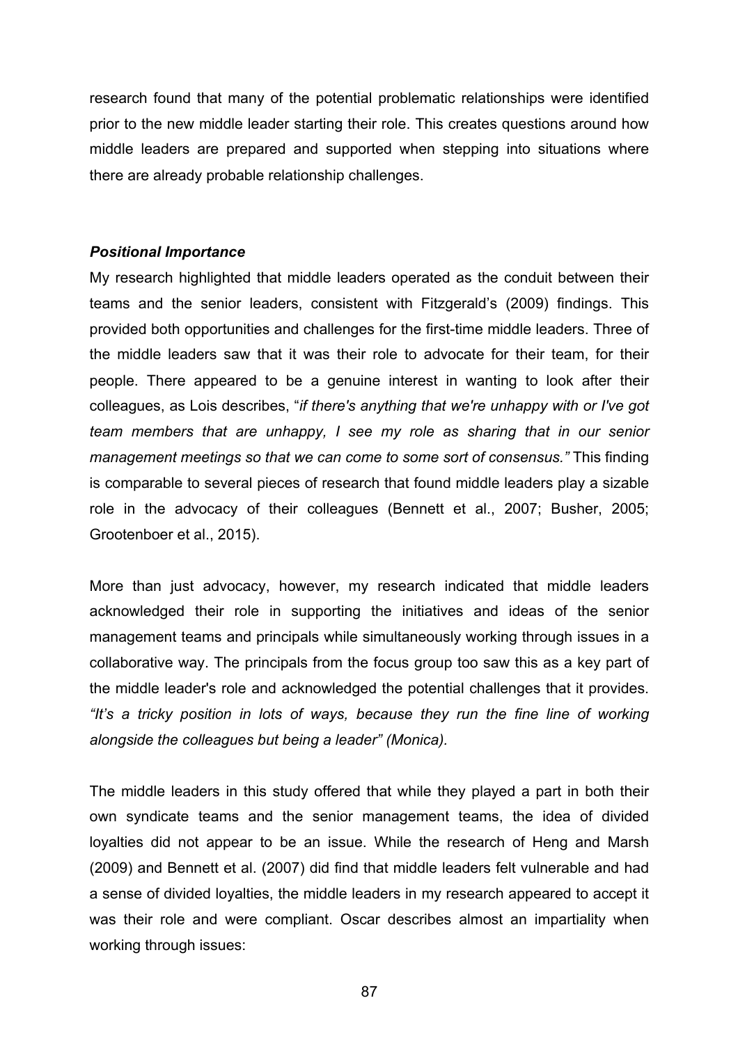research found that many of the potential problematic relationships were identified prior to the new middle leader starting their role. This creates questions around how middle leaders are prepared and supported when stepping into situations where there are already probable relationship challenges.

***Positional Importance***

My research highlighted that middle leaders operated as the conduit between their teams and the senior leaders, consistent with Fitzgerald's (2009) findings. This provided both opportunities and challenges for the first-time middle leaders. Three of the middle leaders saw that it was their role to advocate for their team, for their people. There appeared to be a genuine interest in wanting to look after their colleagues, as Lois describes, "*if there's anything that we're unhappy with or I've got team members that are unhappy, I see my role as sharing that in our senior management meetings so that we can come to some sort of consensus."* This finding is comparable to several pieces of research that found middle leaders play a sizable role in the advocacy of their colleagues (Bennett et al., 2007; Busher, 2005; Grootenboer et al., 2015).

More than just advocacy, however, my research indicated that middle leaders acknowledged their role in supporting the initiatives and ideas of the senior management teams and principals while simultaneously working through issues in a collaborative way. The principals from the focus group too saw this as a key part of the middle leader's role and acknowledged the potential challenges that it provides. *"It's a tricky position in lots of ways, because they run the fine line of working alongside the colleagues but being a leader" (Monica).*

The middle leaders in this study offered that while they played a part in both their own syndicate teams and the senior management teams, the idea of divided loyalties did not appear to be an issue. While the research of Heng and Marsh (2009) and Bennett et al. (2007) did find that middle leaders felt vulnerable and had a sense of divided loyalties, the middle leaders in my research appeared to accept it was their role and were compliant. Oscar describes almost an impartiality when working through issues: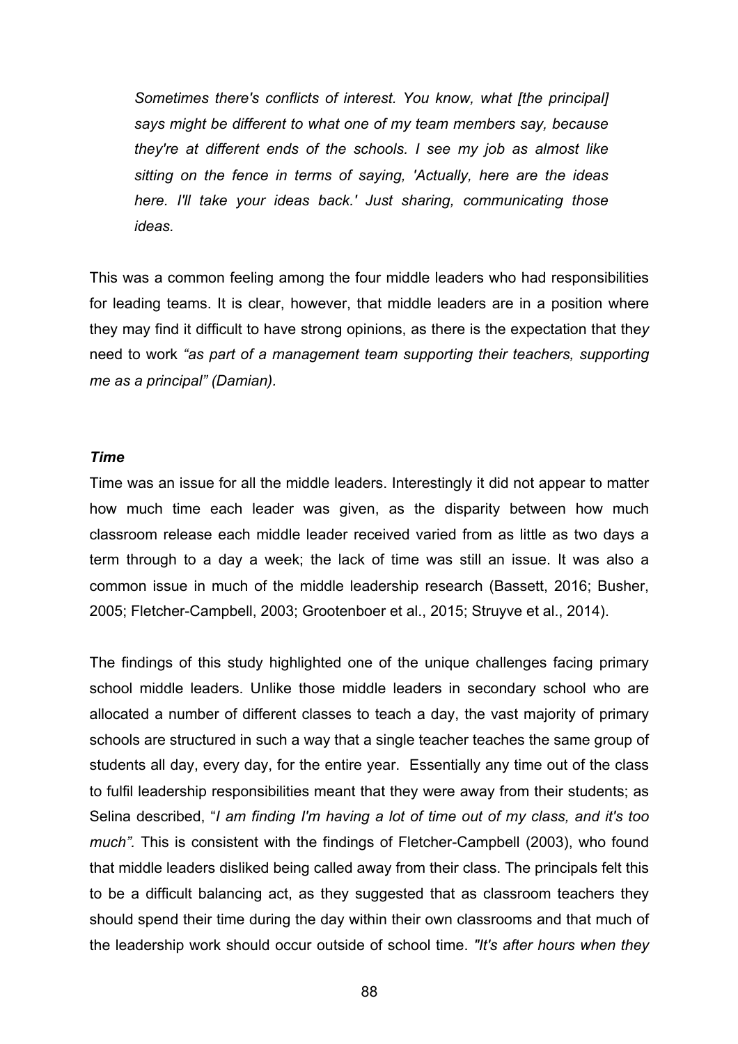*Sometimes there's conflicts of interest. You know, what [the principal] says might be different to what one of my team members say, because they're at different ends of the schools. I see my job as almost like sitting on the fence in terms of saying, 'Actually, here are the ideas here. I'll take your ideas back.' Just sharing, communicating those ideas.*

This was a common feeling among the four middle leaders who had responsibilities for leading teams. It is clear, however, that middle leaders are in a position where they may find it difficult to have strong opinions, as there is the expectation that they need to work *"as part of a management team supporting their teachers, supporting me as a principal" (Damian).*

### *Time*

Time was an issue for all the middle leaders. Interestingly it did not appear to matter how much time each leader was given, as the disparity between how much classroom release each middle leader received varied from as little as two days a term through to a day a week; the lack of time was still an issue. It was also a common issue in much of the middle leadership research (Bassett, 2016; Busher, 2005; Fletcher-Campbell, 2003; Grootenboer et al., 2015; Struyve et al., 2014).

The findings of this study highlighted one of the unique challenges facing primary school middle leaders. Unlike those middle leaders in secondary school who are allocated a number of different classes to teach a day, the vast majority of primary schools are structured in such a way that a single teacher teaches the same group of students all day, every day, for the entire year. Essentially any time out of the class to fulfil leadership responsibilities meant that they were away from their students; as Selina described, "*I am finding I'm having a lot of time out of my class, and it's too much".* This is consistent with the findings of Fletcher-Campbell (2003), who found that middle leaders disliked being called away from their class. The principals felt this to be a difficult balancing act, as they suggested that as classroom teachers they should spend their time during the day within their own classrooms and that much of the leadership work should occur outside of school time. *"It's after hours when they*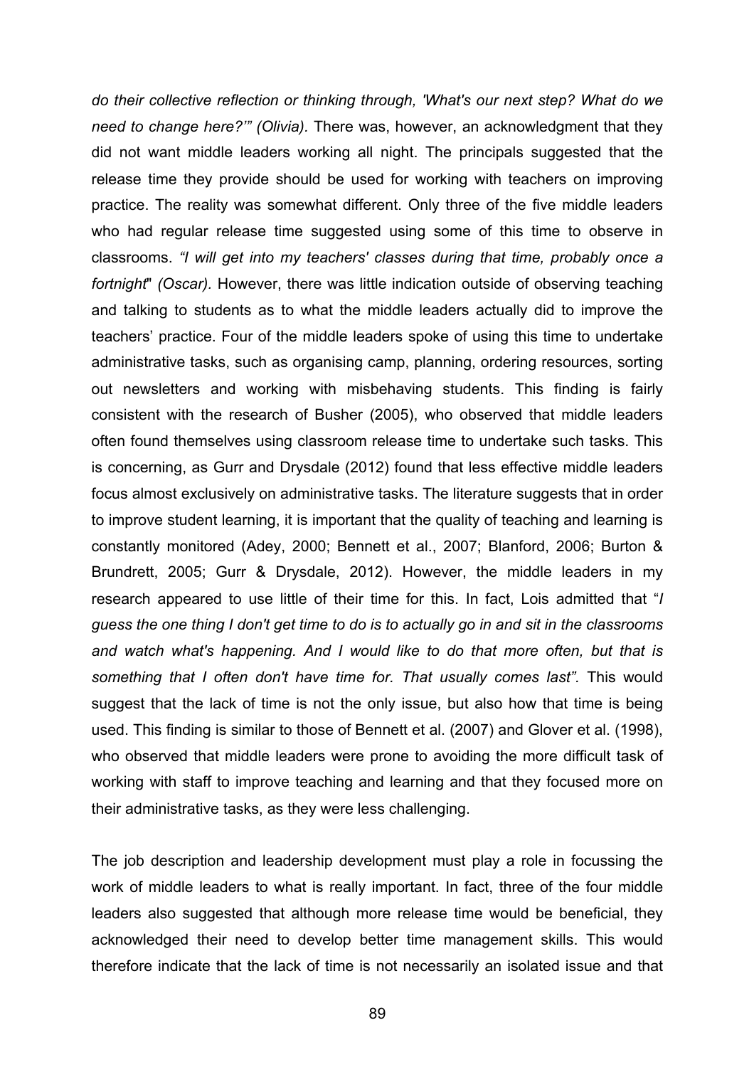*do their collective reflection or thinking through, 'What's our next step? What do we need to change here?'" (Olivia).* There was, however, an acknowledgment that they did not want middle leaders working all night. The principals suggested that the release time they provide should be used for working with teachers on improving practice. The reality was somewhat different. Only three of the five middle leaders who had regular release time suggested using some of this time to observe in classrooms. *"I will get into my teachers' classes during that time, probably once a fortnight" (Oscar).* However, there was little indication outside of observing teaching and talking to students as to what the middle leaders actually did to improve the teachers' practice. Four of the middle leaders spoke of using this time to undertake administrative tasks, such as organising camp, planning, ordering resources, sorting out newsletters and working with misbehaving students. This finding is fairly consistent with the research of Busher (2005), who observed that middle leaders often found themselves using classroom release time to undertake such tasks. This is concerning, as Gurr and Drysdale (2012) found that less effective middle leaders focus almost exclusively on administrative tasks. The literature suggests that in order to improve student learning, it is important that the quality of teaching and learning is constantly monitored (Adey, 2000; Bennett et al., 2007; Blanford, 2006; Burton & Brundrett, 2005; Gurr & Drysdale, 2012). However, the middle leaders in my research appeared to use little of their time for this. In fact, Lois admitted that "*I guess the one thing I don't get time to do is to actually go in and sit in the classrooms and watch what's happening. And I would like to do that more often, but that is something that I often don't have time for. That usually comes last".* This would suggest that the lack of time is not the only issue, but also how that time is being used. This finding is similar to those of Bennett et al. (2007) and Glover et al. (1998), who observed that middle leaders were prone to avoiding the more difficult task of working with staff to improve teaching and learning and that they focused more on their administrative tasks, as they were less challenging.

The job description and leadership development must play a role in focussing the work of middle leaders to what is really important. In fact, three of the four middle leaders also suggested that although more release time would be beneficial, they acknowledged their need to develop better time management skills. This would therefore indicate that the lack of time is not necessarily an isolated issue and that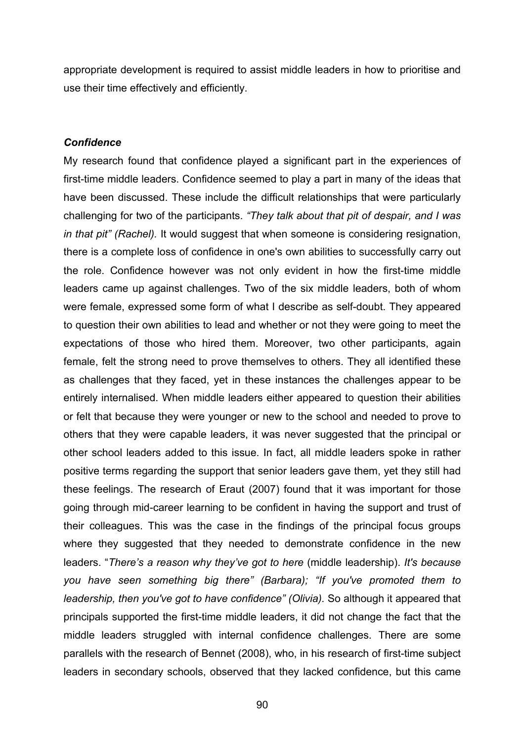appropriate development is required to assist middle leaders in how to prioritise and use their time effectively and efficiently.

***Confidence***

My research found that confidence played a significant part in the experiences of first-time middle leaders. Confidence seemed to play a part in many of the ideas that have been discussed. These include the difficult relationships that were particularly challenging for two of the participants. *"They talk about that pit of despair, and I was in that pit" (Rachel).* It would suggest that when someone is considering resignation, there is a complete loss of confidence in one's own abilities to successfully carry out the role. Confidence however was not only evident in how the first-time middle leaders came up against challenges. Two of the six middle leaders, both of whom were female, expressed some form of what I describe as self-doubt. They appeared to question their own abilities to lead and whether or not they were going to meet the expectations of those who hired them. Moreover, two other participants, again female, felt the strong need to prove themselves to others. They all identified these as challenges that they faced, yet in these instances the challenges appear to be entirely internalised. When middle leaders either appeared to question their abilities or felt that because they were younger or new to the school and needed to prove to others that they were capable leaders, it was never suggested that the principal or other school leaders added to this issue. In fact, all middle leaders spoke in rather positive terms regarding the support that senior leaders gave them, yet they still had these feelings. The research of Eraut (2007) found that it was important for those going through mid-career learning to be confident in having the support and trust of their colleagues. This was the case in the findings of the principal focus groups where they suggested that they needed to demonstrate confidence in the new leaders. "*There's a reason why they've got to here* (middle leadership). *It's because you have seen something big there" (Barbara); "If you've promoted them to leadership, then you've got to have confidence" (Olivia).* So although it appeared that principals supported the first-time middle leaders, it did not change the fact that the middle leaders struggled with internal confidence challenges. There are some parallels with the research of Bennet (2008), who, in his research of first-time subject leaders in secondary schools, observed that they lacked confidence, but this came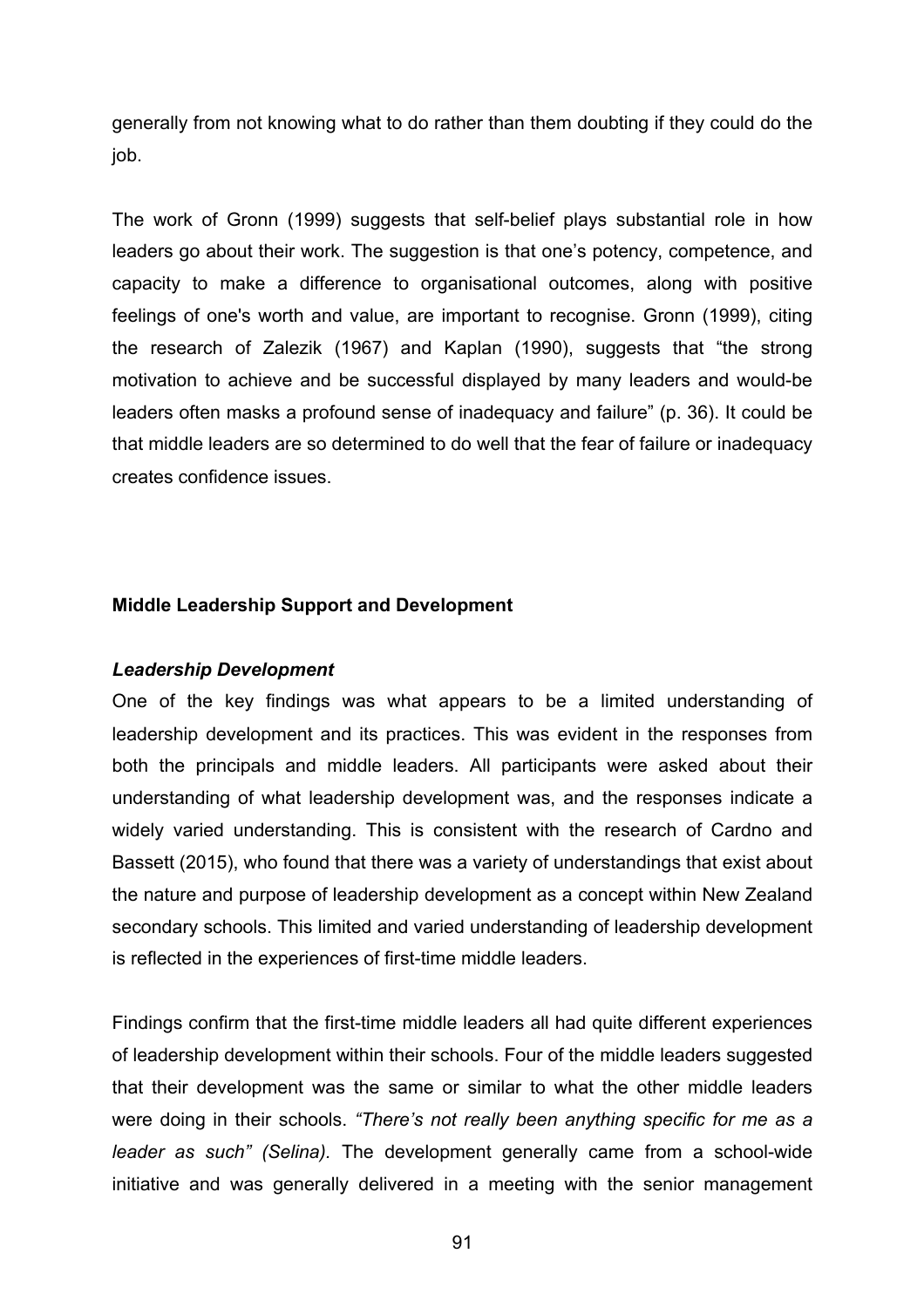generally from not knowing what to do rather than them doubting if they could do the job.

The work of Gronn (1999) suggests that self-belief plays substantial role in how leaders go about their work. The suggestion is that one's potency, competence, and capacity to make a difference to organisational outcomes, along with positive feelings of one's worth and value, are important to recognise. Gronn (1999), citing the research of Zalezik (1967) and Kaplan (1990), suggests that "the strong motivation to achieve and be successful displayed by many leaders and would-be leaders often masks a profound sense of inadequacy and failure" (p. 36). It could be that middle leaders are so determined to do well that the fear of failure or inadequacy creates confidence issues.

## Middle Leadership Support and Development

### *Leadership Development*

One of the key findings was what appears to be a limited understanding of leadership development and its practices. This was evident in the responses from both the principals and middle leaders. All participants were asked about their understanding of what leadership development was, and the responses indicate a widely varied understanding. This is consistent with the research of Cardno and Bassett (2015), who found that there was a variety of understandings that exist about the nature and purpose of leadership development as a concept within New Zealand secondary schools. This limited and varied understanding of leadership development is reflected in the experiences of first-time middle leaders.

Findings confirm that the first-time middle leaders all had quite different experiences of leadership development within their schools. Four of the middle leaders suggested that their development was the same or similar to what the other middle leaders were doing in their schools. *"There's not really been anything specific for me as a leader as such" (Selina).* The development generally came from a school-wide initiative and was generally delivered in a meeting with the senior management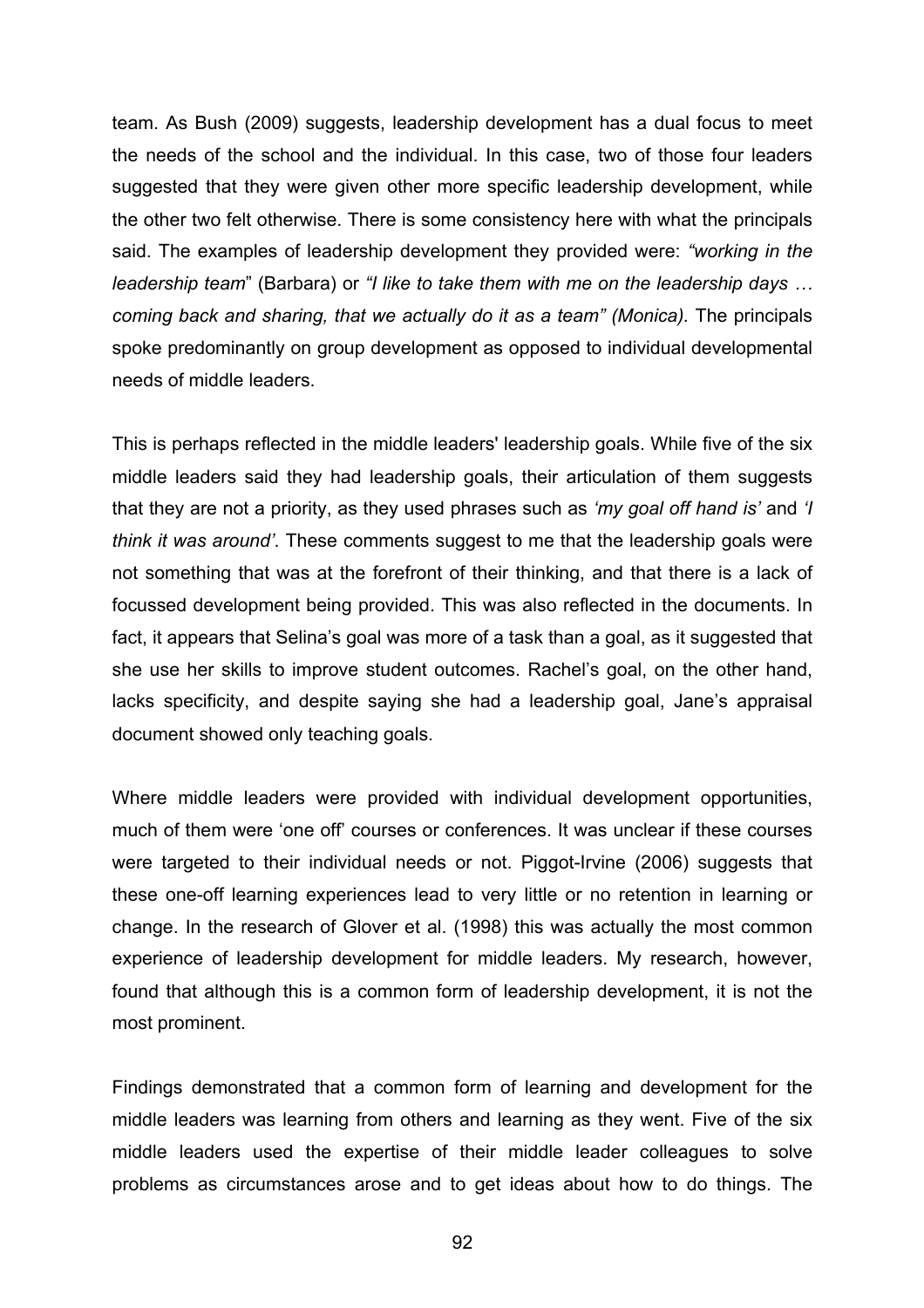team. As Bush (2009) suggests, leadership development has a dual focus to meet the needs of the school and the individual. In this case, two of those four leaders suggested that they were given other more specific leadership development, while the other two felt otherwise. There is some consistency here with what the principals said. The examples of leadership development they provided were: *"working in the leadership team*" (Barbara) or *"I like to take them with me on the leadership days … coming back and sharing, that we actually do it as a team" (Monica).* The principals spoke predominantly on group development as opposed to individual developmental needs of middle leaders.

This is perhaps reflected in the middle leaders' leadership goals. While five of the six middle leaders said they had leadership goals, their articulation of them suggests that they are not a priority, as they used phrases such as *'my goal off hand is'* and *'I think it was around'*. These comments suggest to me that the leadership goals were not something that was at the forefront of their thinking, and that there is a lack of focussed development being provided. This was also reflected in the documents. In fact, it appears that Selina's goal was more of a task than a goal, as it suggested that she use her skills to improve student outcomes. Rachel's goal, on the other hand, lacks specificity, and despite saying she had a leadership goal, Jane's appraisal document showed only teaching goals.

Where middle leaders were provided with individual development opportunities, much of them were 'one off' courses or conferences. It was unclear if these courses were targeted to their individual needs or not. Piggot-Irvine (2006) suggests that these one-off learning experiences lead to very little or no retention in learning or change. In the research of Glover et al. (1998) this was actually the most common experience of leadership development for middle leaders. My research, however, found that although this is a common form of leadership development, it is not the most prominent.

Findings demonstrated that a common form of learning and development for the middle leaders was learning from others and learning as they went. Five of the six middle leaders used the expertise of their middle leader colleagues to solve problems as circumstances arose and to get ideas about how to do things. The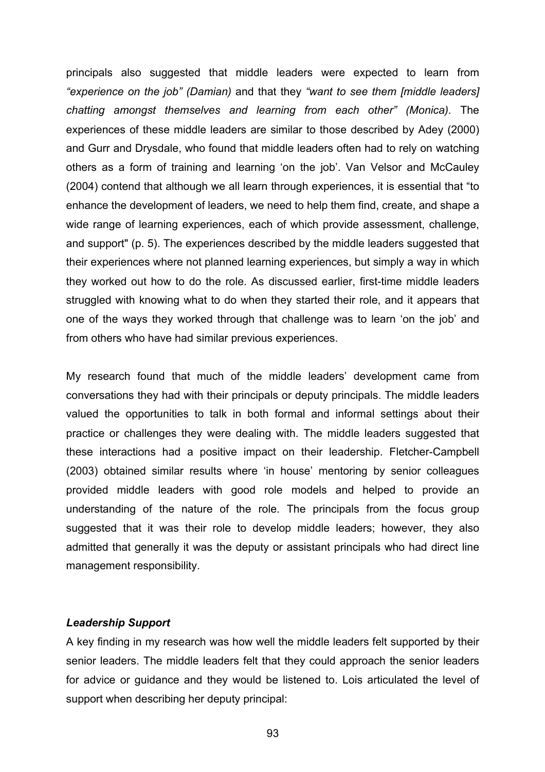principals also suggested that middle leaders were expected to learn from *"experience on the job" (Damian)* and that they *"want to see them [middle leaders] chatting amongst themselves and learning from each other" (Monica).* The experiences of these middle leaders are similar to those described by Adey (2000) and Gurr and Drysdale, who found that middle leaders often had to rely on watching others as a form of training and learning 'on the job'. Van Velsor and McCauley (2004) contend that although we all learn through experiences, it is essential that "to enhance the development of leaders, we need to help them find, create, and shape a wide range of learning experiences, each of which provide assessment, challenge, and support" (p. 5). The experiences described by the middle leaders suggested that their experiences where not planned learning experiences, but simply a way in which they worked out how to do the role. As discussed earlier, first-time middle leaders struggled with knowing what to do when they started their role, and it appears that one of the ways they worked through that challenge was to learn 'on the job' and from others who have had similar previous experiences.

My research found that much of the middle leaders' development came from conversations they had with their principals or deputy principals. The middle leaders valued the opportunities to talk in both formal and informal settings about their practice or challenges they were dealing with. The middle leaders suggested that these interactions had a positive impact on their leadership. Fletcher-Campbell (2003) obtained similar results where 'in house' mentoring by senior colleagues provided middle leaders with good role models and helped to provide an understanding of the nature of the role. The principals from the focus group suggested that it was their role to develop middle leaders; however, they also admitted that generally it was the deputy or assistant principals who had direct line management responsibility.

### *Leadership Support*

A key finding in my research was how well the middle leaders felt supported by their senior leaders. The middle leaders felt that they could approach the senior leaders for advice or guidance and they would be listened to. Lois articulated the level of support when describing her deputy principal: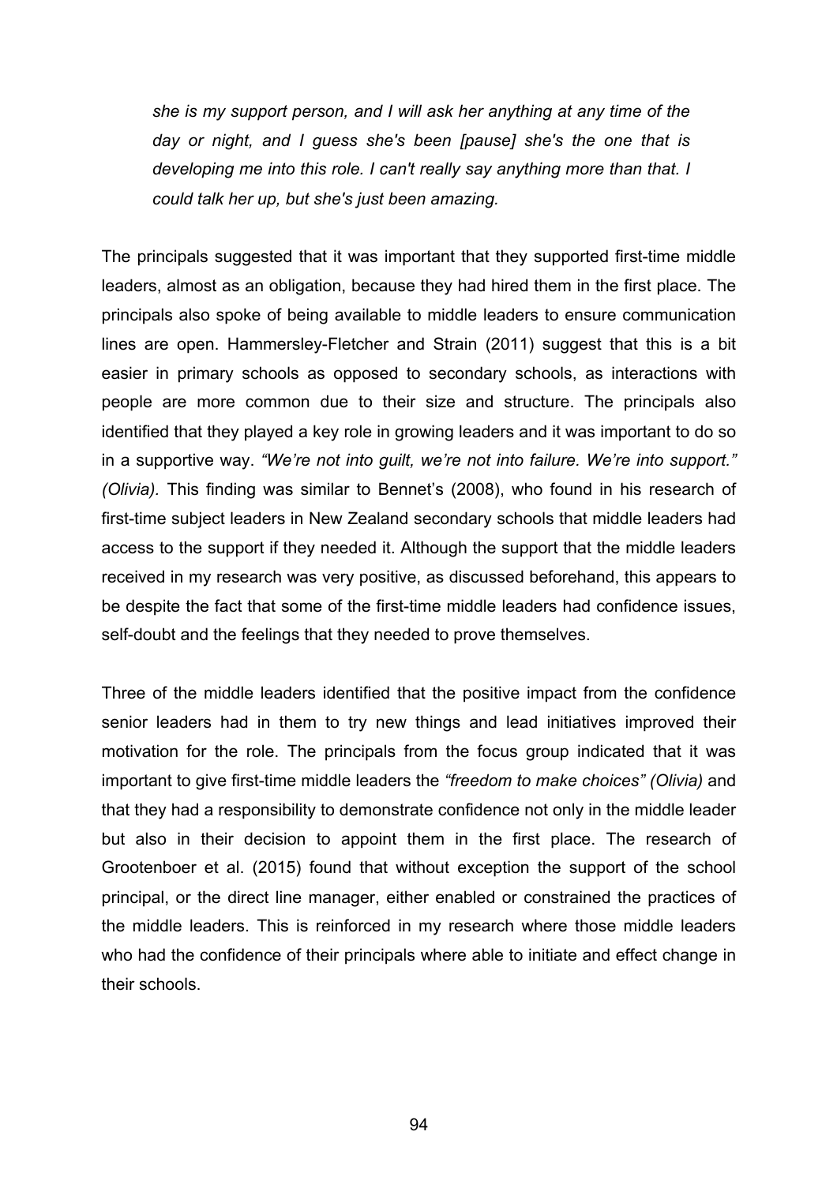> *she is my support person, and I will ask her anything at any time of the day or night, and I guess she's been [pause] she's the one that is developing me into this role. I can't really say anything more than that. I could talk her up, but she's just been amazing.*

The principals suggested that it was important that they supported first-time middle leaders, almost as an obligation, because they had hired them in the first place. The principals also spoke of being available to middle leaders to ensure communication lines are open. Hammersley-Fletcher and Strain (2011) suggest that this is a bit easier in primary schools as opposed to secondary schools, as interactions with people are more common due to their size and structure. The principals also identified that they played a key role in growing leaders and it was important to do so in a supportive way. *"We're not into guilt, we're not into failure. We're into support." (Olivia).* This finding was similar to Bennet's (2008), who found in his research of first-time subject leaders in New Zealand secondary schools that middle leaders had access to the support if they needed it. Although the support that the middle leaders received in my research was very positive, as discussed beforehand, this appears to be despite the fact that some of the first-time middle leaders had confidence issues, self-doubt and the feelings that they needed to prove themselves.

Three of the middle leaders identified that the positive impact from the confidence senior leaders had in them to try new things and lead initiatives improved their motivation for the role. The principals from the focus group indicated that it was important to give first-time middle leaders the *"freedom to make choices" (Olivia)* and that they had a responsibility to demonstrate confidence not only in the middle leader but also in their decision to appoint them in the first place. The research of Grootenboer et al. (2015) found that without exception the support of the school principal, or the direct line manager, either enabled or constrained the practices of the middle leaders. This is reinforced in my research where those middle leaders who had the confidence of their principals where able to initiate and effect change in their schools.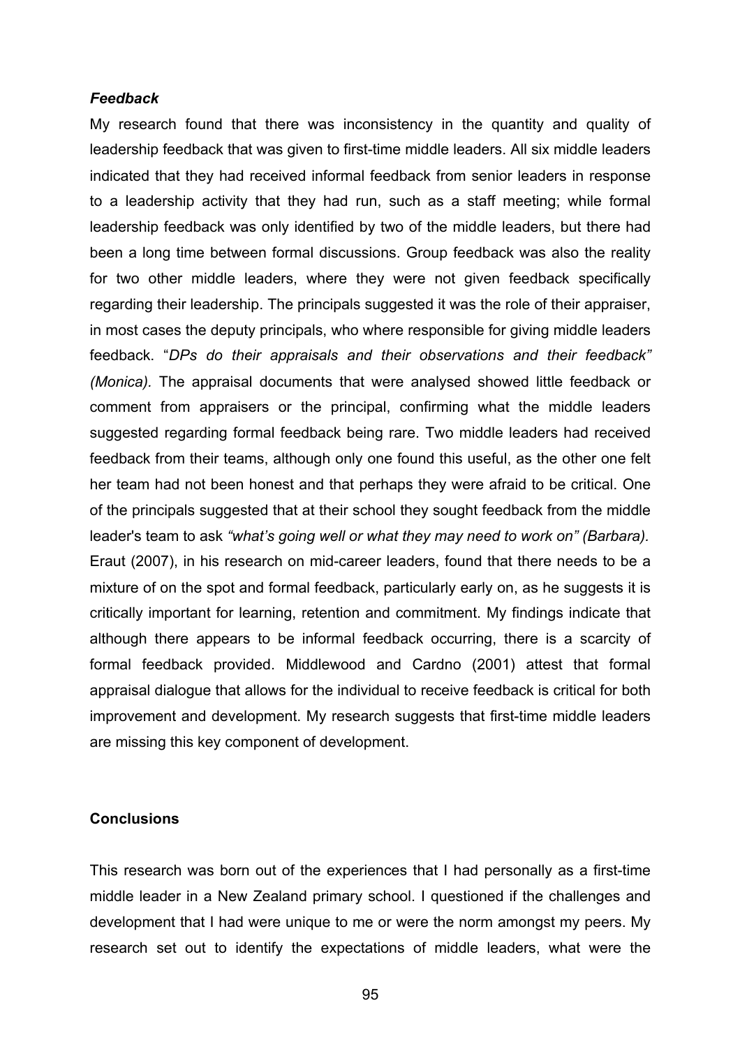### *Feedback*

My research found that there was inconsistency in the quantity and quality of leadership feedback that was given to first-time middle leaders. All six middle leaders indicated that they had received informal feedback from senior leaders in response to a leadership activity that they had run, such as a staff meeting; while formal leadership feedback was only identified by two of the middle leaders, but there had been a long time between formal discussions. Group feedback was also the reality for two other middle leaders, where they were not given feedback specifically regarding their leadership. The principals suggested it was the role of their appraiser, in most cases the deputy principals, who where responsible for giving middle leaders feedback. "*DPs do their appraisals and their observations and their feedback" (Monica).* The appraisal documents that were analysed showed little feedback or comment from appraisers or the principal, confirming what the middle leaders suggested regarding formal feedback being rare. Two middle leaders had received feedback from their teams, although only one found this useful, as the other one felt her team had not been honest and that perhaps they were afraid to be critical. One of the principals suggested that at their school they sought feedback from the middle leader's team to ask *"what's going well or what they may need to work on" (Barbara).* Eraut (2007), in his research on mid-career leaders, found that there needs to be a mixture of on the spot and formal feedback, particularly early on, as he suggests it is critically important for learning, retention and commitment. My findings indicate that although there appears to be informal feedback occurring, there is a scarcity of formal feedback provided. Middlewood and Cardno (2001) attest that formal appraisal dialogue that allows for the individual to receive feedback is critical for both improvement and development. My research suggests that first-time middle leaders are missing this key component of development.

## Conclusions

This research was born out of the experiences that I had personally as a first-time middle leader in a New Zealand primary school. I questioned if the challenges and development that I had were unique to me or were the norm amongst my peers. My research set out to identify the expectations of middle leaders, what were the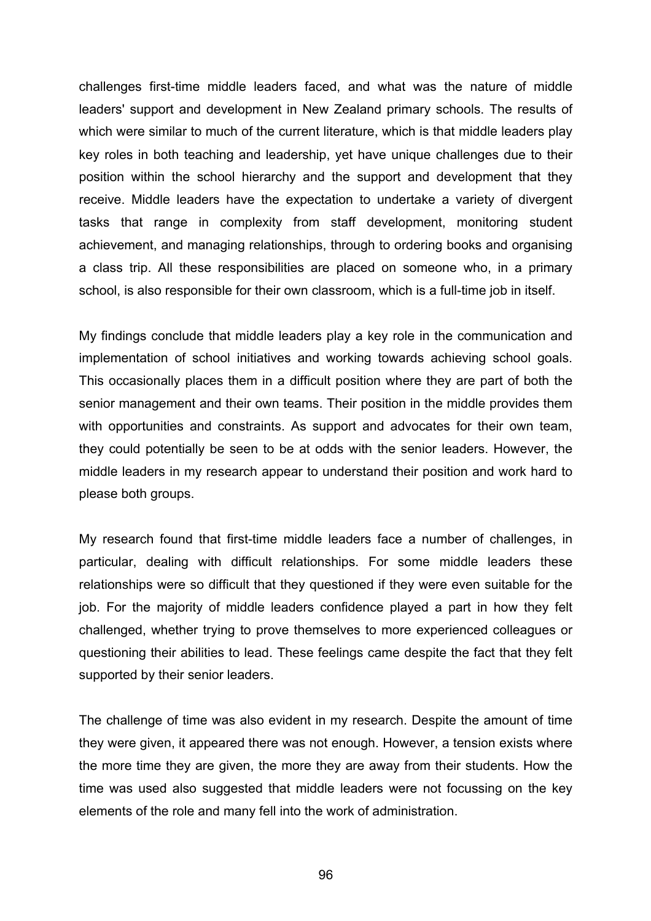challenges first-time middle leaders faced, and what was the nature of middle leaders' support and development in New Zealand primary schools. The results of which were similar to much of the current literature, which is that middle leaders play key roles in both teaching and leadership, yet have unique challenges due to their position within the school hierarchy and the support and development that they receive. Middle leaders have the expectation to undertake a variety of divergent tasks that range in complexity from staff development, monitoring student achievement, and managing relationships, through to ordering books and organising a class trip. All these responsibilities are placed on someone who, in a primary school, is also responsible for their own classroom, which is a full-time job in itself.

My findings conclude that middle leaders play a key role in the communication and implementation of school initiatives and working towards achieving school goals. This occasionally places them in a difficult position where they are part of both the senior management and their own teams. Their position in the middle provides them with opportunities and constraints. As support and advocates for their own team, they could potentially be seen to be at odds with the senior leaders. However, the middle leaders in my research appear to understand their position and work hard to please both groups.

My research found that first-time middle leaders face a number of challenges, in particular, dealing with difficult relationships. For some middle leaders these relationships were so difficult that they questioned if they were even suitable for the job. For the majority of middle leaders confidence played a part in how they felt challenged, whether trying to prove themselves to more experienced colleagues or questioning their abilities to lead. These feelings came despite the fact that they felt supported by their senior leaders.

The challenge of time was also evident in my research. Despite the amount of time they were given, it appeared there was not enough. However, a tension exists where the more time they are given, the more they are away from their students. How the time was used also suggested that middle leaders were not focussing on the key elements of the role and many fell into the work of administration.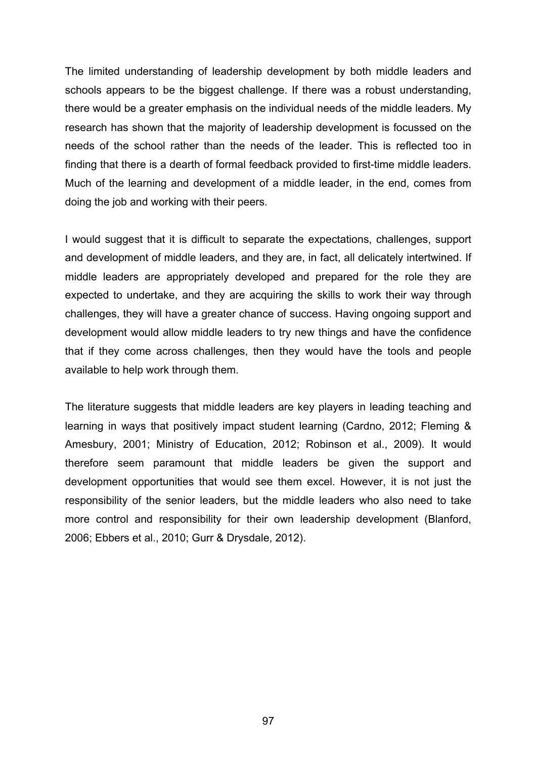The limited understanding of leadership development by both middle leaders and schools appears to be the biggest challenge. If there was a robust understanding, there would be a greater emphasis on the individual needs of the middle leaders. My research has shown that the majority of leadership development is focussed on the needs of the school rather than the needs of the leader. This is reflected too in finding that there is a dearth of formal feedback provided to first-time middle leaders. Much of the learning and development of a middle leader, in the end, comes from doing the job and working with their peers.

I would suggest that it is difficult to separate the expectations, challenges, support and development of middle leaders, and they are, in fact, all delicately intertwined. If middle leaders are appropriately developed and prepared for the role they are expected to undertake, and they are acquiring the skills to work their way through challenges, they will have a greater chance of success. Having ongoing support and development would allow middle leaders to try new things and have the confidence that if they come across challenges, then they would have the tools and people available to help work through them.

The literature suggests that middle leaders are key players in leading teaching and learning in ways that positively impact student learning (Cardno, 2012; Fleming & Amesbury, 2001; Ministry of Education, 2012; Robinson et al., 2009). It would therefore seem paramount that middle leaders be given the support and development opportunities that would see them excel. However, it is not just the responsibility of the senior leaders, but the middle leaders who also need to take more control and responsibility for their own leadership development (Blanford, 2006; Ebbers et al., 2010; Gurr & Drysdale, 2012).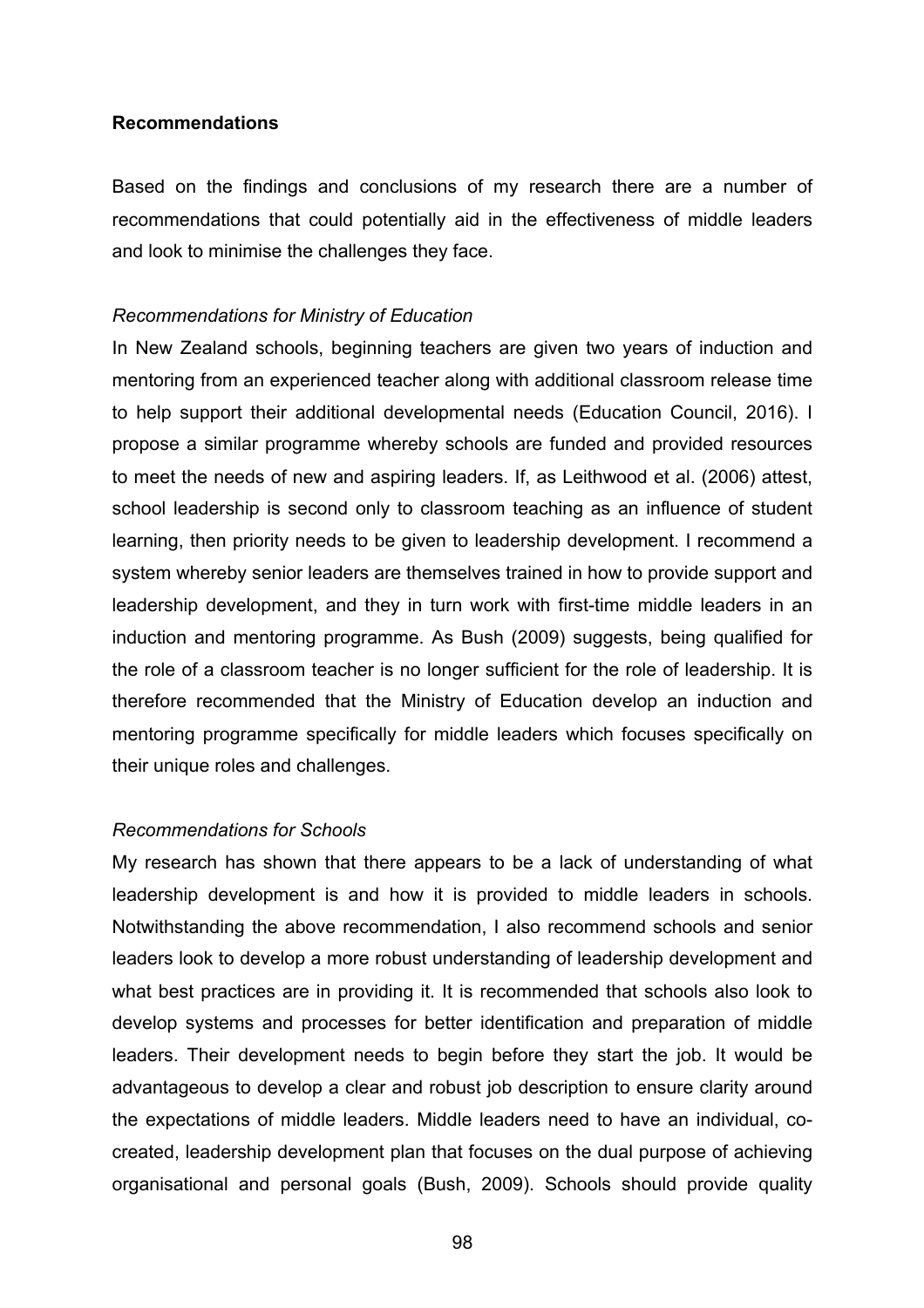**Recommendations**

Based on the findings and conclusions of my research there are a number of recommendations that could potentially aid in the effectiveness of middle leaders and look to minimise the challenges they face.

*Recommendations for Ministry of Education*

In New Zealand schools, beginning teachers are given two years of induction and mentoring from an experienced teacher along with additional classroom release time to help support their additional developmental needs (Education Council, 2016). I propose a similar programme whereby schools are funded and provided resources to meet the needs of new and aspiring leaders. If, as Leithwood et al. (2006) attest, school leadership is second only to classroom teaching as an influence of student learning, then priority needs to be given to leadership development. I recommend a system whereby senior leaders are themselves trained in how to provide support and leadership development, and they in turn work with first-time middle leaders in an induction and mentoring programme. As Bush (2009) suggests, being qualified for the role of a classroom teacher is no longer sufficient for the role of leadership. It is therefore recommended that the Ministry of Education develop an induction and mentoring programme specifically for middle leaders which focuses specifically on their unique roles and challenges.

*Recommendations for Schools*

My research has shown that there appears to be a lack of understanding of what leadership development is and how it is provided to middle leaders in schools. Notwithstanding the above recommendation, I also recommend schools and senior leaders look to develop a more robust understanding of leadership development and what best practices are in providing it. It is recommended that schools also look to develop systems and processes for better identification and preparation of middle leaders. Their development needs to begin before they start the job. It would be advantageous to develop a clear and robust job description to ensure clarity around the expectations of middle leaders. Middle leaders need to have an individual, co-created, leadership development plan that focuses on the dual purpose of achieving organisational and personal goals (Bush, 2009). Schools should provide quality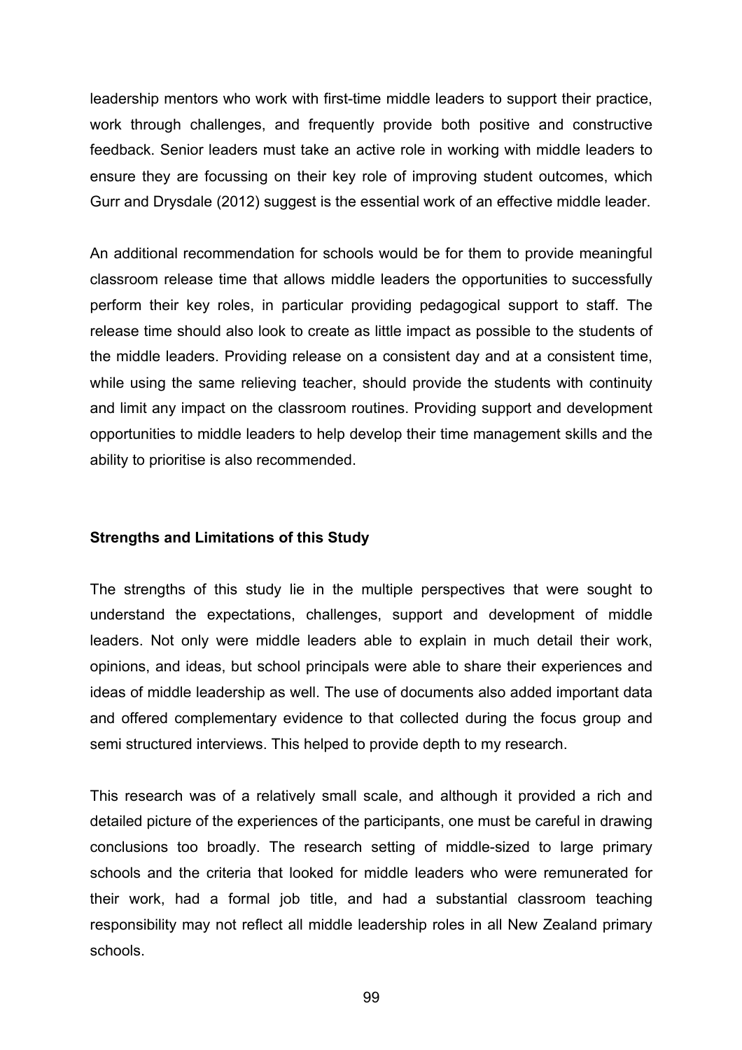leadership mentors who work with first-time middle leaders to support their practice, work through challenges, and frequently provide both positive and constructive feedback. Senior leaders must take an active role in working with middle leaders to ensure they are focussing on their key role of improving student outcomes, which Gurr and Drysdale (2012) suggest is the essential work of an effective middle leader.

An additional recommendation for schools would be for them to provide meaningful classroom release time that allows middle leaders the opportunities to successfully perform their key roles, in particular providing pedagogical support to staff. The release time should also look to create as little impact as possible to the students of the middle leaders. Providing release on a consistent day and at a consistent time, while using the same relieving teacher, should provide the students with continuity and limit any impact on the classroom routines. Providing support and development opportunities to middle leaders to help develop their time management skills and the ability to prioritise is also recommended.

## Strengths and Limitations of this Study

The strengths of this study lie in the multiple perspectives that were sought to understand the expectations, challenges, support and development of middle leaders. Not only were middle leaders able to explain in much detail their work, opinions, and ideas, but school principals were able to share their experiences and ideas of middle leadership as well. The use of documents also added important data and offered complementary evidence to that collected during the focus group and semi structured interviews. This helped to provide depth to my research.

This research was of a relatively small scale, and although it provided a rich and detailed picture of the experiences of the participants, one must be careful in drawing conclusions too broadly. The research setting of middle-sized to large primary schools and the criteria that looked for middle leaders who were remunerated for their work, had a formal job title, and had a substantial classroom teaching responsibility may not reflect all middle leadership roles in all New Zealand primary schools.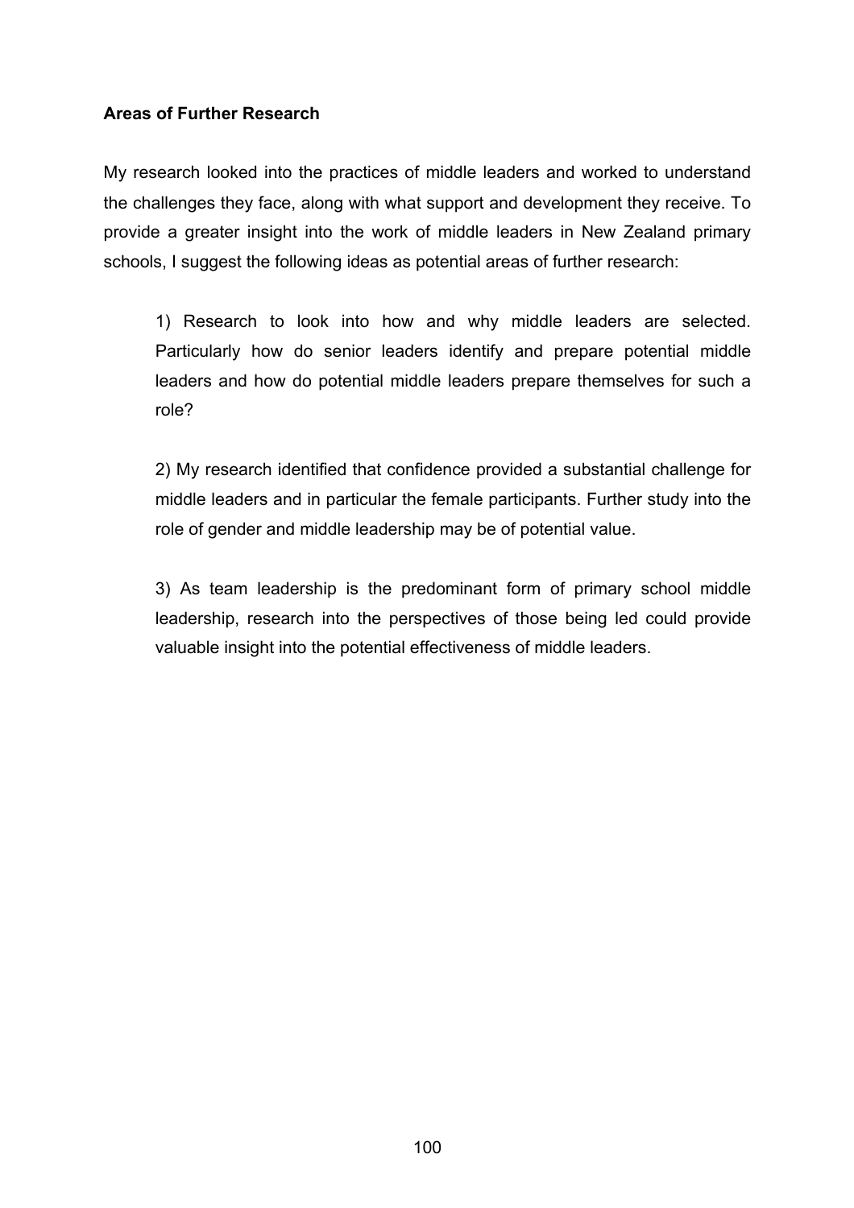**Areas of Further Research**

My research looked into the practices of middle leaders and worked to understand the challenges they face, along with what support and development they receive. To provide a greater insight into the work of middle leaders in New Zealand primary schools, I suggest the following ideas as potential areas of further research:

1) Research to look into how and why middle leaders are selected. Particularly how do senior leaders identify and prepare potential middle leaders and how do potential middle leaders prepare themselves for such a role?

2) My research identified that confidence provided a substantial challenge for middle leaders and in particular the female participants. Further study into the role of gender and middle leadership may be of potential value.

3) As team leadership is the predominant form of primary school middle leadership, research into the perspectives of those being led could provide valuable insight into the potential effectiveness of middle leaders.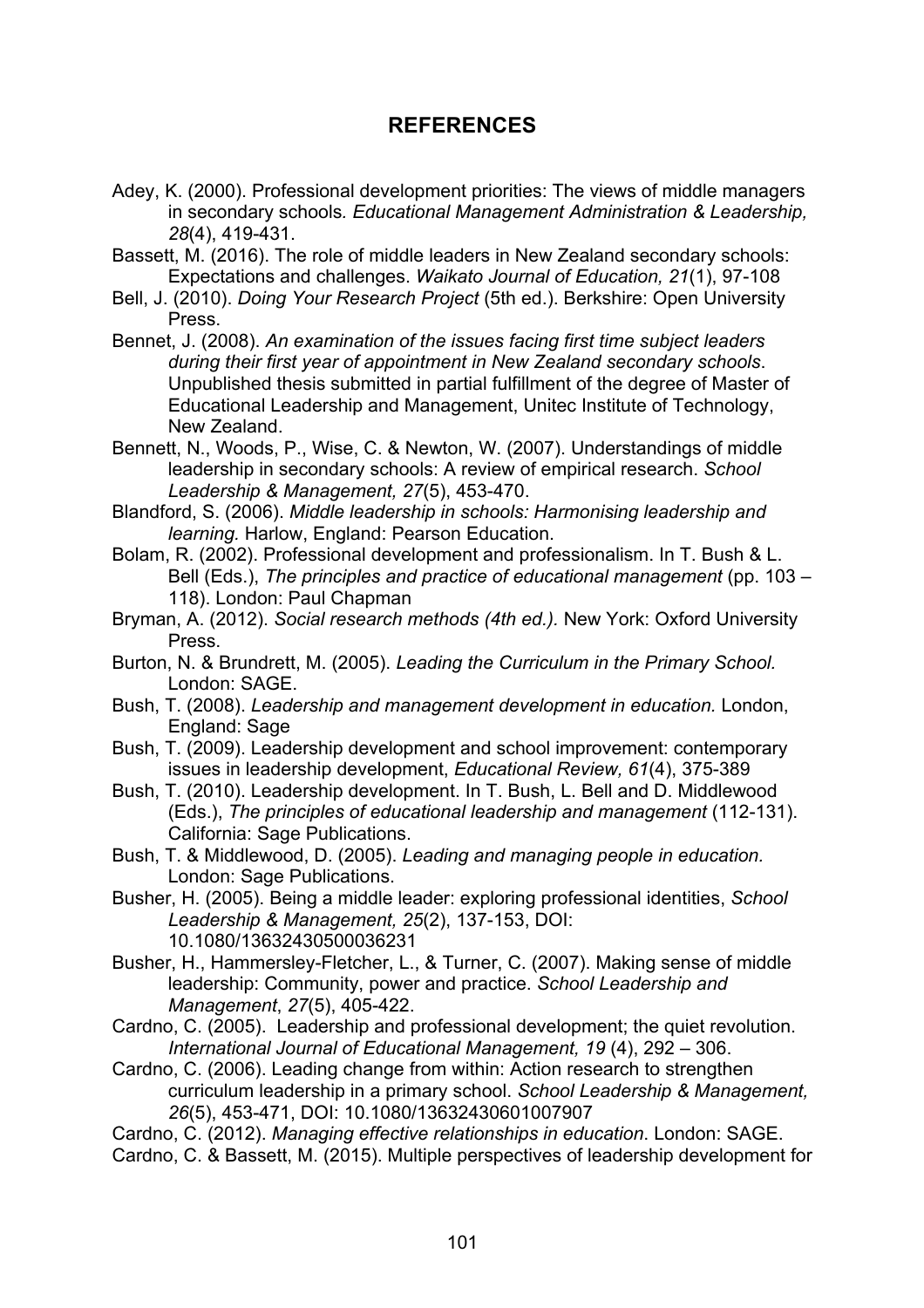# REFERENCES

Adey, K. (2000). Professional development priorities: The views of middle managers in secondary schools*. Educational Management Administration & Leadership, 28*(4), 419-431.

Bassett, M. (2016). The role of middle leaders in New Zealand secondary schools: Expectations and challenges. *Waikato Journal of Education, 21*(1), 97-108

Bell, J. (2010). *Doing Your Research Project* (5th ed.). Berkshire: Open University Press.

Bennet, J. (2008). *An examination of the issues facing first time subject leaders during their first year of appointment in New Zealand secondary schools*. Unpublished thesis submitted in partial fulfillment of the degree of Master of Educational Leadership and Management, Unitec Institute of Technology, New Zealand.

Bennett, N., Woods, P., Wise, C. & Newton, W. (2007). Understandings of middle leadership in secondary schools: A review of empirical research. *School Leadership & Management, 27*(5), 453-470.

Blandford, S. (2006). *Middle leadership in schools: Harmonising leadership and learning.* Harlow, England: Pearson Education.

Bolam, R. (2002). Professional development and professionalism. In T. Bush & L. Bell (Eds.), *The principles and practice of educational management* (pp. 103 – 118). London: Paul Chapman

Bryman, A. (2012). *Social research methods (4th ed.).* New York: Oxford University Press.

Burton, N. & Brundrett, M. (2005). *Leading the Curriculum in the Primary School.* London: SAGE.

Bush, T. (2008). *Leadership and management development in education.* London, England: Sage

Bush, T. (2009). Leadership development and school improvement: contemporary issues in leadership development, *Educational Review, 61*(4), 375-389

Bush, T. (2010). Leadership development. In T. Bush, L. Bell and D. Middlewood (Eds.), *The principles of educational leadership and management* (112-131). California: Sage Publications.

Bush, T. & Middlewood, D. (2005). *Leading and managing people in education.* London: Sage Publications.

Busher, H. (2005). Being a middle leader: exploring professional identities, *School Leadership & Management, 25*(2), 137-153, DOI: 10.1080/13632430500036231

Busher, H., Hammersley-Fletcher, L., & Turner, C. (2007). Making sense of middle leadership: Community, power and practice. *School Leadership and Management*, *27*(5), 405-422.

Cardno, C. (2005). Leadership and professional development; the quiet revolution. *International Journal of Educational Management, 19* (4), 292 – 306.

Cardno, C. (2006). Leading change from within: Action research to strengthen curriculum leadership in a primary school. *School Leadership & Management, 26*(5), 453-471, DOI: 10.1080/13632430601007907

Cardno, C. (2012). *Managing effective relationships in education*. London: SAGE.

Cardno, C. & Bassett, M. (2015). Multiple perspectives of leadership development for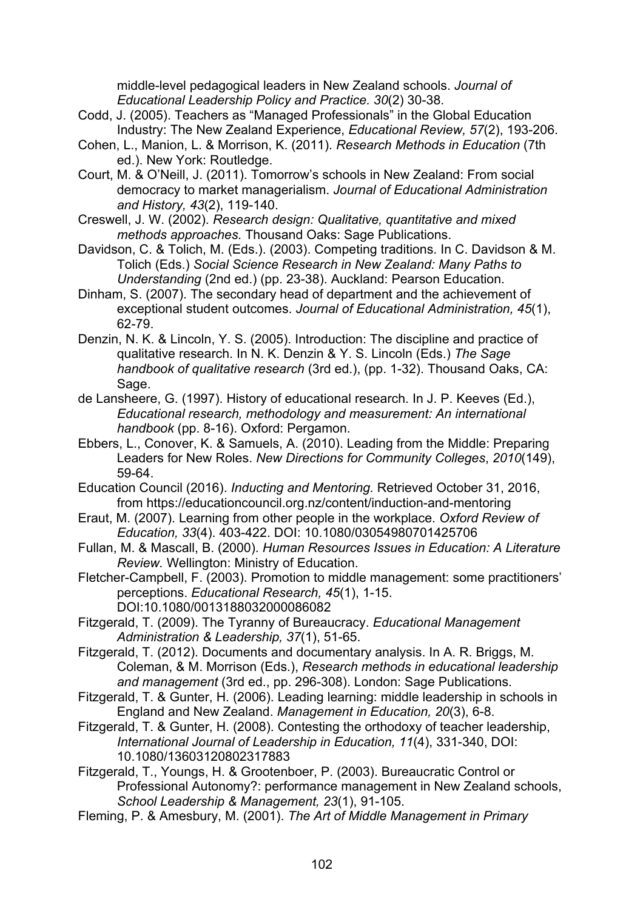middle-level pedagogical leaders in New Zealand schools. *Journal of Educational Leadership Policy and Practice. 30*(2) 30-38.

Codd, J. (2005). Teachers as "Managed Professionals" in the Global Education Industry: The New Zealand Experience, *Educational Review, 57*(2), 193-206.

Cohen, L., Manion, L. & Morrison, K. (2011). *Research Methods in Education* (7th ed.). New York: Routledge.

Court, M. & O'Neill, J. (2011). Tomorrow's schools in New Zealand: From social democracy to market managerialism. *Journal of Educational Administration and History, 43*(2), 119-140.

Creswell, J. W. (2002). *Research design: Qualitative, quantitative and mixed methods approaches.* Thousand Oaks: Sage Publications.

Davidson, C. & Tolich, M. (Eds.). (2003). Competing traditions. In C. Davidson & M. Tolich (Eds.) *Social Science Research in New Zealand: Many Paths to Understanding* (2nd ed.) (pp. 23-38). Auckland: Pearson Education.

Dinham, S. (2007). The secondary head of department and the achievement of exceptional student outcomes. *Journal of Educational Administration, 45*(1), 62-79.

Denzin, N. K. & Lincoln, Y. S. (2005). Introduction: The discipline and practice of qualitative research. In N. K. Denzin & Y. S. Lincoln (Eds.) *The Sage handbook of qualitative research* (3rd ed.), (pp. 1-32). Thousand Oaks, CA: Sage.

de Lansheere, G. (1997). History of educational research. In J. P. Keeves (Ed.), *Educational research, methodology and measurement: An international handbook* (pp. 8-16). Oxford: Pergamon.

Ebbers, L., Conover, K. & Samuels, A. (2010). Leading from the Middle: Preparing Leaders for New Roles. *New Directions for Community Colleges*, *2010*(149), 59-64.

Education Council (2016). *Inducting and Mentoring.* Retrieved October 31, 2016, from https://educationcouncil.org.nz/content/induction-and-mentoring

Eraut, M. (2007). Learning from other people in the workplace. *Oxford Review of Education, 33*(4). 403-422. DOI: 10.1080/03054980701425706

Fullan, M. & Mascall, B. (2000). *Human Resources Issues in Education: A Literature Review.* Wellington: Ministry of Education.

Fletcher-Campbell, F. (2003). Promotion to middle management: some practitioners' perceptions. *Educational Research, 45*(1), 1-15. DOI:10.1080/0013188032000086082

Fitzgerald, T. (2009). The Tyranny of Bureaucracy. *Educational Management Administration & Leadership, 37*(1), 51-65.

Fitzgerald, T. (2012). Documents and documentary analysis. In A. R. Briggs, M. Coleman, & M. Morrison (Eds.), *Research methods in educational leadership and management* (3rd ed., pp. 296-308). London: Sage Publications.

Fitzgerald, T. & Gunter, H. (2006). Leading learning: middle leadership in schools in England and New Zealand. *Management in Education, 20*(3), 6-8.

Fitzgerald, T. & Gunter, H. (2008). Contesting the orthodoxy of teacher leadership, *International Journal of Leadership in Education, 11*(4), 331-340, DOI: 10.1080/13603120802317883

Fitzgerald, T., Youngs, H. & Grootenboer, P. (2003). Bureaucratic Control or Professional Autonomy?: performance management in New Zealand schools, *School Leadership & Management, 23*(1), 91-105.

Fleming, P. & Amesbury, M. (2001). *The Art of Middle Management in Primary*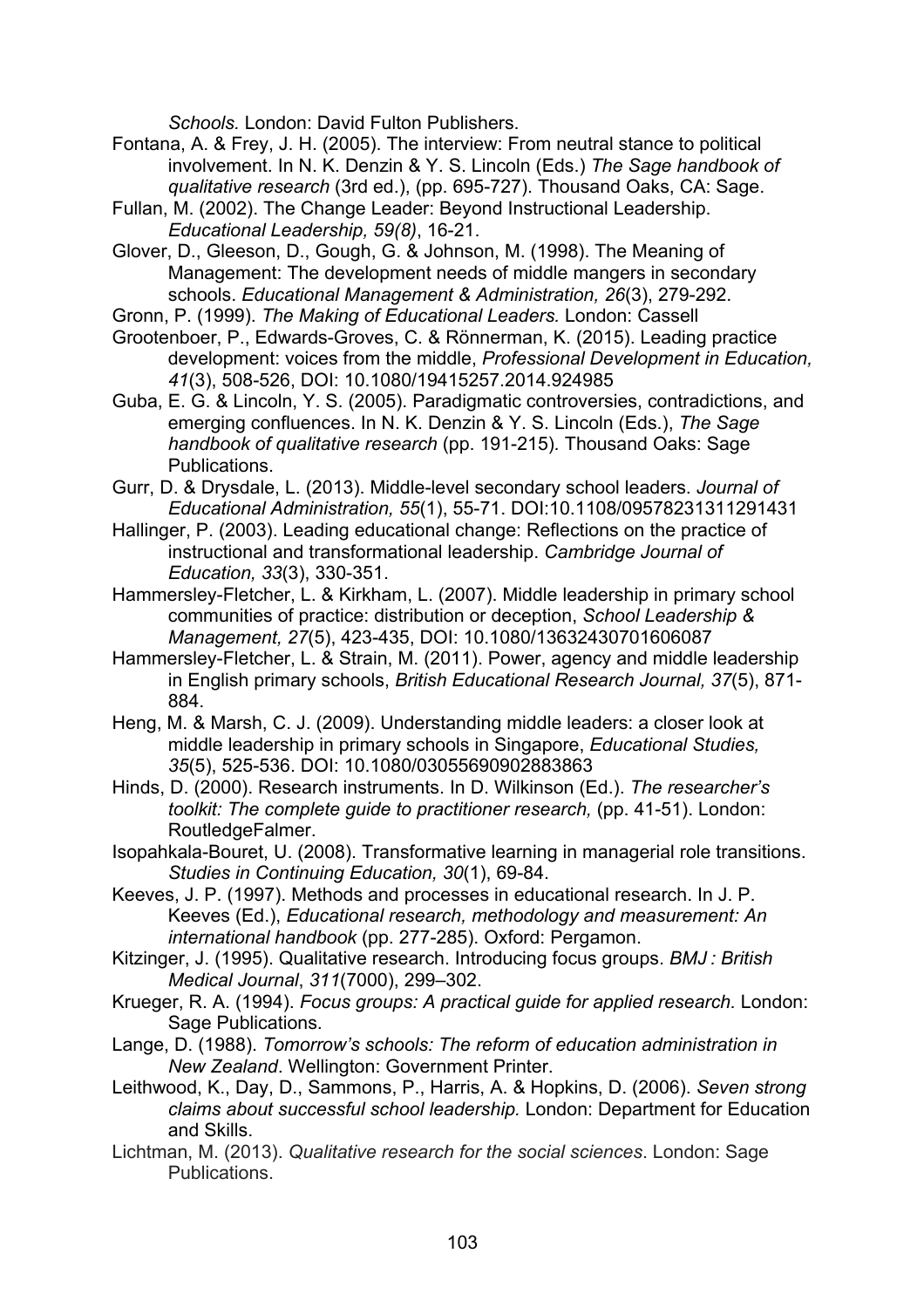*Schools.* London: David Fulton Publishers.

Fontana, A. & Frey, J. H. (2005). The interview: From neutral stance to political involvement. In N. K. Denzin & Y. S. Lincoln (Eds.) *The Sage handbook of qualitative research* (3rd ed.), (pp. 695-727). Thousand Oaks, CA: Sage.

Fullan, M. (2002). The Change Leader: Beyond Instructional Leadership. *Educational Leadership, 59(8)*, 16-21.

Glover, D., Gleeson, D., Gough, G. & Johnson, M. (1998). The Meaning of Management: The development needs of middle mangers in secondary schools. *Educational Management & Administration, 26*(3), 279-292.

Gronn, P. (1999). *The Making of Educational Leaders.* London: Cassell

Grootenboer, P., Edwards-Groves, C. & Rönnerman, K. (2015). Leading practice development: voices from the middle, *Professional Development in Education, 41*(3), 508-526, DOI: 10.1080/19415257.2014.924985

Guba, E. G. & Lincoln, Y. S. (2005). Paradigmatic controversies, contradictions, and emerging confluences. In N. K. Denzin & Y. S. Lincoln (Eds.), *The Sage handbook of qualitative research* (pp. 191-215). Thousand Oaks: Sage Publications.

Gurr, D. & Drysdale, L. (2013). Middle-level secondary school leaders. *Journal of Educational Administration, 55*(1), 55-71. DOI:10.1108/09578231311291431

Hallinger, P. (2003). Leading educational change: Reflections on the practice of instructional and transformational leadership. *Cambridge Journal of Education, 33*(3), 330-351.

Hammersley-Fletcher, L. & Kirkham, L. (2007). Middle leadership in primary school communities of practice: distribution or deception, *School Leadership & Management, 27*(5), 423-435, DOI: 10.1080/13632430701606087

Hammersley-Fletcher, L. & Strain, M. (2011). Power, agency and middle leadership in English primary schools, *British Educational Research Journal, 37*(5), 871-884.

Heng, M. & Marsh, C. J. (2009). Understanding middle leaders: a closer look at middle leadership in primary schools in Singapore, *Educational Studies, 35*(5), 525-536. DOI: 10.1080/03055690902883863

Hinds, D. (2000). Research instruments. In D. Wilkinson (Ed.). *The researcher's toolkit: The complete guide to practitioner research,* (pp. 41-51). London: RoutledgeFalmer.

Isopahkala-Bouret, U. (2008). Transformative learning in managerial role transitions. *Studies in Continuing Education, 30*(1), 69-84.

Keeves, J. P. (1997). Methods and processes in educational research. In J. P. Keeves (Ed.), *Educational research, methodology and measurement: An international handbook* (pp. 277-285). Oxford: Pergamon.

Kitzinger, J. (1995). Qualitative research. Introducing focus groups. *BMJ : British Medical Journal*, *311*(7000), 299–302.

Krueger, R. A. (1994). *Focus groups: A practical guide for applied research.* London: Sage Publications.

Lange, D. (1988). *Tomorrow's schools: The reform of education administration in New Zealand*. Wellington: Government Printer.

Leithwood, K., Day, D., Sammons, P., Harris, A. & Hopkins, D. (2006). *Seven strong claims about successful school leadership.* London: Department for Education and Skills.

Lichtman, M. (2013). *Qualitative research for the social sciences*. London: Sage Publications.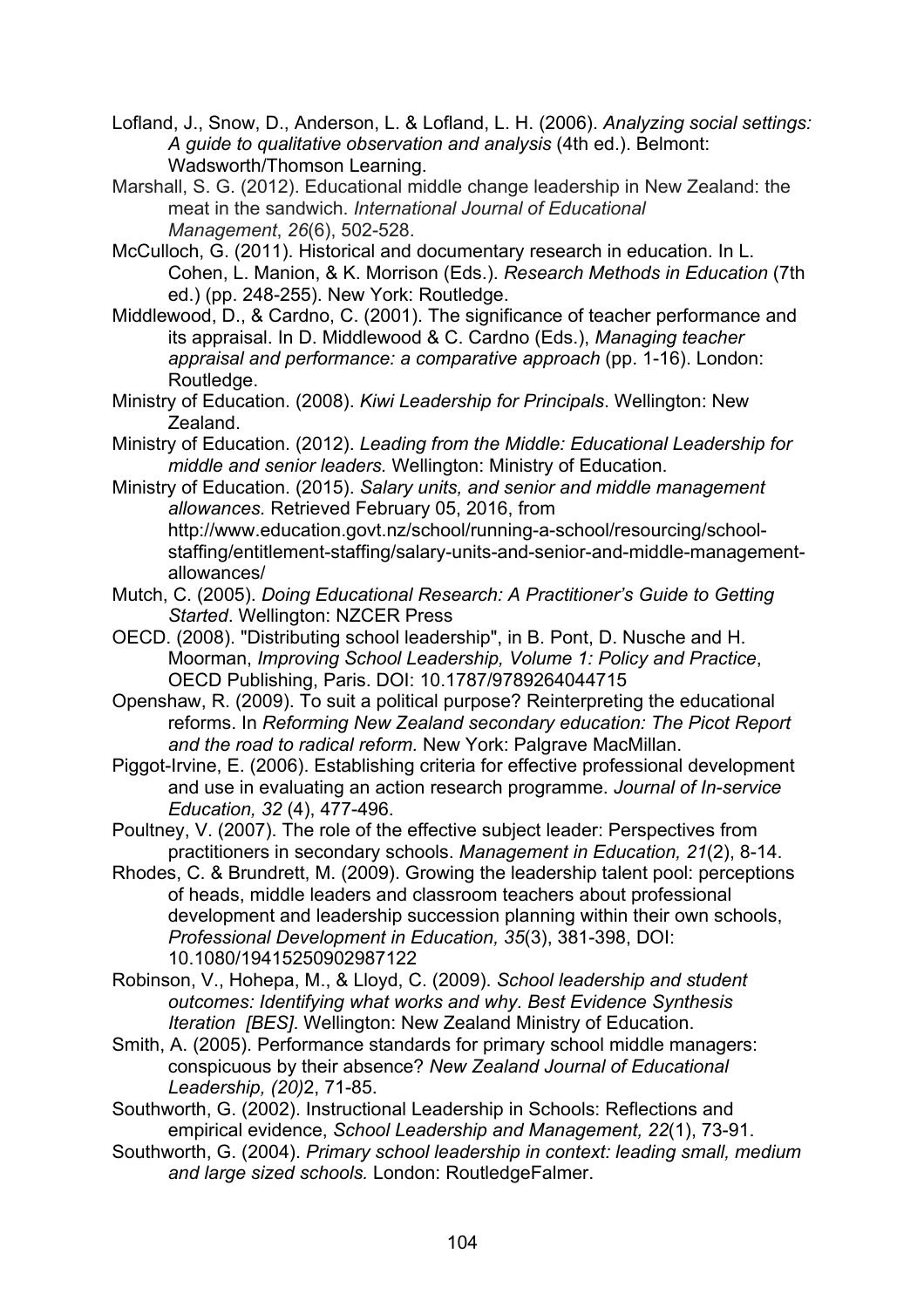Lofland, J., Snow, D., Anderson, L. & Lofland, L. H. (2006). *Analyzing social settings: A guide to qualitative observation and analysis* (4th ed.). Belmont: Wadsworth/Thomson Learning.

Marshall, S. G. (2012). Educational middle change leadership in New Zealand: the meat in the sandwich. *International Journal of Educational Management*, *26*(6), 502-528.

McCulloch, G. (2011). Historical and documentary research in education. In L. Cohen, L. Manion, & K. Morrison (Eds.). *Research Methods in Education* (7th ed.) (pp. 248-255). New York: Routledge.

Middlewood, D., & Cardno, C. (2001). The significance of teacher performance and its appraisal. In D. Middlewood & C. Cardno (Eds.), *Managing teacher appraisal and performance: a comparative approach* (pp. 1-16). London: Routledge.

Ministry of Education. (2008). *Kiwi Leadership for Principals*. Wellington: New Zealand.

Ministry of Education. (2012). *Leading from the Middle: Educational Leadership for middle and senior leaders.* Wellington: Ministry of Education.

Ministry of Education. (2015). *Salary units, and senior and middle management allowances.* Retrieved February 05, 2016, from http://www.education.govt.nz/school/running-a-school/resourcing/school-staffing/entitlement-staffing/salary-units-and-senior-and-middle-management-allowances/

Mutch, C. (2005). *Doing Educational Research: A Practitioner's Guide to Getting Started*. Wellington: NZCER Press

OECD. (2008). "Distributing school leadership", in B. Pont, D. Nusche and H. Moorman, *Improving School Leadership, Volume 1: Policy and Practice*, OECD Publishing, Paris. DOI: 10.1787/9789264044715

Openshaw, R. (2009). To suit a political purpose? Reinterpreting the educational reforms. In *Reforming New Zealand secondary education: The Picot Report and the road to radical reform.* New York: Palgrave MacMillan.

Piggot-Irvine, E. (2006). Establishing criteria for effective professional development and use in evaluating an action research programme. *Journal of In-service Education, 32* (4), 477-496.

Poultney, V. (2007). The role of the effective subject leader: Perspectives from practitioners in secondary schools. *Management in Education, 21*(2), 8-14.

Rhodes, C. & Brundrett, M. (2009). Growing the leadership talent pool: perceptions of heads, middle leaders and classroom teachers about professional development and leadership succession planning within their own schools, *Professional Development in Education, 35*(3), 381-398, DOI: 10.1080/19415250902987122

Robinson, V., Hohepa, M., & Lloyd, C. (2009). *School leadership and student outcomes: Identifying what works and why. Best Evidence Synthesis Iteration [BES]*. Wellington: New Zealand Ministry of Education.

Smith, A. (2005). Performance standards for primary school middle managers: conspicuous by their absence? *New Zealand Journal of Educational Leadership, (20)*2, 71-85.

Southworth, G. (2002). Instructional Leadership in Schools: Reflections and empirical evidence, *School Leadership and Management, 22*(1), 73-91.

Southworth, G. (2004). *Primary school leadership in context: leading small, medium and large sized schools.* London: RoutledgeFalmer.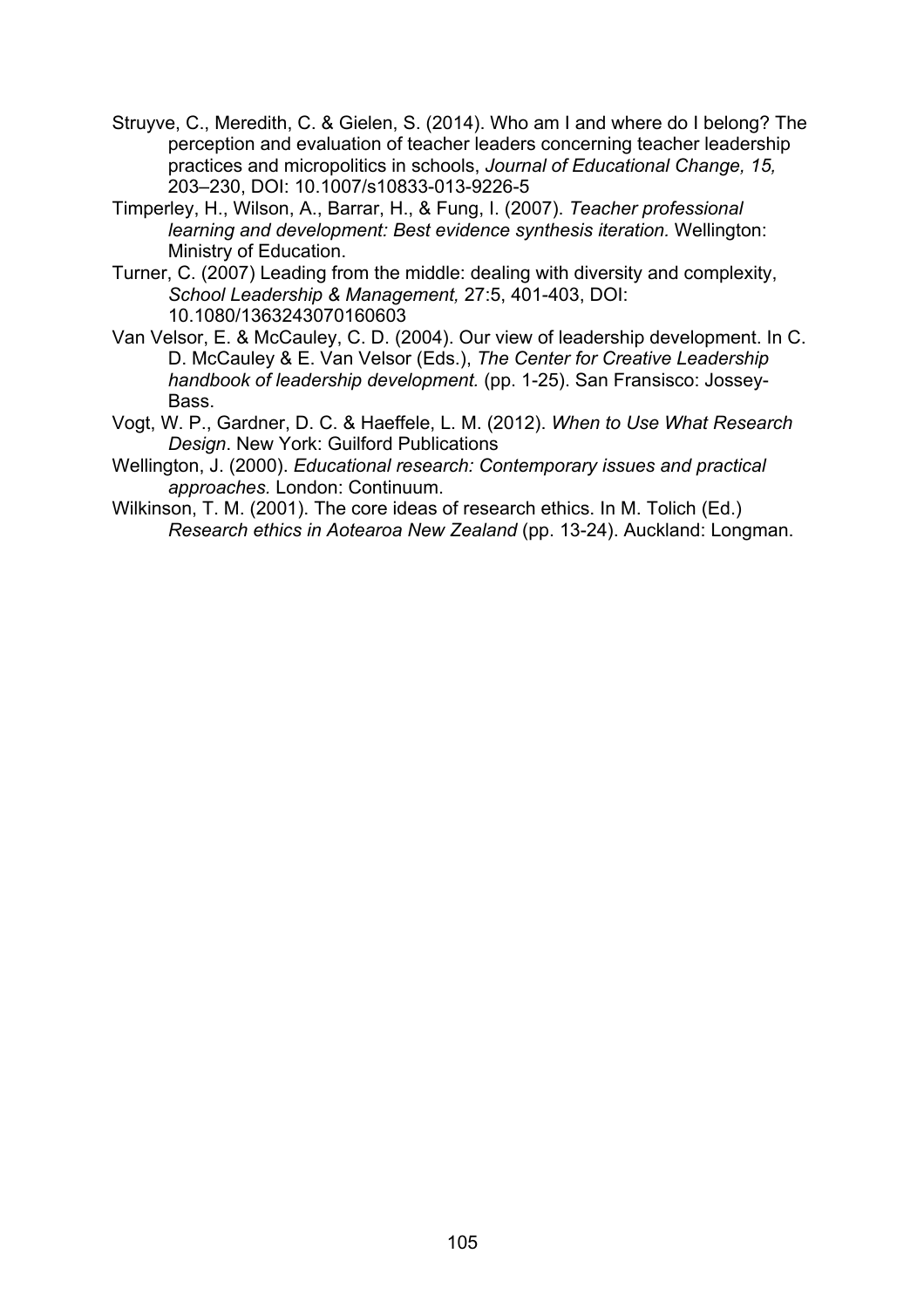Struyve, C., Meredith, C. & Gielen, S. (2014). Who am I and where do I belong? The perception and evaluation of teacher leaders concerning teacher leadership practices and micropolitics in schools, *Journal of Educational Change, 15,* 203–230, DOI: 10.1007/s10833-013-9226-5

Timperley, H., Wilson, A., Barrar, H., & Fung, I. (2007). *Teacher professional learning and development: Best evidence synthesis iteration.* Wellington: Ministry of Education.

Turner, C. (2007) Leading from the middle: dealing with diversity and complexity, *School Leadership & Management,* 27:5, 401-403, DOI: 10.1080/1363243070160603

Van Velsor, E. & McCauley, C. D. (2004). Our view of leadership development. In C. D. McCauley & E. Van Velsor (Eds.), *The Center for Creative Leadership handbook of leadership development.* (pp. 1-25). San Fransisco: Jossey-Bass.

Vogt, W. P., Gardner, D. C. & Haeffele, L. M. (2012). *When to Use What Research Design*. New York: Guilford Publications

Wellington, J. (2000). *Educational research: Contemporary issues and practical approaches.* London: Continuum.

Wilkinson, T. M. (2001). The core ideas of research ethics. In M. Tolich (Ed.) *Research ethics in Aotearoa New Zealand* (pp. 13-24). Auckland: Longman.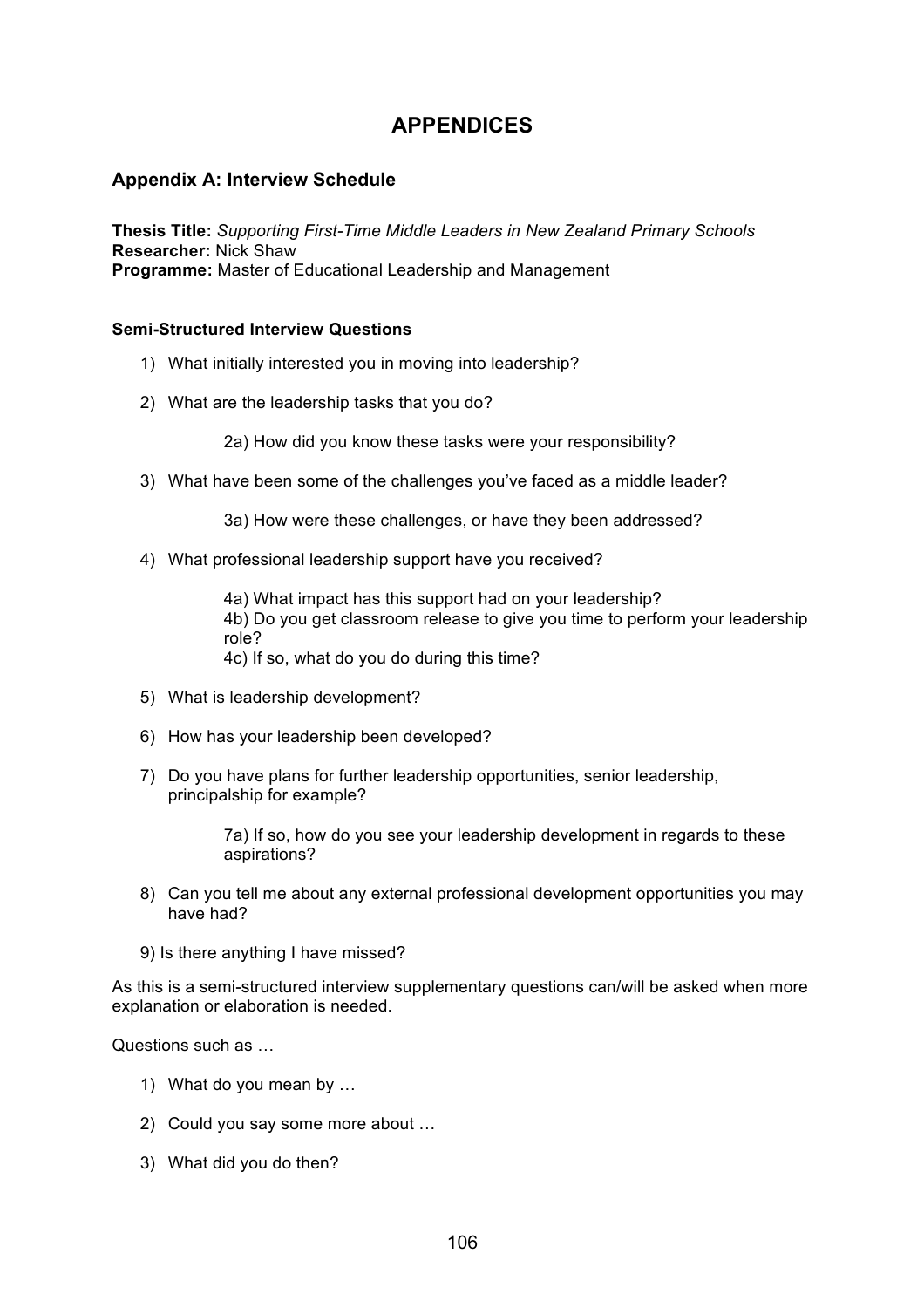# APPENDICES

## Appendix A: Interview Schedule

**Thesis Title:** *Supporting First-Time Middle Leaders in New Zealand Primary Schools*
**Researcher:** Nick Shaw
**Programme:** Master of Educational Leadership and Management

### Semi-Structured Interview Questions

1) What initially interested you in moving into leadership?

2) What are the leadership tasks that you do?

    2a) How did you know these tasks were your responsibility?

3) What have been some of the challenges you've faced as a middle leader?

    3a) How were these challenges, or have they been addressed?

4) What professional leadership support have you received?

    4a) What impact has this support had on your leadership?
    4b) Do you get classroom release to give you time to perform your leadership role?
    4c) If so, what do you do during this time?

5) What is leadership development?

6) How has your leadership been developed?

7) Do you have plans for further leadership opportunities, senior leadership, principalship for example?

    7a) If so, how do you see your leadership development in regards to these aspirations?

8) Can you tell me about any external professional development opportunities you may have had?

9) Is there anything I have missed?

As this is a semi-structured interview supplementary questions can/will be asked when more explanation or elaboration is needed.

Questions such as …

1) What do you mean by …

2) Could you say some more about …

3) What did you do then?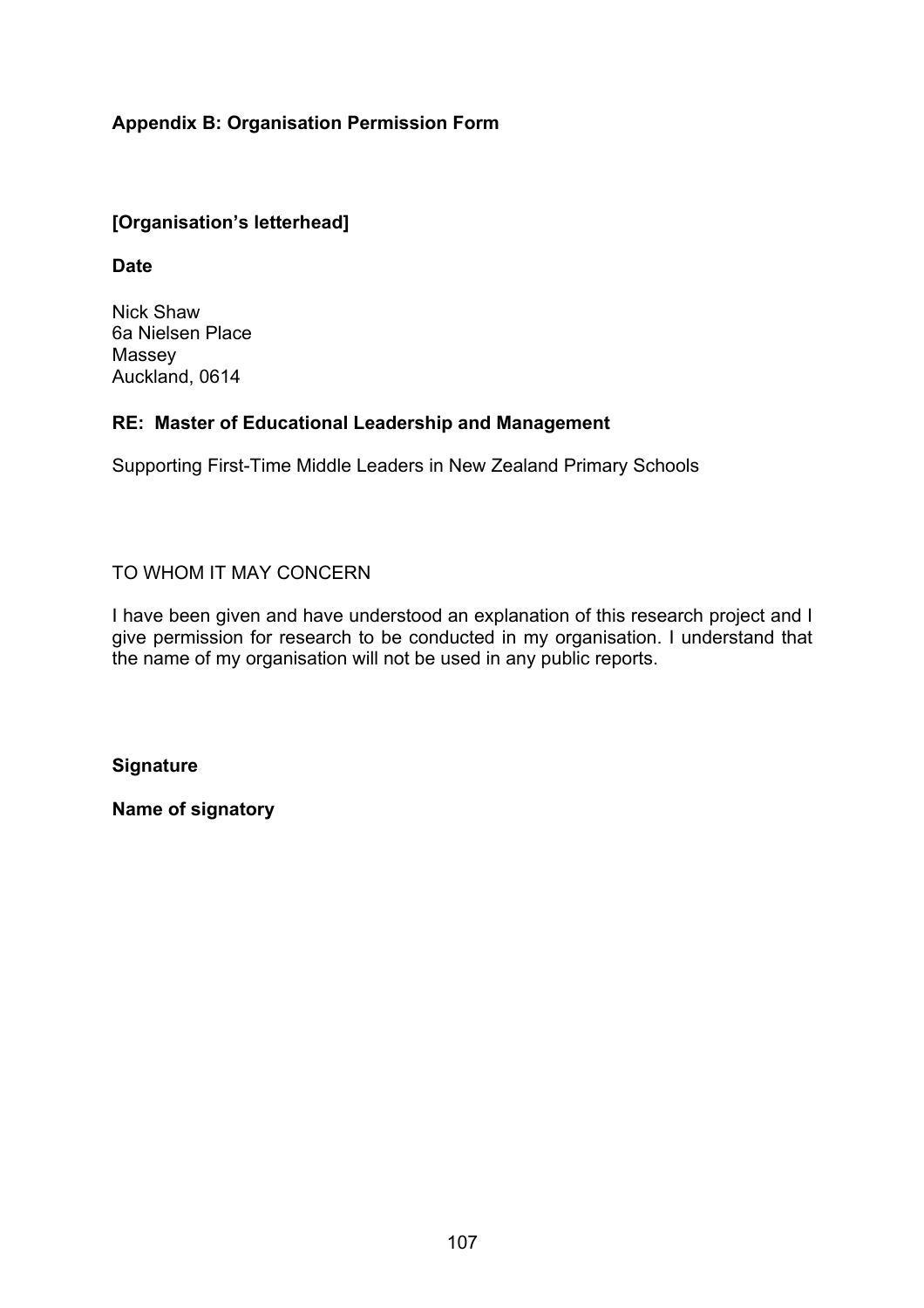## Appendix B: Organisation Permission Form

**[Organisation's letterhead]**

**Date**

Nick Shaw
6a Nielsen Place
Massey
Auckland, 0614

**RE: Master of Educational Leadership and Management**

Supporting First-Time Middle Leaders in New Zealand Primary Schools

TO WHOM IT MAY CONCERN

I have been given and have understood an explanation of this research project and I give permission for research to be conducted in my organisation. I understand that the name of my organisation will not be used in any public reports.

**Signature**

**Name of signatory**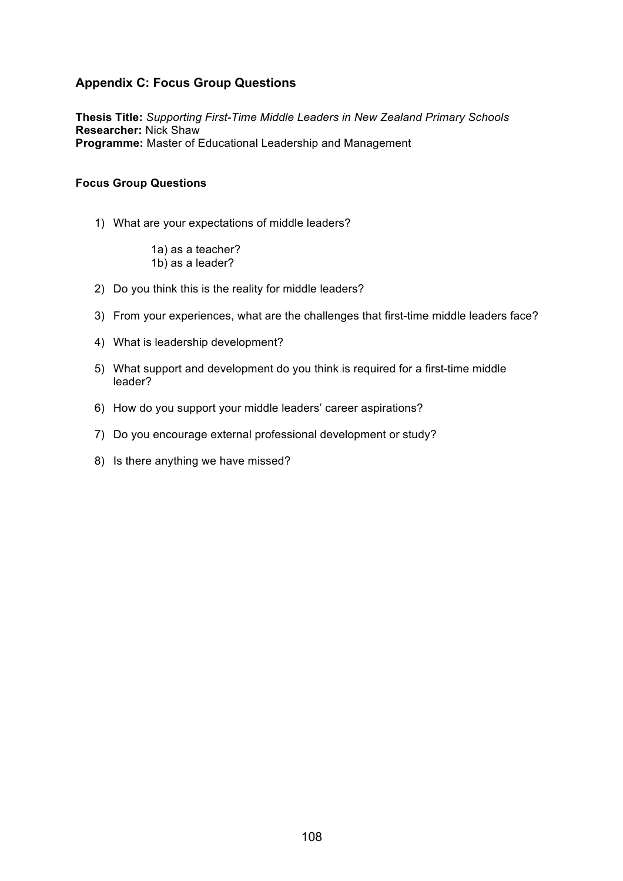## Appendix C: Focus Group Questions

**Thesis Title:** *Supporting First-Time Middle Leaders in New Zealand Primary Schools*
**Researcher:** Nick Shaw
**Programme:** Master of Educational Leadership and Management

### Focus Group Questions

1) What are your expectations of middle leaders?

   1a) as a teacher?
   1b) as a leader?

2) Do you think this is the reality for middle leaders?

3) From your experiences, what are the challenges that first-time middle leaders face?

4) What is leadership development?

5) What support and development do you think is required for a first-time middle leader?

6) How do you support your middle leaders' career aspirations?

7) Do you encourage external professional development or study?

8) Is there anything we have missed?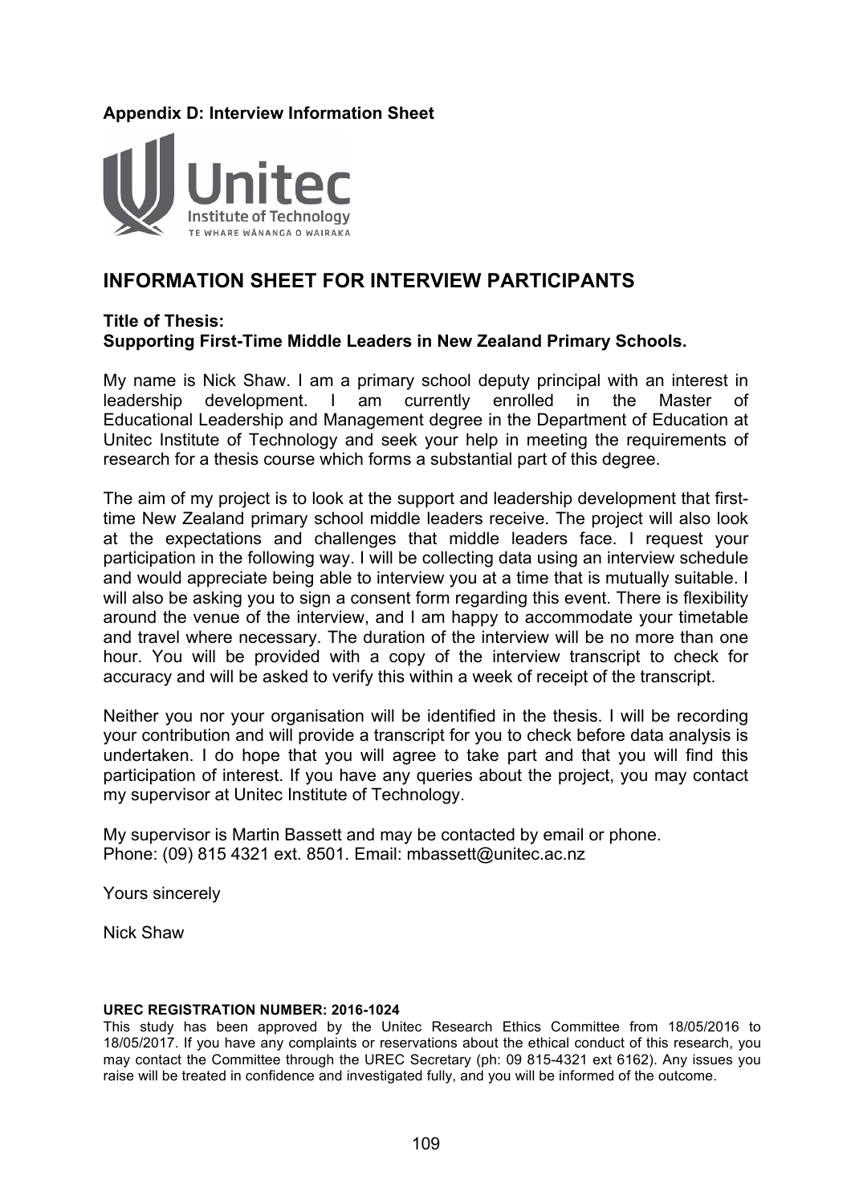**Appendix D: Interview Information Sheet**

Unitec
Institute of Technology
TE WHARE WĀNANGA O WAIRAKA

## INFORMATION SHEET FOR INTERVIEW PARTICIPANTS

**Title of Thesis:**
**Supporting First-Time Middle Leaders in New Zealand Primary Schools.**

My name is Nick Shaw. I am a primary school deputy principal with an interest in leadership development. I am currently enrolled in the Master of Educational Leadership and Management degree in the Department of Education at Unitec Institute of Technology and seek your help in meeting the requirements of research for a thesis course which forms a substantial part of this degree.

The aim of my project is to look at the support and leadership development that first-time New Zealand primary school middle leaders receive. The project will also look at the expectations and challenges that middle leaders face. I request your participation in the following way. I will be collecting data using an interview schedule and would appreciate being able to interview you at a time that is mutually suitable. I will also be asking you to sign a consent form regarding this event. There is flexibility around the venue of the interview, and I am happy to accommodate your timetable and travel where necessary. The duration of the interview will be no more than one hour. You will be provided with a copy of the interview transcript to check for accuracy and will be asked to verify this within a week of receipt of the transcript.

Neither you nor your organisation will be identified in the thesis. I will be recording your contribution and will provide a transcript for you to check before data analysis is undertaken. I do hope that you will agree to take part and that you will find this participation of interest. If you have any queries about the project, you may contact my supervisor at Unitec Institute of Technology.

My supervisor is Martin Bassett and may be contacted by email or phone.
Phone: (09) 815 4321 ext. 8501. Email: mbassett@unitec.ac.nz

Yours sincerely

Nick Shaw

**UREC REGISTRATION NUMBER: 2016-1024**
This study has been approved by the Unitec Research Ethics Committee from 18/05/2016 to 18/05/2017. If you have any complaints or reservations about the ethical conduct of this research, you may contact the Committee through the UREC Secretary (ph: 09 815-4321 ext 6162). Any issues you raise will be treated in confidence and investigated fully, and you will be informed of the outcome.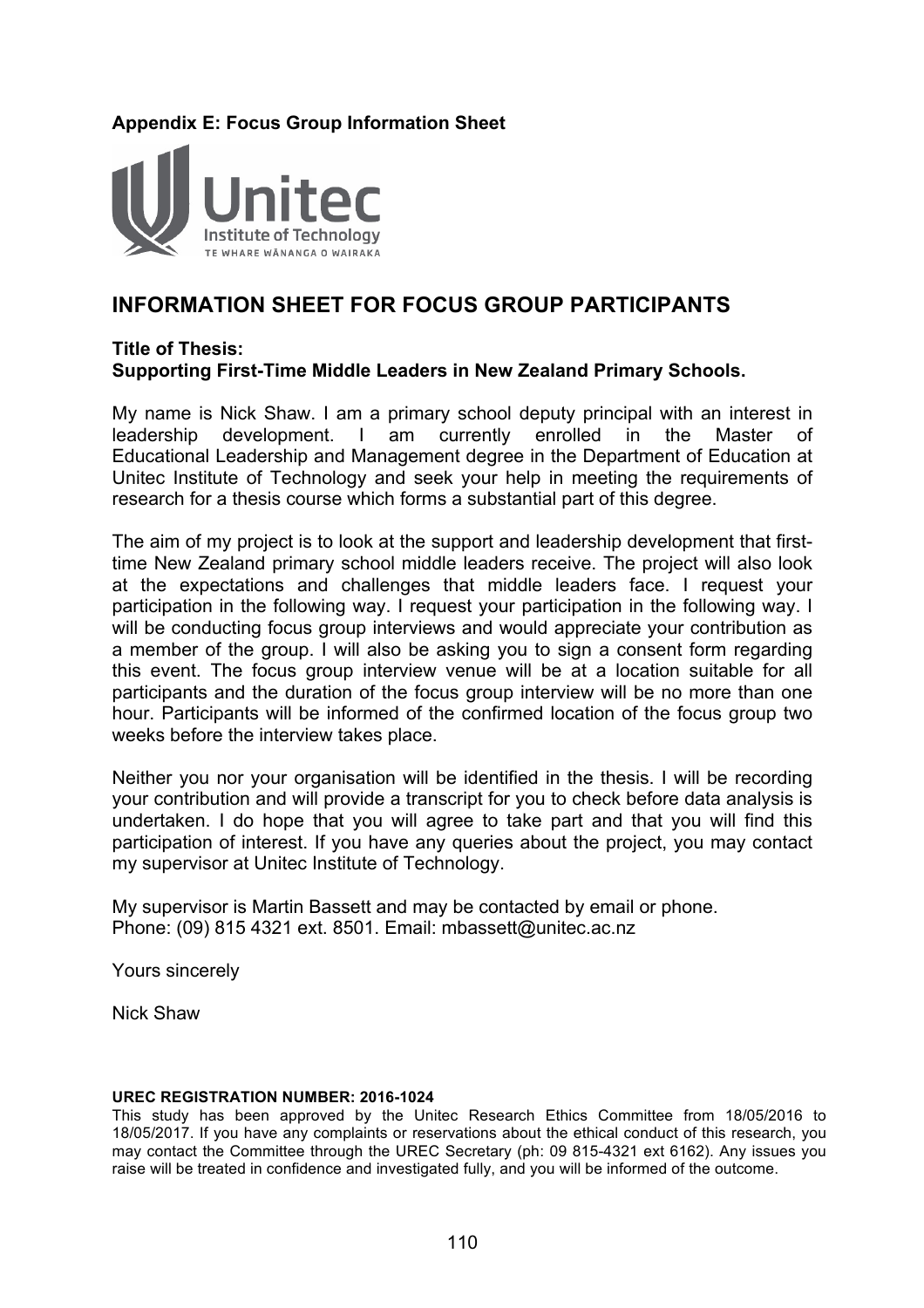**Appendix E: Focus Group Information Sheet**

Unitec
Institute of Technology
TE WHARE WĀNANGA O WAIRAKA

## INFORMATION SHEET FOR FOCUS GROUP PARTICIPANTS

**Title of Thesis:**
**Supporting First-Time Middle Leaders in New Zealand Primary Schools.**

My name is Nick Shaw. I am a primary school deputy principal with an interest in leadership development. I am currently enrolled in the Master of Educational Leadership and Management degree in the Department of Education at Unitec Institute of Technology and seek your help in meeting the requirements of research for a thesis course which forms a substantial part of this degree.

The aim of my project is to look at the support and leadership development that first-time New Zealand primary school middle leaders receive. The project will also look at the expectations and challenges that middle leaders face. I request your participation in the following way. I request your participation in the following way. I will be conducting focus group interviews and would appreciate your contribution as a member of the group. I will also be asking you to sign a consent form regarding this event. The focus group interview venue will be at a location suitable for all participants and the duration of the focus group interview will be no more than one hour. Participants will be informed of the confirmed location of the focus group two weeks before the interview takes place.

Neither you nor your organisation will be identified in the thesis. I will be recording your contribution and will provide a transcript for you to check before data analysis is undertaken. I do hope that you will agree to take part and that you will find this participation of interest. If you have any queries about the project, you may contact my supervisor at Unitec Institute of Technology.

My supervisor is Martin Bassett and may be contacted by email or phone.
Phone: (09) 815 4321 ext. 8501. Email: mbassett@unitec.ac.nz

Yours sincerely

Nick Shaw

**UREC REGISTRATION NUMBER: 2016-1024**

This study has been approved by the Unitec Research Ethics Committee from 18/05/2016 to 18/05/2017. If you have any complaints or reservations about the ethical conduct of this research, you may contact the Committee through the UREC Secretary (ph: 09 815-4321 ext 6162). Any issues you raise will be treated in confidence and investigated fully, and you will be informed of the outcome.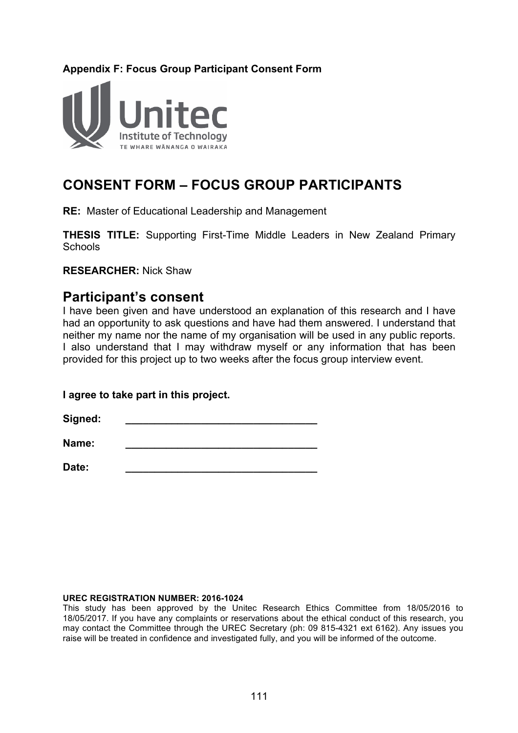**Appendix F: Focus Group Participant Consent Form**

Unitec
Institute of Technology
TE WHARE WĀNANGA O WAIRAKA

# CONSENT FORM – FOCUS GROUP PARTICIPANTS

**RE:** Master of Educational Leadership and Management

**THESIS TITLE:** Supporting First-Time Middle Leaders in New Zealand Primary Schools

**RESEARCHER:** Nick Shaw

## Participant's consent

I have been given and have understood an explanation of this research and I have had an opportunity to ask questions and have had them answered. I understand that neither my name nor the name of my organisation will be used in any public reports. I also understand that I may withdraw myself or any information that has been provided for this project up to two weeks after the focus group interview event.

**I agree to take part in this project.**

**Signed:** ________________________________

**Name:** ________________________________

**Date:** ________________________________

**UREC REGISTRATION NUMBER: 2016-1024**

This study has been approved by the Unitec Research Ethics Committee from 18/05/2016 to 18/05/2017. If you have any complaints or reservations about the ethical conduct of this research, you may contact the Committee through the UREC Secretary (ph: 09 815-4321 ext 6162). Any issues you raise will be treated in confidence and investigated fully, and you will be informed of the outcome.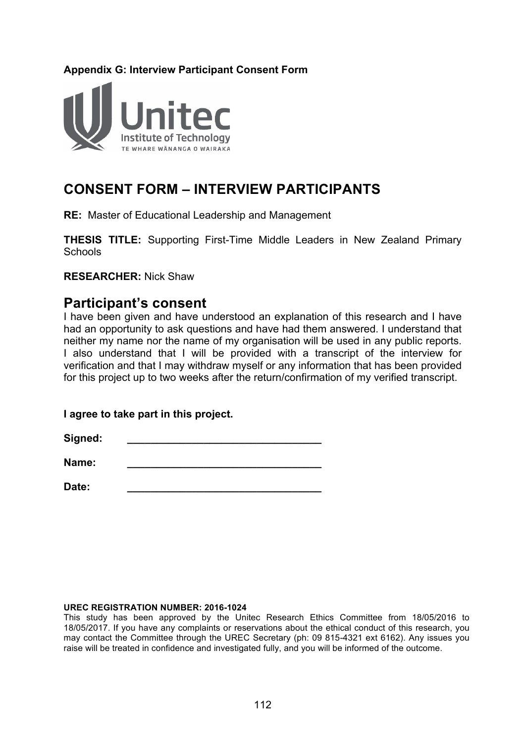**Appendix G: Interview Participant Consent Form**

Unitec
Institute of Technology
TE WHARE WĀNANGA O WAIRAKA

# CONSENT FORM – INTERVIEW PARTICIPANTS

**RE:** Master of Educational Leadership and Management

**THESIS TITLE:** Supporting First-Time Middle Leaders in New Zealand Primary Schools

**RESEARCHER:** Nick Shaw

## Participant's consent

I have been given and have understood an explanation of this research and I have had an opportunity to ask questions and have had them answered. I understand that neither my name nor the name of my organisation will be used in any public reports. I also understand that I will be provided with a transcript of the interview for verification and that I may withdraw myself or any information that has been provided for this project up to two weeks after the return/confirmation of my verified transcript.

**I agree to take part in this project.**

**Signed:** _________________________________

**Name:** _________________________________

**Date:** _________________________________

**UREC REGISTRATION NUMBER: 2016-1024**

This study has been approved by the Unitec Research Ethics Committee from 18/05/2016 to 18/05/2017. If you have any complaints or reservations about the ethical conduct of this research, you may contact the Committee through the UREC Secretary (ph: 09 815-4321 ext 6162). Any issues you raise will be treated in confidence and investigated fully, and you will be informed of the outcome.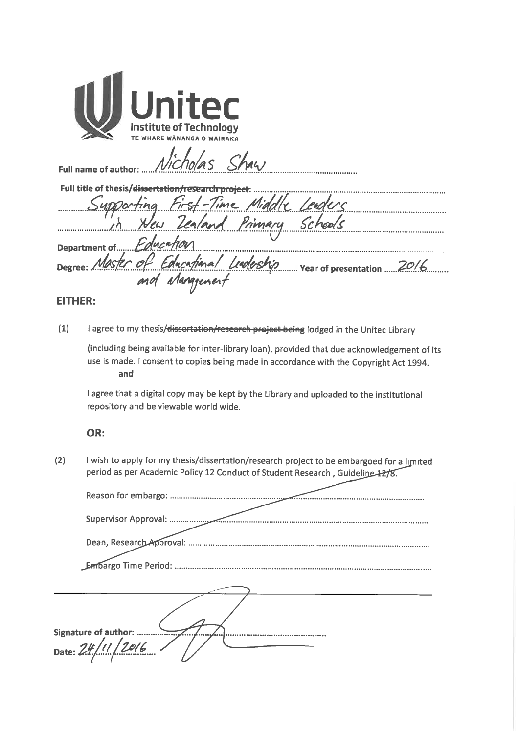**Unitec Institute of Technology**
TE WHARE WĀNANGA O WAIRAKA

**Full name of author:** Nicholas Shaw

**Full title of thesis/~~dissertation/research project~~:** Supporting First-Time Middle Leaders in New Zealand Primary Schools

**Department of** Education

**Degree:** Master of Educational Leadership and Management **Year of presentation** 2016

## EITHER:

(1) I agree to my thesis/~~dissertation/research project being~~ lodged in the Unitec Library (including being available for inter-library loan), provided that due acknowledgement of its use is made. I consent to copies being made in accordance with the Copyright Act 1994.

**and**

I agree that a digital copy may be kept by the Library and uploaded to the institutional repository and be viewable world wide.

## OR:

(2) I wish to apply for my thesis/dissertation/research project to be embargoed for a limited period as per Academic Policy 12 Conduct of Student Research, Guideline 12/8.

Reason for embargo: ..........

Supervisor Approval: ..........

Dean, Research Approval: ..........

Embargo Time Period: ..........

---

**Signature of author:** ..........

**Date:** 24/11/2016